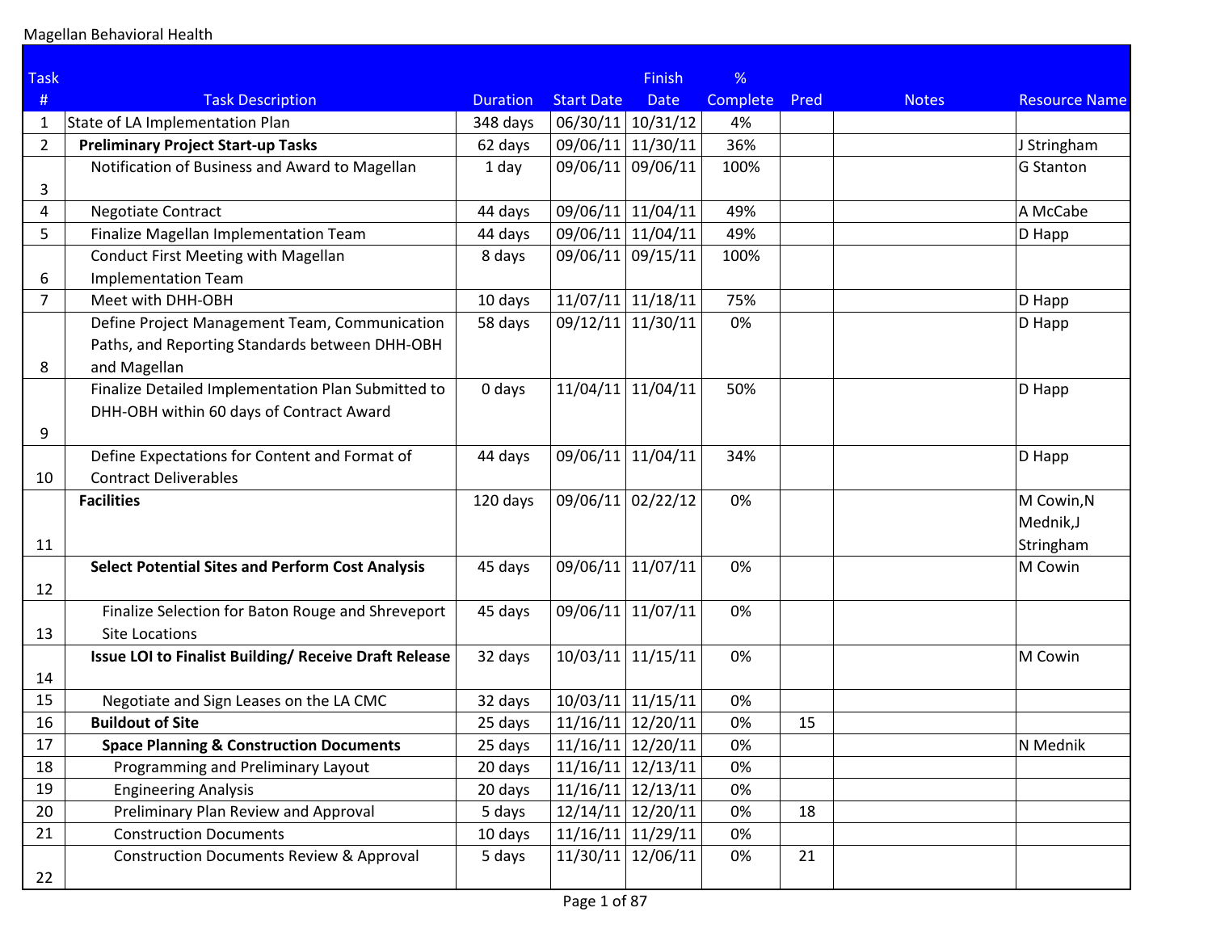Magellan Behavioral Health

| Task # | Task Description | Duration | Start Date | Finish Date | % Complete | Pred | Notes | Resource Name |
|---|---|---|---|---|---|---|---|---|
| 1 | State of LA Implementation Plan | 348 days | 06/30/11 | 10/31/12 | 4% | | | |
| 2 | **Preliminary Project Start-up Tasks** | 62 days | 09/06/11 | 11/30/11 | 36% | | | J Stringham |
| 3 | Notification of Business and Award to Magellan | 1 day | 09/06/11 | 09/06/11 | 100% | | | G Stanton |
| 4 | Negotiate Contract | 44 days | 09/06/11 | 11/04/11 | 49% | | | A McCabe |
| 5 | Finalize Magellan Implementation Team | 44 days | 09/06/11 | 11/04/11 | 49% | | | D Happ |
| 6 | Conduct First Meeting with Magellan Implementation Team | 8 days | 09/06/11 | 09/15/11 | 100% | | | |
| 7 | Meet with DHH-OBH | 10 days | 11/07/11 | 11/18/11 | 75% | | | D Happ |
| 8 | Define Project Management Team, Communication Paths, and Reporting Standards between DHH-OBH and Magellan | 58 days | 09/12/11 | 11/30/11 | 0% | | | D Happ |
| 9 | Finalize Detailed Implementation Plan Submitted to DHH-OBH within 60 days of Contract Award | 0 days | 11/04/11 | 11/04/11 | 50% | | | D Happ |
| 10 | Define Expectations for Content and Format of Contract Deliverables | 44 days | 09/06/11 | 11/04/11 | 34% | | | D Happ |
| 11 | **Facilities** | 120 days | 09/06/11 | 02/22/12 | 0% | | | M Cowin,N Mednik,J Stringham |
| 12 | **Select Potential Sites and Perform Cost Analysis** | 45 days | 09/06/11 | 11/07/11 | 0% | | | M Cowin |
| 13 | Finalize Selection for Baton Rouge and Shreveport Site Locations | 45 days | 09/06/11 | 11/07/11 | 0% | | | |
| 14 | **Issue LOI to Finalist Building/ Receive Draft Release** | 32 days | 10/03/11 | 11/15/11 | 0% | | | M Cowin |
| 15 | Negotiate and Sign Leases on the LA CMC | 32 days | 10/03/11 | 11/15/11 | 0% | | | |
| 16 | **Buildout of Site** | 25 days | 11/16/11 | 12/20/11 | 0% | 15 | | |
| 17 | **Space Planning & Construction Documents** | 25 days | 11/16/11 | 12/20/11 | 0% | | | N Mednik |
| 18 | Programming and Preliminary Layout | 20 days | 11/16/11 | 12/13/11 | 0% | | | |
| 19 | Engineering Analysis | 20 days | 11/16/11 | 12/13/11 | 0% | | | |
| 20 | Preliminary Plan Review and Approval | 5 days | 12/14/11 | 12/20/11 | 0% | 18 | | |
| 21 | Construction Documents | 10 days | 11/16/11 | 11/29/11 | 0% | | | |
| 22 | Construction Documents Review & Approval | 5 days | 11/30/11 | 12/06/11 | 0% | 21 | | |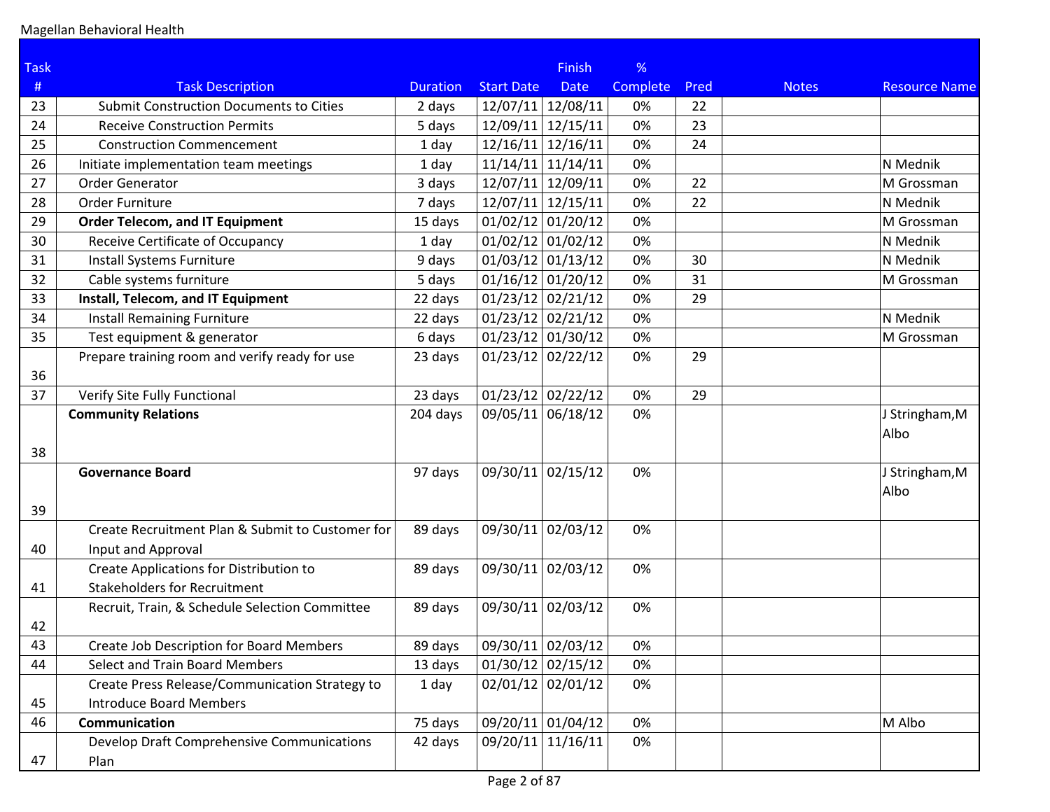Magellan Behavioral Health

| Task # | Task Description | Duration | Start Date | Finish Date | % Complete | Pred | Notes | Resource Name |
|---|---|---|---|---|---|---|---|---|
| 23 | Submit Construction Documents to Cities | 2 days | 12/07/11 | 12/08/11 | 0% | 22 | | |
| 24 | Receive Construction Permits | 5 days | 12/09/11 | 12/15/11 | 0% | 23 | | |
| 25 | Construction Commencement | 1 day | 12/16/11 | 12/16/11 | 0% | 24 | | |
| 26 | Initiate implementation team meetings | 1 day | 11/14/11 | 11/14/11 | 0% | | | N Mednik |
| 27 | Order Generator | 3 days | 12/07/11 | 12/09/11 | 0% | 22 | | M Grossman |
| 28 | Order Furniture | 7 days | 12/07/11 | 12/15/11 | 0% | 22 | | N Mednik |
| 29 | **Order Telecom, and IT Equipment** | 15 days | 01/02/12 | 01/20/12 | 0% | | | M Grossman |
| 30 | Receive Certificate of Occupancy | 1 day | 01/02/12 | 01/02/12 | 0% | | | N Mednik |
| 31 | Install Systems Furniture | 9 days | 01/03/12 | 01/13/12 | 0% | 30 | | N Mednik |
| 32 | Cable systems furniture | 5 days | 01/16/12 | 01/20/12 | 0% | 31 | | M Grossman |
| 33 | **Install, Telecom, and IT Equipment** | 22 days | 01/23/12 | 02/21/12 | 0% | 29 | | |
| 34 | Install Remaining Furniture | 22 days | 01/23/12 | 02/21/12 | 0% | | | N Mednik |
| 35 | Test equipment & generator | 6 days | 01/23/12 | 01/30/12 | 0% | | | M Grossman |
| 36 | Prepare training room and verify ready for use | 23 days | 01/23/12 | 02/22/12 | 0% | 29 | | |
| 37 | Verify Site Fully Functional | 23 days | 01/23/12 | 02/22/12 | 0% | 29 | | |
| 38 | **Community Relations** | 204 days | 09/05/11 | 06/18/12 | 0% | | | J Stringham,M Albo |
| 39 | **Governance Board** | 97 days | 09/30/11 | 02/15/12 | 0% | | | J Stringham,M Albo |
| 40 | Create Recruitment Plan & Submit to Customer for Input and Approval | 89 days | 09/30/11 | 02/03/12 | 0% | | | |
| 41 | Create Applications for Distribution to Stakeholders for Recruitment | 89 days | 09/30/11 | 02/03/12 | 0% | | | |
| 42 | Recruit, Train, & Schedule Selection Committee | 89 days | 09/30/11 | 02/03/12 | 0% | | | |
| 43 | Create Job Description for Board Members | 89 days | 09/30/11 | 02/03/12 | 0% | | | |
| 44 | Select and Train Board Members | 13 days | 01/30/12 | 02/15/12 | 0% | | | |
| 45 | Create Press Release/Communication Strategy to Introduce Board Members | 1 day | 02/01/12 | 02/01/12 | 0% | | | |
| 46 | **Communication** | 75 days | 09/20/11 | 01/04/12 | 0% | | | M Albo |
| 47 | Develop Draft Comprehensive Communications Plan | 42 days | 09/20/11 | 11/16/11 | 0% | | | |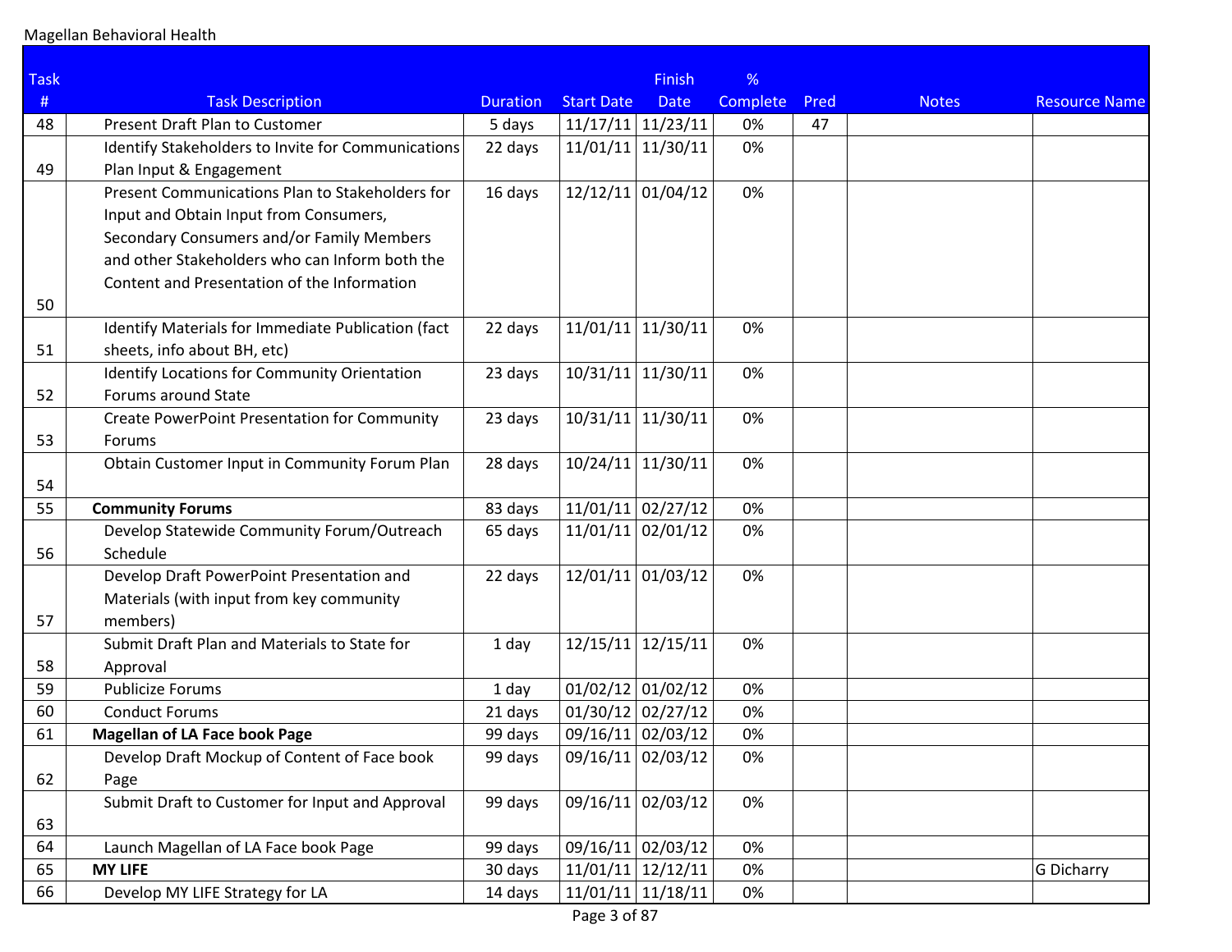Magellan Behavioral Health

| Task # | Task Description | Duration | Start Date | Finish Date | % Complete | Pred | Notes | Resource Name |
|---|---|---|---|---|---|---|---|---|
| 48 | Present Draft Plan to Customer | 5 days | 11/17/11 | 11/23/11 | 0% | 47 | | |
| 49 | Identify Stakeholders to Invite for Communications Plan Input & Engagement | 22 days | 11/01/11 | 11/30/11 | 0% | | | |
| 50 | Present Communications Plan to Stakeholders for Input and Obtain Input from Consumers, Secondary Consumers and/or Family Members and other Stakeholders who can Inform both the Content and Presentation of the Information | 16 days | 12/12/11 | 01/04/12 | 0% | | | |
| 51 | Identify Materials for Immediate Publication (fact sheets, info about BH, etc) | 22 days | 11/01/11 | 11/30/11 | 0% | | | |
| 52 | Identify Locations for Community Orientation Forums around State | 23 days | 10/31/11 | 11/30/11 | 0% | | | |
| 53 | Create PowerPoint Presentation for Community Forums | 23 days | 10/31/11 | 11/30/11 | 0% | | | |
| 54 | Obtain Customer Input in Community Forum Plan | 28 days | 10/24/11 | 11/30/11 | 0% | | | |
| 55 | **Community Forums** | 83 days | 11/01/11 | 02/27/12 | 0% | | | |
| 56 | Develop Statewide Community Forum/Outreach Schedule | 65 days | 11/01/11 | 02/01/12 | 0% | | | |
| 57 | Develop Draft PowerPoint Presentation and Materials (with input from key community members) | 22 days | 12/01/11 | 01/03/12 | 0% | | | |
| 58 | Submit Draft Plan and Materials to State for Approval | 1 day | 12/15/11 | 12/15/11 | 0% | | | |
| 59 | Publicize Forums | 1 day | 01/02/12 | 01/02/12 | 0% | | | |
| 60 | Conduct Forums | 21 days | 01/30/12 | 02/27/12 | 0% | | | |
| 61 | **Magellan of LA Face book Page** | 99 days | 09/16/11 | 02/03/12 | 0% | | | |
| 62 | Develop Draft Mockup of Content of Face book Page | 99 days | 09/16/11 | 02/03/12 | 0% | | | |
| 63 | Submit Draft to Customer for Input and Approval | 99 days | 09/16/11 | 02/03/12 | 0% | | | |
| 64 | Launch Magellan of LA Face book Page | 99 days | 09/16/11 | 02/03/12 | 0% | | | |
| 65 | **MY LIFE** | 30 days | 11/01/11 | 12/12/11 | 0% | | | G Dicharry |
| 66 | Develop MY LIFE Strategy for LA | 14 days | 11/01/11 | 11/18/11 | 0% | | | |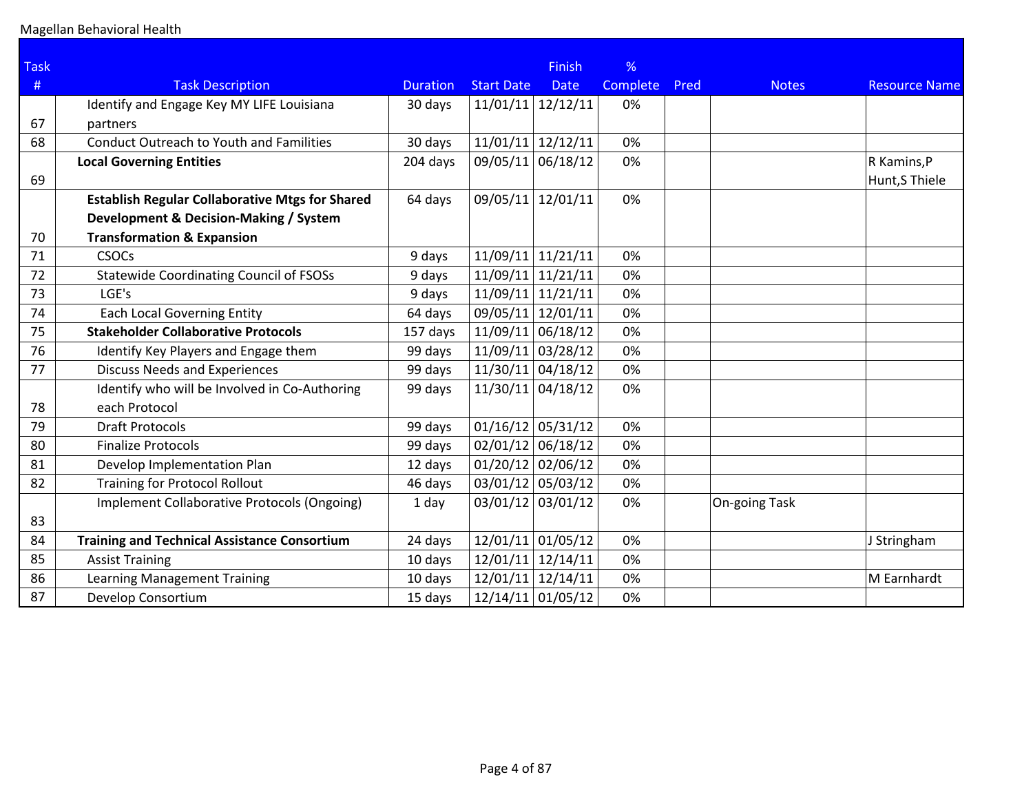Magellan Behavioral Health

| Task # | Task Description | Duration | Start Date | Finish Date | % Complete | Pred | Notes | Resource Name |
|---|---|---|---|---|---|---|---|---|
| 67 | Identify and Engage Key MY LIFE Louisiana partners | 30 days | 11/01/11 | 12/12/11 | 0% | | | |
| 68 | Conduct Outreach to Youth and Families | 30 days | 11/01/11 | 12/12/11 | 0% | | | |
| 69 | **Local Governing Entities** | 204 days | 09/05/11 | 06/18/12 | 0% | | | R Kamins,P Hunt,S Thiele |
| 70 | **Establish Regular Collaborative Mtgs for Shared Development & Decision-Making / System Transformation & Expansion** | 64 days | 09/05/11 | 12/01/11 | 0% | | | |
| 71 | CSOCs | 9 days | 11/09/11 | 11/21/11 | 0% | | | |
| 72 | Statewide Coordinating Council of FSOSs | 9 days | 11/09/11 | 11/21/11 | 0% | | | |
| 73 | LGE's | 9 days | 11/09/11 | 11/21/11 | 0% | | | |
| 74 | Each Local Governing Entity | 64 days | 09/05/11 | 12/01/11 | 0% | | | |
| 75 | **Stakeholder Collaborative Protocols** | 157 days | 11/09/11 | 06/18/12 | 0% | | | |
| 76 | Identify Key Players and Engage them | 99 days | 11/09/11 | 03/28/12 | 0% | | | |
| 77 | Discuss Needs and Experiences | 99 days | 11/30/11 | 04/18/12 | 0% | | | |
| 78 | Identify who will be Involved in Co-Authoring each Protocol | 99 days | 11/30/11 | 04/18/12 | 0% | | | |
| 79 | Draft Protocols | 99 days | 01/16/12 | 05/31/12 | 0% | | | |
| 80 | Finalize Protocols | 99 days | 02/01/12 | 06/18/12 | 0% | | | |
| 81 | Develop Implementation Plan | 12 days | 01/20/12 | 02/06/12 | 0% | | | |
| 82 | Training for Protocol Rollout | 46 days | 03/01/12 | 05/03/12 | 0% | | | |
| 83 | Implement Collaborative Protocols (Ongoing) | 1 day | 03/01/12 | 03/01/12 | 0% | | On-going Task | |
| 84 | **Training and Technical Assistance Consortium** | 24 days | 12/01/11 | 01/05/12 | 0% | | | J Stringham |
| 85 | Assist Training | 10 days | 12/01/11 | 12/14/11 | 0% | | | |
| 86 | Learning Management Training | 10 days | 12/01/11 | 12/14/11 | 0% | | | M Earnhardt |
| 87 | Develop Consortium | 15 days | 12/14/11 | 01/05/12 | 0% | | | |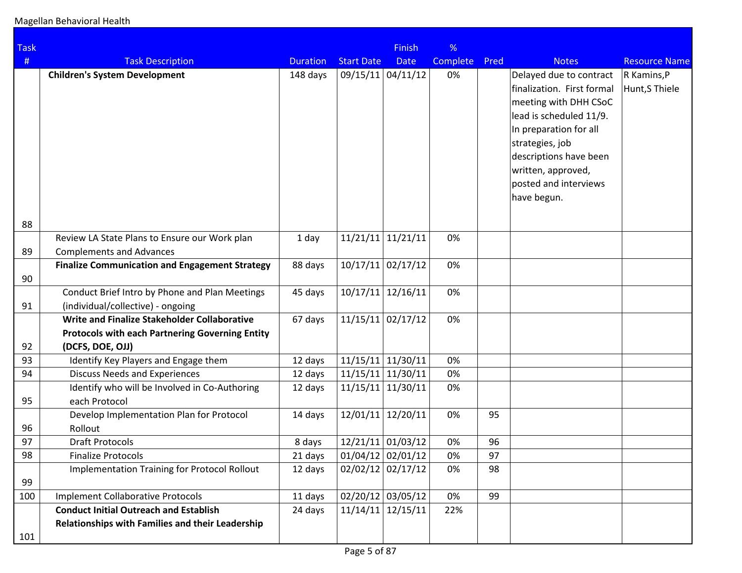Magellan Behavioral Health

| Task # | Task Description | Duration | Start Date | Finish Date | % Complete | Pred | Notes | Resource Name |
|---|---|---|---|---|---|---|---|---|
| 88 | **Children's System Development** | 148 days | 09/15/11 | 04/11/12 | 0% | | Delayed due to contract finalization. First formal meeting with DHH CSoC lead is scheduled 11/9. In preparation for all strategies, job descriptions have been written, approved, posted and interviews have begun. | R Kamins,P Hunt,S Thiele |
| 89 | Review LA State Plans to Ensure our Work plan Complements and Advances | 1 day | 11/21/11 | 11/21/11 | 0% | | | |
| 90 | **Finalize Communication and Engagement Strategy** | 88 days | 10/17/11 | 02/17/12 | 0% | | | |
| 91 | Conduct Brief Intro by Phone and Plan Meetings (individual/collective) - ongoing | 45 days | 10/17/11 | 12/16/11 | 0% | | | |
| 92 | **Write and Finalize Stakeholder Collaborative Protocols with each Partnering Governing Entity (DCFS, DOE, OJJ)** | 67 days | 11/15/11 | 02/17/12 | 0% | | | |
| 93 | Identify Key Players and Engage them | 12 days | 11/15/11 | 11/30/11 | 0% | | | |
| 94 | Discuss Needs and Experiences | 12 days | 11/15/11 | 11/30/11 | 0% | | | |
| 95 | Identify who will be Involved in Co-Authoring each Protocol | 12 days | 11/15/11 | 11/30/11 | 0% | | | |
| 96 | Develop Implementation Plan for Protocol Rollout | 14 days | 12/01/11 | 12/20/11 | 0% | 95 | | |
| 97 | Draft Protocols | 8 days | 12/21/11 | 01/03/12 | 0% | 96 | | |
| 98 | Finalize Protocols | 21 days | 01/04/12 | 02/01/12 | 0% | 97 | | |
| 99 | Implementation Training for Protocol Rollout | 12 days | 02/02/12 | 02/17/12 | 0% | 98 | | |
| 100 | Implement Collaborative Protocols | 11 days | 02/20/12 | 03/05/12 | 0% | 99 | | |
| 101 | **Conduct Initial Outreach and Establish Relationships with Families and their Leadership** | 24 days | 11/14/11 | 12/15/11 | 22% | | | |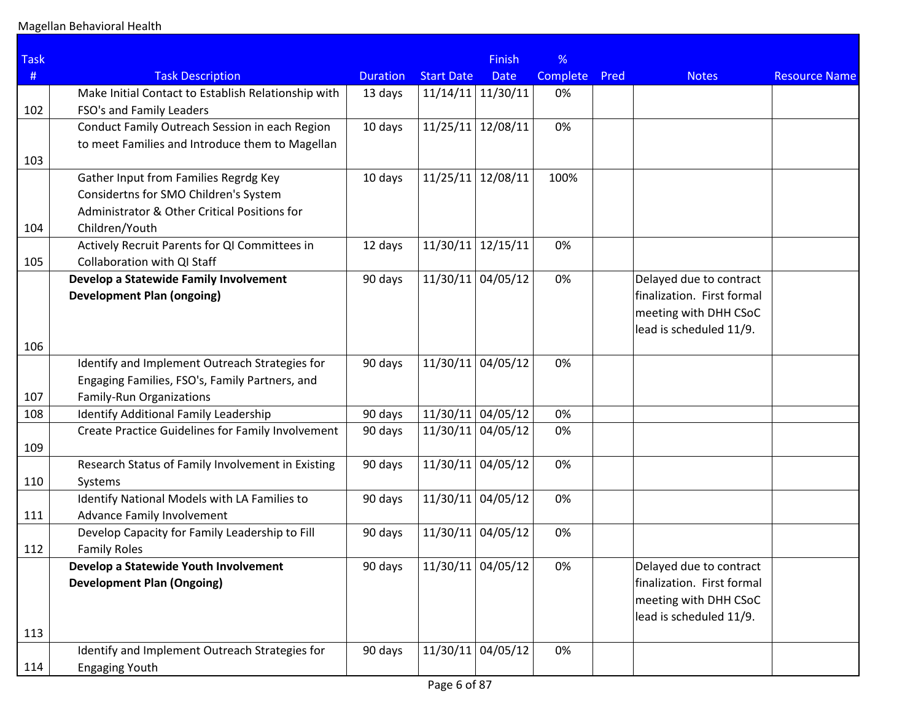Magellan Behavioral Health

| Task # | Task Description | Duration | Start Date | Finish Date | % Complete | Pred | Notes | Resource Name |
|---|---|---|---|---|---|---|---|---|
| 102 | Make Initial Contact to Establish Relationship with FSO's and Family Leaders | 13 days | 11/14/11 | 11/30/11 | 0% | | | |
| 103 | Conduct Family Outreach Session in each Region to meet Families and Introduce them to Magellan | 10 days | 11/25/11 | 12/08/11 | 0% | | | |
| 104 | Gather Input from Families Regrdg Key Considertns for SMO Children's System Administrator & Other Critical Positions for Children/Youth | 10 days | 11/25/11 | 12/08/11 | 100% | | | |
| 105 | Actively Recruit Parents for QI Committees in Collaboration with QI Staff | 12 days | 11/30/11 | 12/15/11 | 0% | | | |
| 106 | **Develop a Statewide Family Involvement Development Plan (ongoing)** | 90 days | 11/30/11 | 04/05/12 | 0% | | Delayed due to contract finalization. First formal meeting with DHH CSoC lead is scheduled 11/9. | |
| 107 | Identify and Implement Outreach Strategies for Engaging Families, FSO's, Family Partners, and Family-Run Organizations | 90 days | 11/30/11 | 04/05/12 | 0% | | | |
| 108 | Identify Additional Family Leadership | 90 days | 11/30/11 | 04/05/12 | 0% | | | |
| 109 | Create Practice Guidelines for Family Involvement | 90 days | 11/30/11 | 04/05/12 | 0% | | | |
| 110 | Research Status of Family Involvement in Existing Systems | 90 days | 11/30/11 | 04/05/12 | 0% | | | |
| 111 | Identify National Models with LA Families to Advance Family Involvement | 90 days | 11/30/11 | 04/05/12 | 0% | | | |
| 112 | Develop Capacity for Family Leadership to Fill Family Roles | 90 days | 11/30/11 | 04/05/12 | 0% | | | |
| 113 | **Develop a Statewide Youth Involvement Development Plan (Ongoing)** | 90 days | 11/30/11 | 04/05/12 | 0% | | Delayed due to contract finalization. First formal meeting with DHH CSoC lead is scheduled 11/9. | |
| 114 | Identify and Implement Outreach Strategies for Engaging Youth | 90 days | 11/30/11 | 04/05/12 | 0% | | | |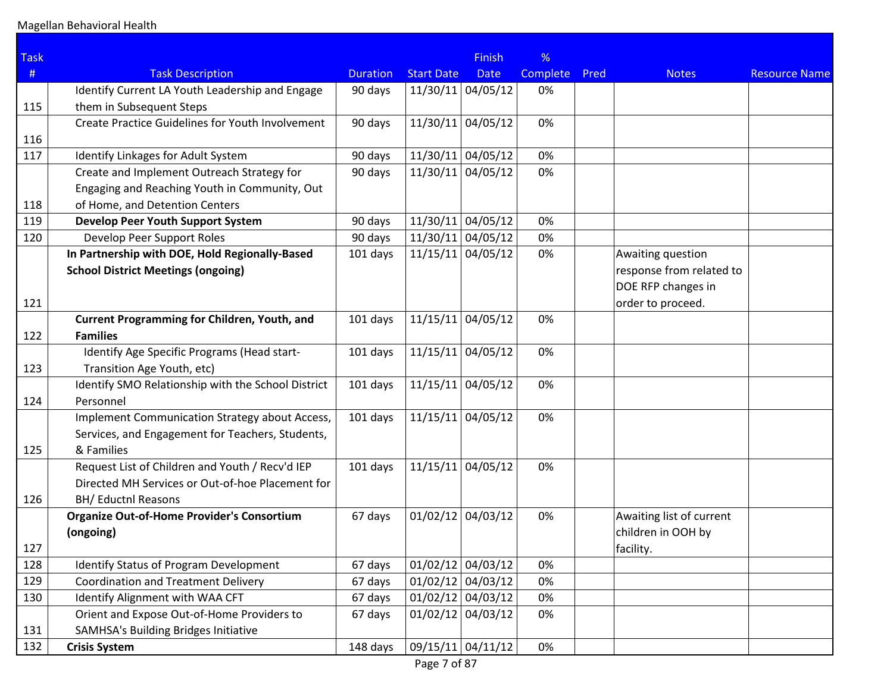Magellan Behavioral Health

| Task # | Task Description | Duration | Start Date | Finish Date | % Complete | Pred | Notes | Resource Name |
|---|---|---|---|---|---|---|---|---|
| 115 | Identify Current LA Youth Leadership and Engage them in Subsequent Steps | 90 days | 11/30/11 | 04/05/12 | 0% | | | |
| 116 | Create Practice Guidelines for Youth Involvement | 90 days | 11/30/11 | 04/05/12 | 0% | | | |
| 117 | Identify Linkages for Adult System | 90 days | 11/30/11 | 04/05/12 | 0% | | | |
| 118 | Create and Implement Outreach Strategy for Engaging and Reaching Youth in Community, Out of Home, and Detention Centers | 90 days | 11/30/11 | 04/05/12 | 0% | | | |
| 119 | **Develop Peer Youth Support System** | 90 days | 11/30/11 | 04/05/12 | 0% | | | |
| 120 | Develop Peer Support Roles | 90 days | 11/30/11 | 04/05/12 | 0% | | | |
| 121 | **In Partnership with DOE, Hold Regionally-Based School District Meetings (ongoing)** | 101 days | 11/15/11 | 04/05/12 | 0% | | Awaiting question response from related to DOE RFP changes in order to proceed. | |
| 122 | **Current Programming for Children, Youth, and Families** | 101 days | 11/15/11 | 04/05/12 | 0% | | | |
| 123 | Identify Age Specific Programs (Head start-Transition Age Youth, etc) | 101 days | 11/15/11 | 04/05/12 | 0% | | | |
| 124 | Identify SMO Relationship with the School District Personnel | 101 days | 11/15/11 | 04/05/12 | 0% | | | |
| 125 | Implement Communication Strategy about Access, Services, and Engagement for Teachers, Students, & Families | 101 days | 11/15/11 | 04/05/12 | 0% | | | |
| 126 | Request List of Children and Youth / Recv'd IEP Directed MH Services or Out-of-hoe Placement for BH/ Eductnl Reasons | 101 days | 11/15/11 | 04/05/12 | 0% | | | |
| 127 | **Organize Out-of-Home Provider's Consortium (ongoing)** | 67 days | 01/02/12 | 04/03/12 | 0% | | Awaiting list of current children in OOH by facility. | |
| 128 | Identify Status of Program Development | 67 days | 01/02/12 | 04/03/12 | 0% | | | |
| 129 | Coordination and Treatment Delivery | 67 days | 01/02/12 | 04/03/12 | 0% | | | |
| 130 | Identify Alignment with WAA CFT | 67 days | 01/02/12 | 04/03/12 | 0% | | | |
| 131 | Orient and Expose Out-of-Home Providers to SAMHSA's Building Bridges Initiative | 67 days | 01/02/12 | 04/03/12 | 0% | | | |
| 132 | **Crisis System** | 148 days | 09/15/11 | 04/11/12 | 0% | | | |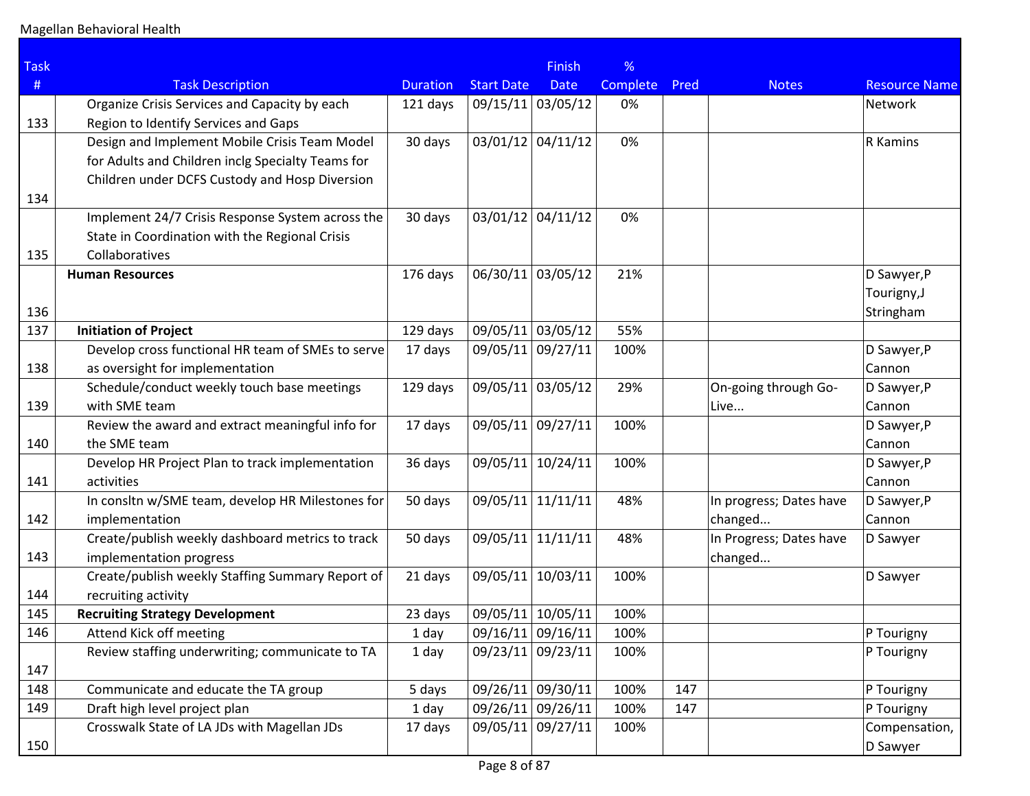| Task # | Task Description | Duration | Start Date | Finish Date | % Complete | Pred | Notes | Resource Name |
|---|---|---|---|---|---|---|---|---|
| 133 | Organize Crisis Services and Capacity by each Region to Identify Services and Gaps | 121 days | 09/15/11 | 03/05/12 | 0% | | | Network |
| 134 | Design and Implement Mobile Crisis Team Model for Adults and Children inclg Specialty Teams for Children under DCFS Custody and Hosp Diversion | 30 days | 03/01/12 | 04/11/12 | 0% | | | R Kamins |
| 135 | Implement 24/7 Crisis Response System across the State in Coordination with the Regional Crisis Collaboratives | 30 days | 03/01/12 | 04/11/12 | 0% | | | |
| 136 | **Human Resources** | 176 days | 06/30/11 | 03/05/12 | 21% | | | D Sawyer,P Tourigny,J Stringham |
| 137 | **Initiation of Project** | 129 days | 09/05/11 | 03/05/12 | 55% | | | |
| 138 | Develop cross functional HR team of SMEs to serve as oversight for implementation | 17 days | 09/05/11 | 09/27/11 | 100% | | | D Sawyer,P Cannon |
| 139 | Schedule/conduct weekly touch base meetings with SME team | 129 days | 09/05/11 | 03/05/12 | 29% | | On-going through Go-Live... | D Sawyer,P Cannon |
| 140 | Review the award and extract meaningful info for the SME team | 17 days | 09/05/11 | 09/27/11 | 100% | | | D Sawyer,P Cannon |
| 141 | Develop HR Project Plan to track implementation activities | 36 days | 09/05/11 | 10/24/11 | 100% | | | D Sawyer,P Cannon |
| 142 | In consltn w/SME team, develop HR Milestones for implementation | 50 days | 09/05/11 | 11/11/11 | 48% | | In progress; Dates have changed... | D Sawyer,P Cannon |
| 143 | Create/publish weekly dashboard metrics to track implementation progress | 50 days | 09/05/11 | 11/11/11 | 48% | | In Progress; Dates have changed... | D Sawyer |
| 144 | Create/publish weekly Staffing Summary Report of recruiting activity | 21 days | 09/05/11 | 10/03/11 | 100% | | | D Sawyer |
| 145 | **Recruiting Strategy Development** | 23 days | 09/05/11 | 10/05/11 | 100% | | | |
| 146 | Attend Kick off meeting | 1 day | 09/16/11 | 09/16/11 | 100% | | | P Tourigny |
| 147 | Review staffing underwriting; communicate to TA | 1 day | 09/23/11 | 09/23/11 | 100% | | | P Tourigny |
| 148 | Communicate and educate the TA group | 5 days | 09/26/11 | 09/30/11 | 100% | 147 | | P Tourigny |
| 149 | Draft high level project plan | 1 day | 09/26/11 | 09/26/11 | 100% | 147 | | P Tourigny |
| 150 | Crosswalk State of LA JDs with Magellan JDs | 17 days | 09/05/11 | 09/27/11 | 100% | | | Compensation, D Sawyer |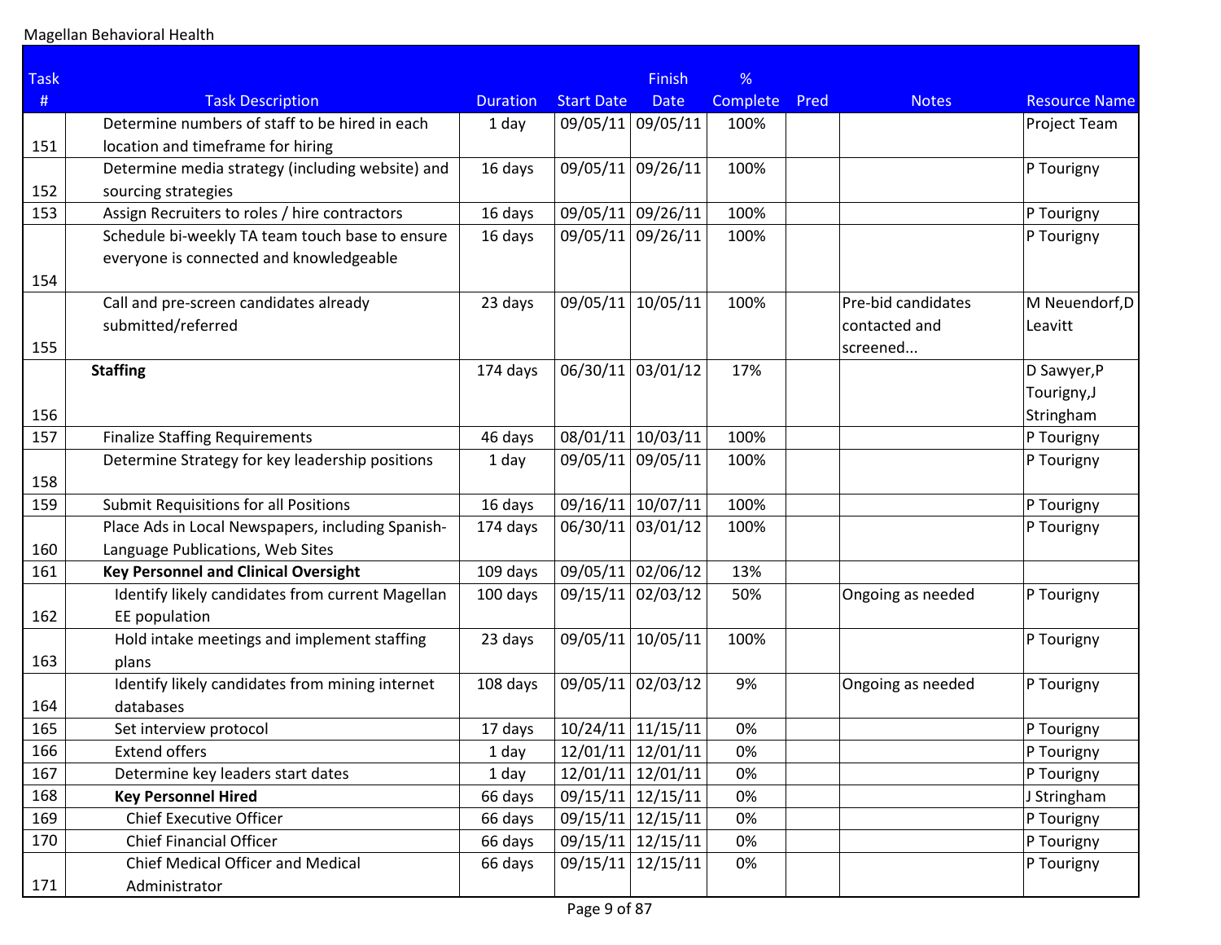Magellan Behavioral Health

| Task # | Task Description | Duration | Start Date | Finish Date | % Complete | Pred | Notes | Resource Name |
|---|---|---|---|---|---|---|---|---|
| 151 | Determine numbers of staff to be hired in each location and timeframe for hiring | 1 day | 09/05/11 | 09/05/11 | 100% | | | Project Team |
| 152 | Determine media strategy (including website) and sourcing strategies | 16 days | 09/05/11 | 09/26/11 | 100% | | | P Tourigny |
| 153 | Assign Recruiters to roles / hire contractors | 16 days | 09/05/11 | 09/26/11 | 100% | | | P Tourigny |
| 154 | Schedule bi-weekly TA team touch base to ensure everyone is connected and knowledgeable | 16 days | 09/05/11 | 09/26/11 | 100% | | | P Tourigny |
| 155 | Call and pre-screen candidates already submitted/referred | 23 days | 09/05/11 | 10/05/11 | 100% | | Pre-bid candidates contacted and screened... | M Neuendorf,D Leavitt |
| 156 | **Staffing** | 174 days | 06/30/11 | 03/01/12 | 17% | | | D Sawyer,P Tourigny,J Stringham |
| 157 | Finalize Staffing Requirements | 46 days | 08/01/11 | 10/03/11 | 100% | | | P Tourigny |
| 158 | Determine Strategy for key leadership positions | 1 day | 09/05/11 | 09/05/11 | 100% | | | P Tourigny |
| 159 | Submit Requisitions for all Positions | 16 days | 09/16/11 | 10/07/11 | 100% | | | P Tourigny |
| 160 | Place Ads in Local Newspapers, including Spanish-Language Publications, Web Sites | 174 days | 06/30/11 | 03/01/12 | 100% | | | P Tourigny |
| 161 | **Key Personnel and Clinical Oversight** | 109 days | 09/05/11 | 02/06/12 | 13% | | | |
| 162 | Identify likely candidates from current Magellan EE population | 100 days | 09/15/11 | 02/03/12 | 50% | | Ongoing as needed | P Tourigny |
| 163 | Hold intake meetings and implement staffing plans | 23 days | 09/05/11 | 10/05/11 | 100% | | | P Tourigny |
| 164 | Identify likely candidates from mining internet databases | 108 days | 09/05/11 | 02/03/12 | 9% | | Ongoing as needed | P Tourigny |
| 165 | Set interview protocol | 17 days | 10/24/11 | 11/15/11 | 0% | | | P Tourigny |
| 166 | Extend offers | 1 day | 12/01/11 | 12/01/11 | 0% | | | P Tourigny |
| 167 | Determine key leaders start dates | 1 day | 12/01/11 | 12/01/11 | 0% | | | P Tourigny |
| 168 | **Key Personnel Hired** | 66 days | 09/15/11 | 12/15/11 | 0% | | | J Stringham |
| 169 | Chief Executive Officer | 66 days | 09/15/11 | 12/15/11 | 0% | | | P Tourigny |
| 170 | Chief Financial Officer | 66 days | 09/15/11 | 12/15/11 | 0% | | | P Tourigny |
| 171 | Chief Medical Officer and Medical Administrator | 66 days | 09/15/11 | 12/15/11 | 0% | | | P Tourigny |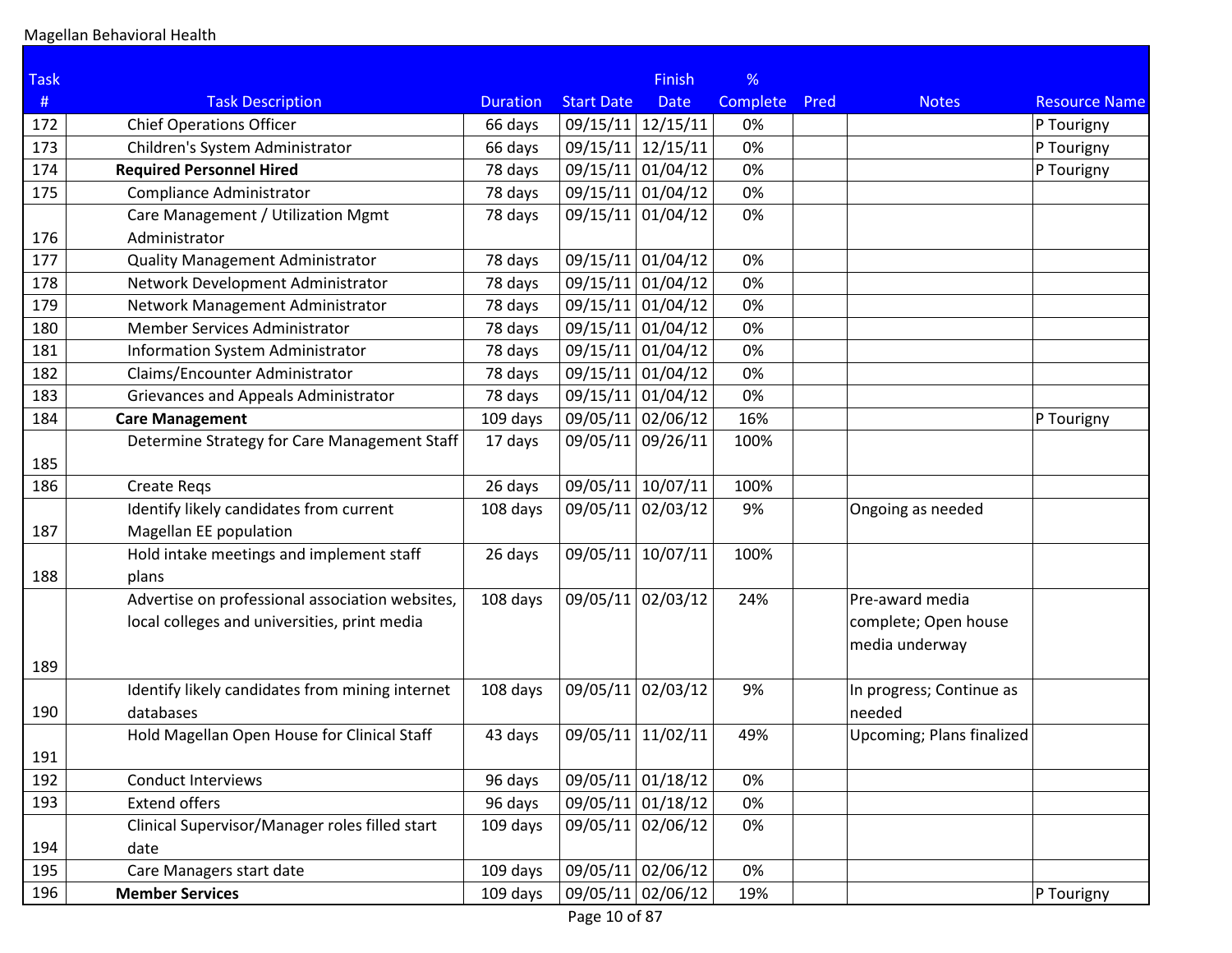Magellan Behavioral Health

| Task # | Task Description | Duration | Start Date | Finish Date | % Complete | Pred | Notes | Resource Name |
|---|---|---|---|---|---|---|---|---|
| 172 | Chief Operations Officer | 66 days | 09/15/11 | 12/15/11 | 0% | | | P Tourigny |
| 173 | Children's System Administrator | 66 days | 09/15/11 | 12/15/11 | 0% | | | P Tourigny |
| 174 | **Required Personnel Hired** | 78 days | 09/15/11 | 01/04/12 | 0% | | | P Tourigny |
| 175 | Compliance Administrator | 78 days | 09/15/11 | 01/04/12 | 0% | | | |
| 176 | Care Management / Utilization Mgmt Administrator | 78 days | 09/15/11 | 01/04/12 | 0% | | | |
| 177 | Quality Management Administrator | 78 days | 09/15/11 | 01/04/12 | 0% | | | |
| 178 | Network Development Administrator | 78 days | 09/15/11 | 01/04/12 | 0% | | | |
| 179 | Network Management Administrator | 78 days | 09/15/11 | 01/04/12 | 0% | | | |
| 180 | Member Services Administrator | 78 days | 09/15/11 | 01/04/12 | 0% | | | |
| 181 | Information System Administrator | 78 days | 09/15/11 | 01/04/12 | 0% | | | |
| 182 | Claims/Encounter Administrator | 78 days | 09/15/11 | 01/04/12 | 0% | | | |
| 183 | Grievances and Appeals Administrator | 78 days | 09/15/11 | 01/04/12 | 0% | | | |
| 184 | **Care Management** | 109 days | 09/05/11 | 02/06/12 | 16% | | | P Tourigny |
| 185 | Determine Strategy for Care Management Staff | 17 days | 09/05/11 | 09/26/11 | 100% | | | |
| 186 | Create Reqs | 26 days | 09/05/11 | 10/07/11 | 100% | | | |
| 187 | Identify likely candidates from current Magellan EE population | 108 days | 09/05/11 | 02/03/12 | 9% | | Ongoing as needed | |
| 188 | Hold intake meetings and implement staff plans | 26 days | 09/05/11 | 10/07/11 | 100% | | | |
| 189 | Advertise on professional association websites, local colleges and universities, print media | 108 days | 09/05/11 | 02/03/12 | 24% | | Pre-award media complete; Open house media underway | |
| 190 | Identify likely candidates from mining internet databases | 108 days | 09/05/11 | 02/03/12 | 9% | | In progress; Continue as needed | |
| 191 | Hold Magellan Open House for Clinical Staff | 43 days | 09/05/11 | 11/02/11 | 49% | | Upcoming; Plans finalized | |
| 192 | Conduct Interviews | 96 days | 09/05/11 | 01/18/12 | 0% | | | |
| 193 | Extend offers | 96 days | 09/05/11 | 01/18/12 | 0% | | | |
| 194 | Clinical Supervisor/Manager roles filled start date | 109 days | 09/05/11 | 02/06/12 | 0% | | | |
| 195 | Care Managers start date | 109 days | 09/05/11 | 02/06/12 | 0% | | | |
| 196 | **Member Services** | 109 days | 09/05/11 | 02/06/12 | 19% | | | P Tourigny |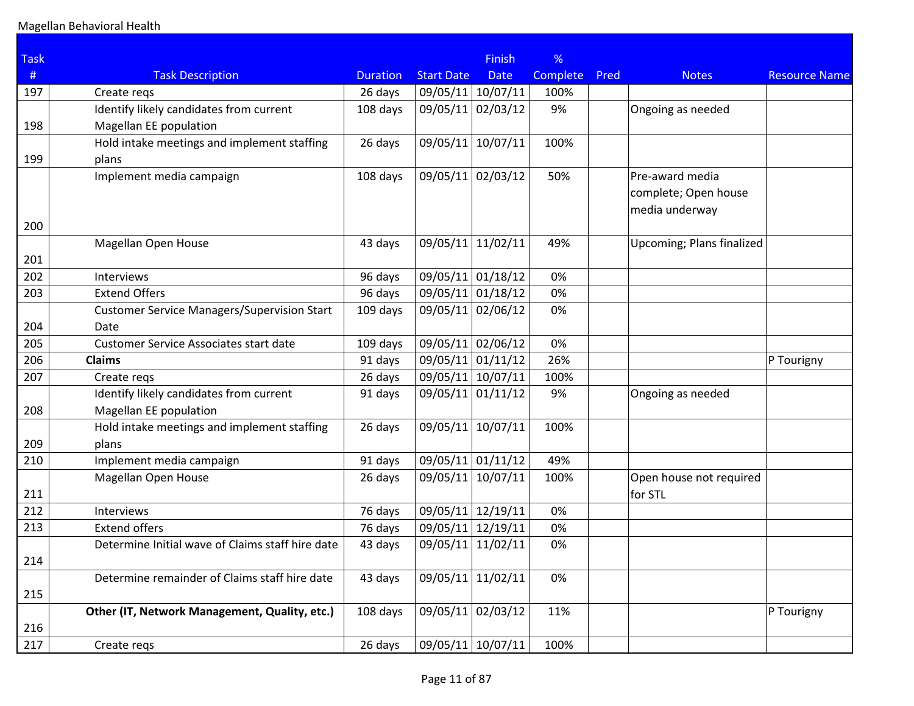Magellan Behavioral Health

| Task # | Task Description | Duration | Start Date | Finish Date | % Complete | Pred | Notes | Resource Name |
|---|---|---|---|---|---|---|---|---|
| 197 | Create reqs | 26 days | 09/05/11 | 10/07/11 | 100% | | | |
| 198 | Identify likely candidates from current Magellan EE population | 108 days | 09/05/11 | 02/03/12 | 9% | | Ongoing as needed | |
| 199 | Hold intake meetings and implement staffing plans | 26 days | 09/05/11 | 10/07/11 | 100% | | | |
| 200 | Implement media campaign | 108 days | 09/05/11 | 02/03/12 | 50% | | Pre-award media complete; Open house media underway | |
| 201 | Magellan Open House | 43 days | 09/05/11 | 11/02/11 | 49% | | Upcoming; Plans finalized | |
| 202 | Interviews | 96 days | 09/05/11 | 01/18/12 | 0% | | | |
| 203 | Extend Offers | 96 days | 09/05/11 | 01/18/12 | 0% | | | |
| 204 | Customer Service Managers/Supervision Start Date | 109 days | 09/05/11 | 02/06/12 | 0% | | | |
| 205 | Customer Service Associates start date | 109 days | 09/05/11 | 02/06/12 | 0% | | | |
| 206 | **Claims** | 91 days | 09/05/11 | 01/11/12 | 26% | | | P Tourigny |
| 207 | Create reqs | 26 days | 09/05/11 | 10/07/11 | 100% | | | |
| 208 | Identify likely candidates from current Magellan EE population | 91 days | 09/05/11 | 01/11/12 | 9% | | Ongoing as needed | |
| 209 | Hold intake meetings and implement staffing plans | 26 days | 09/05/11 | 10/07/11 | 100% | | | |
| 210 | Implement media campaign | 91 days | 09/05/11 | 01/11/12 | 49% | | | |
| 211 | Magellan Open House | 26 days | 09/05/11 | 10/07/11 | 100% | | Open house not required for STL | |
| 212 | Interviews | 76 days | 09/05/11 | 12/19/11 | 0% | | | |
| 213 | Extend offers | 76 days | 09/05/11 | 12/19/11 | 0% | | | |
| 214 | Determine Initial wave of Claims staff hire date | 43 days | 09/05/11 | 11/02/11 | 0% | | | |
| 215 | Determine remainder of Claims staff hire date | 43 days | 09/05/11 | 11/02/11 | 0% | | | |
| 216 | **Other (IT, Network Management, Quality, etc.)** | 108 days | 09/05/11 | 02/03/12 | 11% | | | P Tourigny |
| 217 | Create reqs | 26 days | 09/05/11 | 10/07/11 | 100% | | | |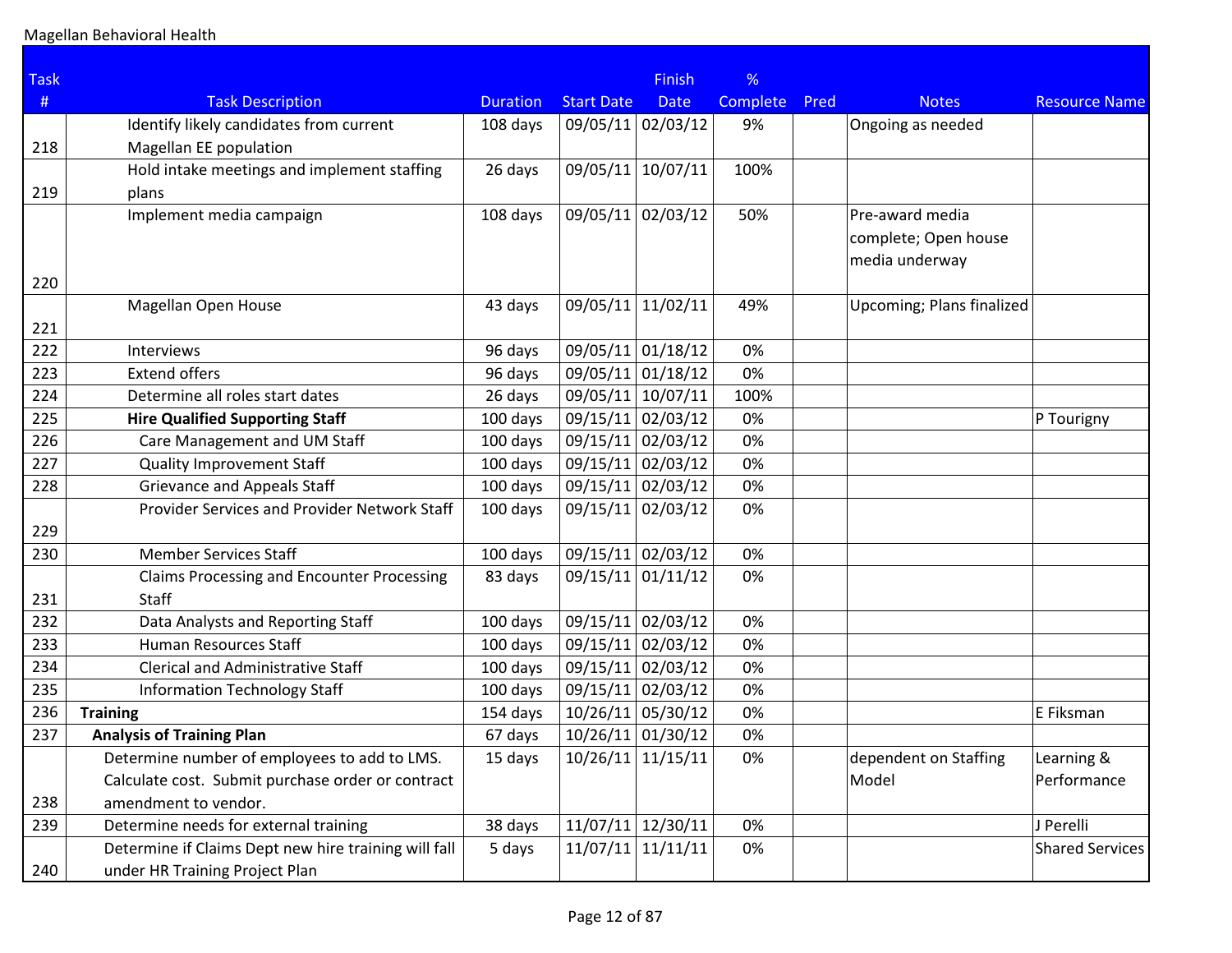Magellan Behavioral Health

| Task # | Task Description | Duration | Start Date | Finish Date | % Complete | Pred | Notes | Resource Name |
|---|---|---|---|---|---|---|---|---|
| 218 | Identify likely candidates from current Magellan EE population | 108 days | 09/05/11 | 02/03/12 | 9% | | Ongoing as needed | |
| 219 | Hold intake meetings and implement staffing plans | 26 days | 09/05/11 | 10/07/11 | 100% | | | |
| 220 | Implement media campaign | 108 days | 09/05/11 | 02/03/12 | 50% | | Pre-award media complete; Open house media underway | |
| 221 | Magellan Open House | 43 days | 09/05/11 | 11/02/11 | 49% | | Upcoming; Plans finalized | |
| 222 | Interviews | 96 days | 09/05/11 | 01/18/12 | 0% | | | |
| 223 | Extend offers | 96 days | 09/05/11 | 01/18/12 | 0% | | | |
| 224 | Determine all roles start dates | 26 days | 09/05/11 | 10/07/11 | 100% | | | |
| 225 | **Hire Qualified Supporting Staff** | 100 days | 09/15/11 | 02/03/12 | 0% | | | P Tourigny |
| 226 | Care Management and UM Staff | 100 days | 09/15/11 | 02/03/12 | 0% | | | |
| 227 | Quality Improvement Staff | 100 days | 09/15/11 | 02/03/12 | 0% | | | |
| 228 | Grievance and Appeals Staff | 100 days | 09/15/11 | 02/03/12 | 0% | | | |
| 229 | Provider Services and Provider Network Staff | 100 days | 09/15/11 | 02/03/12 | 0% | | | |
| 230 | Member Services Staff | 100 days | 09/15/11 | 02/03/12 | 0% | | | |
| 231 | Claims Processing and Encounter Processing Staff | 83 days | 09/15/11 | 01/11/12 | 0% | | | |
| 232 | Data Analysts and Reporting Staff | 100 days | 09/15/11 | 02/03/12 | 0% | | | |
| 233 | Human Resources Staff | 100 days | 09/15/11 | 02/03/12 | 0% | | | |
| 234 | Clerical and Administrative Staff | 100 days | 09/15/11 | 02/03/12 | 0% | | | |
| 235 | Information Technology Staff | 100 days | 09/15/11 | 02/03/12 | 0% | | | |
| 236 | **Training** | 154 days | 10/26/11 | 05/30/12 | 0% | | | E Fiksman |
| 237 | **Analysis of Training Plan** | 67 days | 10/26/11 | 01/30/12 | 0% | | | |
| 238 | Determine number of employees to add to LMS. Calculate cost. Submit purchase order or contract amendment to vendor. | 15 days | 10/26/11 | 11/15/11 | 0% | | dependent on Staffing Model | Learning & Performance |
| 239 | Determine needs for external training | 38 days | 11/07/11 | 12/30/11 | 0% | | | J Perelli |
| 240 | Determine if Claims Dept new hire training will fall under HR Training Project Plan | 5 days | 11/07/11 | 11/11/11 | 0% | | | Shared Services |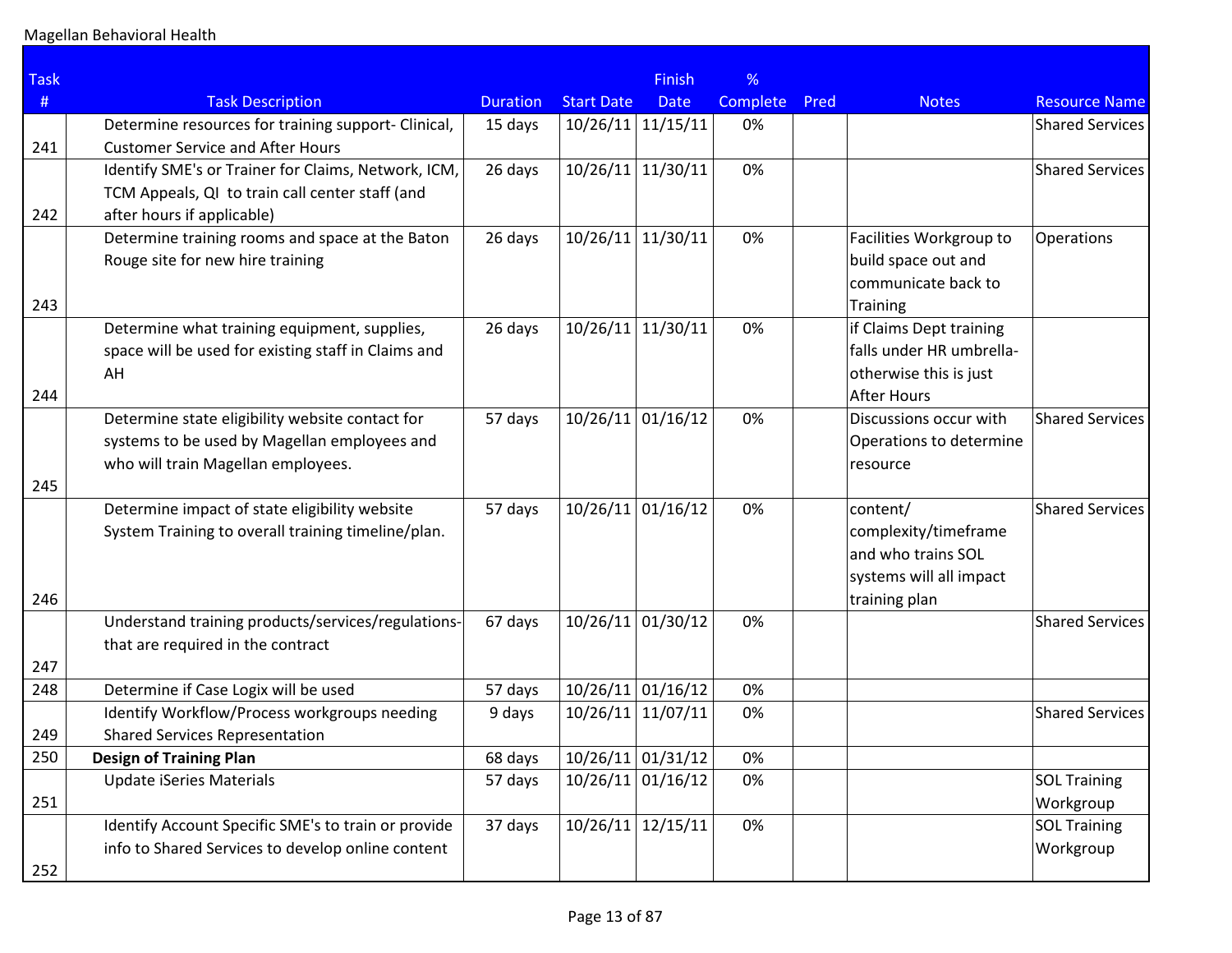Magellan Behavioral Health

| Task # | Task Description | Duration | Start Date | Finish Date | % Complete | Pred | Notes | Resource Name |
|---|---|---|---|---|---|---|---|---|
| 241 | Determine resources for training support- Clinical, Customer Service and After Hours | 15 days | 10/26/11 | 11/15/11 | 0% | | | Shared Services |
| 242 | Identify SME's or Trainer for Claims, Network, ICM, TCM Appeals, QI to train call center staff (and after hours if applicable) | 26 days | 10/26/11 | 11/30/11 | 0% | | | Shared Services |
| 243 | Determine training rooms and space at the Baton Rouge site for new hire training | 26 days | 10/26/11 | 11/30/11 | 0% | | Facilities Workgroup to build space out and communicate back to Training | Operations |
| 244 | Determine what training equipment, supplies, space will be used for existing staff in Claims and AH | 26 days | 10/26/11 | 11/30/11 | 0% | | if Claims Dept training falls under HR umbrella-otherwise this is just After Hours | |
| 245 | Determine state eligibility website contact for systems to be used by Magellan employees and who will train Magellan employees. | 57 days | 10/26/11 | 01/16/12 | 0% | | Discussions occur with Operations to determine resource | Shared Services |
| 246 | Determine impact of state eligibility website System Training to overall training timeline/plan. | 57 days | 10/26/11 | 01/16/12 | 0% | | content/ complexity/timeframe and who trains SOL systems will all impact training plan | Shared Services |
| 247 | Understand training products/services/regulations-that are required in the contract | 67 days | 10/26/11 | 01/30/12 | 0% | | | Shared Services |
| 248 | Determine if Case Logix will be used | 57 days | 10/26/11 | 01/16/12 | 0% | | | |
| 249 | Identify Workflow/Process workgroups needing Shared Services Representation | 9 days | 10/26/11 | 11/07/11 | 0% | | | Shared Services |
| 250 | **Design of Training Plan** | 68 days | 10/26/11 | 01/31/12 | 0% | | | |
| 251 | Update iSeries Materials | 57 days | 10/26/11 | 01/16/12 | 0% | | | SOL Training Workgroup |
| 252 | Identify Account Specific SME's to train or provide info to Shared Services to develop online content | 37 days | 10/26/11 | 12/15/11 | 0% | | | SOL Training Workgroup |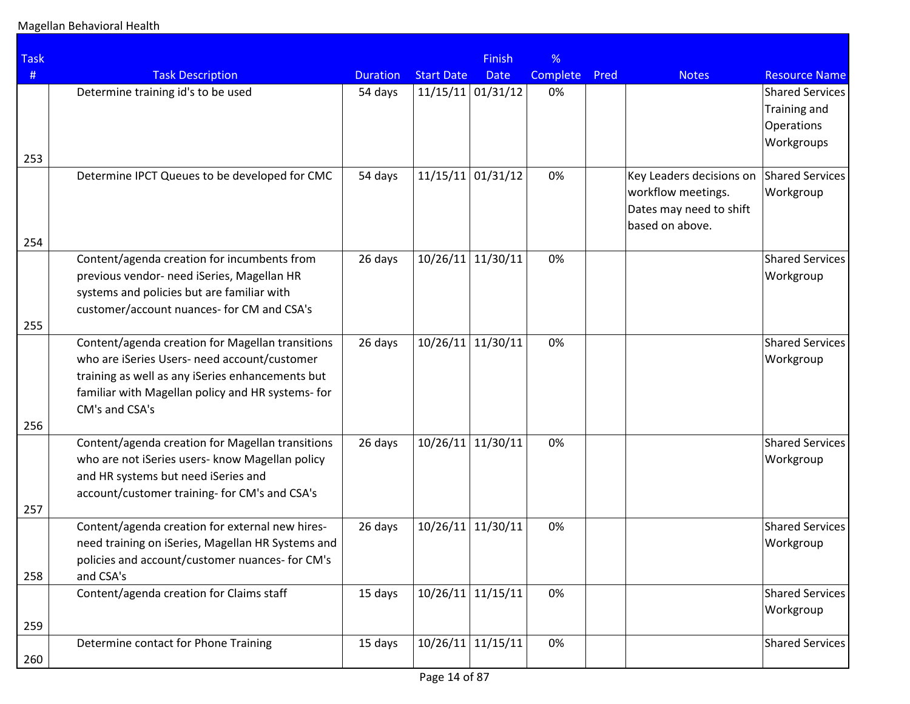Magellan Behavioral Health

| Task # | Task Description | Duration | Start Date | Finish Date | % Complete | Pred | Notes | Resource Name |
|---|---|---|---|---|---|---|---|---|
| 253 | Determine training id's to be used | 54 days | 11/15/11 | 01/31/12 | 0% | | | Shared Services Training and Operations Workgroups |
| 254 | Determine IPCT Queues to be developed for CMC | 54 days | 11/15/11 | 01/31/12 | 0% | | Key Leaders decisions on workflow meetings. Dates may need to shift based on above. | Shared Services Workgroup |
| 255 | Content/agenda creation for incumbents from previous vendor- need iSeries, Magellan HR systems and policies but are familiar with customer/account nuances- for CM and CSA's | 26 days | 10/26/11 | 11/30/11 | 0% | | | Shared Services Workgroup |
| 256 | Content/agenda creation for Magellan transitions who are iSeries Users- need account/customer training as well as any iSeries enhancements but familiar with Magellan policy and HR systems- for CM's and CSA's | 26 days | 10/26/11 | 11/30/11 | 0% | | | Shared Services Workgroup |
| 257 | Content/agenda creation for Magellan transitions who are not iSeries users- know Magellan policy and HR systems but need iSeries and account/customer training- for CM's and CSA's | 26 days | 10/26/11 | 11/30/11 | 0% | | | Shared Services Workgroup |
| 258 | Content/agenda creation for external new hires- need training on iSeries, Magellan HR Systems and policies and account/customer nuances- for CM's and CSA's | 26 days | 10/26/11 | 11/30/11 | 0% | | | Shared Services Workgroup |
| 259 | Content/agenda creation for Claims staff | 15 days | 10/26/11 | 11/15/11 | 0% | | | Shared Services Workgroup |
| 260 | Determine contact for Phone Training | 15 days | 10/26/11 | 11/15/11 | 0% | | | Shared Services |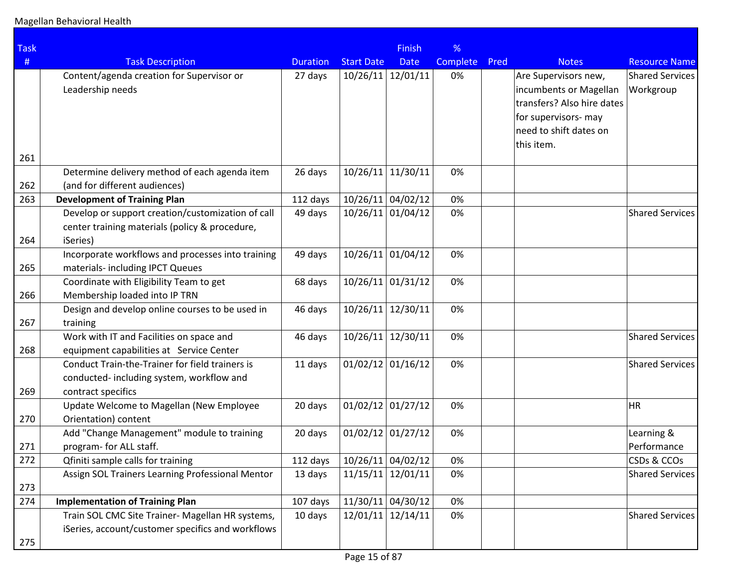Magellan Behavioral Health

| Task # | Task Description | Duration | Start Date | Finish Date | % Complete | Pred | Notes | Resource Name |
|---|---|---|---|---|---|---|---|---|
| 261 | Content/agenda creation for Supervisor or Leadership needs | 27 days | 10/26/11 | 12/01/11 | 0% | | Are Supervisors new, incumbents or Magellan transfers? Also hire dates for supervisors- may need to shift dates on this item. | Shared Services Workgroup |
| 262 | Determine delivery method of each agenda item (and for different audiences) | 26 days | 10/26/11 | 11/30/11 | 0% | | | |
| 263 | **Development of Training Plan** | 112 days | 10/26/11 | 04/02/12 | 0% | | | |
| 264 | Develop or support creation/customization of call center training materials (policy & procedure, iSeries) | 49 days | 10/26/11 | 01/04/12 | 0% | | | Shared Services |
| 265 | Incorporate workflows and processes into training materials- including IPCT Queues | 49 days | 10/26/11 | 01/04/12 | 0% | | | |
| 266 | Coordinate with Eligibility Team to get Membership loaded into IP TRN | 68 days | 10/26/11 | 01/31/12 | 0% | | | |
| 267 | Design and develop online courses to be used in training | 46 days | 10/26/11 | 12/30/11 | 0% | | | |
| 268 | Work with IT and Facilities on space and equipment capabilities at Service Center | 46 days | 10/26/11 | 12/30/11 | 0% | | | Shared Services |
| 269 | Conduct Train-the-Trainer for field trainers is conducted- including system, workflow and contract specifics | 11 days | 01/02/12 | 01/16/12 | 0% | | | Shared Services |
| 270 | Update Welcome to Magellan (New Employee Orientation) content | 20 days | 01/02/12 | 01/27/12 | 0% | | | HR |
| 271 | Add "Change Management" module to training program- for ALL staff. | 20 days | 01/02/12 | 01/27/12 | 0% | | | Learning & Performance |
| 272 | Qfiniti sample calls for training | 112 days | 10/26/11 | 04/02/12 | 0% | | | CSDs & CCOs |
| 273 | Assign SOL Trainers Learning Professional Mentor | 13 days | 11/15/11 | 12/01/11 | 0% | | | Shared Services |
| 274 | **Implementation of Training Plan** | 107 days | 11/30/11 | 04/30/12 | 0% | | | |
| 275 | Train SOL CMC Site Trainer- Magellan HR systems, iSeries, account/customer specifics and workflows | 10 days | 12/01/11 | 12/14/11 | 0% | | | Shared Services |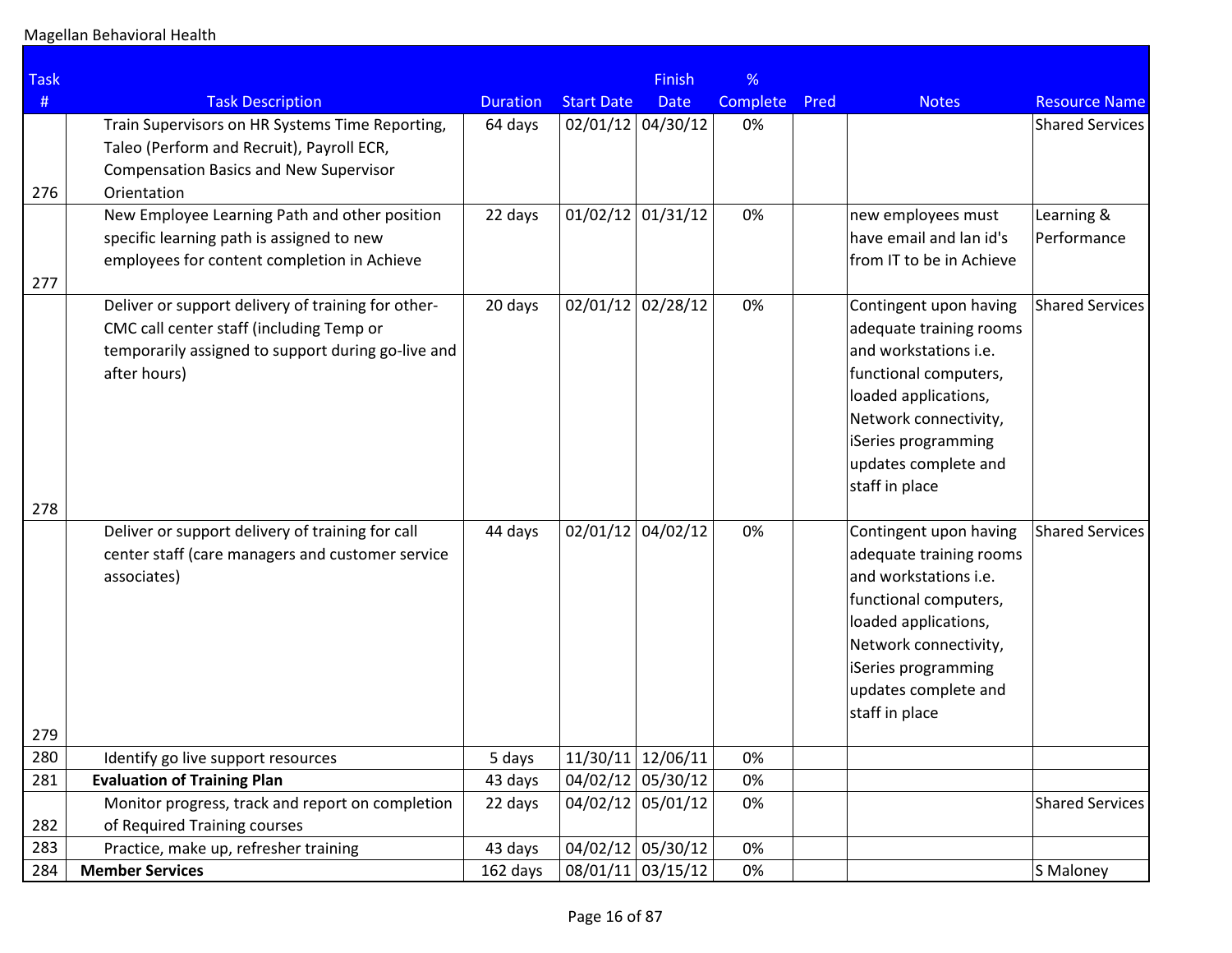Magellan Behavioral Health

| Task # | Task Description | Duration | Start Date | Finish Date | % Complete | Pred | Notes | Resource Name |
|---|---|---|---|---|---|---|---|---|
| 276 | Train Supervisors on HR Systems Time Reporting, Taleo (Perform and Recruit), Payroll ECR, Compensation Basics and New Supervisor Orientation | 64 days | 02/01/12 | 04/30/12 | 0% | | | Shared Services |
| 277 | New Employee Learning Path and other position specific learning path is assigned to new employees for content completion in Achieve | 22 days | 01/02/12 | 01/31/12 | 0% | | new employees must have email and lan id's from IT to be in Achieve | Learning & Performance |
| 278 | Deliver or support delivery of training for other-CMC call center staff (including Temp or temporarily assigned to support during go-live and after hours) | 20 days | 02/01/12 | 02/28/12 | 0% | | Contingent upon having adequate training rooms and workstations i.e. functional computers, loaded applications, Network connectivity, iSeries programming updates complete and staff in place | Shared Services |
| 279 | Deliver or support delivery of training for call center staff (care managers and customer service associates) | 44 days | 02/01/12 | 04/02/12 | 0% | | Contingent upon having adequate training rooms and workstations i.e. functional computers, loaded applications, Network connectivity, iSeries programming updates complete and staff in place | Shared Services |
| 280 | Identify go live support resources | 5 days | 11/30/11 | 12/06/11 | 0% | | | |
| 281 | **Evaluation of Training Plan** | 43 days | 04/02/12 | 05/30/12 | 0% | | | |
| 282 | Monitor progress, track and report on completion of Required Training courses | 22 days | 04/02/12 | 05/01/12 | 0% | | | Shared Services |
| 283 | Practice, make up, refresher training | 43 days | 04/02/12 | 05/30/12 | 0% | | | |
| 284 | **Member Services** | 162 days | 08/01/11 | 03/15/12 | 0% | | | S Maloney |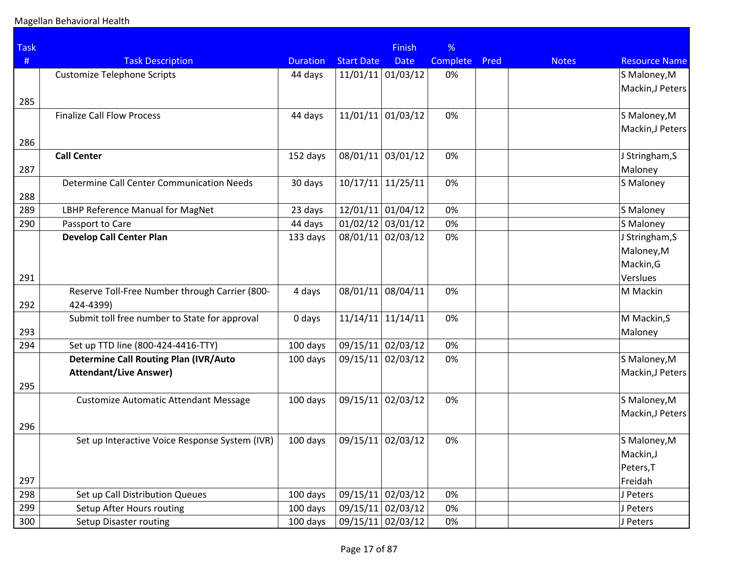Magellan Behavioral Health

| Task # | Task Description | Duration | Start Date | Finish Date | % Complete | Pred | Notes | Resource Name |
|---|---|---|---|---|---|---|---|---|
| 285 | Customize Telephone Scripts | 44 days | 11/01/11 | 01/03/12 | 0% | | | S Maloney,M Mackin,J Peters |
| 286 | Finalize Call Flow Process | 44 days | 11/01/11 | 01/03/12 | 0% | | | S Maloney,M Mackin,J Peters |
| 287 | **Call Center** | 152 days | 08/01/11 | 03/01/12 | 0% | | | J Stringham,S Maloney |
| 288 | Determine Call Center Communication Needs | 30 days | 10/17/11 | 11/25/11 | 0% | | | S Maloney |
| 289 | LBHP Reference Manual for MagNet | 23 days | 12/01/11 | 01/04/12 | 0% | | | S Maloney |
| 290 | Passport to Care | 44 days | 01/02/12 | 03/01/12 | 0% | | | S Maloney |
| 291 | **Develop Call Center Plan** | 133 days | 08/01/11 | 02/03/12 | 0% | | | J Stringham,S Maloney,M Mackin,G Verslues |
| 292 | Reserve Toll-Free Number through Carrier (800-424-4399) | 4 days | 08/01/11 | 08/04/11 | 0% | | | M Mackin |
| 293 | Submit toll free number to State for approval | 0 days | 11/14/11 | 11/14/11 | 0% | | | M Mackin,S Maloney |
| 294 | Set up TTD line (800-424-4416-TTY) | 100 days | 09/15/11 | 02/03/12 | 0% | | | |
| 295 | **Determine Call Routing Plan (IVR/Auto Attendant/Live Answer)** | 100 days | 09/15/11 | 02/03/12 | 0% | | | S Maloney,M Mackin,J Peters |
| 296 | Customize Automatic Attendant Message | 100 days | 09/15/11 | 02/03/12 | 0% | | | S Maloney,M Mackin,J Peters |
| 297 | Set up Interactive Voice Response System (IVR) | 100 days | 09/15/11 | 02/03/12 | 0% | | | S Maloney,M Mackin,J Peters,T Freidah |
| 298 | Set up Call Distribution Queues | 100 days | 09/15/11 | 02/03/12 | 0% | | | J Peters |
| 299 | Setup After Hours routing | 100 days | 09/15/11 | 02/03/12 | 0% | | | J Peters |
| 300 | Setup Disaster routing | 100 days | 09/15/11 | 02/03/12 | 0% | | | J Peters |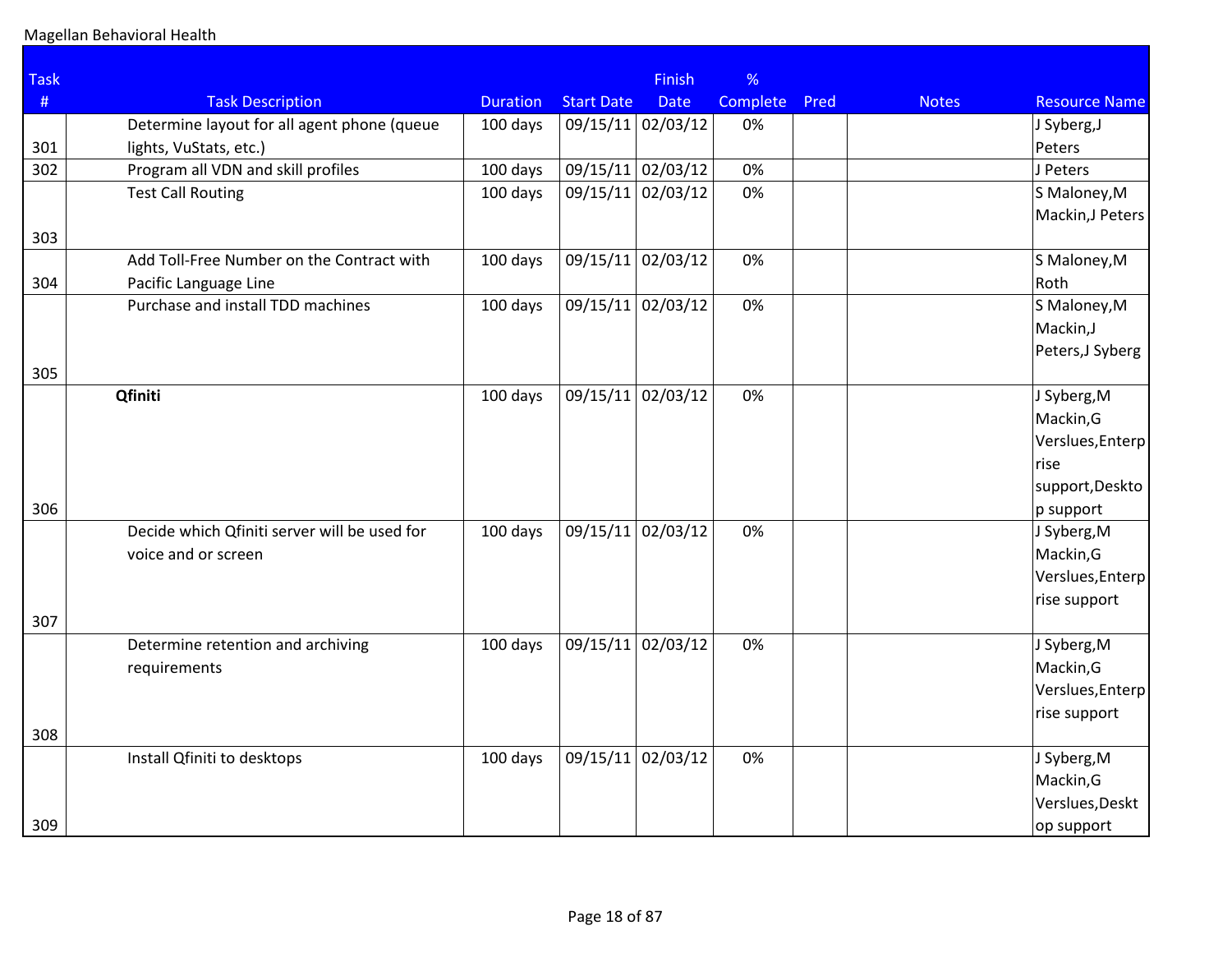Magellan Behavioral Health

| Task # | Task Description | Duration | Start Date | Finish Date | % Complete | Pred | Notes | Resource Name |
|---|---|---|---|---|---|---|---|---|
| 301 | Determine layout for all agent phone (queue lights, VuStats, etc.) | 100 days | 09/15/11 | 02/03/12 | 0% | | | J Syberg,J Peters |
| 302 | Program all VDN and skill profiles | 100 days | 09/15/11 | 02/03/12 | 0% | | | J Peters |
| 303 | Test Call Routing | 100 days | 09/15/11 | 02/03/12 | 0% | | | S Maloney,M Mackin,J Peters |
| 304 | Add Toll-Free Number on the Contract with Pacific Language Line | 100 days | 09/15/11 | 02/03/12 | 0% | | | S Maloney,M Roth |
| 305 | Purchase and install TDD machines | 100 days | 09/15/11 | 02/03/12 | 0% | | | S Maloney,M Mackin,J Peters,J Syberg |
| 306 | **Qfiniti** | 100 days | 09/15/11 | 02/03/12 | 0% | | | J Syberg,M Mackin,G Verslues,Enterprise support,Desktop support |
| 307 | Decide which Qfiniti server will be used for voice and or screen | 100 days | 09/15/11 | 02/03/12 | 0% | | | J Syberg,M Mackin,G Verslues,Enterprise support |
| 308 | Determine retention and archiving requirements | 100 days | 09/15/11 | 02/03/12 | 0% | | | J Syberg,M Mackin,G Verslues,Enterprise support |
| 309 | Install Qfiniti to desktops | 100 days | 09/15/11 | 02/03/12 | 0% | | | J Syberg,M Mackin,G Verslues,Desktop support |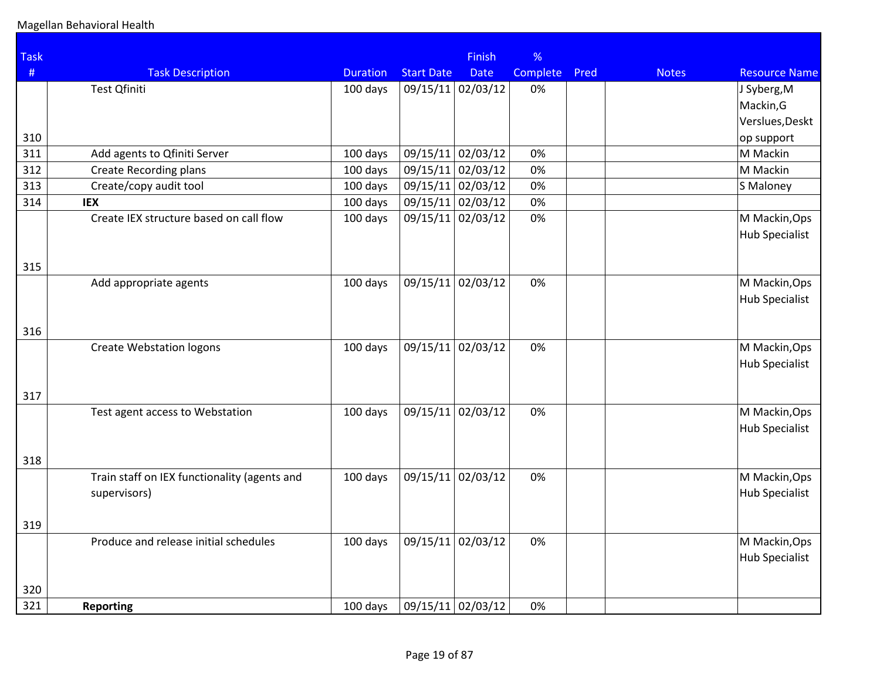Magellan Behavioral Health

| Task # | Task Description | Duration | Start Date | Finish Date | % Complete | Pred | Notes | Resource Name |
|---|---|---|---|---|---|---|---|---|
| 310 | Test Qfiniti | 100 days | 09/15/11 | 02/03/12 | 0% | | | J Syberg,M Mackin,G Verslues,Desktop support |
| 311 | Add agents to Qfiniti Server | 100 days | 09/15/11 | 02/03/12 | 0% | | | M Mackin |
| 312 | Create Recording plans | 100 days | 09/15/11 | 02/03/12 | 0% | | | M Mackin |
| 313 | Create/copy audit tool | 100 days | 09/15/11 | 02/03/12 | 0% | | | S Maloney |
| 314 | **IEX** | 100 days | 09/15/11 | 02/03/12 | 0% | | | |
| 315 | Create IEX structure based on call flow | 100 days | 09/15/11 | 02/03/12 | 0% | | | M Mackin,Ops Hub Specialist |
| 316 | Add appropriate agents | 100 days | 09/15/11 | 02/03/12 | 0% | | | M Mackin,Ops Hub Specialist |
| 317 | Create Webstation logons | 100 days | 09/15/11 | 02/03/12 | 0% | | | M Mackin,Ops Hub Specialist |
| 318 | Test agent access to Webstation | 100 days | 09/15/11 | 02/03/12 | 0% | | | M Mackin,Ops Hub Specialist |
| 319 | Train staff on IEX functionality (agents and supervisors) | 100 days | 09/15/11 | 02/03/12 | 0% | | | M Mackin,Ops Hub Specialist |
| 320 | Produce and release initial schedules | 100 days | 09/15/11 | 02/03/12 | 0% | | | M Mackin,Ops Hub Specialist |
| 321 | **Reporting** | 100 days | 09/15/11 | 02/03/12 | 0% | | | |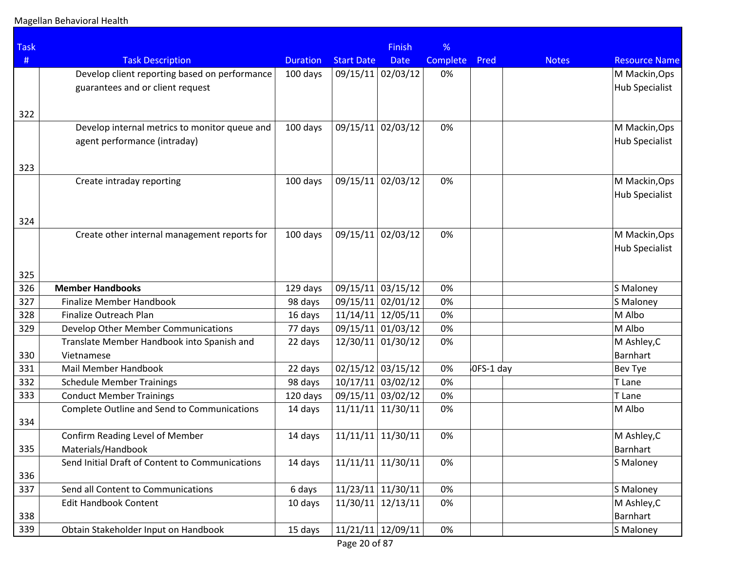Magellan Behavioral Health

| Task # | Task Description | Duration | Start Date | Finish Date | % Complete | Pred | Notes | Resource Name |
|---|---|---|---|---|---|---|---|---|
| 322 | Develop client reporting based on performance guarantees and or client request | 100 days | 09/15/11 | 02/03/12 | 0% | | | M Mackin,Ops Hub Specialist |
| 323 | Develop internal metrics to monitor queue and agent performance (intraday) | 100 days | 09/15/11 | 02/03/12 | 0% | | | M Mackin,Ops Hub Specialist |
| 324 | Create intraday reporting | 100 days | 09/15/11 | 02/03/12 | 0% | | | M Mackin,Ops Hub Specialist |
| 325 | Create other internal management reports for | 100 days | 09/15/11 | 02/03/12 | 0% | | | M Mackin,Ops Hub Specialist |
| 326 | **Member Handbooks** | 129 days | 09/15/11 | 03/15/12 | 0% | | | S Maloney |
| 327 | Finalize Member Handbook | 98 days | 09/15/11 | 02/01/12 | 0% | | | S Maloney |
| 328 | Finalize Outreach Plan | 16 days | 11/14/11 | 12/05/11 | 0% | | | M Albo |
| 329 | Develop Other Member Communications | 77 days | 09/15/11 | 01/03/12 | 0% | | | M Albo |
| 330 | Translate Member Handbook into Spanish and Vietnamese | 22 days | 12/30/11 | 01/30/12 | 0% | | | M Ashley,C Barnhart |
| 331 | Mail Member Handbook | 22 days | 02/15/12 | 03/15/12 | 0% | 0FS-1 day | | Bev Tye |
| 332 | Schedule Member Trainings | 98 days | 10/17/11 | 03/02/12 | 0% | | | T Lane |
| 333 | Conduct Member Trainings | 120 days | 09/15/11 | 03/02/12 | 0% | | | T Lane |
| 334 | Complete Outline and Send to Communications | 14 days | 11/11/11 | 11/30/11 | 0% | | | M Albo |
| 335 | Confirm Reading Level of Member Materials/Handbook | 14 days | 11/11/11 | 11/30/11 | 0% | | | M Ashley,C Barnhart |
| 336 | Send Initial Draft of Content to Communications | 14 days | 11/11/11 | 11/30/11 | 0% | | | S Maloney |
| 337 | Send all Content to Communications | 6 days | 11/23/11 | 11/30/11 | 0% | | | S Maloney |
| 338 | Edit Handbook Content | 10 days | 11/30/11 | 12/13/11 | 0% | | | M Ashley,C Barnhart |
| 339 | Obtain Stakeholder Input on Handbook | 15 days | 11/21/11 | 12/09/11 | 0% | | | S Maloney |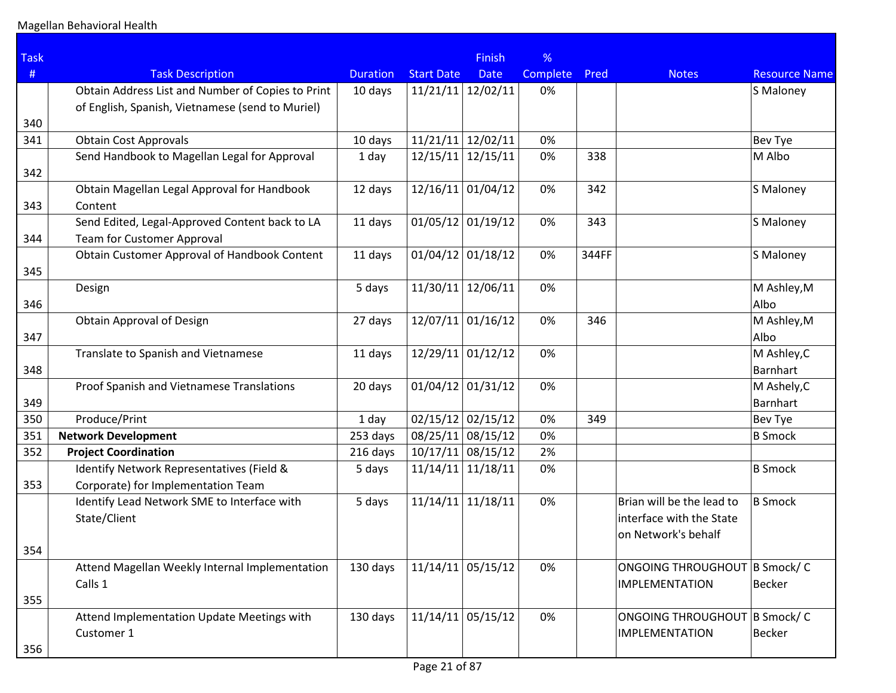Magellan Behavioral Health

| Task # | Task Description | Duration | Start Date | Finish Date | % Complete | Pred | Notes | Resource Name |
|---|---|---|---|---|---|---|---|---|
| 340 | Obtain Address List and Number of Copies to Print of English, Spanish, Vietnamese (send to Muriel) | 10 days | 11/21/11 | 12/02/11 | 0% | | | S Maloney |
| 341 | Obtain Cost Approvals | 10 days | 11/21/11 | 12/02/11 | 0% | | | Bev Tye |
| 342 | Send Handbook to Magellan Legal for Approval | 1 day | 12/15/11 | 12/15/11 | 0% | 338 | | M Albo |
| 343 | Obtain Magellan Legal Approval for Handbook Content | 12 days | 12/16/11 | 01/04/12 | 0% | 342 | | S Maloney |
| 344 | Send Edited, Legal-Approved Content back to LA Team for Customer Approval | 11 days | 01/05/12 | 01/19/12 | 0% | 343 | | S Maloney |
| 345 | Obtain Customer Approval of Handbook Content | 11 days | 01/04/12 | 01/18/12 | 0% | 344FF | | S Maloney |
| 346 | Design | 5 days | 11/30/11 | 12/06/11 | 0% | | | M Ashley,M Albo |
| 347 | Obtain Approval of Design | 27 days | 12/07/11 | 01/16/12 | 0% | 346 | | M Ashley,M Albo |
| 348 | Translate to Spanish and Vietnamese | 11 days | 12/29/11 | 01/12/12 | 0% | | | M Ashley,C Barnhart |
| 349 | Proof Spanish and Vietnamese Translations | 20 days | 01/04/12 | 01/31/12 | 0% | | | M Ashely,C Barnhart |
| 350 | Produce/Print | 1 day | 02/15/12 | 02/15/12 | 0% | 349 | | Bev Tye |
| 351 | **Network Development** | 253 days | 08/25/11 | 08/15/12 | 0% | | | B Smock |
| 352 | **Project Coordination** | 216 days | 10/17/11 | 08/15/12 | 2% | | | |
| 353 | Identify Network Representatives (Field & Corporate) for Implementation Team | 5 days | 11/14/11 | 11/18/11 | 0% | | | B Smock |
| 354 | Identify Lead Network SME to Interface with State/Client | 5 days | 11/14/11 | 11/18/11 | 0% | | Brian will be the lead to interface with the State on Network's behalf | B Smock |
| 355 | Attend Magellan Weekly Internal Implementation Calls 1 | 130 days | 11/14/11 | 05/15/12 | 0% | | ONGOING THROUGHOUT IMPLEMENTATION | B Smock/ C Becker |
| 356 | Attend Implementation Update Meetings with Customer 1 | 130 days | 11/14/11 | 05/15/12 | 0% | | ONGOING THROUGHOUT IMPLEMENTATION | B Smock/ C Becker |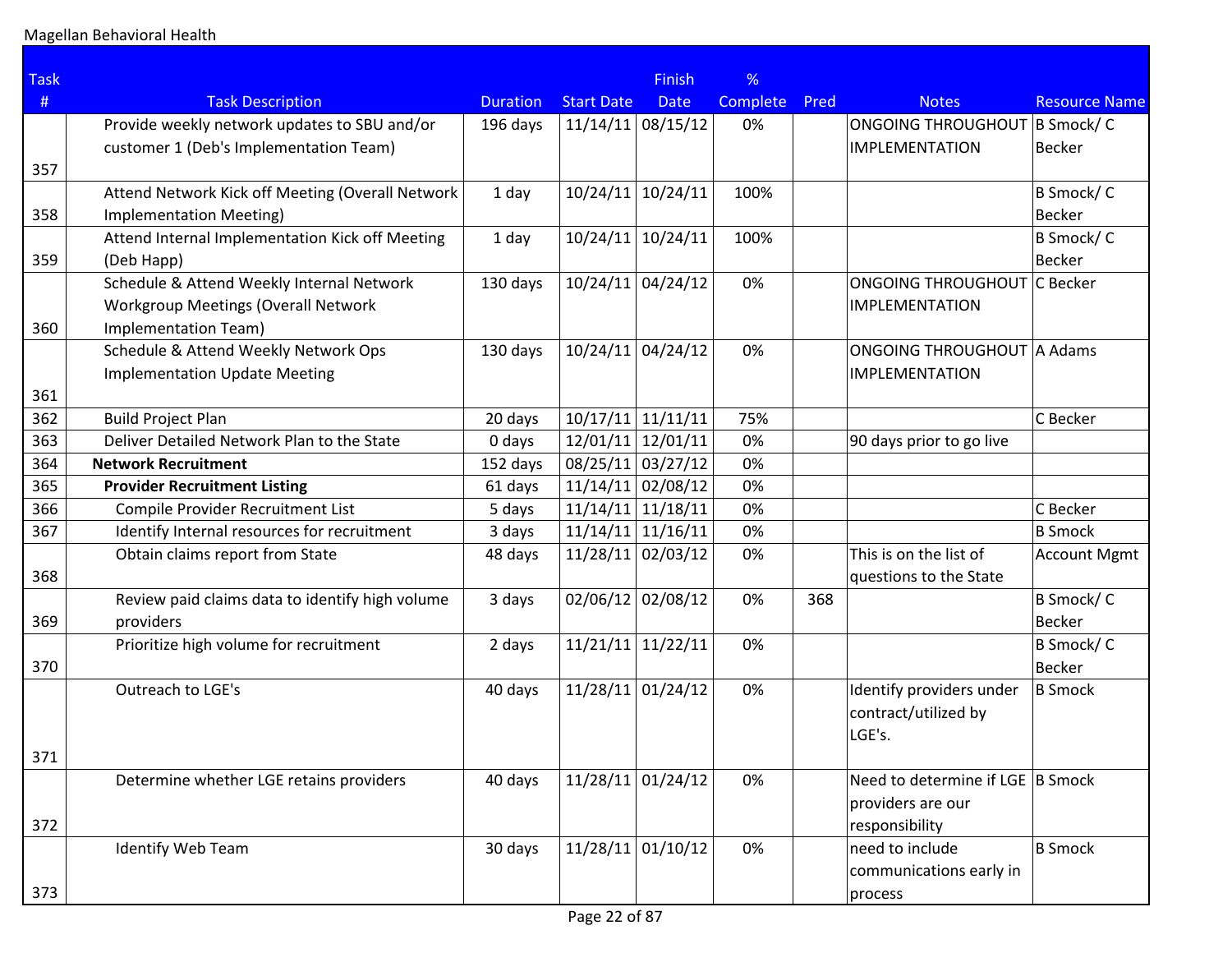Magellan Behavioral Health

| Task # | Task Description | Duration | Start Date | Finish Date | % Complete | Pred | Notes | Resource Name |
|---|---|---|---|---|---|---|---|---|
| 357 | Provide weekly network updates to SBU and/or customer 1 (Deb's Implementation Team) | 196 days | 11/14/11 | 08/15/12 | 0% | | ONGOING THROUGHOUT IMPLEMENTATION | B Smock/ C Becker |
| 358 | Attend Network Kick off Meeting (Overall Network Implementation Meeting) | 1 day | 10/24/11 | 10/24/11 | 100% | | | B Smock/ C Becker |
| 359 | Attend Internal Implementation Kick off Meeting (Deb Happ) | 1 day | 10/24/11 | 10/24/11 | 100% | | | B Smock/ C Becker |
| 360 | Schedule & Attend Weekly Internal Network Workgroup Meetings (Overall Network Implementation Team) | 130 days | 10/24/11 | 04/24/12 | 0% | | ONGOING THROUGHOUT IMPLEMENTATION | C Becker |
| 361 | Schedule & Attend Weekly Network Ops Implementation Update Meeting | 130 days | 10/24/11 | 04/24/12 | 0% | | ONGOING THROUGHOUT IMPLEMENTATION | A Adams |
| 362 | Build Project Plan | 20 days | 10/17/11 | 11/11/11 | 75% | | | C Becker |
| 363 | Deliver Detailed Network Plan to the State | 0 days | 12/01/11 | 12/01/11 | 0% | | 90 days prior to go live | |
| 364 | **Network Recruitment** | 152 days | 08/25/11 | 03/27/12 | 0% | | | |
| 365 | **Provider Recruitment Listing** | 61 days | 11/14/11 | 02/08/12 | 0% | | | |
| 366 | Compile Provider Recruitment List | 5 days | 11/14/11 | 11/18/11 | 0% | | | C Becker |
| 367 | Identify Internal resources for recruitment | 3 days | 11/14/11 | 11/16/11 | 0% | | | B Smock |
| 368 | Obtain claims report from State | 48 days | 11/28/11 | 02/03/12 | 0% | | This is on the list of questions to the State | Account Mgmt |
| 369 | Review paid claims data to identify high volume providers | 3 days | 02/06/12 | 02/08/12 | 0% | 368 | | B Smock/ C Becker |
| 370 | Prioritize high volume for recruitment | 2 days | 11/21/11 | 11/22/11 | 0% | | | B Smock/ C Becker |
| 371 | Outreach to LGE's | 40 days | 11/28/11 | 01/24/12 | 0% | | Identify providers under contract/utilized by LGE's. | B Smock |
| 372 | Determine whether LGE retains providers | 40 days | 11/28/11 | 01/24/12 | 0% | | Need to determine if LGE providers are our responsibility | B Smock |
| 373 | Identify Web Team | 30 days | 11/28/11 | 01/10/12 | 0% | | need to include communications early in process | B Smock |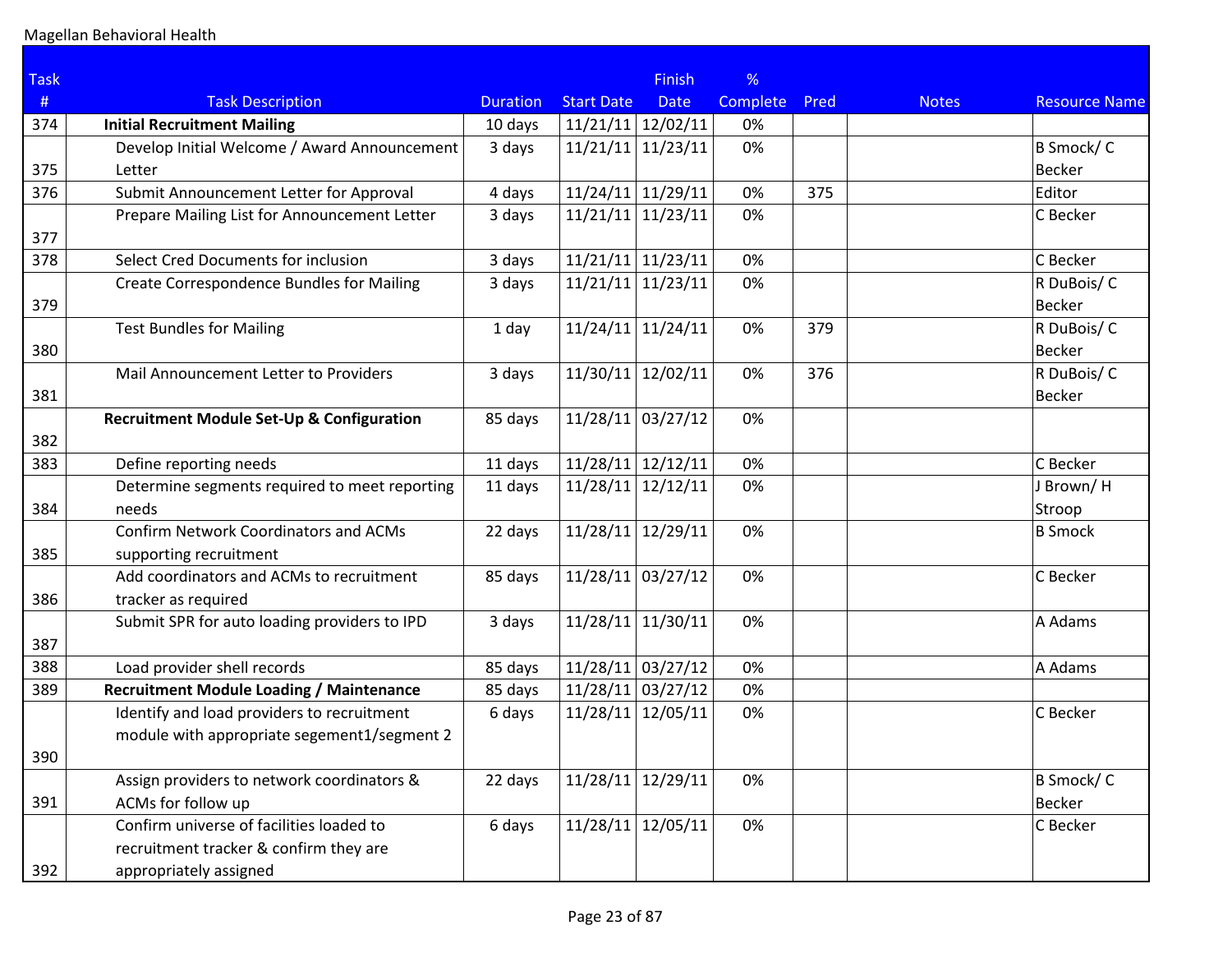Magellan Behavioral Health

| Task # | Task Description | Duration | Start Date | Finish Date | % Complete | Pred | Notes | Resource Name |
|---|---|---|---|---|---|---|---|---|
| 374 | **Initial Recruitment Mailing** | 10 days | 11/21/11 | 12/02/11 | 0% | | | |
| 375 | Develop Initial Welcome / Award Announcement Letter | 3 days | 11/21/11 | 11/23/11 | 0% | | | B Smock/ C Becker |
| 376 | Submit Announcement Letter for Approval | 4 days | 11/24/11 | 11/29/11 | 0% | 375 | | Editor |
| 377 | Prepare Mailing List for Announcement Letter | 3 days | 11/21/11 | 11/23/11 | 0% | | | C Becker |
| 378 | Select Cred Documents for inclusion | 3 days | 11/21/11 | 11/23/11 | 0% | | | C Becker |
| 379 | Create Correspondence Bundles for Mailing | 3 days | 11/21/11 | 11/23/11 | 0% | | | R DuBois/ C Becker |
| 380 | Test Bundles for Mailing | 1 day | 11/24/11 | 11/24/11 | 0% | 379 | | R DuBois/ C Becker |
| 381 | Mail Announcement Letter to Providers | 3 days | 11/30/11 | 12/02/11 | 0% | 376 | | R DuBois/ C Becker |
| 382 | **Recruitment Module Set-Up & Configuration** | 85 days | 11/28/11 | 03/27/12 | 0% | | | |
| 383 | Define reporting needs | 11 days | 11/28/11 | 12/12/11 | 0% | | | C Becker |
| 384 | Determine segments required to meet reporting needs | 11 days | 11/28/11 | 12/12/11 | 0% | | | J Brown/ H Stroop |
| 385 | Confirm Network Coordinators and ACMs supporting recruitment | 22 days | 11/28/11 | 12/29/11 | 0% | | | B Smock |
| 386 | Add coordinators and ACMs to recruitment tracker as required | 85 days | 11/28/11 | 03/27/12 | 0% | | | C Becker |
| 387 | Submit SPR for auto loading providers to IPD | 3 days | 11/28/11 | 11/30/11 | 0% | | | A Adams |
| 388 | Load provider shell records | 85 days | 11/28/11 | 03/27/12 | 0% | | | A Adams |
| 389 | **Recruitment Module Loading / Maintenance** | 85 days | 11/28/11 | 03/27/12 | 0% | | | |
| 390 | Identify and load providers to recruitment module with appropriate segement1/segment 2 | 6 days | 11/28/11 | 12/05/11 | 0% | | | C Becker |
| 391 | Assign providers to network coordinators & ACMs for follow up | 22 days | 11/28/11 | 12/29/11 | 0% | | | B Smock/ C Becker |
| 392 | Confirm universe of facilities loaded to recruitment tracker & confirm they are appropriately assigned | 6 days | 11/28/11 | 12/05/11 | 0% | | | C Becker |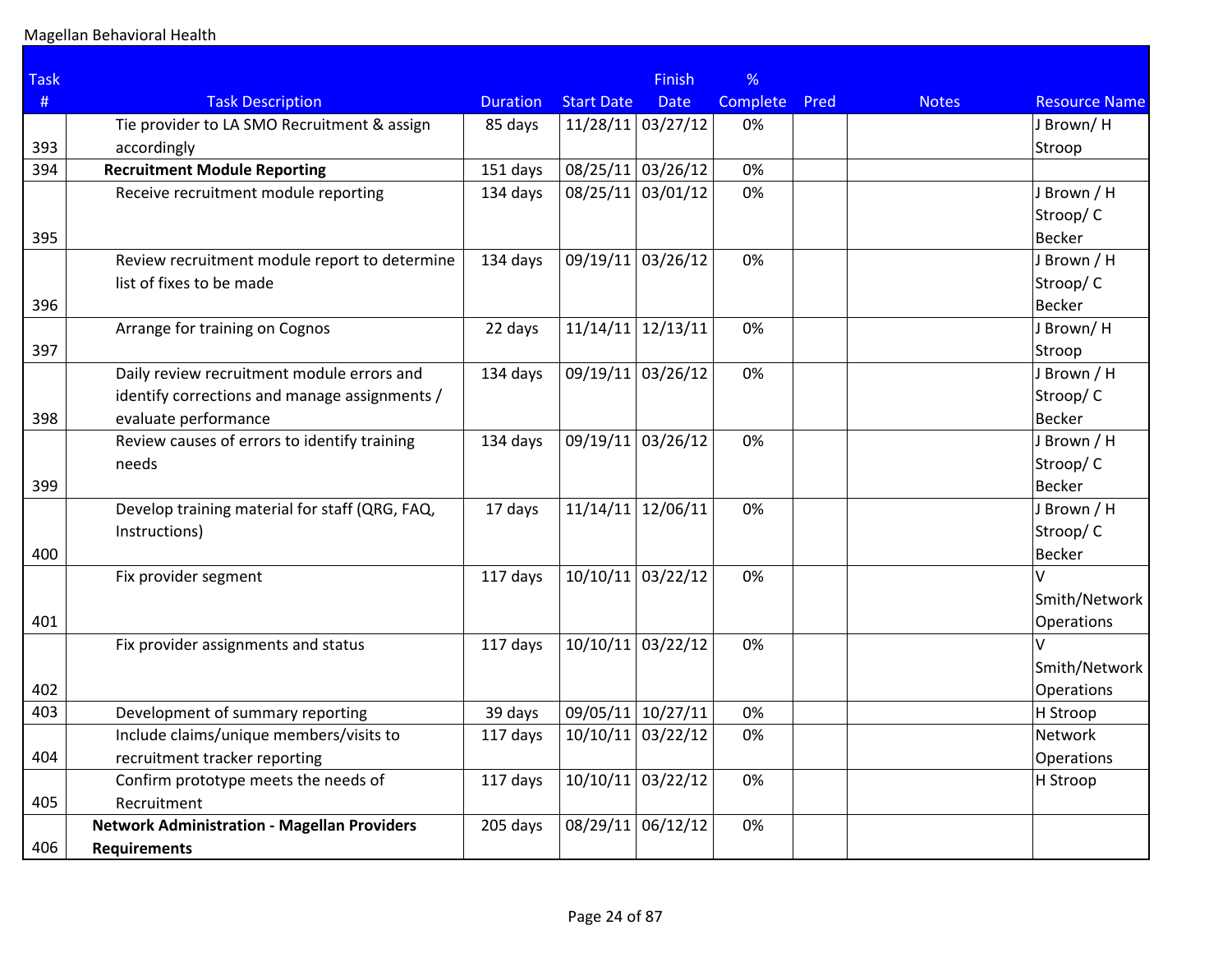Magellan Behavioral Health

| Task # | Task Description | Duration | Start Date | Finish Date | % Complete | Pred | Notes | Resource Name |
|---|---|---|---|---|---|---|---|---|
| 393 | Tie provider to LA SMO Recruitment & assign accordingly | 85 days | 11/28/11 | 03/27/12 | 0% | | | J Brown/ H Stroop |
| 394 | **Recruitment Module Reporting** | 151 days | 08/25/11 | 03/26/12 | 0% | | | |
| 395 | Receive recruitment module reporting | 134 days | 08/25/11 | 03/01/12 | 0% | | | J Brown / H Stroop/ C Becker |
| 396 | Review recruitment module report to determine list of fixes to be made | 134 days | 09/19/11 | 03/26/12 | 0% | | | J Brown / H Stroop/ C Becker |
| 397 | Arrange for training on Cognos | 22 days | 11/14/11 | 12/13/11 | 0% | | | J Brown/ H Stroop |
| 398 | Daily review recruitment module errors and identify corrections and manage assignments / evaluate performance | 134 days | 09/19/11 | 03/26/12 | 0% | | | J Brown / H Stroop/ C Becker |
| 399 | Review causes of errors to identify training needs | 134 days | 09/19/11 | 03/26/12 | 0% | | | J Brown / H Stroop/ C Becker |
| 400 | Develop training material for staff (QRG, FAQ, Instructions) | 17 days | 11/14/11 | 12/06/11 | 0% | | | J Brown / H Stroop/ C Becker |
| 401 | Fix provider segment | 117 days | 10/10/11 | 03/22/12 | 0% | | | V Smith/Network Operations |
| 402 | Fix provider assignments and status | 117 days | 10/10/11 | 03/22/12 | 0% | | | V Smith/Network Operations |
| 403 | Development of summary reporting | 39 days | 09/05/11 | 10/27/11 | 0% | | | H Stroop |
| 404 | Include claims/unique members/visits to recruitment tracker reporting | 117 days | 10/10/11 | 03/22/12 | 0% | | | Network Operations |
| 405 | Confirm prototype meets the needs of Recruitment | 117 days | 10/10/11 | 03/22/12 | 0% | | | H Stroop |
| 406 | **Network Administration - Magellan Providers Requirements** | 205 days | 08/29/11 | 06/12/12 | 0% | | | |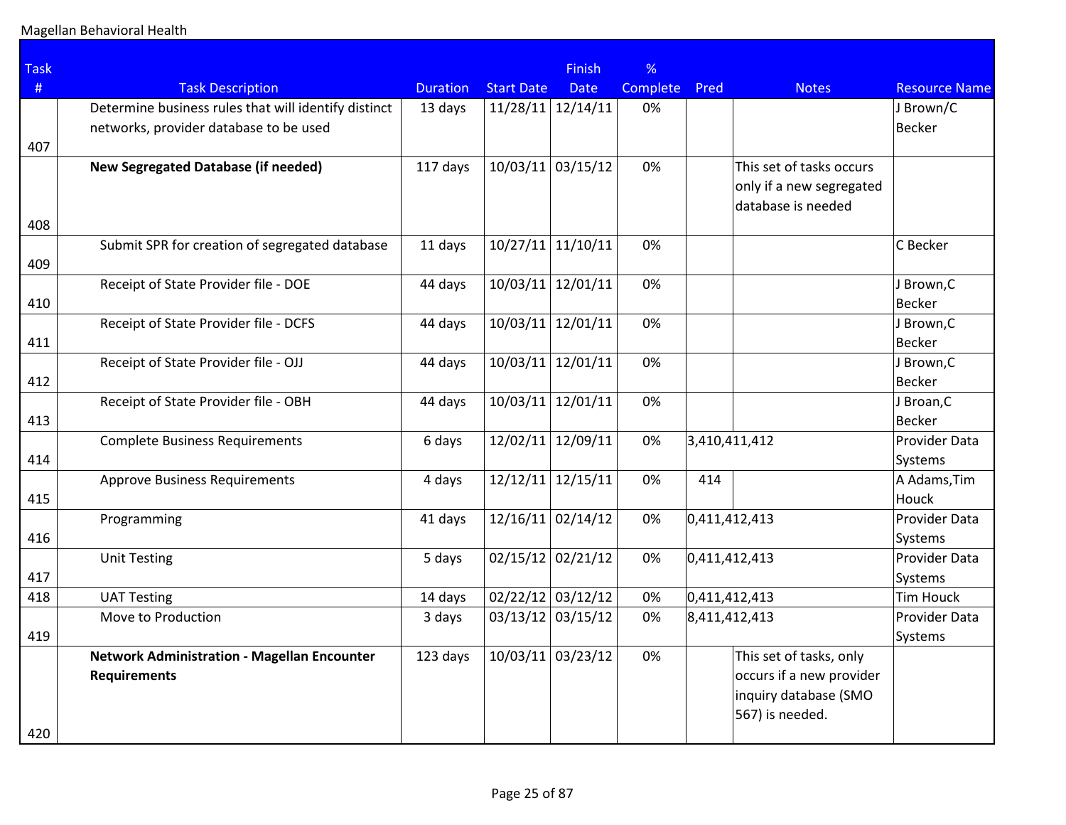| Task # | Task Description | Duration | Start Date | Finish Date | % Complete | Pred | Notes | Resource Name |
|---|---|---|---|---|---|---|---|---|
| 407 | Determine business rules that will identify distinct networks, provider database to be used | 13 days | 11/28/11 | 12/14/11 | 0% | | | J Brown/C Becker |
| 408 | **New Segregated Database (if needed)** | 117 days | 10/03/11 | 03/15/12 | 0% | | This set of tasks occurs only if a new segregated database is needed | |
| 409 | Submit SPR for creation of segregated database | 11 days | 10/27/11 | 11/10/11 | 0% | | | C Becker |
| 410 | Receipt of State Provider file - DOE | 44 days | 10/03/11 | 12/01/11 | 0% | | | J Brown,C Becker |
| 411 | Receipt of State Provider file - DCFS | 44 days | 10/03/11 | 12/01/11 | 0% | | | J Brown,C Becker |
| 412 | Receipt of State Provider file - OJJ | 44 days | 10/03/11 | 12/01/11 | 0% | | | J Brown,C Becker |
| 413 | Receipt of State Provider file - OBH | 44 days | 10/03/11 | 12/01/11 | 0% | | | J Broan,C Becker |
| 414 | Complete Business Requirements | 6 days | 12/02/11 | 12/09/11 | 0% | 3,410,411,412 | | Provider Data Systems |
| 415 | Approve Business Requirements | 4 days | 12/12/11 | 12/15/11 | 0% | 414 | | A Adams,Tim Houck |
| 416 | Programming | 41 days | 12/16/11 | 02/14/12 | 0% | 0,411,412,413 | | Provider Data Systems |
| 417 | Unit Testing | 5 days | 02/15/12 | 02/21/12 | 0% | 0,411,412,413 | | Provider Data Systems |
| 418 | UAT Testing | 14 days | 02/22/12 | 03/12/12 | 0% | 0,411,412,413 | | Tim Houck |
| 419 | Move to Production | 3 days | 03/13/12 | 03/15/12 | 0% | 8,411,412,413 | | Provider Data Systems |
| 420 | **Network Administration - Magellan Encounter Requirements** | 123 days | 10/03/11 | 03/23/12 | 0% | | This set of tasks, only occurs if a new provider inquiry database (SMO 567) is needed. | |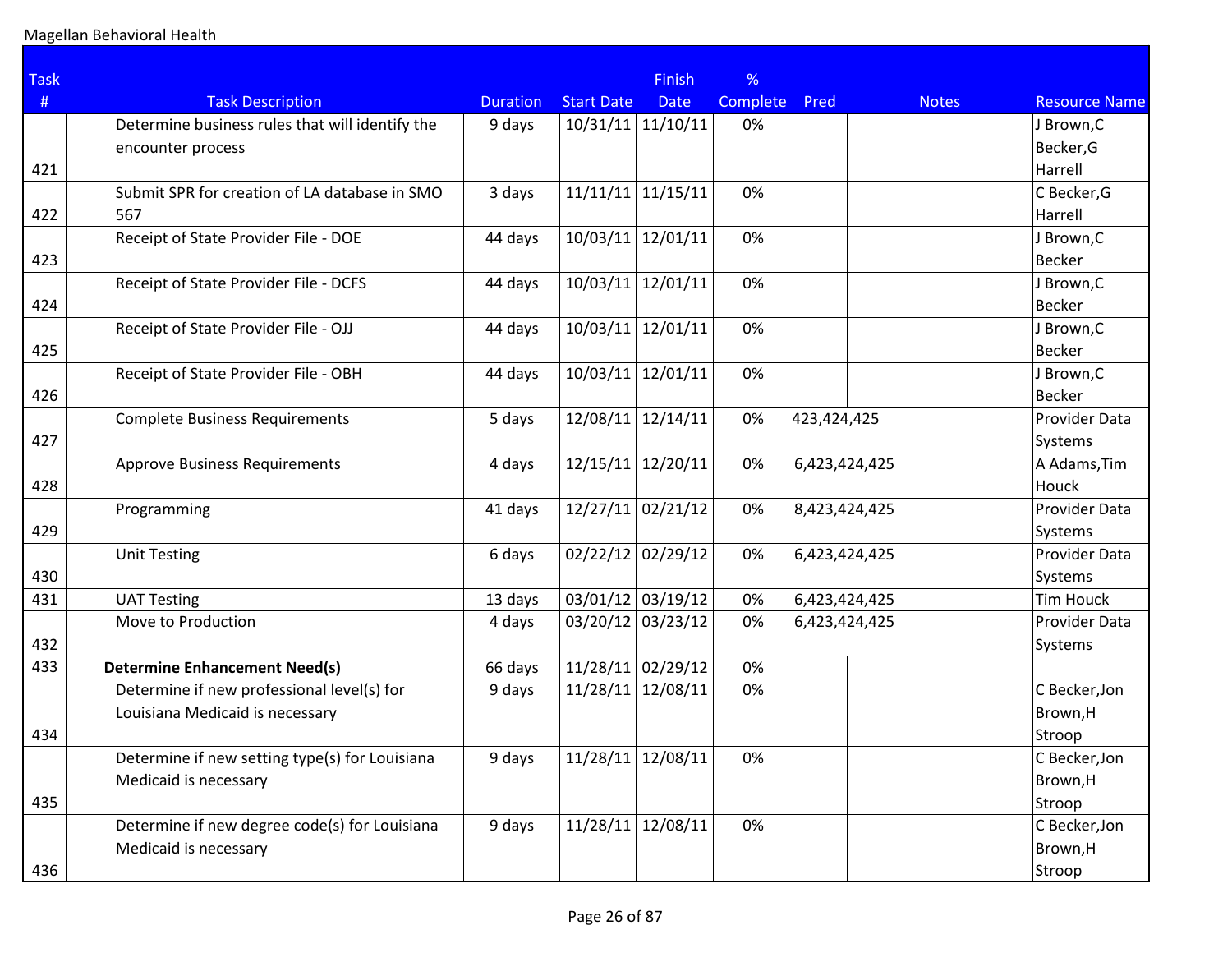Magellan Behavioral Health

| Task # | Task Description | Duration | Start Date | Finish Date | % Complete | Pred | Notes | Resource Name |
|---|---|---|---|---|---|---|---|---|
| 421 | Determine business rules that will identify the encounter process | 9 days | 10/31/11 | 11/10/11 | 0% | | | J Brown,C Becker,G Harrell |
| 422 | Submit SPR for creation of LA database in SMO 567 | 3 days | 11/11/11 | 11/15/11 | 0% | | | C Becker,G Harrell |
| 423 | Receipt of State Provider File - DOE | 44 days | 10/03/11 | 12/01/11 | 0% | | | J Brown,C Becker |
| 424 | Receipt of State Provider File - DCFS | 44 days | 10/03/11 | 12/01/11 | 0% | | | J Brown,C Becker |
| 425 | Receipt of State Provider File - OJJ | 44 days | 10/03/11 | 12/01/11 | 0% | | | J Brown,C Becker |
| 426 | Receipt of State Provider File - OBH | 44 days | 10/03/11 | 12/01/11 | 0% | | | J Brown,C Becker |
| 427 | Complete Business Requirements | 5 days | 12/08/11 | 12/14/11 | 0% | 423,424,425 | | Provider Data Systems |
| 428 | Approve Business Requirements | 4 days | 12/15/11 | 12/20/11 | 0% | 6,423,424,425 | | A Adams,Tim Houck |
| 429 | Programming | 41 days | 12/27/11 | 02/21/12 | 0% | 8,423,424,425 | | Provider Data Systems |
| 430 | Unit Testing | 6 days | 02/22/12 | 02/29/12 | 0% | 6,423,424,425 | | Provider Data Systems |
| 431 | UAT Testing | 13 days | 03/01/12 | 03/19/12 | 0% | 6,423,424,425 | | Tim Houck |
| 432 | Move to Production | 4 days | 03/20/12 | 03/23/12 | 0% | 6,423,424,425 | | Provider Data Systems |
| 433 | **Determine Enhancement Need(s)** | 66 days | 11/28/11 | 02/29/12 | 0% | | | |
| 434 | Determine if new professional level(s) for Louisiana Medicaid is necessary | 9 days | 11/28/11 | 12/08/11 | 0% | | | C Becker,Jon Brown,H Stroop |
| 435 | Determine if new setting type(s) for Louisiana Medicaid is necessary | 9 days | 11/28/11 | 12/08/11 | 0% | | | C Becker,Jon Brown,H Stroop |
| 436 | Determine if new degree code(s) for Louisiana Medicaid is necessary | 9 days | 11/28/11 | 12/08/11 | 0% | | | C Becker,Jon Brown,H Stroop |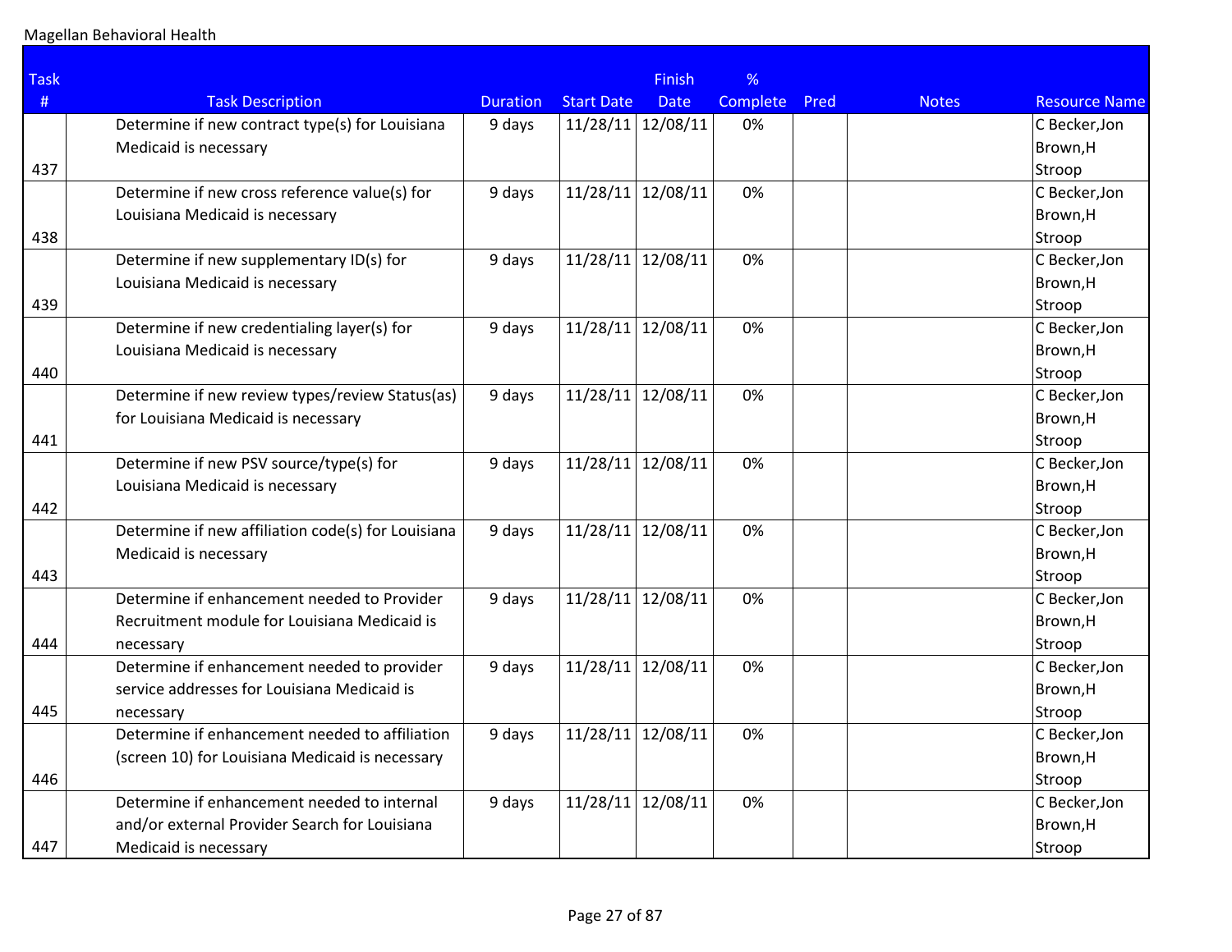| Task # | Task Description | Duration | Start Date | Finish Date | % Complete | Pred | Notes | Resource Name |
|---|---|---|---|---|---|---|---|---|
| 437 | Determine if new contract type(s) for Louisiana Medicaid is necessary | 9 days | 11/28/11 | 12/08/11 | 0% | | | C Becker,Jon Brown,H Stroop |
| 438 | Determine if new cross reference value(s) for Louisiana Medicaid is necessary | 9 days | 11/28/11 | 12/08/11 | 0% | | | C Becker,Jon Brown,H Stroop |
| 439 | Determine if new supplementary ID(s) for Louisiana Medicaid is necessary | 9 days | 11/28/11 | 12/08/11 | 0% | | | C Becker,Jon Brown,H Stroop |
| 440 | Determine if new credentialing layer(s) for Louisiana Medicaid is necessary | 9 days | 11/28/11 | 12/08/11 | 0% | | | C Becker,Jon Brown,H Stroop |
| 441 | Determine if new review types/review Status(as) for Louisiana Medicaid is necessary | 9 days | 11/28/11 | 12/08/11 | 0% | | | C Becker,Jon Brown,H Stroop |
| 442 | Determine if new PSV source/type(s) for Louisiana Medicaid is necessary | 9 days | 11/28/11 | 12/08/11 | 0% | | | C Becker,Jon Brown,H Stroop |
| 443 | Determine if new affiliation code(s) for Louisiana Medicaid is necessary | 9 days | 11/28/11 | 12/08/11 | 0% | | | C Becker,Jon Brown,H Stroop |
| 444 | Determine if enhancement needed to Provider Recruitment module for Louisiana Medicaid is necessary | 9 days | 11/28/11 | 12/08/11 | 0% | | | C Becker,Jon Brown,H Stroop |
| 445 | Determine if enhancement needed to provider service addresses for Louisiana Medicaid is necessary | 9 days | 11/28/11 | 12/08/11 | 0% | | | C Becker,Jon Brown,H Stroop |
| 446 | Determine if enhancement needed to affiliation (screen 10) for Louisiana Medicaid is necessary | 9 days | 11/28/11 | 12/08/11 | 0% | | | C Becker,Jon Brown,H Stroop |
| 447 | Determine if enhancement needed to internal and/or external Provider Search for Louisiana Medicaid is necessary | 9 days | 11/28/11 | 12/08/11 | 0% | | | C Becker,Jon Brown,H Stroop |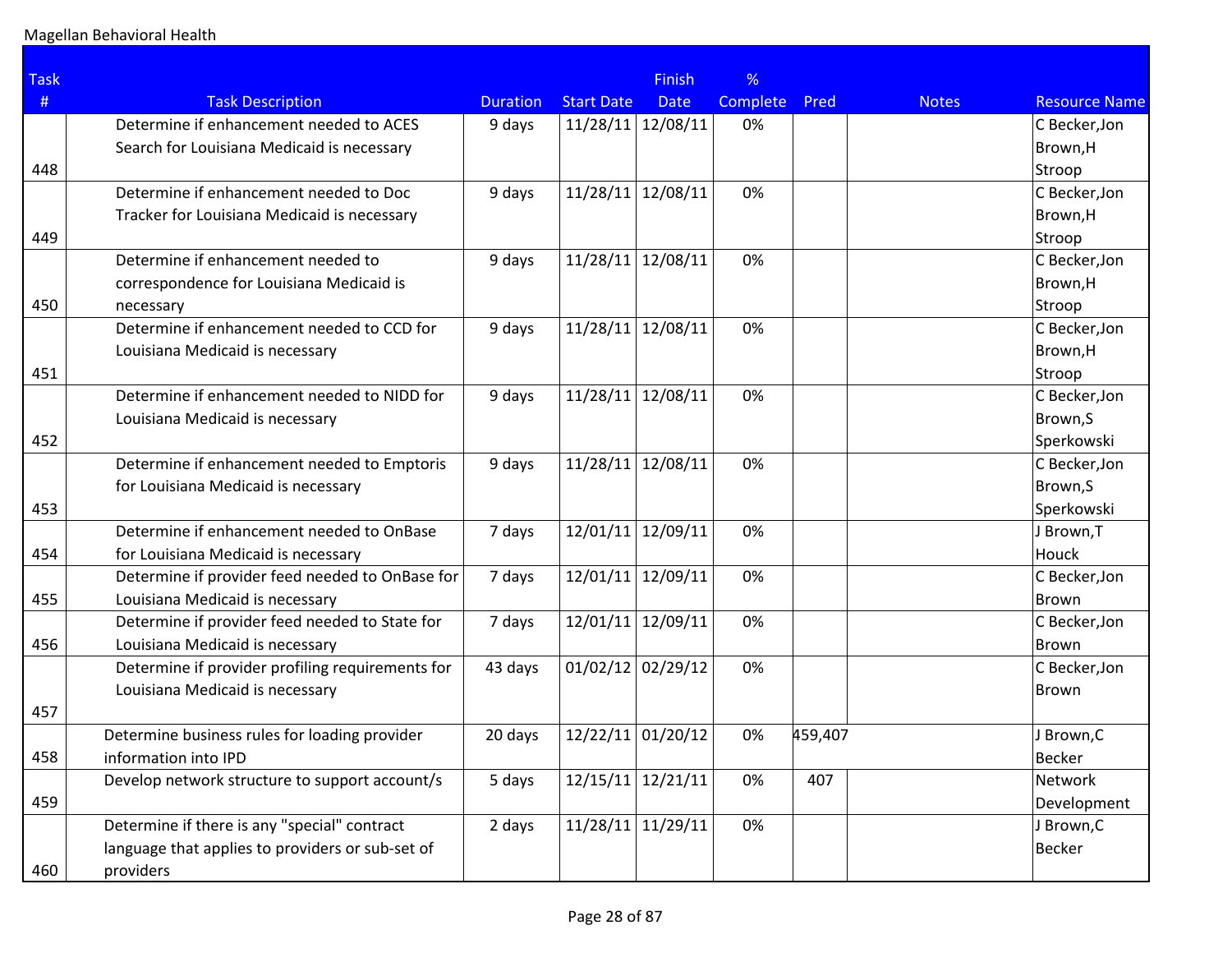Magellan Behavioral Health

| Task # | Task Description | Duration | Start Date | Finish Date | % Complete | Pred | Notes | Resource Name |
|---|---|---|---|---|---|---|---|---|
| 448 | Determine if enhancement needed to ACES Search for Louisiana Medicaid is necessary | 9 days | 11/28/11 | 12/08/11 | 0% | | | C Becker,Jon Brown,H Stroop |
| 449 | Determine if enhancement needed to Doc Tracker for Louisiana Medicaid is necessary | 9 days | 11/28/11 | 12/08/11 | 0% | | | C Becker,Jon Brown,H Stroop |
| 450 | Determine if enhancement needed to correspondence for Louisiana Medicaid is necessary | 9 days | 11/28/11 | 12/08/11 | 0% | | | C Becker,Jon Brown,H Stroop |
| 451 | Determine if enhancement needed to CCD for Louisiana Medicaid is necessary | 9 days | 11/28/11 | 12/08/11 | 0% | | | C Becker,Jon Brown,H Stroop |
| 452 | Determine if enhancement needed to NIDD for Louisiana Medicaid is necessary | 9 days | 11/28/11 | 12/08/11 | 0% | | | C Becker,Jon Brown,S Sperkowski |
| 453 | Determine if enhancement needed to Emptoris for Louisiana Medicaid is necessary | 9 days | 11/28/11 | 12/08/11 | 0% | | | C Becker,Jon Brown,S Sperkowski |
| 454 | Determine if enhancement needed to OnBase for Louisiana Medicaid is necessary | 7 days | 12/01/11 | 12/09/11 | 0% | | | J Brown,T Houck |
| 455 | Determine if provider feed needed to OnBase for Louisiana Medicaid is necessary | 7 days | 12/01/11 | 12/09/11 | 0% | | | C Becker,Jon Brown |
| 456 | Determine if provider feed needed to State for Louisiana Medicaid is necessary | 7 days | 12/01/11 | 12/09/11 | 0% | | | C Becker,Jon Brown |
| 457 | Determine if provider profiling requirements for Louisiana Medicaid is necessary | 43 days | 01/02/12 | 02/29/12 | 0% | | | C Becker,Jon Brown |
| 458 | Determine business rules for loading provider information into IPD | 20 days | 12/22/11 | 01/20/12 | 0% | 459,407 | | J Brown,C Becker |
| 459 | Develop network structure to support account/s | 5 days | 12/15/11 | 12/21/11 | 0% | 407 | | Network Development |
| 460 | Determine if there is any "special" contract language that applies to providers or sub-set of providers | 2 days | 11/28/11 | 11/29/11 | 0% | | | J Brown,C Becker |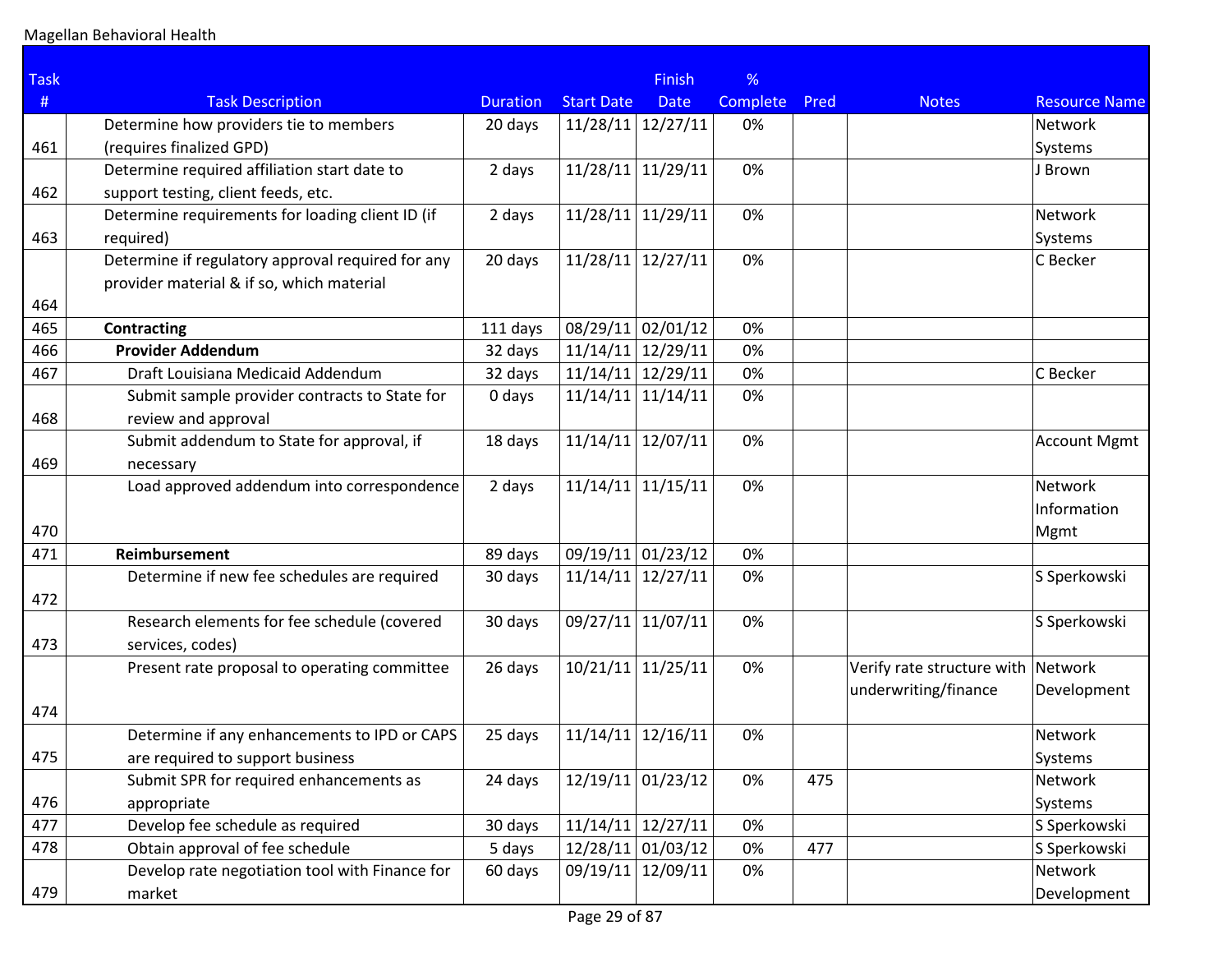Magellan Behavioral Health

| Task # | Task Description | Duration | Start Date | Finish Date | % Complete | Pred | Notes | Resource Name |
|---|---|---|---|---|---|---|---|---|
| 461 | Determine how providers tie to members (requires finalized GPD) | 20 days | 11/28/11 | 12/27/11 | 0% | | | Network Systems |
| 462 | Determine required affiliation start date to support testing, client feeds, etc. | 2 days | 11/28/11 | 11/29/11 | 0% | | | J Brown |
| 463 | Determine requirements for loading client ID (if required) | 2 days | 11/28/11 | 11/29/11 | 0% | | | Network Systems |
| 464 | Determine if regulatory approval required for any provider material & if so, which material | 20 days | 11/28/11 | 12/27/11 | 0% | | | C Becker |
| 465 | **Contracting** | 111 days | 08/29/11 | 02/01/12 | 0% | | | |
| 466 | **Provider Addendum** | 32 days | 11/14/11 | 12/29/11 | 0% | | | |
| 467 | Draft Louisiana Medicaid Addendum | 32 days | 11/14/11 | 12/29/11 | 0% | | | C Becker |
| 468 | Submit sample provider contracts to State for review and approval | 0 days | 11/14/11 | 11/14/11 | 0% | | | |
| 469 | Submit addendum to State for approval, if necessary | 18 days | 11/14/11 | 12/07/11 | 0% | | | Account Mgmt |
| 470 | Load approved addendum into correspondence | 2 days | 11/14/11 | 11/15/11 | 0% | | | Network Information Mgmt |
| 471 | **Reimbursement** | 89 days | 09/19/11 | 01/23/12 | 0% | | | |
| 472 | Determine if new fee schedules are required | 30 days | 11/14/11 | 12/27/11 | 0% | | | S Sperkowski |
| 473 | Research elements for fee schedule (covered services, codes) | 30 days | 09/27/11 | 11/07/11 | 0% | | | S Sperkowski |
| 474 | Present rate proposal to operating committee | 26 days | 10/21/11 | 11/25/11 | 0% | | Verify rate structure with underwriting/finance | Network Development |
| 475 | Determine if any enhancements to IPD or CAPS are required to support business | 25 days | 11/14/11 | 12/16/11 | 0% | | | Network Systems |
| 476 | Submit SPR for required enhancements as appropriate | 24 days | 12/19/11 | 01/23/12 | 0% | 475 | | Network Systems |
| 477 | Develop fee schedule as required | 30 days | 11/14/11 | 12/27/11 | 0% | | | S Sperkowski |
| 478 | Obtain approval of fee schedule | 5 days | 12/28/11 | 01/03/12 | 0% | 477 | | S Sperkowski |
| 479 | Develop rate negotiation tool with Finance for market | 60 days | 09/19/11 | 12/09/11 | 0% | | | Network Development |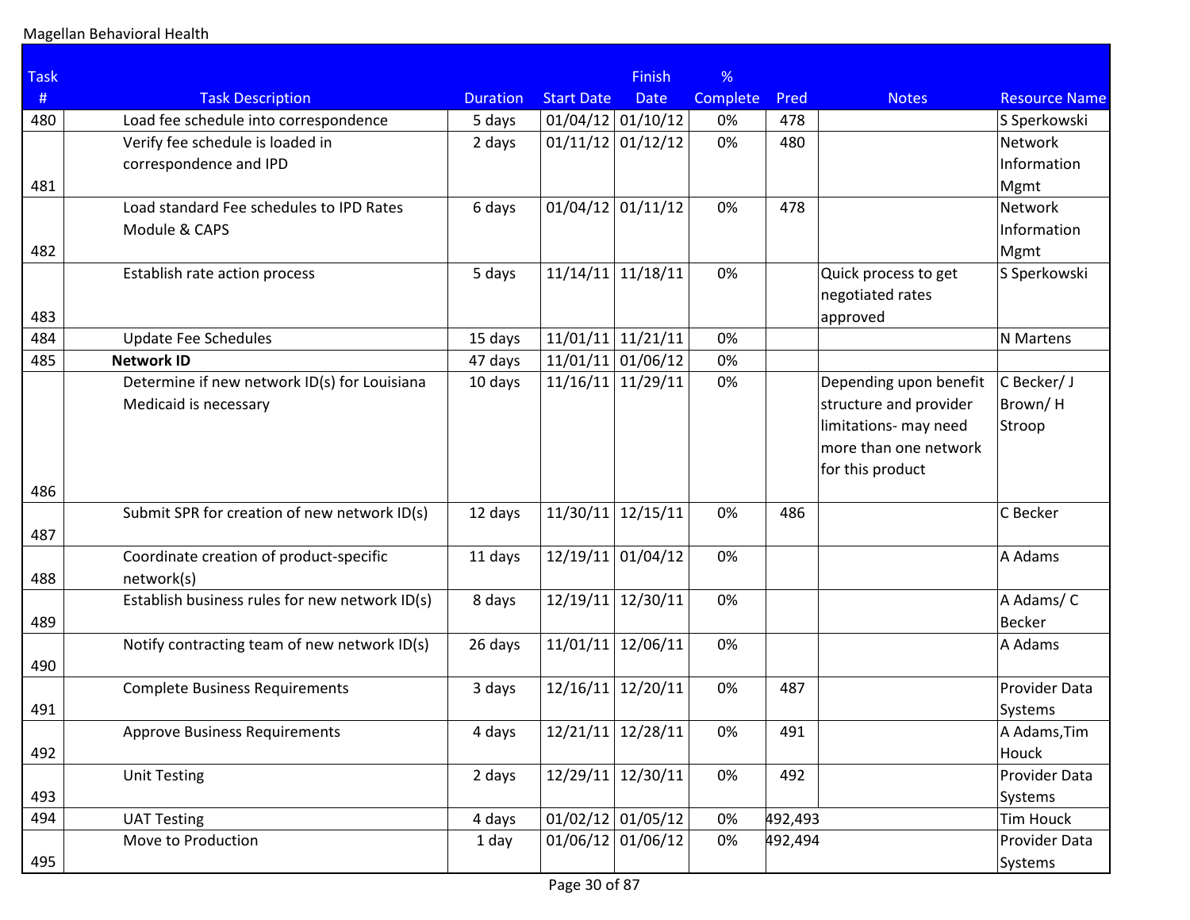Magellan Behavioral Health

| Task # | Task Description | Duration | Start Date | Finish Date | % Complete | Pred | Notes | Resource Name |
|---|---|---|---|---|---|---|---|---|
| 480 | Load fee schedule into correspondence | 5 days | 01/04/12 | 01/10/12 | 0% | 478 | | S Sperkowski |
| 481 | Verify fee schedule is loaded in correspondence and IPD | 2 days | 01/11/12 | 01/12/12 | 0% | 480 | | Network Information Mgmt |
| 482 | Load standard Fee schedules to IPD Rates Module & CAPS | 6 days | 01/04/12 | 01/11/12 | 0% | 478 | | Network Information Mgmt |
| 483 | Establish rate action process | 5 days | 11/14/11 | 11/18/11 | 0% | | Quick process to get negotiated rates approved | S Sperkowski |
| 484 | Update Fee Schedules | 15 days | 11/01/11 | 11/21/11 | 0% | | | N Martens |
| 485 | **Network ID** | 47 days | 11/01/11 | 01/06/12 | 0% | | | |
| 486 | Determine if new network ID(s) for Louisiana Medicaid is necessary | 10 days | 11/16/11 | 11/29/11 | 0% | | Depending upon benefit structure and provider limitations- may need more than one network for this product | C Becker/ J Brown/ H Stroop |
| 487 | Submit SPR for creation of new network ID(s) | 12 days | 11/30/11 | 12/15/11 | 0% | 486 | | C Becker |
| 488 | Coordinate creation of product-specific network(s) | 11 days | 12/19/11 | 01/04/12 | 0% | | | A Adams |
| 489 | Establish business rules for new network ID(s) | 8 days | 12/19/11 | 12/30/11 | 0% | | | A Adams/ C Becker |
| 490 | Notify contracting team of new network ID(s) | 26 days | 11/01/11 | 12/06/11 | 0% | | | A Adams |
| 491 | Complete Business Requirements | 3 days | 12/16/11 | 12/20/11 | 0% | 487 | | Provider Data Systems |
| 492 | Approve Business Requirements | 4 days | 12/21/11 | 12/28/11 | 0% | 491 | | A Adams,Tim Houck |
| 493 | Unit Testing | 2 days | 12/29/11 | 12/30/11 | 0% | 492 | | Provider Data Systems |
| 494 | UAT Testing | 4 days | 01/02/12 | 01/05/12 | 0% | 492,493 | | Tim Houck |
| 495 | Move to Production | 1 day | 01/06/12 | 01/06/12 | 0% | 492,494 | | Provider Data Systems |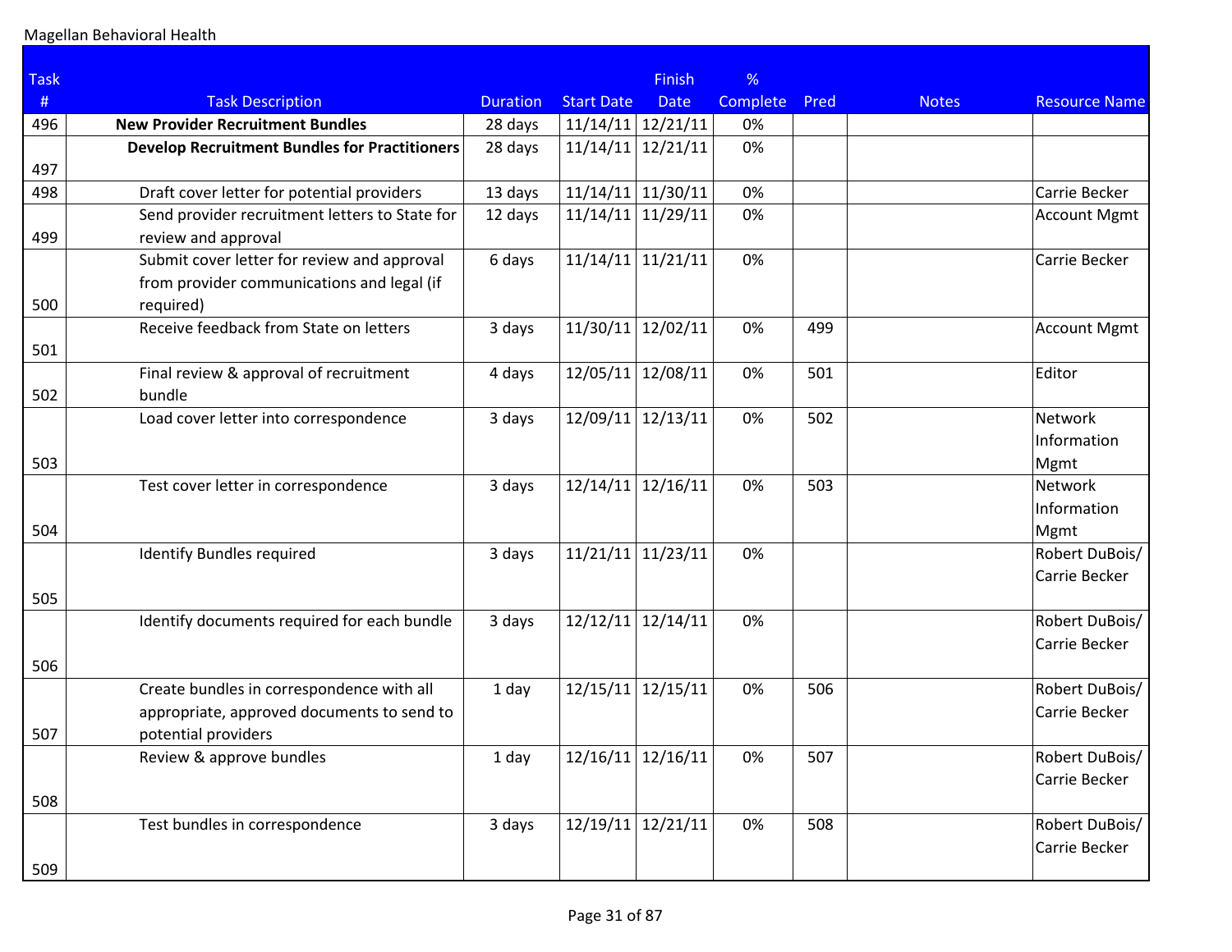Magellan Behavioral Health

| Task # | Task Description | Duration | Start Date | Finish Date | % Complete | Pred | Notes | Resource Name |
|---|---|---|---|---|---|---|---|---|
| 496 | **New Provider Recruitment Bundles** | 28 days | 11/14/11 | 12/21/11 | 0% | | | |
| 497 | **Develop Recruitment Bundles for Practitioners** | 28 days | 11/14/11 | 12/21/11 | 0% | | | |
| 498 | Draft cover letter for potential providers | 13 days | 11/14/11 | 11/30/11 | 0% | | | Carrie Becker |
| 499 | Send provider recruitment letters to State for review and approval | 12 days | 11/14/11 | 11/29/11 | 0% | | | Account Mgmt |
| 500 | Submit cover letter for review and approval from provider communications and legal (if required) | 6 days | 11/14/11 | 11/21/11 | 0% | | | Carrie Becker |
| 501 | Receive feedback from State on letters | 3 days | 11/30/11 | 12/02/11 | 0% | 499 | | Account Mgmt |
| 502 | Final review & approval of recruitment bundle | 4 days | 12/05/11 | 12/08/11 | 0% | 501 | | Editor |
| 503 | Load cover letter into correspondence | 3 days | 12/09/11 | 12/13/11 | 0% | 502 | | Network Information Mgmt |
| 504 | Test cover letter in correspondence | 3 days | 12/14/11 | 12/16/11 | 0% | 503 | | Network Information Mgmt |
| 505 | Identify Bundles required | 3 days | 11/21/11 | 11/23/11 | 0% | | | Robert DuBois/ Carrie Becker |
| 506 | Identify documents required for each bundle | 3 days | 12/12/11 | 12/14/11 | 0% | | | Robert DuBois/ Carrie Becker |
| 507 | Create bundles in correspondence with all appropriate, approved documents to send to potential providers | 1 day | 12/15/11 | 12/15/11 | 0% | 506 | | Robert DuBois/ Carrie Becker |
| 508 | Review & approve bundles | 1 day | 12/16/11 | 12/16/11 | 0% | 507 | | Robert DuBois/ Carrie Becker |
| 509 | Test bundles in correspondence | 3 days | 12/19/11 | 12/21/11 | 0% | 508 | | Robert DuBois/ Carrie Becker |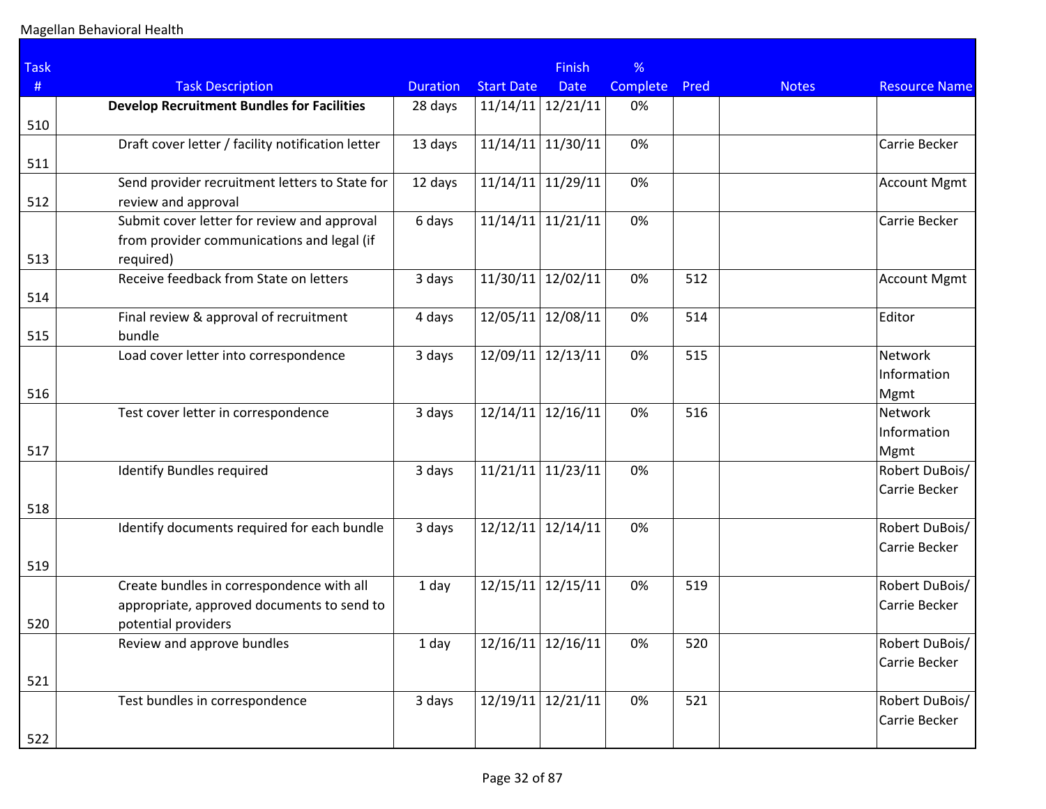Magellan Behavioral Health

| Task # | Task Description | Duration | Start Date | Finish Date | % Complete | Pred | Notes | Resource Name |
|---|---|---|---|---|---|---|---|---|
| 510 | **Develop Recruitment Bundles for Facilities** | 28 days | 11/14/11 | 12/21/11 | 0% | | | |
| 511 | Draft cover letter / facility notification letter | 13 days | 11/14/11 | 11/30/11 | 0% | | | Carrie Becker |
| 512 | Send provider recruitment letters to State for review and approval | 12 days | 11/14/11 | 11/29/11 | 0% | | | Account Mgmt |
| 513 | Submit cover letter for review and approval from provider communications and legal (if required) | 6 days | 11/14/11 | 11/21/11 | 0% | | | Carrie Becker |
| 514 | Receive feedback from State on letters | 3 days | 11/30/11 | 12/02/11 | 0% | 512 | | Account Mgmt |
| 515 | Final review & approval of recruitment bundle | 4 days | 12/05/11 | 12/08/11 | 0% | 514 | | Editor |
| 516 | Load cover letter into correspondence | 3 days | 12/09/11 | 12/13/11 | 0% | 515 | | Network Information Mgmt |
| 517 | Test cover letter in correspondence | 3 days | 12/14/11 | 12/16/11 | 0% | 516 | | Network Information Mgmt |
| 518 | Identify Bundles required | 3 days | 11/21/11 | 11/23/11 | 0% | | | Robert DuBois/ Carrie Becker |
| 519 | Identify documents required for each bundle | 3 days | 12/12/11 | 12/14/11 | 0% | | | Robert DuBois/ Carrie Becker |
| 520 | Create bundles in correspondence with all appropriate, approved documents to send to potential providers | 1 day | 12/15/11 | 12/15/11 | 0% | 519 | | Robert DuBois/ Carrie Becker |
| 521 | Review and approve bundles | 1 day | 12/16/11 | 12/16/11 | 0% | 520 | | Robert DuBois/ Carrie Becker |
| 522 | Test bundles in correspondence | 3 days | 12/19/11 | 12/21/11 | 0% | 521 | | Robert DuBois/ Carrie Becker |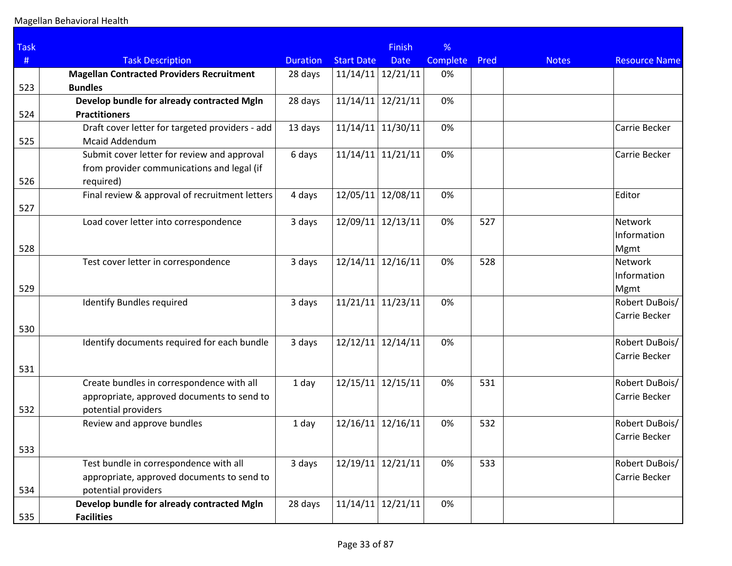Magellan Behavioral Health

| Task # | Task Description | Duration | Start Date | Finish Date | % Complete | Pred | Notes | Resource Name |
|---|---|---|---|---|---|---|---|---|
| 523 | **Magellan Contracted Providers Recruitment Bundles** | 28 days | 11/14/11 | 12/21/11 | 0% | | | |
| 524 | **Develop bundle for already contracted Mgln Practitioners** | 28 days | 11/14/11 | 12/21/11 | 0% | | | |
| 525 | Draft cover letter for targeted providers - add Mcaid Addendum | 13 days | 11/14/11 | 11/30/11 | 0% | | | Carrie Becker |
| 526 | Submit cover letter for review and approval from provider communications and legal (if required) | 6 days | 11/14/11 | 11/21/11 | 0% | | | Carrie Becker |
| 527 | Final review & approval of recruitment letters | 4 days | 12/05/11 | 12/08/11 | 0% | | | Editor |
| 528 | Load cover letter into correspondence | 3 days | 12/09/11 | 12/13/11 | 0% | 527 | | Network Information Mgmt |
| 529 | Test cover letter in correspondence | 3 days | 12/14/11 | 12/16/11 | 0% | 528 | | Network Information Mgmt |
| 530 | Identify Bundles required | 3 days | 11/21/11 | 11/23/11 | 0% | | | Robert DuBois/ Carrie Becker |
| 531 | Identify documents required for each bundle | 3 days | 12/12/11 | 12/14/11 | 0% | | | Robert DuBois/ Carrie Becker |
| 532 | Create bundles in correspondence with all appropriate, approved documents to send to potential providers | 1 day | 12/15/11 | 12/15/11 | 0% | 531 | | Robert DuBois/ Carrie Becker |
| 533 | Review and approve bundles | 1 day | 12/16/11 | 12/16/11 | 0% | 532 | | Robert DuBois/ Carrie Becker |
| 534 | Test bundle in correspondence with all appropriate, approved documents to send to potential providers | 3 days | 12/19/11 | 12/21/11 | 0% | 533 | | Robert DuBois/ Carrie Becker |
| 535 | **Develop bundle for already contracted Mgln Facilities** | 28 days | 11/14/11 | 12/21/11 | 0% | | | |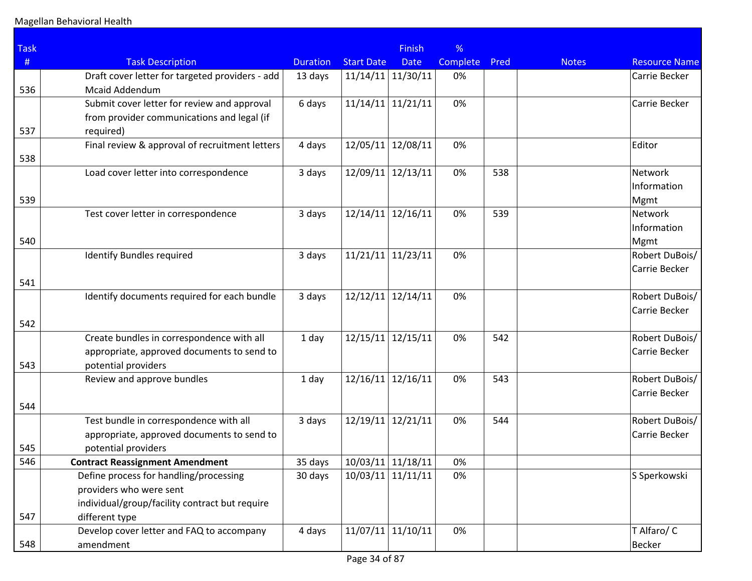| Task # | Task Description | Duration | Start Date | Finish Date | % Complete | Pred | Notes | Resource Name |
|---|---|---|---|---|---|---|---|---|
| 536 | Draft cover letter for targeted providers - add Mcaid Addendum | 13 days | 11/14/11 | 11/30/11 | 0% | | | Carrie Becker |
| 537 | Submit cover letter for review and approval from provider communications and legal (if required) | 6 days | 11/14/11 | 11/21/11 | 0% | | | Carrie Becker |
| 538 | Final review & approval of recruitment letters | 4 days | 12/05/11 | 12/08/11 | 0% | | | Editor |
| 539 | Load cover letter into correspondence | 3 days | 12/09/11 | 12/13/11 | 0% | 538 | | Network Information Mgmt |
| 540 | Test cover letter in correspondence | 3 days | 12/14/11 | 12/16/11 | 0% | 539 | | Network Information Mgmt |
| 541 | Identify Bundles required | 3 days | 11/21/11 | 11/23/11 | 0% | | | Robert DuBois/ Carrie Becker |
| 542 | Identify documents required for each bundle | 3 days | 12/12/11 | 12/14/11 | 0% | | | Robert DuBois/ Carrie Becker |
| 543 | Create bundles in correspondence with all appropriate, approved documents to send to potential providers | 1 day | 12/15/11 | 12/15/11 | 0% | 542 | | Robert DuBois/ Carrie Becker |
| 544 | Review and approve bundles | 1 day | 12/16/11 | 12/16/11 | 0% | 543 | | Robert DuBois/ Carrie Becker |
| 545 | Test bundle in correspondence with all appropriate, approved documents to send to potential providers | 3 days | 12/19/11 | 12/21/11 | 0% | 544 | | Robert DuBois/ Carrie Becker |
| 546 | **Contract Reassignment Amendment** | 35 days | 10/03/11 | 11/18/11 | 0% | | | |
| 547 | Define process for handling/processing providers who were sent individual/group/facility contract but require different type | 30 days | 10/03/11 | 11/11/11 | 0% | | | S Sperkowski |
| 548 | Develop cover letter and FAQ to accompany amendment | 4 days | 11/07/11 | 11/10/11 | 0% | | | T Alfaro/ C Becker |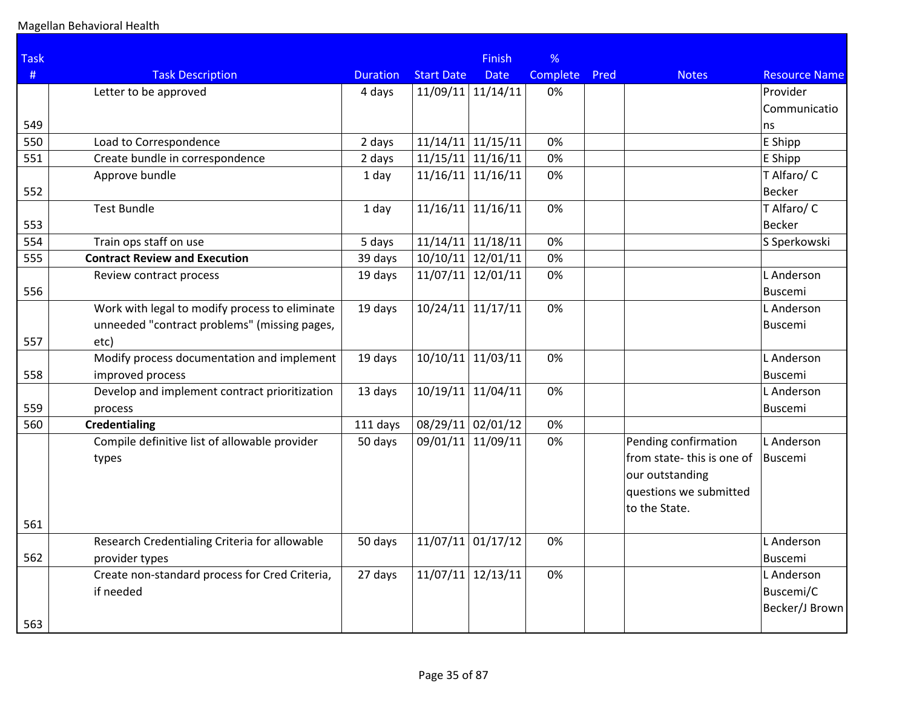Magellan Behavioral Health

| Task # | Task Description | Duration | Start Date | Finish Date | % Complete | Pred | Notes | Resource Name |
|---|---|---|---|---|---|---|---|---|
| 549 | Letter to be approved | 4 days | 11/09/11 | 11/14/11 | 0% | | | Provider Communications |
| 550 | Load to Correspondence | 2 days | 11/14/11 | 11/15/11 | 0% | | | E Shipp |
| 551 | Create bundle in correspondence | 2 days | 11/15/11 | 11/16/11 | 0% | | | E Shipp |
| 552 | Approve bundle | 1 day | 11/16/11 | 11/16/11 | 0% | | | T Alfaro/ C Becker |
| 553 | Test Bundle | 1 day | 11/16/11 | 11/16/11 | 0% | | | T Alfaro/ C Becker |
| 554 | Train ops staff on use | 5 days | 11/14/11 | 11/18/11 | 0% | | | S Sperkowski |
| 555 | **Contract Review and Execution** | 39 days | 10/10/11 | 12/01/11 | 0% | | | |
| 556 | Review contract process | 19 days | 11/07/11 | 12/01/11 | 0% | | | L Anderson Buscemi |
| 557 | Work with legal to modify process to eliminate unneeded "contract problems" (missing pages, etc) | 19 days | 10/24/11 | 11/17/11 | 0% | | | L Anderson Buscemi |
| 558 | Modify process documentation and implement improved process | 19 days | 10/10/11 | 11/03/11 | 0% | | | L Anderson Buscemi |
| 559 | Develop and implement contract prioritization process | 13 days | 10/19/11 | 11/04/11 | 0% | | | L Anderson Buscemi |
| 560 | **Credentialing** | 111 days | 08/29/11 | 02/01/12 | 0% | | | |
| 561 | Compile definitive list of allowable provider types | 50 days | 09/01/11 | 11/09/11 | 0% | | Pending confirmation from state- this is one of our outstanding questions we submitted to the State. | L Anderson Buscemi |
| 562 | Research Credentialing Criteria for allowable provider types | 50 days | 11/07/11 | 01/17/12 | 0% | | | L Anderson Buscemi |
| 563 | Create non-standard process for Cred Criteria, if needed | 27 days | 11/07/11 | 12/13/11 | 0% | | | L Anderson Buscemi/C Becker/J Brown |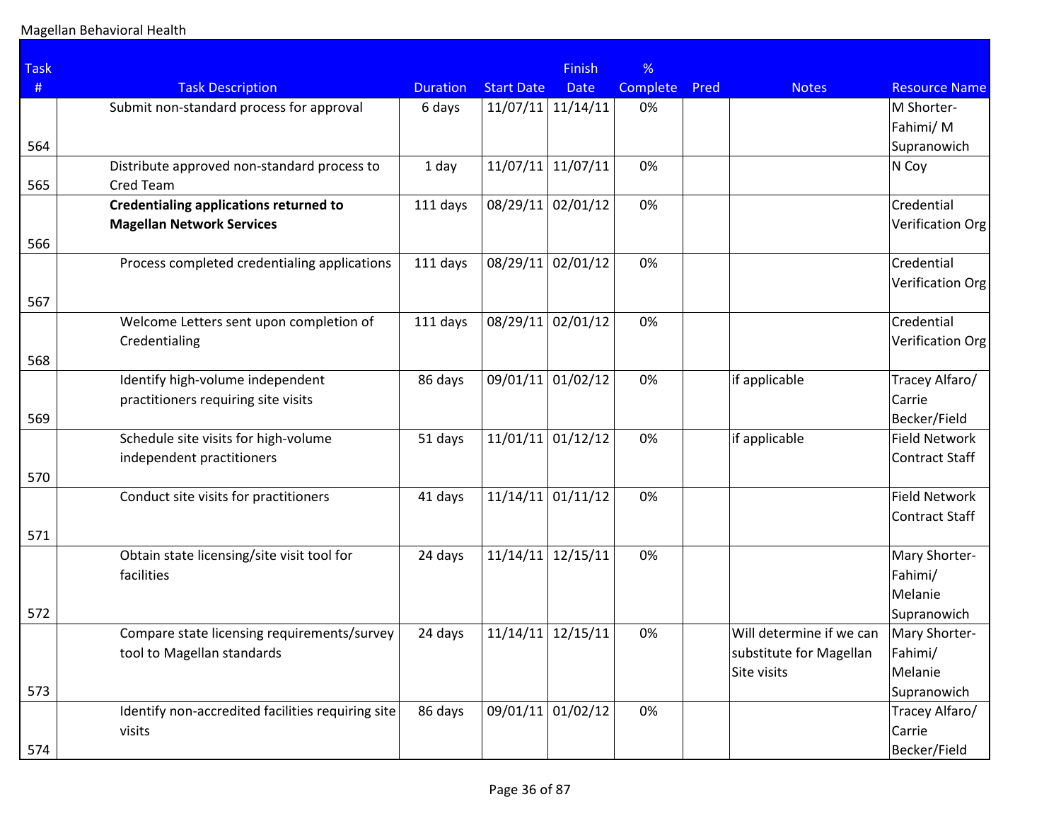Magellan Behavioral Health

| Task # | Task Description | Duration | Start Date | Finish Date | % Complete | Pred | Notes | Resource Name |
|---|---|---|---|---|---|---|---|---|
| 564 | Submit non-standard process for approval | 6 days | 11/07/11 | 11/14/11 | 0% | | | M Shorter-Fahimi/ M Supranowich |
| 565 | Distribute approved non-standard process to Cred Team | 1 day | 11/07/11 | 11/07/11 | 0% | | | N Coy |
| 566 | **Credentialing applications returned to Magellan Network Services** | 111 days | 08/29/11 | 02/01/12 | 0% | | | Credential Verification Org |
| 567 | Process completed credentialing applications | 111 days | 08/29/11 | 02/01/12 | 0% | | | Credential Verification Org |
| 568 | Welcome Letters sent upon completion of Credentialing | 111 days | 08/29/11 | 02/01/12 | 0% | | | Credential Verification Org |
| 569 | Identify high-volume independent practitioners requiring site visits | 86 days | 09/01/11 | 01/02/12 | 0% | | if applicable | Tracey Alfaro/ Carrie Becker/Field |
| 570 | Schedule site visits for high-volume independent practitioners | 51 days | 11/01/11 | 01/12/12 | 0% | | if applicable | Field Network Contract Staff |
| 571 | Conduct site visits for practitioners | 41 days | 11/14/11 | 01/11/12 | 0% | | | Field Network Contract Staff |
| 572 | Obtain state licensing/site visit tool for facilities | 24 days | 11/14/11 | 12/15/11 | 0% | | | Mary Shorter-Fahimi/ Melanie Supranowich |
| 573 | Compare state licensing requirements/survey tool to Magellan standards | 24 days | 11/14/11 | 12/15/11 | 0% | | Will determine if we can substitute for Magellan Site visits | Mary Shorter-Fahimi/ Melanie Supranowich |
| 574 | Identify non-accredited facilities requiring site visits | 86 days | 09/01/11 | 01/02/12 | 0% | | | Tracey Alfaro/ Carrie Becker/Field |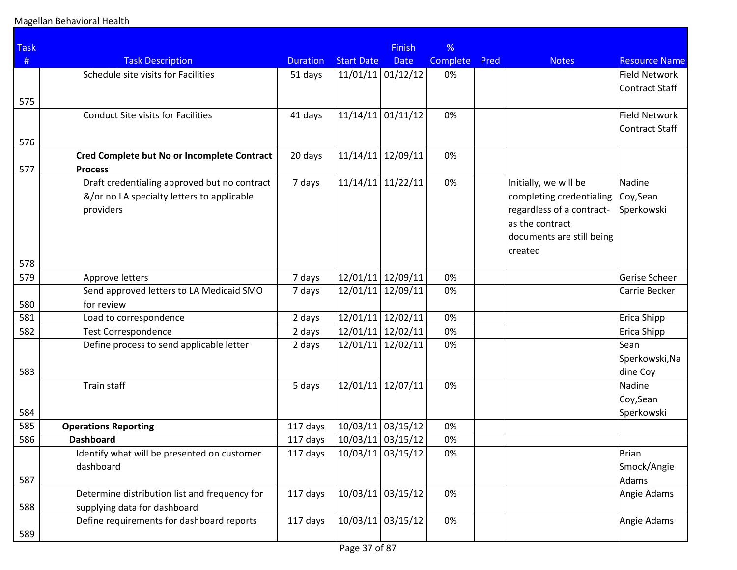Magellan Behavioral Health

| Task # | Task Description | Duration | Start Date | Finish Date | % Complete | Pred | Notes | Resource Name |
|---|---|---|---|---|---|---|---|---|
| 575 | Schedule site visits for Facilities | 51 days | 11/01/11 | 01/12/12 | 0% | | | Field Network Contract Staff |
| 576 | Conduct Site visits for Facilities | 41 days | 11/14/11 | 01/11/12 | 0% | | | Field Network Contract Staff |
| 577 | **Cred Complete but No or Incomplete Contract Process** | 20 days | 11/14/11 | 12/09/11 | 0% | | | |
| 578 | Draft credentialing approved but no contract &/or no LA specialty letters to applicable providers | 7 days | 11/14/11 | 11/22/11 | 0% | | Initially, we will be completing credentialing regardless of a contract- as the contract documents are still being created | Nadine Coy,Sean Sperkowski |
| 579 | Approve letters | 7 days | 12/01/11 | 12/09/11 | 0% | | | Gerise Scheer |
| 580 | Send approved letters to LA Medicaid SMO for review | 7 days | 12/01/11 | 12/09/11 | 0% | | | Carrie Becker |
| 581 | Load to correspondence | 2 days | 12/01/11 | 12/02/11 | 0% | | | Erica Shipp |
| 582 | Test Correspondence | 2 days | 12/01/11 | 12/02/11 | 0% | | | Erica Shipp |
| 583 | Define process to send applicable letter | 2 days | 12/01/11 | 12/02/11 | 0% | | | Sean Sperkowski,Nadine Coy |
| 584 | Train staff | 5 days | 12/01/11 | 12/07/11 | 0% | | | Nadine Coy,Sean Sperkowski |
| 585 | **Operations Reporting** | 117 days | 10/03/11 | 03/15/12 | 0% | | | |
| 586 | **Dashboard** | 117 days | 10/03/11 | 03/15/12 | 0% | | | |
| 587 | Identify what will be presented on customer dashboard | 117 days | 10/03/11 | 03/15/12 | 0% | | | Brian Smock/Angie Adams |
| 588 | Determine distribution list and frequency for supplying data for dashboard | 117 days | 10/03/11 | 03/15/12 | 0% | | | Angie Adams |
| 589 | Define requirements for dashboard reports | 117 days | 10/03/11 | 03/15/12 | 0% | | | Angie Adams |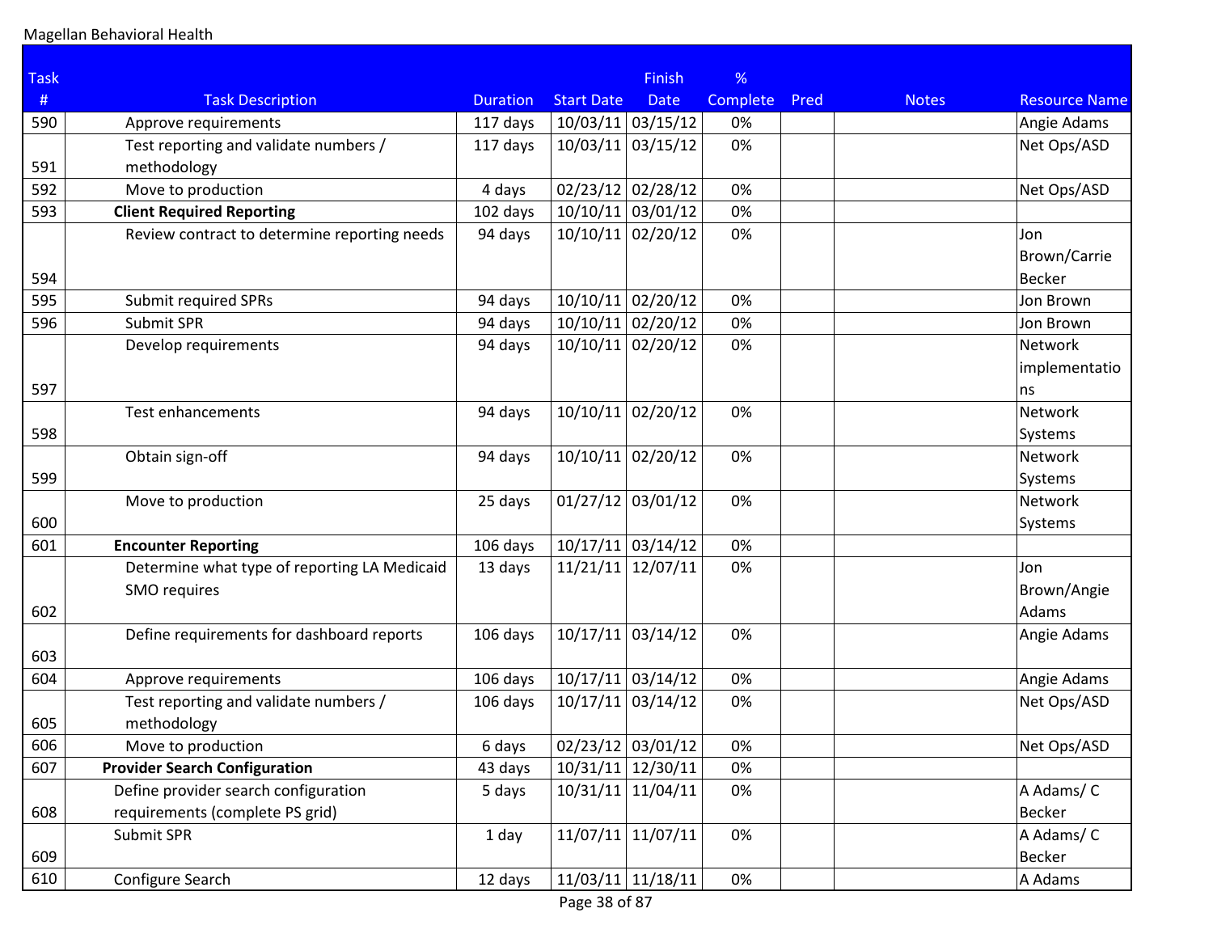Magellan Behavioral Health

| Task # | Task Description | Duration | Start Date | Finish Date | % Complete | Pred | Notes | Resource Name |
|---|---|---|---|---|---|---|---|---|
| 590 | Approve requirements | 117 days | 10/03/11 | 03/15/12 | 0% | | | Angie Adams |
| 591 | Test reporting and validate numbers / methodology | 117 days | 10/03/11 | 03/15/12 | 0% | | | Net Ops/ASD |
| 592 | Move to production | 4 days | 02/23/12 | 02/28/12 | 0% | | | Net Ops/ASD |
| 593 | **Client Required Reporting** | 102 days | 10/10/11 | 03/01/12 | 0% | | | |
| 594 | Review contract to determine reporting needs | 94 days | 10/10/11 | 02/20/12 | 0% | | | Jon Brown/Carrie Becker |
| 595 | Submit required SPRs | 94 days | 10/10/11 | 02/20/12 | 0% | | | Jon Brown |
| 596 | Submit SPR | 94 days | 10/10/11 | 02/20/12 | 0% | | | Jon Brown |
| 597 | Develop requirements | 94 days | 10/10/11 | 02/20/12 | 0% | | | Network implementations |
| 598 | Test enhancements | 94 days | 10/10/11 | 02/20/12 | 0% | | | Network Systems |
| 599 | Obtain sign-off | 94 days | 10/10/11 | 02/20/12 | 0% | | | Network Systems |
| 600 | Move to production | 25 days | 01/27/12 | 03/01/12 | 0% | | | Network Systems |
| 601 | **Encounter Reporting** | 106 days | 10/17/11 | 03/14/12 | 0% | | | |
| 602 | Determine what type of reporting LA Medicaid SMO requires | 13 days | 11/21/11 | 12/07/11 | 0% | | | Jon Brown/Angie Adams |
| 603 | Define requirements for dashboard reports | 106 days | 10/17/11 | 03/14/12 | 0% | | | Angie Adams |
| 604 | Approve requirements | 106 days | 10/17/11 | 03/14/12 | 0% | | | Angie Adams |
| 605 | Test reporting and validate numbers / methodology | 106 days | 10/17/11 | 03/14/12 | 0% | | | Net Ops/ASD |
| 606 | Move to production | 6 days | 02/23/12 | 03/01/12 | 0% | | | Net Ops/ASD |
| 607 | **Provider Search Configuration** | 43 days | 10/31/11 | 12/30/11 | 0% | | | |
| 608 | Define provider search configuration requirements (complete PS grid) | 5 days | 10/31/11 | 11/04/11 | 0% | | | A Adams/ C Becker |
| 609 | Submit SPR | 1 day | 11/07/11 | 11/07/11 | 0% | | | A Adams/ C Becker |
| 610 | Configure Search | 12 days | 11/03/11 | 11/18/11 | 0% | | | A Adams |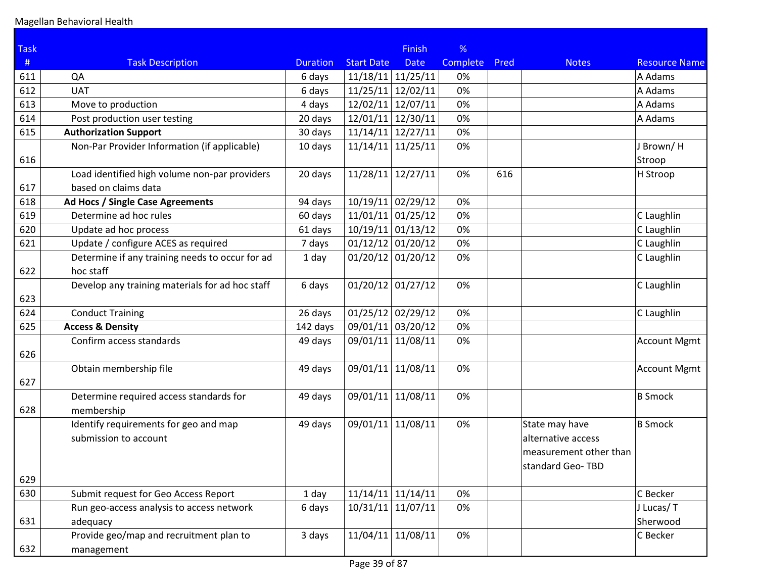Magellan Behavioral Health

| Task # | Task Description | Duration | Start Date | Finish Date | % Complete | Pred | Notes | Resource Name |
|---|---|---|---|---|---|---|---|---|
| 611 | QA | 6 days | 11/18/11 | 11/25/11 | 0% | | | A Adams |
| 612 | UAT | 6 days | 11/25/11 | 12/02/11 | 0% | | | A Adams |
| 613 | Move to production | 4 days | 12/02/11 | 12/07/11 | 0% | | | A Adams |
| 614 | Post production user testing | 20 days | 12/01/11 | 12/30/11 | 0% | | | A Adams |
| 615 | **Authorization Support** | 30 days | 11/14/11 | 12/27/11 | 0% | | | |
| 616 | Non-Par Provider Information (if applicable) | 10 days | 11/14/11 | 11/25/11 | 0% | | | J Brown/ H Stroop |
| 617 | Load identified high volume non-par providers based on claims data | 20 days | 11/28/11 | 12/27/11 | 0% | 616 | | H Stroop |
| 618 | **Ad Hocs / Single Case Agreements** | 94 days | 10/19/11 | 02/29/12 | 0% | | | |
| 619 | Determine ad hoc rules | 60 days | 11/01/11 | 01/25/12 | 0% | | | C Laughlin |
| 620 | Update ad hoc process | 61 days | 10/19/11 | 01/13/12 | 0% | | | C Laughlin |
| 621 | Update / configure ACES as required | 7 days | 01/12/12 | 01/20/12 | 0% | | | C Laughlin |
| 622 | Determine if any training needs to occur for ad hoc staff | 1 day | 01/20/12 | 01/20/12 | 0% | | | C Laughlin |
| 623 | Develop any training materials for ad hoc staff | 6 days | 01/20/12 | 01/27/12 | 0% | | | C Laughlin |
| 624 | Conduct Training | 26 days | 01/25/12 | 02/29/12 | 0% | | | C Laughlin |
| 625 | **Access & Density** | 142 days | 09/01/11 | 03/20/12 | 0% | | | |
| 626 | Confirm access standards | 49 days | 09/01/11 | 11/08/11 | 0% | | | Account Mgmt |
| 627 | Obtain membership file | 49 days | 09/01/11 | 11/08/11 | 0% | | | Account Mgmt |
| 628 | Determine required access standards for membership | 49 days | 09/01/11 | 11/08/11 | 0% | | | B Smock |
| 629 | Identify requirements for geo and map submission to account | 49 days | 09/01/11 | 11/08/11 | 0% | | State may have alternative access measurement other than standard Geo- TBD | B Smock |
| 630 | Submit request for Geo Access Report | 1 day | 11/14/11 | 11/14/11 | 0% | | | C Becker |
| 631 | Run geo-access analysis to access network adequacy | 6 days | 10/31/11 | 11/07/11 | 0% | | | J Lucas/ T Sherwood |
| 632 | Provide geo/map and recruitment plan to management | 3 days | 11/04/11 | 11/08/11 | 0% | | | C Becker |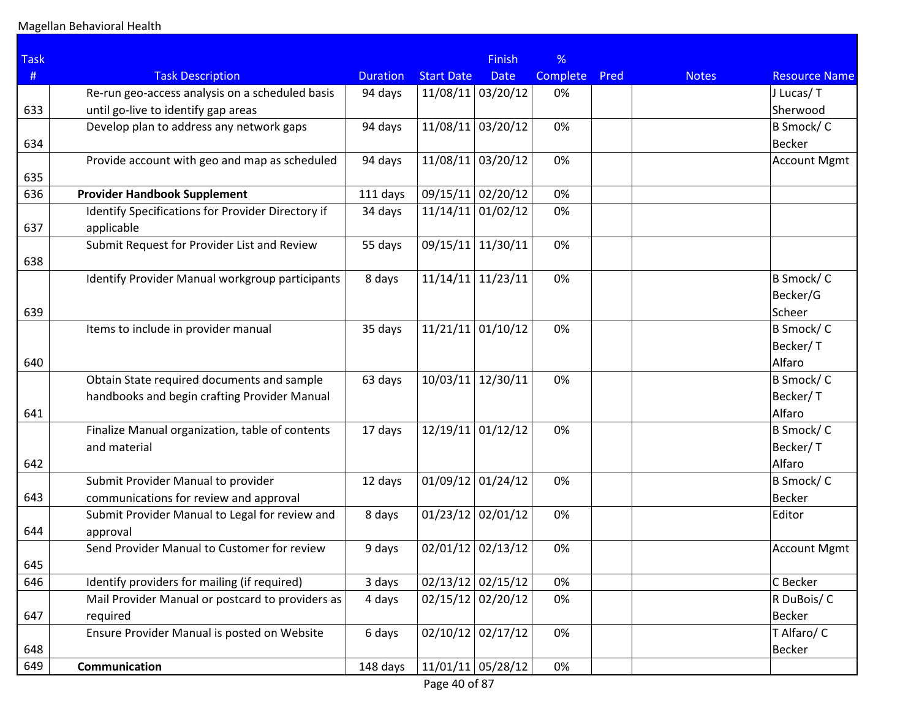Magellan Behavioral Health

| Task # | Task Description | Duration | Start Date | Finish Date | % Complete | Pred | Notes | Resource Name |
|---|---|---|---|---|---|---|---|---|
| 633 | Re-run geo-access analysis on a scheduled basis until go-live to identify gap areas | 94 days | 11/08/11 | 03/20/12 | 0% | | | J Lucas/ T Sherwood |
| 634 | Develop plan to address any network gaps | 94 days | 11/08/11 | 03/20/12 | 0% | | | B Smock/ C Becker |
| 635 | Provide account with geo and map as scheduled | 94 days | 11/08/11 | 03/20/12 | 0% | | | Account Mgmt |
| 636 | **Provider Handbook Supplement** | 111 days | 09/15/11 | 02/20/12 | 0% | | | |
| 637 | Identify Specifications for Provider Directory if applicable | 34 days | 11/14/11 | 01/02/12 | 0% | | | |
| 638 | Submit Request for Provider List and Review | 55 days | 09/15/11 | 11/30/11 | 0% | | | |
| 639 | Identify Provider Manual workgroup participants | 8 days | 11/14/11 | 11/23/11 | 0% | | | B Smock/ C Becker/G Scheer |
| 640 | Items to include in provider manual | 35 days | 11/21/11 | 01/10/12 | 0% | | | B Smock/ C Becker/ T Alfaro |
| 641 | Obtain State required documents and sample handbooks and begin crafting Provider Manual | 63 days | 10/03/11 | 12/30/11 | 0% | | | B Smock/ C Becker/ T Alfaro |
| 642 | Finalize Manual organization, table of contents and material | 17 days | 12/19/11 | 01/12/12 | 0% | | | B Smock/ C Becker/ T Alfaro |
| 643 | Submit Provider Manual to provider communications for review and approval | 12 days | 01/09/12 | 01/24/12 | 0% | | | B Smock/ C Becker |
| 644 | Submit Provider Manual to Legal for review and approval | 8 days | 01/23/12 | 02/01/12 | 0% | | | Editor |
| 645 | Send Provider Manual to Customer for review | 9 days | 02/01/12 | 02/13/12 | 0% | | | Account Mgmt |
| 646 | Identify providers for mailing (if required) | 3 days | 02/13/12 | 02/15/12 | 0% | | | C Becker |
| 647 | Mail Provider Manual or postcard to providers as required | 4 days | 02/15/12 | 02/20/12 | 0% | | | R DuBois/ C Becker |
| 648 | Ensure Provider Manual is posted on Website | 6 days | 02/10/12 | 02/17/12 | 0% | | | T Alfaro/ C Becker |
| 649 | **Communication** | 148 days | 11/01/11 | 05/28/12 | 0% | | | |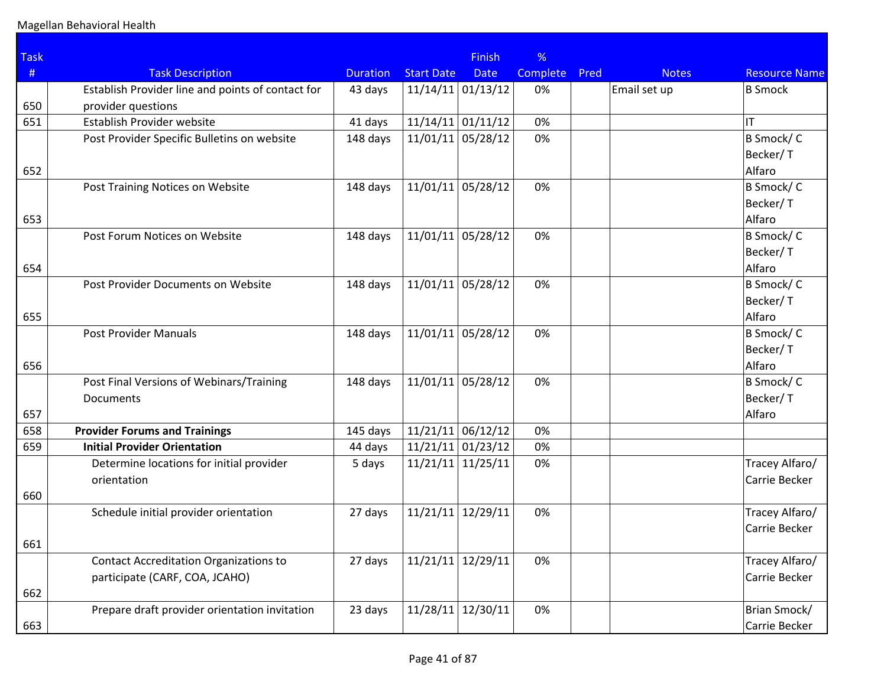Magellan Behavioral Health

| Task # | Task Description | Duration | Start Date | Finish Date | % Complete | Pred | Notes | Resource Name |
|---|---|---|---|---|---|---|---|---|
| 650 | Establish Provider line and points of contact for provider questions | 43 days | 11/14/11 | 01/13/12 | 0% | | Email set up | B Smock |
| 651 | Establish Provider website | 41 days | 11/14/11 | 01/11/12 | 0% | | | IT |
| 652 | Post Provider Specific Bulletins on website | 148 days | 11/01/11 | 05/28/12 | 0% | | | B Smock/ C Becker/ T Alfaro |
| 653 | Post Training Notices on Website | 148 days | 11/01/11 | 05/28/12 | 0% | | | B Smock/ C Becker/ T Alfaro |
| 654 | Post Forum Notices on Website | 148 days | 11/01/11 | 05/28/12 | 0% | | | B Smock/ C Becker/ T Alfaro |
| 655 | Post Provider Documents on Website | 148 days | 11/01/11 | 05/28/12 | 0% | | | B Smock/ C Becker/ T Alfaro |
| 656 | Post Provider Manuals | 148 days | 11/01/11 | 05/28/12 | 0% | | | B Smock/ C Becker/ T Alfaro |
| 657 | Post Final Versions of Webinars/Training Documents | 148 days | 11/01/11 | 05/28/12 | 0% | | | B Smock/ C Becker/ T Alfaro |
| 658 | **Provider Forums and Trainings** | 145 days | 11/21/11 | 06/12/12 | 0% | | | |
| 659 | **Initial Provider Orientation** | 44 days | 11/21/11 | 01/23/12 | 0% | | | |
| 660 | Determine locations for initial provider orientation | 5 days | 11/21/11 | 11/25/11 | 0% | | | Tracey Alfaro/ Carrie Becker |
| 661 | Schedule initial provider orientation | 27 days | 11/21/11 | 12/29/11 | 0% | | | Tracey Alfaro/ Carrie Becker |
| 662 | Contact Accreditation Organizations to participate (CARF, COA, JCAHO) | 27 days | 11/21/11 | 12/29/11 | 0% | | | Tracey Alfaro/ Carrie Becker |
| 663 | Prepare draft provider orientation invitation | 23 days | 11/28/11 | 12/30/11 | 0% | | | Brian Smock/ Carrie Becker |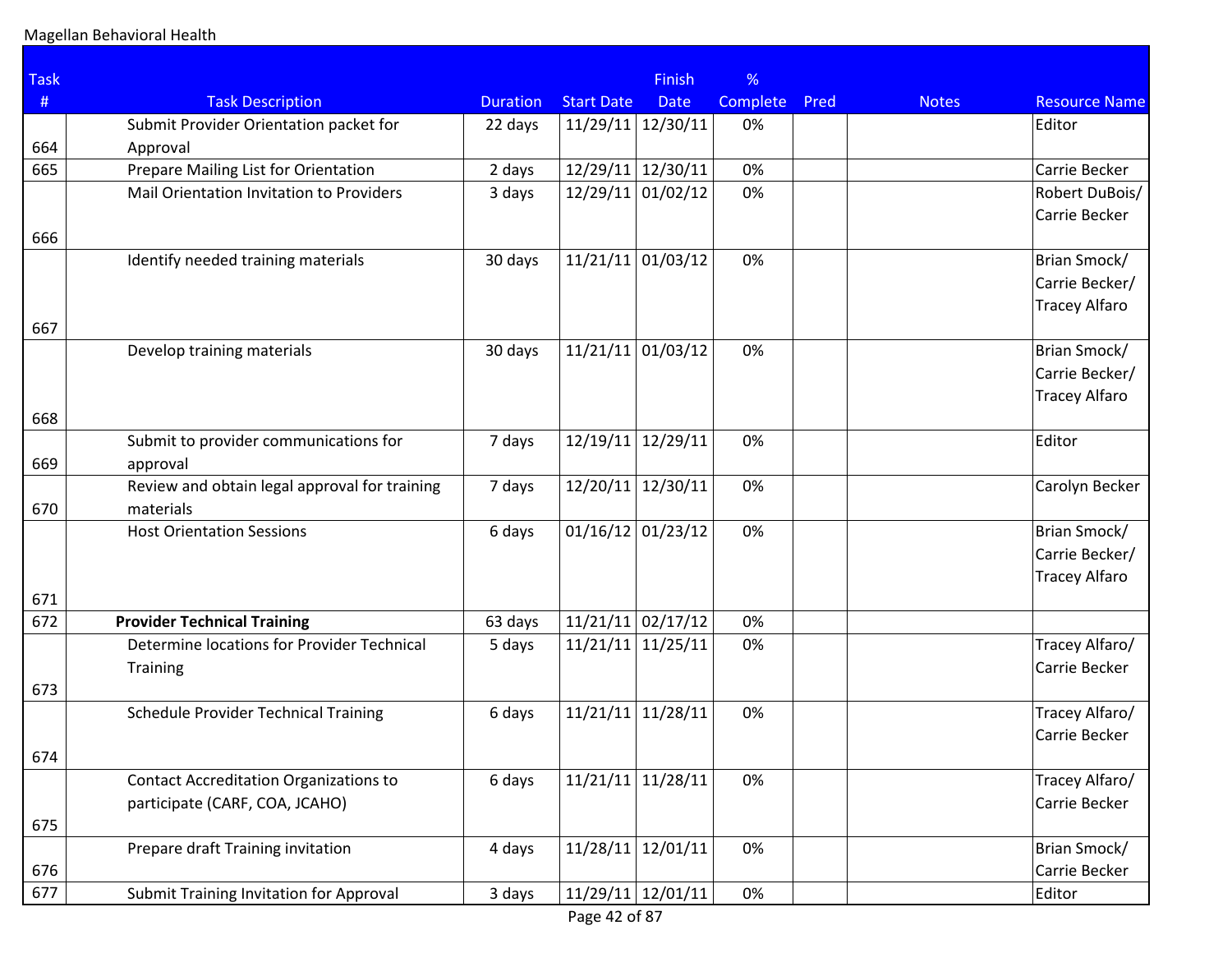Magellan Behavioral Health

| Task # | Task Description | Duration | Start Date | Finish Date | % Complete | Pred | Notes | Resource Name |
|---|---|---|---|---|---|---|---|---|
| 664 | Submit Provider Orientation packet for Approval | 22 days | 11/29/11 | 12/30/11 | 0% | | | Editor |
| 665 | Prepare Mailing List for Orientation | 2 days | 12/29/11 | 12/30/11 | 0% | | | Carrie Becker |
| 666 | Mail Orientation Invitation to Providers | 3 days | 12/29/11 | 01/02/12 | 0% | | | Robert DuBois/ Carrie Becker |
| 667 | Identify needed training materials | 30 days | 11/21/11 | 01/03/12 | 0% | | | Brian Smock/ Carrie Becker/ Tracey Alfaro |
| 668 | Develop training materials | 30 days | 11/21/11 | 01/03/12 | 0% | | | Brian Smock/ Carrie Becker/ Tracey Alfaro |
| 669 | Submit to provider communications for approval | 7 days | 12/19/11 | 12/29/11 | 0% | | | Editor |
| 670 | Review and obtain legal approval for training materials | 7 days | 12/20/11 | 12/30/11 | 0% | | | Carolyn Becker |
| 671 | Host Orientation Sessions | 6 days | 01/16/12 | 01/23/12 | 0% | | | Brian Smock/ Carrie Becker/ Tracey Alfaro |
| 672 | **Provider Technical Training** | 63 days | 11/21/11 | 02/17/12 | 0% | | | |
| 673 | Determine locations for Provider Technical Training | 5 days | 11/21/11 | 11/25/11 | 0% | | | Tracey Alfaro/ Carrie Becker |
| 674 | Schedule Provider Technical Training | 6 days | 11/21/11 | 11/28/11 | 0% | | | Tracey Alfaro/ Carrie Becker |
| 675 | Contact Accreditation Organizations to participate (CARF, COA, JCAHO) | 6 days | 11/21/11 | 11/28/11 | 0% | | | Tracey Alfaro/ Carrie Becker |
| 676 | Prepare draft Training invitation | 4 days | 11/28/11 | 12/01/11 | 0% | | | Brian Smock/ Carrie Becker |
| 677 | Submit Training Invitation for Approval | 3 days | 11/29/11 | 12/01/11 | 0% | | | Editor |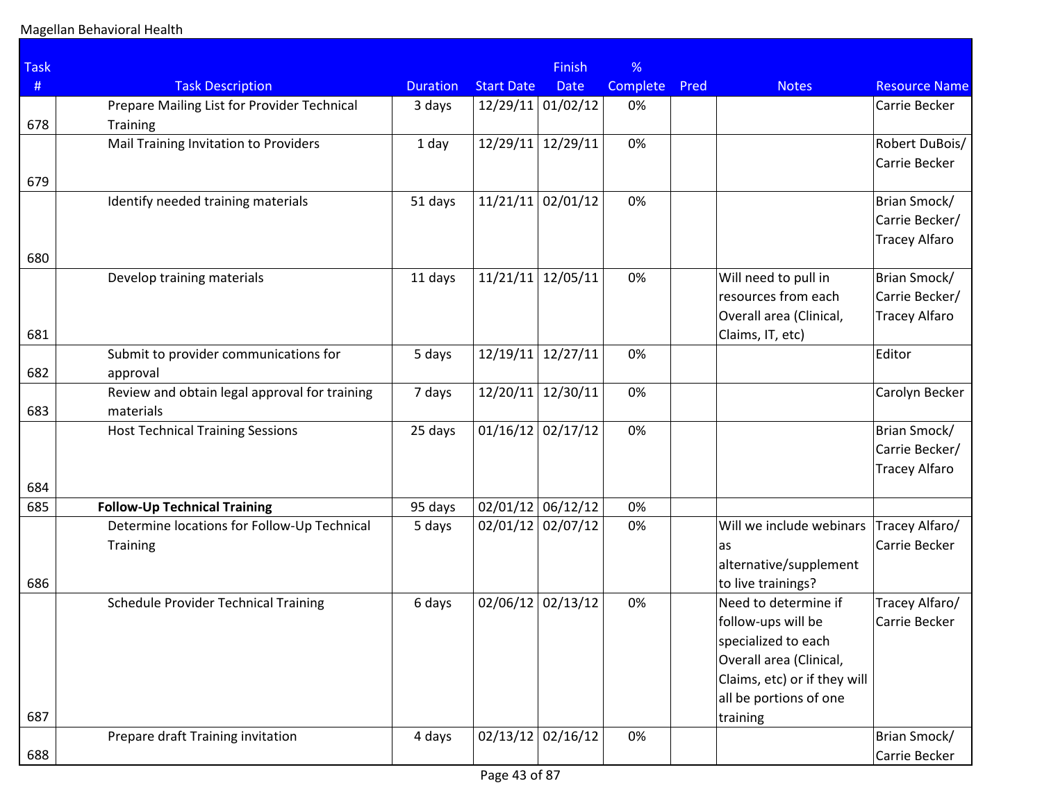Magellan Behavioral Health

| Task # | Task Description | Duration | Start Date | Finish Date | % Complete | Pred | Notes | Resource Name |
|---|---|---|---|---|---|---|---|---|
| 678 | Prepare Mailing List for Provider Technical Training | 3 days | 12/29/11 | 01/02/12 | 0% | | | Carrie Becker |
| 679 | Mail Training Invitation to Providers | 1 day | 12/29/11 | 12/29/11 | 0% | | | Robert DuBois/ Carrie Becker |
| 680 | Identify needed training materials | 51 days | 11/21/11 | 02/01/12 | 0% | | | Brian Smock/ Carrie Becker/ Tracey Alfaro |
| 681 | Develop training materials | 11 days | 11/21/11 | 12/05/11 | 0% | | Will need to pull in resources from each Overall area (Clinical, Claims, IT, etc) | Brian Smock/ Carrie Becker/ Tracey Alfaro |
| 682 | Submit to provider communications for approval | 5 days | 12/19/11 | 12/27/11 | 0% | | | Editor |
| 683 | Review and obtain legal approval for training materials | 7 days | 12/20/11 | 12/30/11 | 0% | | | Carolyn Becker |
| 684 | Host Technical Training Sessions | 25 days | 01/16/12 | 02/17/12 | 0% | | | Brian Smock/ Carrie Becker/ Tracey Alfaro |
| 685 | **Follow-Up Technical Training** | 95 days | 02/01/12 | 06/12/12 | 0% | | | |
| 686 | Determine locations for Follow-Up Technical Training | 5 days | 02/01/12 | 02/07/12 | 0% | | Will we include webinars as alternative/supplement to live trainings? | Tracey Alfaro/ Carrie Becker |
| 687 | Schedule Provider Technical Training | 6 days | 02/06/12 | 02/13/12 | 0% | | Need to determine if follow-ups will be specialized to each Overall area (Clinical, Claims, etc) or if they will all be portions of one training | Tracey Alfaro/ Carrie Becker |
| 688 | Prepare draft Training invitation | 4 days | 02/13/12 | 02/16/12 | 0% | | | Brian Smock/ Carrie Becker |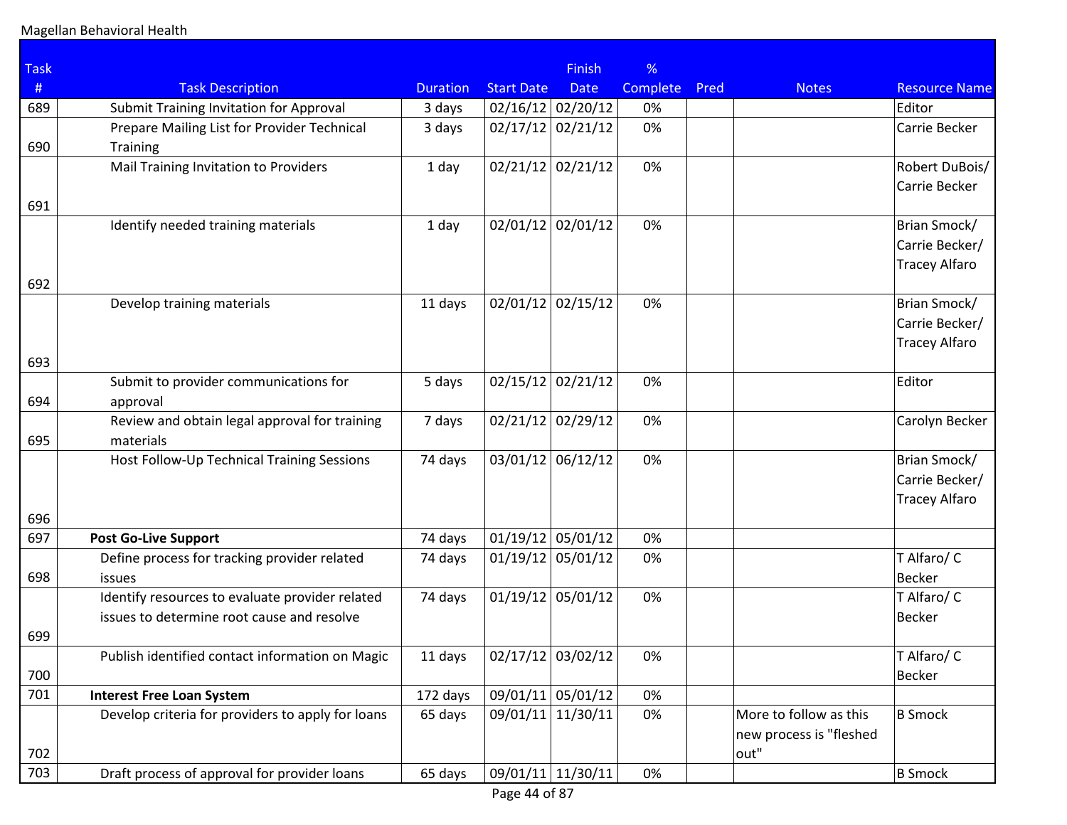Magellan Behavioral Health

| Task # | Task Description | Duration | Start Date | Finish Date | % Complete | Pred | Notes | Resource Name |
|---|---|---|---|---|---|---|---|---|
| 689 | Submit Training Invitation for Approval | 3 days | 02/16/12 | 02/20/12 | 0% | | | Editor |
| 690 | Prepare Mailing List for Provider Technical Training | 3 days | 02/17/12 | 02/21/12 | 0% | | | Carrie Becker |
| 691 | Mail Training Invitation to Providers | 1 day | 02/21/12 | 02/21/12 | 0% | | | Robert DuBois/ Carrie Becker |
| 692 | Identify needed training materials | 1 day | 02/01/12 | 02/01/12 | 0% | | | Brian Smock/ Carrie Becker/ Tracey Alfaro |
| 693 | Develop training materials | 11 days | 02/01/12 | 02/15/12 | 0% | | | Brian Smock/ Carrie Becker/ Tracey Alfaro |
| 694 | Submit to provider communications for approval | 5 days | 02/15/12 | 02/21/12 | 0% | | | Editor |
| 695 | Review and obtain legal approval for training materials | 7 days | 02/21/12 | 02/29/12 | 0% | | | Carolyn Becker |
| 696 | Host Follow-Up Technical Training Sessions | 74 days | 03/01/12 | 06/12/12 | 0% | | | Brian Smock/ Carrie Becker/ Tracey Alfaro |
| 697 | **Post Go-Live Support** | 74 days | 01/19/12 | 05/01/12 | 0% | | | |
| 698 | Define process for tracking provider related issues | 74 days | 01/19/12 | 05/01/12 | 0% | | | T Alfaro/ C Becker |
| 699 | Identify resources to evaluate provider related issues to determine root cause and resolve | 74 days | 01/19/12 | 05/01/12 | 0% | | | T Alfaro/ C Becker |
| 700 | Publish identified contact information on Magic | 11 days | 02/17/12 | 03/02/12 | 0% | | | T Alfaro/ C Becker |
| 701 | **Interest Free Loan System** | 172 days | 09/01/11 | 05/01/12 | 0% | | | |
| 702 | Develop criteria for providers to apply for loans | 65 days | 09/01/11 | 11/30/11 | 0% | | More to follow as this new process is "fleshed out" | B Smock |
| 703 | Draft process of approval for provider loans | 65 days | 09/01/11 | 11/30/11 | 0% | | | B Smock |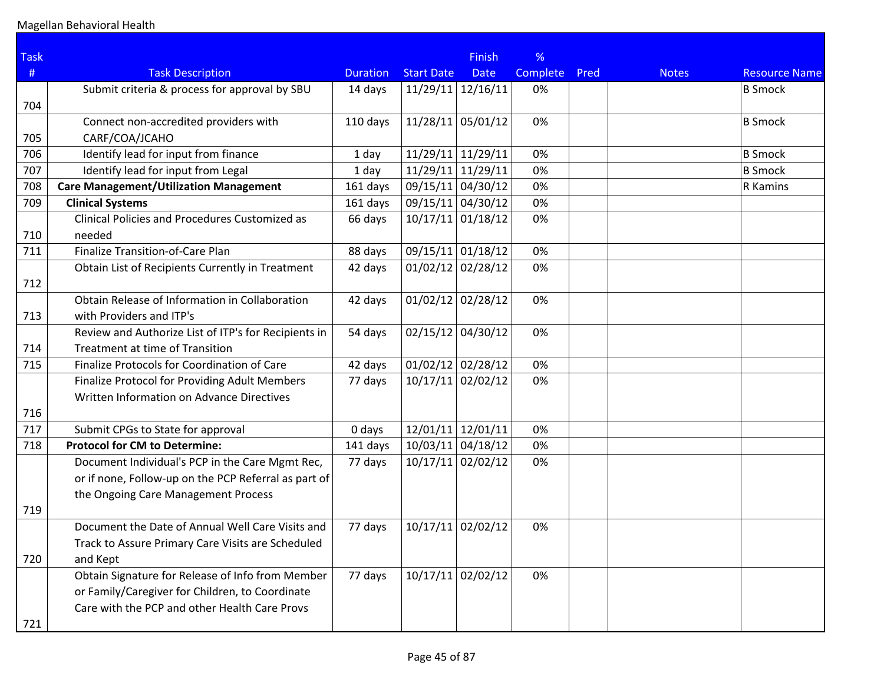| Task # | Task Description | Duration | Start Date | Finish Date | % Complete | Pred | Notes | Resource Name |
|---|---|---|---|---|---|---|---|---|
| 704 | Submit criteria & process for approval by SBU | 14 days | 11/29/11 | 12/16/11 | 0% | | | B Smock |
| 705 | Connect non-accredited providers with CARF/COA/JCAHO | 110 days | 11/28/11 | 05/01/12 | 0% | | | B Smock |
| 706 | Identify lead for input from finance | 1 day | 11/29/11 | 11/29/11 | 0% | | | B Smock |
| 707 | Identify lead for input from Legal | 1 day | 11/29/11 | 11/29/11 | 0% | | | B Smock |
| 708 | **Care Management/Utilization Management** | 161 days | 09/15/11 | 04/30/12 | 0% | | | R Kamins |
| 709 | **Clinical Systems** | 161 days | 09/15/11 | 04/30/12 | 0% | | | |
| 710 | Clinical Policies and Procedures Customized as needed | 66 days | 10/17/11 | 01/18/12 | 0% | | | |
| 711 | Finalize Transition-of-Care Plan | 88 days | 09/15/11 | 01/18/12 | 0% | | | |
| 712 | Obtain List of Recipients Currently in Treatment | 42 days | 01/02/12 | 02/28/12 | 0% | | | |
| 713 | Obtain Release of Information in Collaboration with Providers and ITP's | 42 days | 01/02/12 | 02/28/12 | 0% | | | |
| 714 | Review and Authorize List of ITP's for Recipients in Treatment at time of Transition | 54 days | 02/15/12 | 04/30/12 | 0% | | | |
| 715 | Finalize Protocols for Coordination of Care | 42 days | 01/02/12 | 02/28/12 | 0% | | | |
| 716 | Finalize Protocol for Providing Adult Members Written Information on Advance Directives | 77 days | 10/17/11 | 02/02/12 | 0% | | | |
| 717 | Submit CPGs to State for approval | 0 days | 12/01/11 | 12/01/11 | 0% | | | |
| 718 | **Protocol for CM to Determine:** | 141 days | 10/03/11 | 04/18/12 | 0% | | | |
| 719 | Document Individual's PCP in the Care Mgmt Rec, or if none, Follow-up on the PCP Referral as part of the Ongoing Care Management Process | 77 days | 10/17/11 | 02/02/12 | 0% | | | |
| 720 | Document the Date of Annual Well Care Visits and Track to Assure Primary Care Visits are Scheduled and Kept | 77 days | 10/17/11 | 02/02/12 | 0% | | | |
| 721 | Obtain Signature for Release of Info from Member or Family/Caregiver for Children, to Coordinate Care with the PCP and other Health Care Provs | 77 days | 10/17/11 | 02/02/12 | 0% | | | |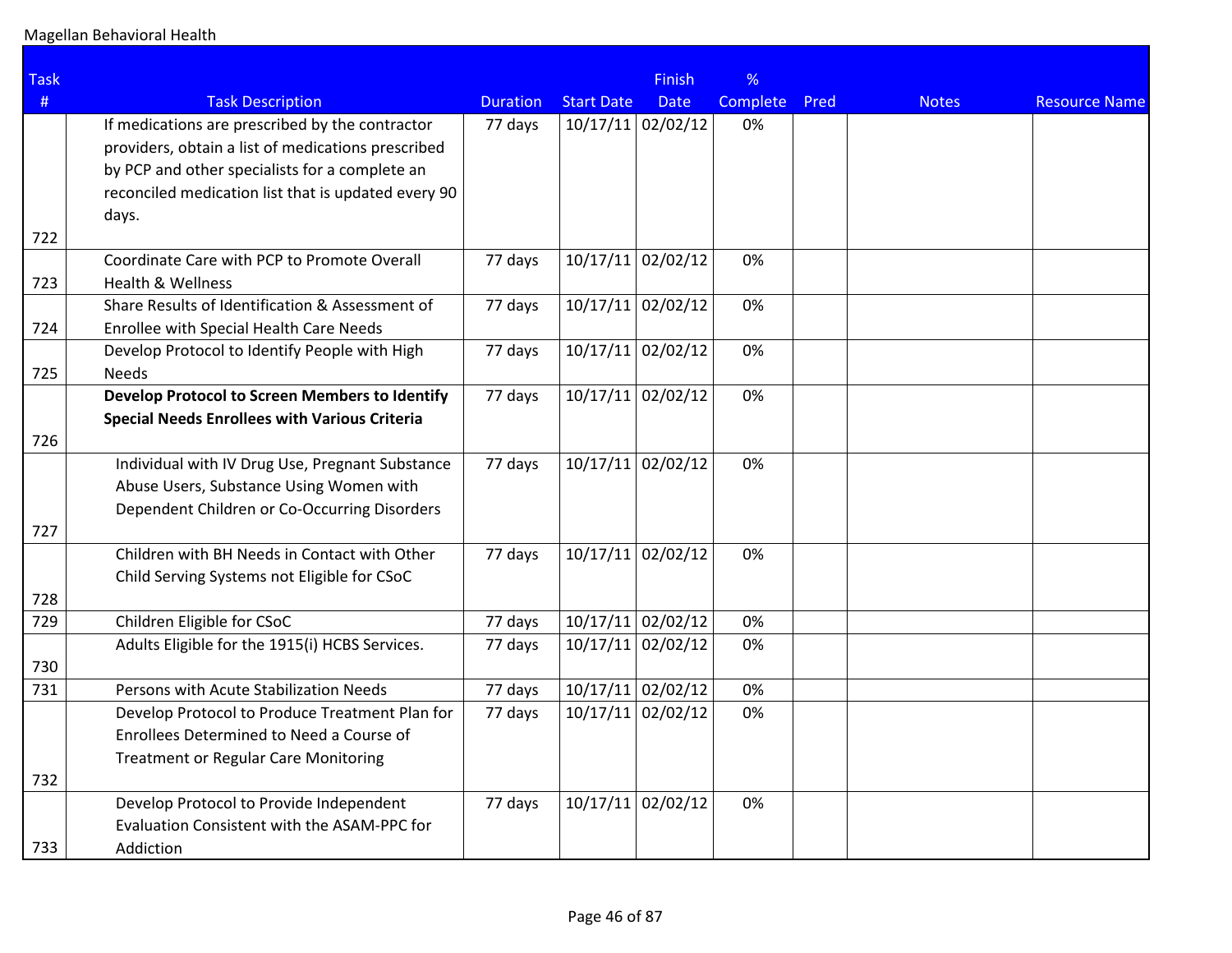Magellan Behavioral Health

| Task # | Task Description | Duration | Start Date | Finish Date | % Complete | Pred | Notes | Resource Name |
|---|---|---|---|---|---|---|---|---|
| 722 | If medications are prescribed by the contractor providers, obtain a list of medications prescribed by PCP and other specialists for a complete an reconciled medication list that is updated every 90 days. | 77 days | 10/17/11 | 02/02/12 | 0% | | | |
| 723 | Coordinate Care with PCP to Promote Overall Health & Wellness | 77 days | 10/17/11 | 02/02/12 | 0% | | | |
| 724 | Share Results of Identification & Assessment of Enrollee with Special Health Care Needs | 77 days | 10/17/11 | 02/02/12 | 0% | | | |
| 725 | Develop Protocol to Identify People with High Needs | 77 days | 10/17/11 | 02/02/12 | 0% | | | |
| 726 | **Develop Protocol to Screen Members to Identify Special Needs Enrollees with Various Criteria** | 77 days | 10/17/11 | 02/02/12 | 0% | | | |
| 727 | Individual with IV Drug Use, Pregnant Substance Abuse Users, Substance Using Women with Dependent Children or Co-Occurring Disorders | 77 days | 10/17/11 | 02/02/12 | 0% | | | |
| 728 | Children with BH Needs in Contact with Other Child Serving Systems not Eligible for CSoC | 77 days | 10/17/11 | 02/02/12 | 0% | | | |
| 729 | Children Eligible for CSoC | 77 days | 10/17/11 | 02/02/12 | 0% | | | |
| 730 | Adults Eligible for the 1915(i) HCBS Services. | 77 days | 10/17/11 | 02/02/12 | 0% | | | |
| 731 | Persons with Acute Stabilization Needs | 77 days | 10/17/11 | 02/02/12 | 0% | | | |
| 732 | Develop Protocol to Produce Treatment Plan for Enrollees Determined to Need a Course of Treatment or Regular Care Monitoring | 77 days | 10/17/11 | 02/02/12 | 0% | | | |
| 733 | Develop Protocol to Provide Independent Evaluation Consistent with the ASAM-PPC for Addiction | 77 days | 10/17/11 | 02/02/12 | 0% | | | |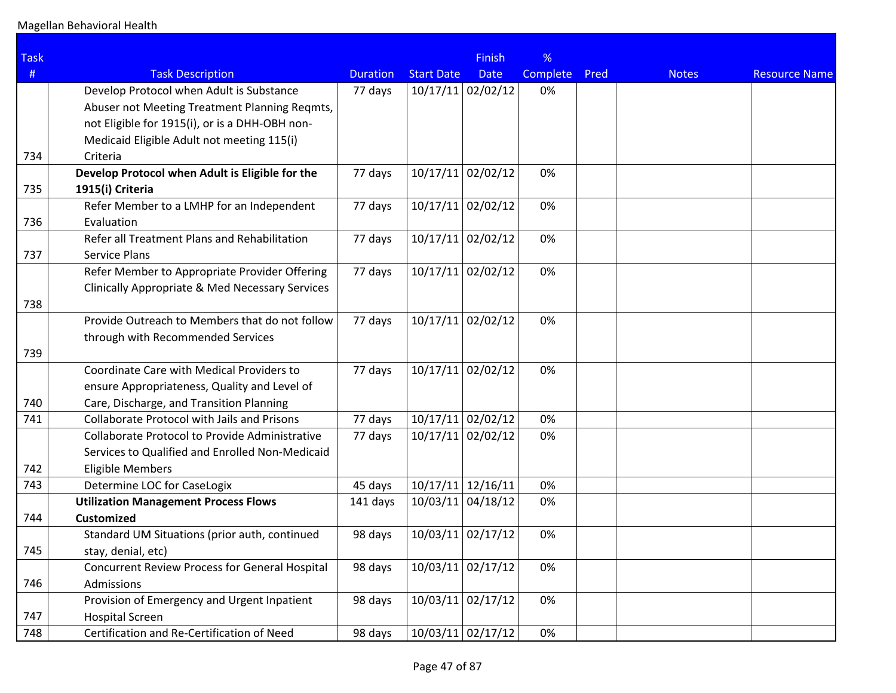Magellan Behavioral Health

| Task # | Task Description | Duration | Start Date | Finish Date | % Complete | Pred | Notes | Resource Name |
|---|---|---|---|---|---|---|---|---|
| 734 | Develop Protocol when Adult is Substance Abuser not Meeting Treatment Planning Reqmts, not Eligible for 1915(i), or is a DHH-OBH non-Medicaid Eligible Adult not meeting 115(i) Criteria | 77 days | 10/17/11 | 02/02/12 | 0% | | | |
| 735 | **Develop Protocol when Adult is Eligible for the 1915(i) Criteria** | 77 days | 10/17/11 | 02/02/12 | 0% | | | |
| 736 | Refer Member to a LMHP for an Independent Evaluation | 77 days | 10/17/11 | 02/02/12 | 0% | | | |
| 737 | Refer all Treatment Plans and Rehabilitation Service Plans | 77 days | 10/17/11 | 02/02/12 | 0% | | | |
| 738 | Refer Member to Appropriate Provider Offering Clinically Appropriate & Med Necessary Services | 77 days | 10/17/11 | 02/02/12 | 0% | | | |
| 739 | Provide Outreach to Members that do not follow through with Recommended Services | 77 days | 10/17/11 | 02/02/12 | 0% | | | |
| 740 | Coordinate Care with Medical Providers to ensure Appropriateness, Quality and Level of Care, Discharge, and Transition Planning | 77 days | 10/17/11 | 02/02/12 | 0% | | | |
| 741 | Collaborate Protocol with Jails and Prisons | 77 days | 10/17/11 | 02/02/12 | 0% | | | |
| 742 | Collaborate Protocol to Provide Administrative Services to Qualified and Enrolled Non-Medicaid Eligible Members | 77 days | 10/17/11 | 02/02/12 | 0% | | | |
| 743 | Determine LOC for CaseLogix | 45 days | 10/17/11 | 12/16/11 | 0% | | | |
| 744 | **Utilization Management Process Flows Customized** | 141 days | 10/03/11 | 04/18/12 | 0% | | | |
| 745 | Standard UM Situations (prior auth, continued stay, denial, etc) | 98 days | 10/03/11 | 02/17/12 | 0% | | | |
| 746 | Concurrent Review Process for General Hospital Admissions | 98 days | 10/03/11 | 02/17/12 | 0% | | | |
| 747 | Provision of Emergency and Urgent Inpatient Hospital Screen | 98 days | 10/03/11 | 02/17/12 | 0% | | | |
| 748 | Certification and Re-Certification of Need | 98 days | 10/03/11 | 02/17/12 | 0% | | | |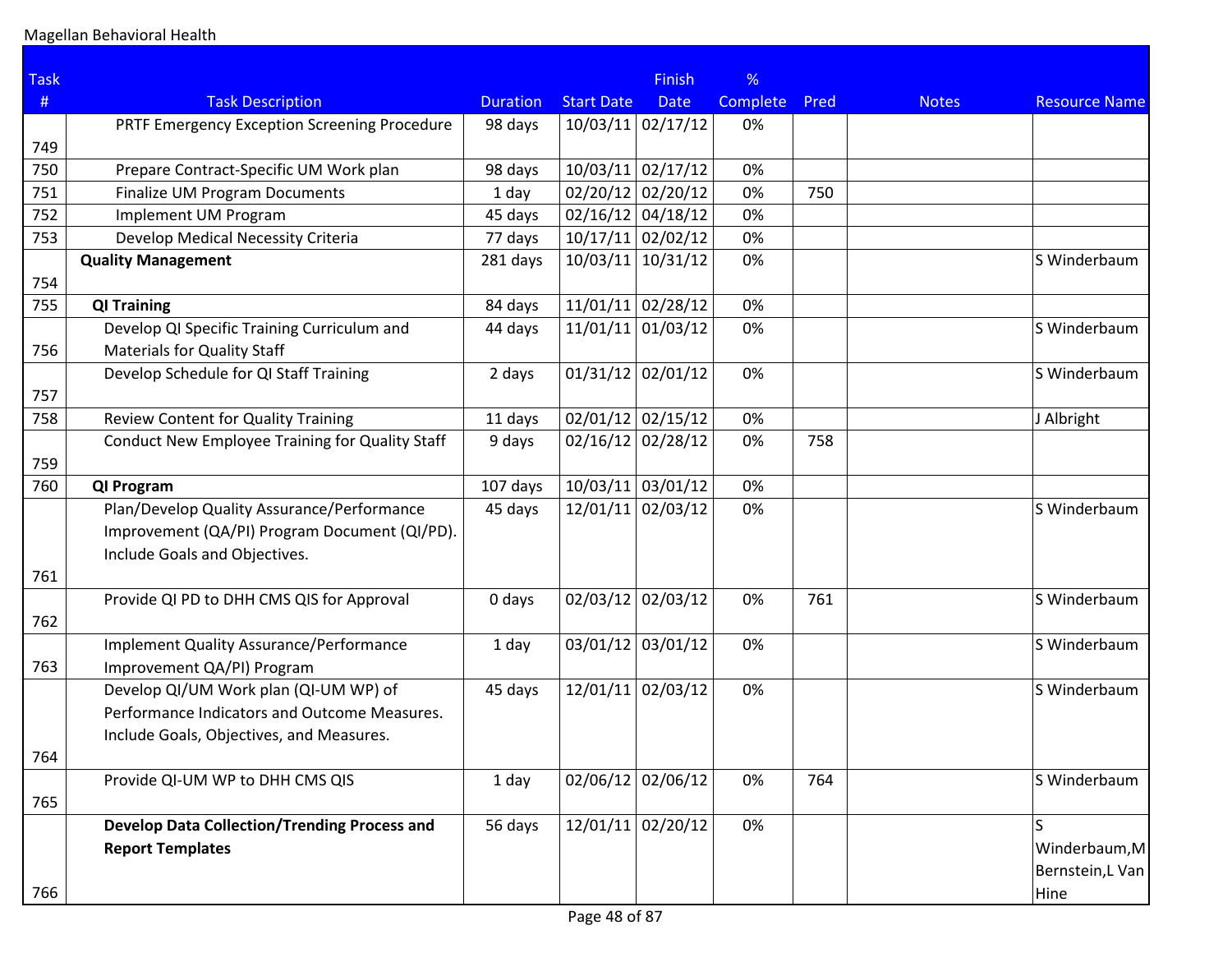Magellan Behavioral Health

| Task # | Task Description | Duration | Start Date | Finish Date | % Complete | Pred | Notes | Resource Name |
|---|---|---|---|---|---|---|---|---|
| 749 | PRTF Emergency Exception Screening Procedure | 98 days | 10/03/11 | 02/17/12 | 0% | | | |
| 750 | Prepare Contract-Specific UM Work plan | 98 days | 10/03/11 | 02/17/12 | 0% | | | |
| 751 | Finalize UM Program Documents | 1 day | 02/20/12 | 02/20/12 | 0% | 750 | | |
| 752 | Implement UM Program | 45 days | 02/16/12 | 04/18/12 | 0% | | | |
| 753 | Develop Medical Necessity Criteria | 77 days | 10/17/11 | 02/02/12 | 0% | | | |
| 754 | **Quality Management** | 281 days | 10/03/11 | 10/31/12 | 0% | | | S Winderbaum |
| 755 | **QI Training** | 84 days | 11/01/11 | 02/28/12 | 0% | | | |
| 756 | Develop QI Specific Training Curriculum and Materials for Quality Staff | 44 days | 11/01/11 | 01/03/12 | 0% | | | S Winderbaum |
| 757 | Develop Schedule for QI Staff Training | 2 days | 01/31/12 | 02/01/12 | 0% | | | S Winderbaum |
| 758 | Review Content for Quality Training | 11 days | 02/01/12 | 02/15/12 | 0% | | | J Albright |
| 759 | Conduct New Employee Training for Quality Staff | 9 days | 02/16/12 | 02/28/12 | 0% | 758 | | |
| 760 | **QI Program** | 107 days | 10/03/11 | 03/01/12 | 0% | | | |
| 761 | Plan/Develop Quality Assurance/Performance Improvement (QA/PI) Program Document (QI/PD). Include Goals and Objectives. | 45 days | 12/01/11 | 02/03/12 | 0% | | | S Winderbaum |
| 762 | Provide QI PD to DHH CMS QIS for Approval | 0 days | 02/03/12 | 02/03/12 | 0% | 761 | | S Winderbaum |
| 763 | Implement Quality Assurance/Performance Improvement QA/PI) Program | 1 day | 03/01/12 | 03/01/12 | 0% | | | S Winderbaum |
| 764 | Develop QI/UM Work plan (QI-UM WP) of Performance Indicators and Outcome Measures. Include Goals, Objectives, and Measures. | 45 days | 12/01/11 | 02/03/12 | 0% | | | S Winderbaum |
| 765 | Provide QI-UM WP to DHH CMS QIS | 1 day | 02/06/12 | 02/06/12 | 0% | 764 | | S Winderbaum |
| 766 | **Develop Data Collection/Trending Process and Report Templates** | 56 days | 12/01/11 | 02/20/12 | 0% | | | S Winderbaum,M Bernstein,L Van Hine |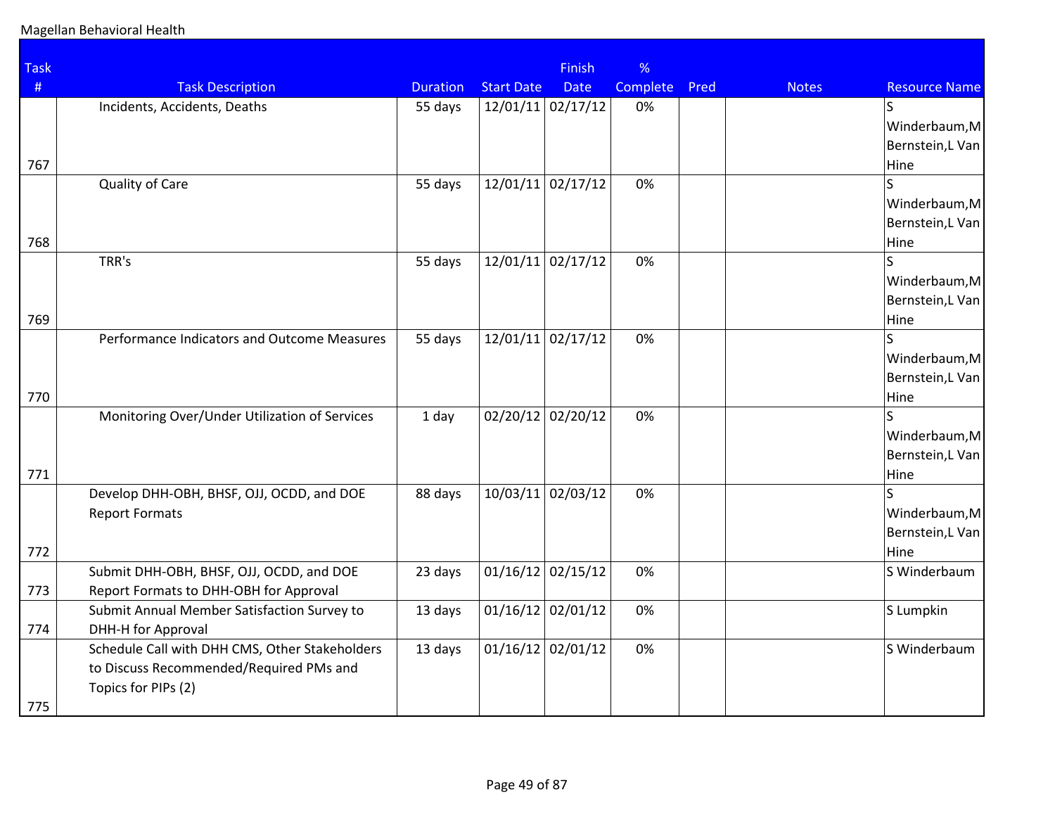Magellan Behavioral Health

| Task # | Task Description | Duration | Start Date | Finish Date | % Complete | Pred | Notes | Resource Name |
|---|---|---|---|---|---|---|---|---|
| 767 | Incidents, Accidents, Deaths | 55 days | 12/01/11 | 02/17/12 | 0% | | | S Winderbaum,M Bernstein,L Van Hine |
| 768 | Quality of Care | 55 days | 12/01/11 | 02/17/12 | 0% | | | S Winderbaum,M Bernstein,L Van Hine |
| 769 | TRR's | 55 days | 12/01/11 | 02/17/12 | 0% | | | S Winderbaum,M Bernstein,L Van Hine |
| 770 | Performance Indicators and Outcome Measures | 55 days | 12/01/11 | 02/17/12 | 0% | | | S Winderbaum,M Bernstein,L Van Hine |
| 771 | Monitoring Over/Under Utilization of Services | 1 day | 02/20/12 | 02/20/12 | 0% | | | S Winderbaum,M Bernstein,L Van Hine |
| 772 | Develop DHH-OBH, BHSF, OJJ, OCDD, and DOE Report Formats | 88 days | 10/03/11 | 02/03/12 | 0% | | | S Winderbaum,M Bernstein,L Van Hine |
| 773 | Submit DHH-OBH, BHSF, OJJ, OCDD, and DOE Report Formats to DHH-OBH for Approval | 23 days | 01/16/12 | 02/15/12 | 0% | | | S Winderbaum |
| 774 | Submit Annual Member Satisfaction Survey to DHH-H for Approval | 13 days | 01/16/12 | 02/01/12 | 0% | | | S Lumpkin |
| 775 | Schedule Call with DHH CMS, Other Stakeholders to Discuss Recommended/Required PMs and Topics for PIPs (2) | 13 days | 01/16/12 | 02/01/12 | 0% | | | S Winderbaum |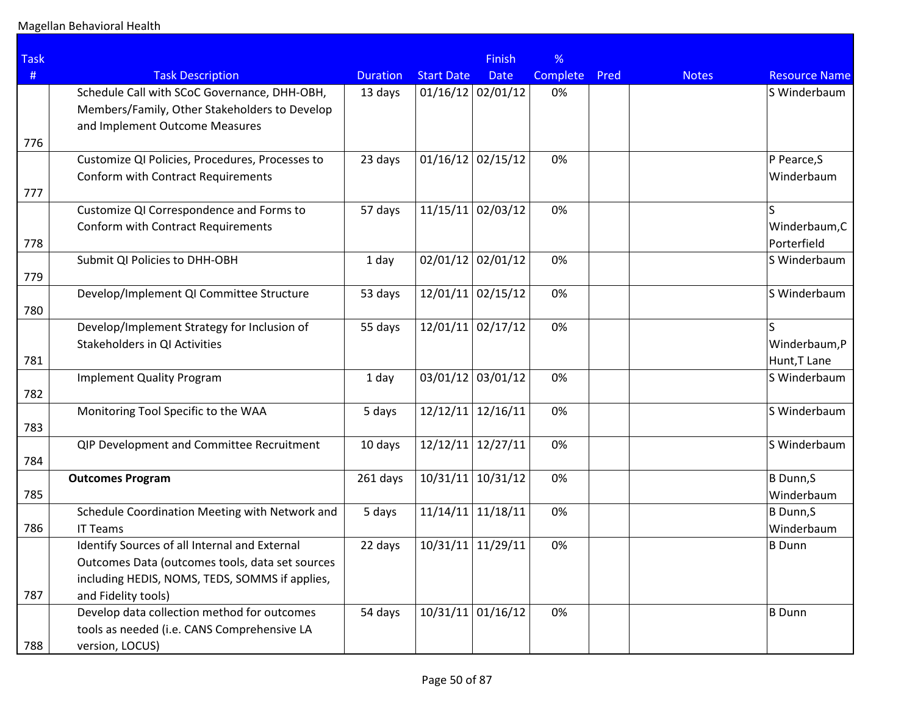Magellan Behavioral Health

| Task # | Task Description | Duration | Start Date | Finish Date | % Complete | Pred | Notes | Resource Name |
|---|---|---|---|---|---|---|---|---|
| 776 | Schedule Call with SCoC Governance, DHH-OBH, Members/Family, Other Stakeholders to Develop and Implement Outcome Measures | 13 days | 01/16/12 | 02/01/12 | 0% | | | S Winderbaum |
| 777 | Customize QI Policies, Procedures, Processes to Conform with Contract Requirements | 23 days | 01/16/12 | 02/15/12 | 0% | | | P Pearce,S Winderbaum |
| 778 | Customize QI Correspondence and Forms to Conform with Contract Requirements | 57 days | 11/15/11 | 02/03/12 | 0% | | | S Winderbaum,C Porterfield |
| 779 | Submit QI Policies to DHH-OBH | 1 day | 02/01/12 | 02/01/12 | 0% | | | S Winderbaum |
| 780 | Develop/Implement QI Committee Structure | 53 days | 12/01/11 | 02/15/12 | 0% | | | S Winderbaum |
| 781 | Develop/Implement Strategy for Inclusion of Stakeholders in QI Activities | 55 days | 12/01/11 | 02/17/12 | 0% | | | S Winderbaum,P Hunt,T Lane |
| 782 | Implement Quality Program | 1 day | 03/01/12 | 03/01/12 | 0% | | | S Winderbaum |
| 783 | Monitoring Tool Specific to the WAA | 5 days | 12/12/11 | 12/16/11 | 0% | | | S Winderbaum |
| 784 | QIP Development and Committee Recruitment | 10 days | 12/12/11 | 12/27/11 | 0% | | | S Winderbaum |
| 785 | **Outcomes Program** | 261 days | 10/31/11 | 10/31/12 | 0% | | | B Dunn,S Winderbaum |
| 786 | Schedule Coordination Meeting with Network and IT Teams | 5 days | 11/14/11 | 11/18/11 | 0% | | | B Dunn,S Winderbaum |
| 787 | Identify Sources of all Internal and External Outcomes Data (outcomes tools, data set sources including HEDIS, NOMS, TEDS, SOMMS if applies, and Fidelity tools) | 22 days | 10/31/11 | 11/29/11 | 0% | | | B Dunn |
| 788 | Develop data collection method for outcomes tools as needed (i.e. CANS Comprehensive LA version, LOCUS) | 54 days | 10/31/11 | 01/16/12 | 0% | | | B Dunn |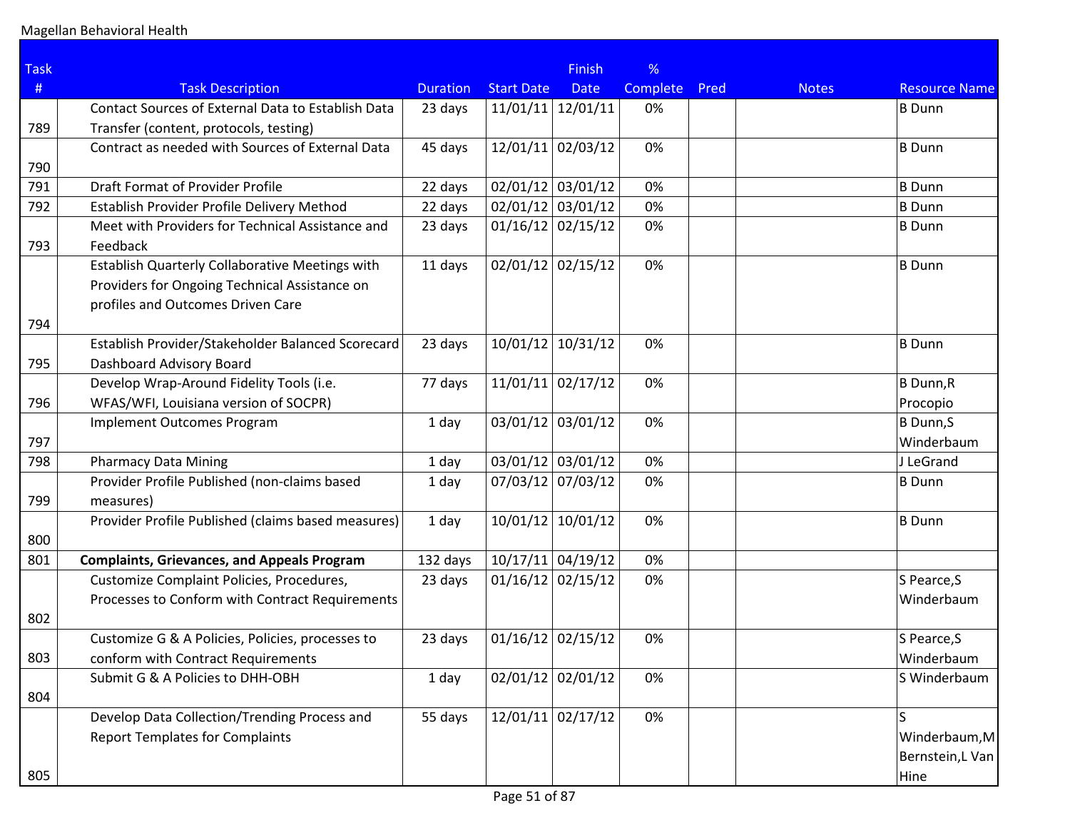Magellan Behavioral Health

| Task # | Task Description | Duration | Start Date | Finish Date | % Complete | Pred | Notes | Resource Name |
|---|---|---|---|---|---|---|---|---|
| 789 | Contact Sources of External Data to Establish Data Transfer (content, protocols, testing) | 23 days | 11/01/11 | 12/01/11 | 0% | | | B Dunn |
| 790 | Contract as needed with Sources of External Data | 45 days | 12/01/11 | 02/03/12 | 0% | | | B Dunn |
| 791 | Draft Format of Provider Profile | 22 days | 02/01/12 | 03/01/12 | 0% | | | B Dunn |
| 792 | Establish Provider Profile Delivery Method | 22 days | 02/01/12 | 03/01/12 | 0% | | | B Dunn |
| 793 | Meet with Providers for Technical Assistance and Feedback | 23 days | 01/16/12 | 02/15/12 | 0% | | | B Dunn |
| 794 | Establish Quarterly Collaborative Meetings with Providers for Ongoing Technical Assistance on profiles and Outcomes Driven Care | 11 days | 02/01/12 | 02/15/12 | 0% | | | B Dunn |
| 795 | Establish Provider/Stakeholder Balanced Scorecard Dashboard Advisory Board | 23 days | 10/01/12 | 10/31/12 | 0% | | | B Dunn |
| 796 | Develop Wrap-Around Fidelity Tools (i.e. WFAS/WFI, Louisiana version of SOCPR) | 77 days | 11/01/11 | 02/17/12 | 0% | | | B Dunn,R Procopio |
| 797 | Implement Outcomes Program | 1 day | 03/01/12 | 03/01/12 | 0% | | | B Dunn,S Winderbaum |
| 798 | Pharmacy Data Mining | 1 day | 03/01/12 | 03/01/12 | 0% | | | J LeGrand |
| 799 | Provider Profile Published (non-claims based measures) | 1 day | 07/03/12 | 07/03/12 | 0% | | | B Dunn |
| 800 | Provider Profile Published (claims based measures) | 1 day | 10/01/12 | 10/01/12 | 0% | | | B Dunn |
| 801 | **Complaints, Grievances, and Appeals Program** | 132 days | 10/17/11 | 04/19/12 | 0% | | | |
| 802 | Customize Complaint Policies, Procedures, Processes to Conform with Contract Requirements | 23 days | 01/16/12 | 02/15/12 | 0% | | | S Pearce,S Winderbaum |
| 803 | Customize G & A Policies, Policies, processes to conform with Contract Requirements | 23 days | 01/16/12 | 02/15/12 | 0% | | | S Pearce,S Winderbaum |
| 804 | Submit G & A Policies to DHH-OBH | 1 day | 02/01/12 | 02/01/12 | 0% | | | S Winderbaum |
| 805 | Develop Data Collection/Trending Process and Report Templates for Complaints | 55 days | 12/01/11 | 02/17/12 | 0% | | | S Winderbaum,M Bernstein,L Van Hine |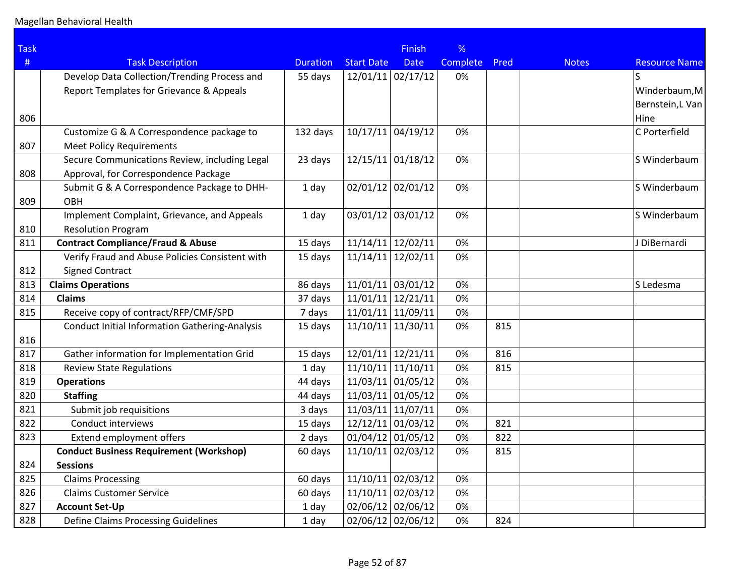Magellan Behavioral Health

| Task # | Task Description | Duration | Start Date | Finish Date | % Complete | Pred | Notes | Resource Name |
|---|---|---|---|---|---|---|---|---|
| 806 | Develop Data Collection/Trending Process and Report Templates for Grievance & Appeals | 55 days | 12/01/11 | 02/17/12 | 0% | | | S Winderbaum,M Bernstein,L Van Hine |
| 807 | Customize G & A Correspondence package to Meet Policy Requirements | 132 days | 10/17/11 | 04/19/12 | 0% | | | C Porterfield |
| 808 | Secure Communications Review, including Legal Approval, for Correspondence Package | 23 days | 12/15/11 | 01/18/12 | 0% | | | S Winderbaum |
| 809 | Submit G & A Correspondence Package to DHH-OBH | 1 day | 02/01/12 | 02/01/12 | 0% | | | S Winderbaum |
| 810 | Implement Complaint, Grievance, and Appeals Resolution Program | 1 day | 03/01/12 | 03/01/12 | 0% | | | S Winderbaum |
| 811 | **Contract Compliance/Fraud & Abuse** | 15 days | 11/14/11 | 12/02/11 | 0% | | | J DiBernardi |
| 812 | Verify Fraud and Abuse Policies Consistent with Signed Contract | 15 days | 11/14/11 | 12/02/11 | 0% | | | |
| 813 | **Claims Operations** | 86 days | 11/01/11 | 03/01/12 | 0% | | | S Ledesma |
| 814 | **Claims** | 37 days | 11/01/11 | 12/21/11 | 0% | | | |
| 815 | Receive copy of contract/RFP/CMF/SPD | 7 days | 11/01/11 | 11/09/11 | 0% | | | |
| 816 | Conduct Initial Information Gathering-Analysis | 15 days | 11/10/11 | 11/30/11 | 0% | 815 | | |
| 817 | Gather information for Implementation Grid | 15 days | 12/01/11 | 12/21/11 | 0% | 816 | | |
| 818 | Review State Regulations | 1 day | 11/10/11 | 11/10/11 | 0% | 815 | | |
| 819 | **Operations** | 44 days | 11/03/11 | 01/05/12 | 0% | | | |
| 820 | **Staffing** | 44 days | 11/03/11 | 01/05/12 | 0% | | | |
| 821 | Submit job requisitions | 3 days | 11/03/11 | 11/07/11 | 0% | | | |
| 822 | Conduct interviews | 15 days | 12/12/11 | 01/03/12 | 0% | 821 | | |
| 823 | Extend employment offers | 2 days | 01/04/12 | 01/05/12 | 0% | 822 | | |
| 824 | **Conduct Business Requirement (Workshop) Sessions** | 60 days | 11/10/11 | 02/03/12 | 0% | 815 | | |
| 825 | Claims Processing | 60 days | 11/10/11 | 02/03/12 | 0% | | | |
| 826 | Claims Customer Service | 60 days | 11/10/11 | 02/03/12 | 0% | | | |
| 827 | **Account Set-Up** | 1 day | 02/06/12 | 02/06/12 | 0% | | | |
| 828 | Define Claims Processing Guidelines | 1 day | 02/06/12 | 02/06/12 | 0% | 824 | | |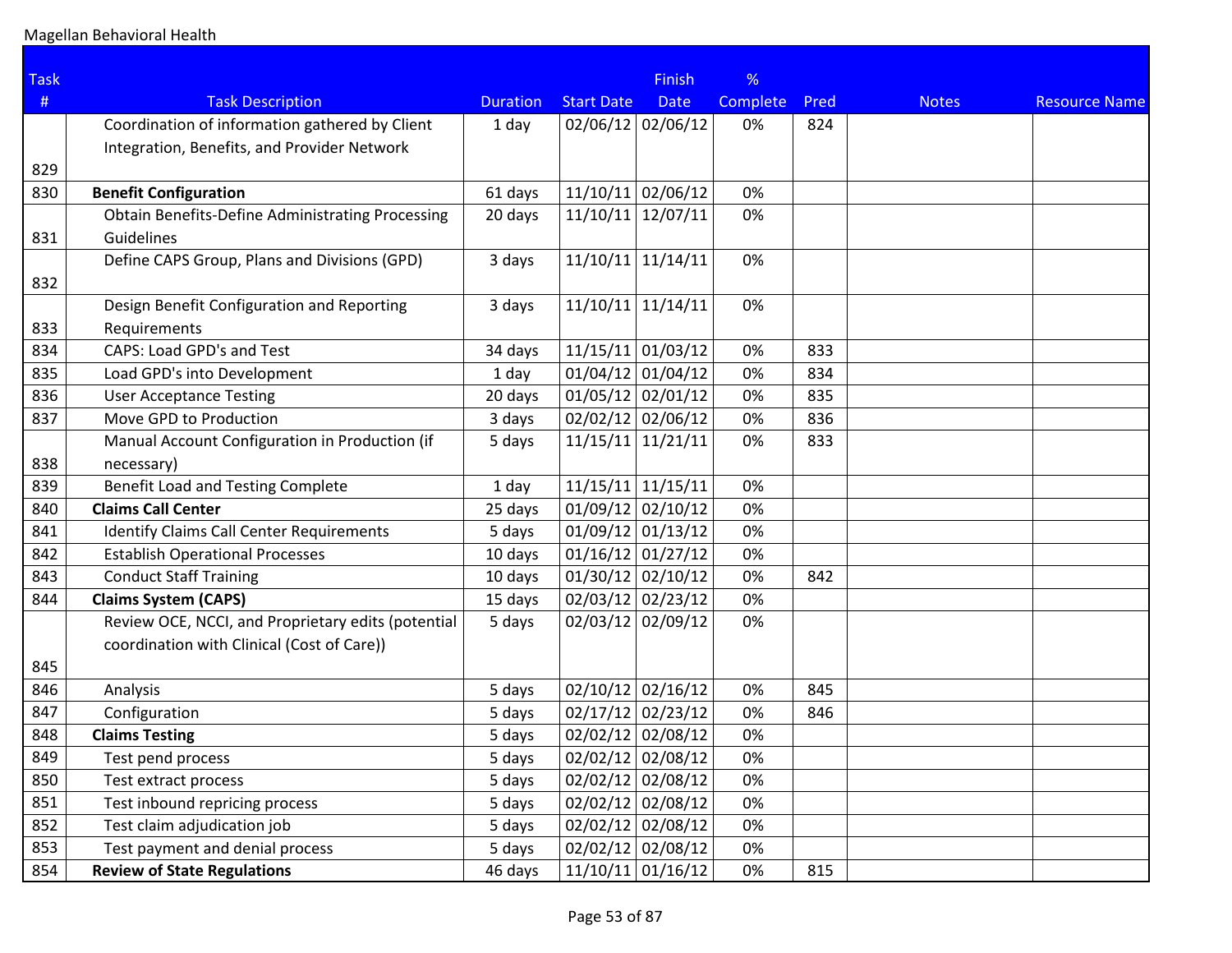| Task # | Task Description | Duration | Start Date | Finish Date | % Complete | Pred | Notes | Resource Name |
|---|---|---|---|---|---|---|---|---|
| 829 | Coordination of information gathered by Client Integration, Benefits, and Provider Network | 1 day | 02/06/12 | 02/06/12 | 0% | 824 | | |
| 830 | **Benefit Configuration** | 61 days | 11/10/11 | 02/06/12 | 0% | | | |
| 831 | Obtain Benefits-Define Administrating Processing Guidelines | 20 days | 11/10/11 | 12/07/11 | 0% | | | |
| 832 | Define CAPS Group, Plans and Divisions (GPD) | 3 days | 11/10/11 | 11/14/11 | 0% | | | |
| 833 | Design Benefit Configuration and Reporting Requirements | 3 days | 11/10/11 | 11/14/11 | 0% | | | |
| 834 | CAPS: Load GPD's and Test | 34 days | 11/15/11 | 01/03/12 | 0% | 833 | | |
| 835 | Load GPD's into Development | 1 day | 01/04/12 | 01/04/12 | 0% | 834 | | |
| 836 | User Acceptance Testing | 20 days | 01/05/12 | 02/01/12 | 0% | 835 | | |
| 837 | Move GPD to Production | 3 days | 02/02/12 | 02/06/12 | 0% | 836 | | |
| 838 | Manual Account Configuration in Production (if necessary) | 5 days | 11/15/11 | 11/21/11 | 0% | 833 | | |
| 839 | Benefit Load and Testing Complete | 1 day | 11/15/11 | 11/15/11 | 0% | | | |
| 840 | **Claims Call Center** | 25 days | 01/09/12 | 02/10/12 | 0% | | | |
| 841 | Identify Claims Call Center Requirements | 5 days | 01/09/12 | 01/13/12 | 0% | | | |
| 842 | Establish Operational Processes | 10 days | 01/16/12 | 01/27/12 | 0% | | | |
| 843 | Conduct Staff Training | 10 days | 01/30/12 | 02/10/12 | 0% | 842 | | |
| 844 | **Claims System (CAPS)** | 15 days | 02/03/12 | 02/23/12 | 0% | | | |
| 845 | Review OCE, NCCI, and Proprietary edits (potential coordination with Clinical (Cost of Care)) | 5 days | 02/03/12 | 02/09/12 | 0% | | | |
| 846 | Analysis | 5 days | 02/10/12 | 02/16/12 | 0% | 845 | | |
| 847 | Configuration | 5 days | 02/17/12 | 02/23/12 | 0% | 846 | | |
| 848 | **Claims Testing** | 5 days | 02/02/12 | 02/08/12 | 0% | | | |
| 849 | Test pend process | 5 days | 02/02/12 | 02/08/12 | 0% | | | |
| 850 | Test extract process | 5 days | 02/02/12 | 02/08/12 | 0% | | | |
| 851 | Test inbound repricing process | 5 days | 02/02/12 | 02/08/12 | 0% | | | |
| 852 | Test claim adjudication job | 5 days | 02/02/12 | 02/08/12 | 0% | | | |
| 853 | Test payment and denial process | 5 days | 02/02/12 | 02/08/12 | 0% | | | |
| 854 | **Review of State Regulations** | 46 days | 11/10/11 | 01/16/12 | 0% | 815 | | |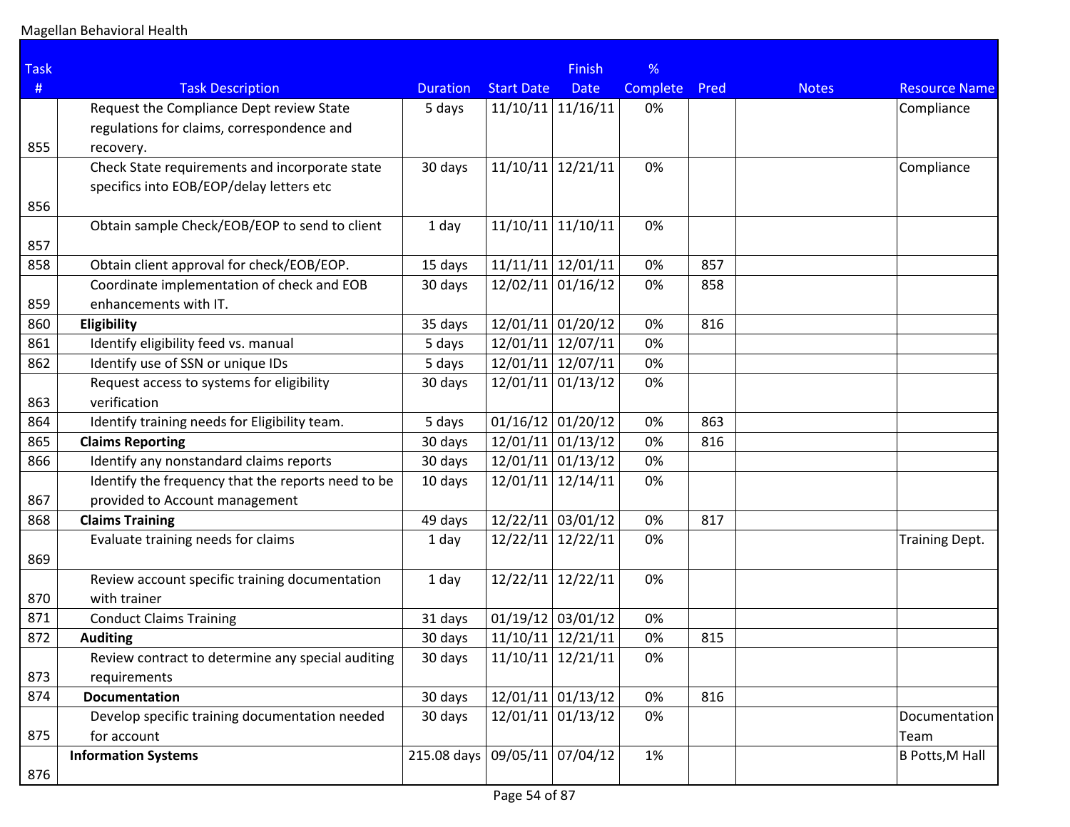Magellan Behavioral Health

| Task # | Task Description | Duration | Start Date | Finish Date | % Complete | Pred | Notes | Resource Name |
|---|---|---|---|---|---|---|---|---|
| 855 | Request the Compliance Dept review State regulations for claims, correspondence and recovery. | 5 days | 11/10/11 | 11/16/11 | 0% | | | Compliance |
| 856 | Check State requirements and incorporate state specifics into EOB/EOP/delay letters etc | 30 days | 11/10/11 | 12/21/11 | 0% | | | Compliance |
| 857 | Obtain sample Check/EOB/EOP to send to client | 1 day | 11/10/11 | 11/10/11 | 0% | | | |
| 858 | Obtain client approval for check/EOB/EOP. | 15 days | 11/11/11 | 12/01/11 | 0% | 857 | | |
| 859 | Coordinate implementation of check and EOB enhancements with IT. | 30 days | 12/02/11 | 01/16/12 | 0% | 858 | | |
| 860 | **Eligibility** | 35 days | 12/01/11 | 01/20/12 | 0% | 816 | | |
| 861 | Identify eligibility feed vs. manual | 5 days | 12/01/11 | 12/07/11 | 0% | | | |
| 862 | Identify use of SSN or unique IDs | 5 days | 12/01/11 | 12/07/11 | 0% | | | |
| 863 | Request access to systems for eligibility verification | 30 days | 12/01/11 | 01/13/12 | 0% | | | |
| 864 | Identify training needs for Eligibility team. | 5 days | 01/16/12 | 01/20/12 | 0% | 863 | | |
| 865 | **Claims Reporting** | 30 days | 12/01/11 | 01/13/12 | 0% | 816 | | |
| 866 | Identify any nonstandard claims reports | 30 days | 12/01/11 | 01/13/12 | 0% | | | |
| 867 | Identify the frequency that the reports need to be provided to Account management | 10 days | 12/01/11 | 12/14/11 | 0% | | | |
| 868 | **Claims Training** | 49 days | 12/22/11 | 03/01/12 | 0% | 817 | | |
| 869 | Evaluate training needs for claims | 1 day | 12/22/11 | 12/22/11 | 0% | | | Training Dept. |
| 870 | Review account specific training documentation with trainer | 1 day | 12/22/11 | 12/22/11 | 0% | | | |
| 871 | Conduct Claims Training | 31 days | 01/19/12 | 03/01/12 | 0% | | | |
| 872 | **Auditing** | 30 days | 11/10/11 | 12/21/11 | 0% | 815 | | |
| 873 | Review contract to determine any special auditing requirements | 30 days | 11/10/11 | 12/21/11 | 0% | | | |
| 874 | **Documentation** | 30 days | 12/01/11 | 01/13/12 | 0% | 816 | | |
| 875 | Develop specific training documentation needed for account | 30 days | 12/01/11 | 01/13/12 | 0% | | | Documentation Team |
| 876 | **Information Systems** | 215.08 days | 09/05/11 | 07/04/12 | 1% | | | B Potts,M Hall |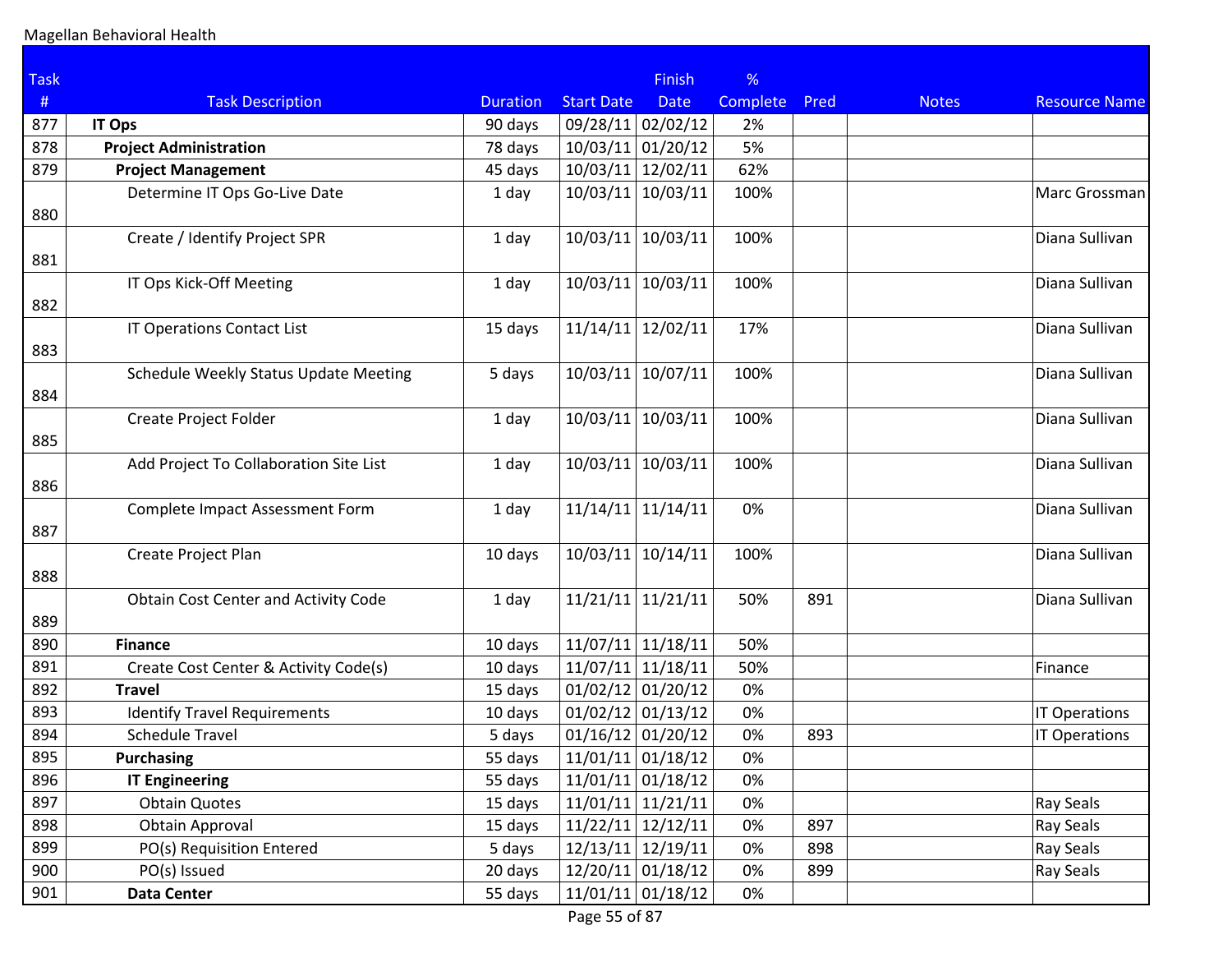Magellan Behavioral Health

| Task # | Task Description | Duration | Start Date | Finish Date | % Complete | Pred | Notes | Resource Name |
|---|---|---|---|---|---|---|---|---|
| 877 | **IT Ops** | 90 days | 09/28/11 | 02/02/12 | 2% | | | |
| 878 | **Project Administration** | 78 days | 10/03/11 | 01/20/12 | 5% | | | |
| 879 | **Project Management** | 45 days | 10/03/11 | 12/02/11 | 62% | | | |
| 880 | Determine IT Ops Go-Live Date | 1 day | 10/03/11 | 10/03/11 | 100% | | | Marc Grossman |
| 881 | Create / Identify Project SPR | 1 day | 10/03/11 | 10/03/11 | 100% | | | Diana Sullivan |
| 882 | IT Ops Kick-Off Meeting | 1 day | 10/03/11 | 10/03/11 | 100% | | | Diana Sullivan |
| 883 | IT Operations Contact List | 15 days | 11/14/11 | 12/02/11 | 17% | | | Diana Sullivan |
| 884 | Schedule Weekly Status Update Meeting | 5 days | 10/03/11 | 10/07/11 | 100% | | | Diana Sullivan |
| 885 | Create Project Folder | 1 day | 10/03/11 | 10/03/11 | 100% | | | Diana Sullivan |
| 886 | Add Project To Collaboration Site List | 1 day | 10/03/11 | 10/03/11 | 100% | | | Diana Sullivan |
| 887 | Complete Impact Assessment Form | 1 day | 11/14/11 | 11/14/11 | 0% | | | Diana Sullivan |
| 888 | Create Project Plan | 10 days | 10/03/11 | 10/14/11 | 100% | | | Diana Sullivan |
| 889 | Obtain Cost Center and Activity Code | 1 day | 11/21/11 | 11/21/11 | 50% | 891 | | Diana Sullivan |
| 890 | **Finance** | 10 days | 11/07/11 | 11/18/11 | 50% | | | |
| 891 | Create Cost Center & Activity Code(s) | 10 days | 11/07/11 | 11/18/11 | 50% | | | Finance |
| 892 | **Travel** | 15 days | 01/02/12 | 01/20/12 | 0% | | | |
| 893 | Identify Travel Requirements | 10 days | 01/02/12 | 01/13/12 | 0% | | | IT Operations |
| 894 | Schedule Travel | 5 days | 01/16/12 | 01/20/12 | 0% | 893 | | IT Operations |
| 895 | **Purchasing** | 55 days | 11/01/11 | 01/18/12 | 0% | | | |
| 896 | **IT Engineering** | 55 days | 11/01/11 | 01/18/12 | 0% | | | |
| 897 | Obtain Quotes | 15 days | 11/01/11 | 11/21/11 | 0% | | | Ray Seals |
| 898 | Obtain Approval | 15 days | 11/22/11 | 12/12/11 | 0% | 897 | | Ray Seals |
| 899 | PO(s) Requisition Entered | 5 days | 12/13/11 | 12/19/11 | 0% | 898 | | Ray Seals |
| 900 | PO(s) Issued | 20 days | 12/20/11 | 01/18/12 | 0% | 899 | | Ray Seals |
| 901 | **Data Center** | 55 days | 11/01/11 | 01/18/12 | 0% | | | |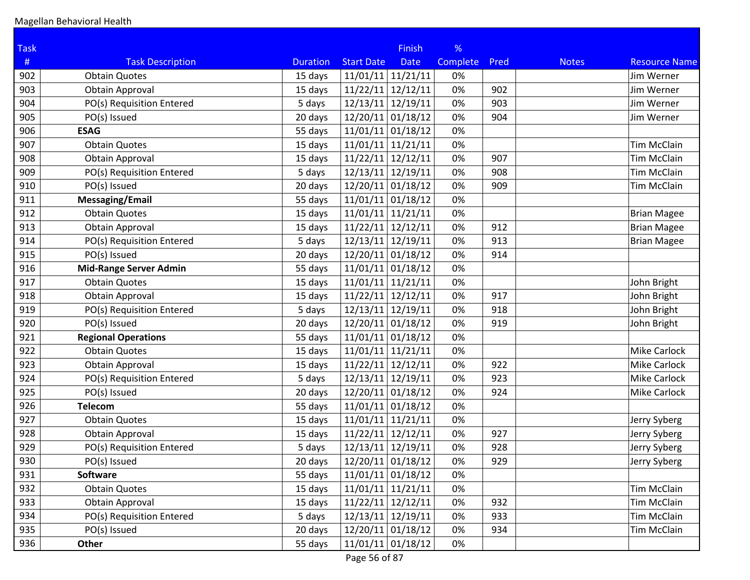Magellan Behavioral Health

| Task # | Task Description | Duration | Start Date | Finish Date | % Complete | Pred | Notes | Resource Name |
|---|---|---|---|---|---|---|---|---|
| 902 | Obtain Quotes | 15 days | 11/01/11 | 11/21/11 | 0% | | | Jim Werner |
| 903 | Obtain Approval | 15 days | 11/22/11 | 12/12/11 | 0% | 902 | | Jim Werner |
| 904 | PO(s) Requisition Entered | 5 days | 12/13/11 | 12/19/11 | 0% | 903 | | Jim Werner |
| 905 | PO(s) Issued | 20 days | 12/20/11 | 01/18/12 | 0% | 904 | | Jim Werner |
| 906 | **ESAG** | 55 days | 11/01/11 | 01/18/12 | 0% | | | |
| 907 | Obtain Quotes | 15 days | 11/01/11 | 11/21/11 | 0% | | | Tim McClain |
| 908 | Obtain Approval | 15 days | 11/22/11 | 12/12/11 | 0% | 907 | | Tim McClain |
| 909 | PO(s) Requisition Entered | 5 days | 12/13/11 | 12/19/11 | 0% | 908 | | Tim McClain |
| 910 | PO(s) Issued | 20 days | 12/20/11 | 01/18/12 | 0% | 909 | | Tim McClain |
| 911 | **Messaging/Email** | 55 days | 11/01/11 | 01/18/12 | 0% | | | |
| 912 | Obtain Quotes | 15 days | 11/01/11 | 11/21/11 | 0% | | | Brian Magee |
| 913 | Obtain Approval | 15 days | 11/22/11 | 12/12/11 | 0% | 912 | | Brian Magee |
| 914 | PO(s) Requisition Entered | 5 days | 12/13/11 | 12/19/11 | 0% | 913 | | Brian Magee |
| 915 | PO(s) Issued | 20 days | 12/20/11 | 01/18/12 | 0% | 914 | | |
| 916 | **Mid-Range Server Admin** | 55 days | 11/01/11 | 01/18/12 | 0% | | | |
| 917 | Obtain Quotes | 15 days | 11/01/11 | 11/21/11 | 0% | | | John Bright |
| 918 | Obtain Approval | 15 days | 11/22/11 | 12/12/11 | 0% | 917 | | John Bright |
| 919 | PO(s) Requisition Entered | 5 days | 12/13/11 | 12/19/11 | 0% | 918 | | John Bright |
| 920 | PO(s) Issued | 20 days | 12/20/11 | 01/18/12 | 0% | 919 | | John Bright |
| 921 | **Regional Operations** | 55 days | 11/01/11 | 01/18/12 | 0% | | | |
| 922 | Obtain Quotes | 15 days | 11/01/11 | 11/21/11 | 0% | | | Mike Carlock |
| 923 | Obtain Approval | 15 days | 11/22/11 | 12/12/11 | 0% | 922 | | Mike Carlock |
| 924 | PO(s) Requisition Entered | 5 days | 12/13/11 | 12/19/11 | 0% | 923 | | Mike Carlock |
| 925 | PO(s) Issued | 20 days | 12/20/11 | 01/18/12 | 0% | 924 | | Mike Carlock |
| 926 | **Telecom** | 55 days | 11/01/11 | 01/18/12 | 0% | | | |
| 927 | Obtain Quotes | 15 days | 11/01/11 | 11/21/11 | 0% | | | Jerry Syberg |
| 928 | Obtain Approval | 15 days | 11/22/11 | 12/12/11 | 0% | 927 | | Jerry Syberg |
| 929 | PO(s) Requisition Entered | 5 days | 12/13/11 | 12/19/11 | 0% | 928 | | Jerry Syberg |
| 930 | PO(s) Issued | 20 days | 12/20/11 | 01/18/12 | 0% | 929 | | Jerry Syberg |
| 931 | **Software** | 55 days | 11/01/11 | 01/18/12 | 0% | | | |
| 932 | Obtain Quotes | 15 days | 11/01/11 | 11/21/11 | 0% | | | Tim McClain |
| 933 | Obtain Approval | 15 days | 11/22/11 | 12/12/11 | 0% | 932 | | Tim McClain |
| 934 | PO(s) Requisition Entered | 5 days | 12/13/11 | 12/19/11 | 0% | 933 | | Tim McClain |
| 935 | PO(s) Issued | 20 days | 12/20/11 | 01/18/12 | 0% | 934 | | Tim McClain |
| 936 | **Other** | 55 days | 11/01/11 | 01/18/12 | 0% | | | |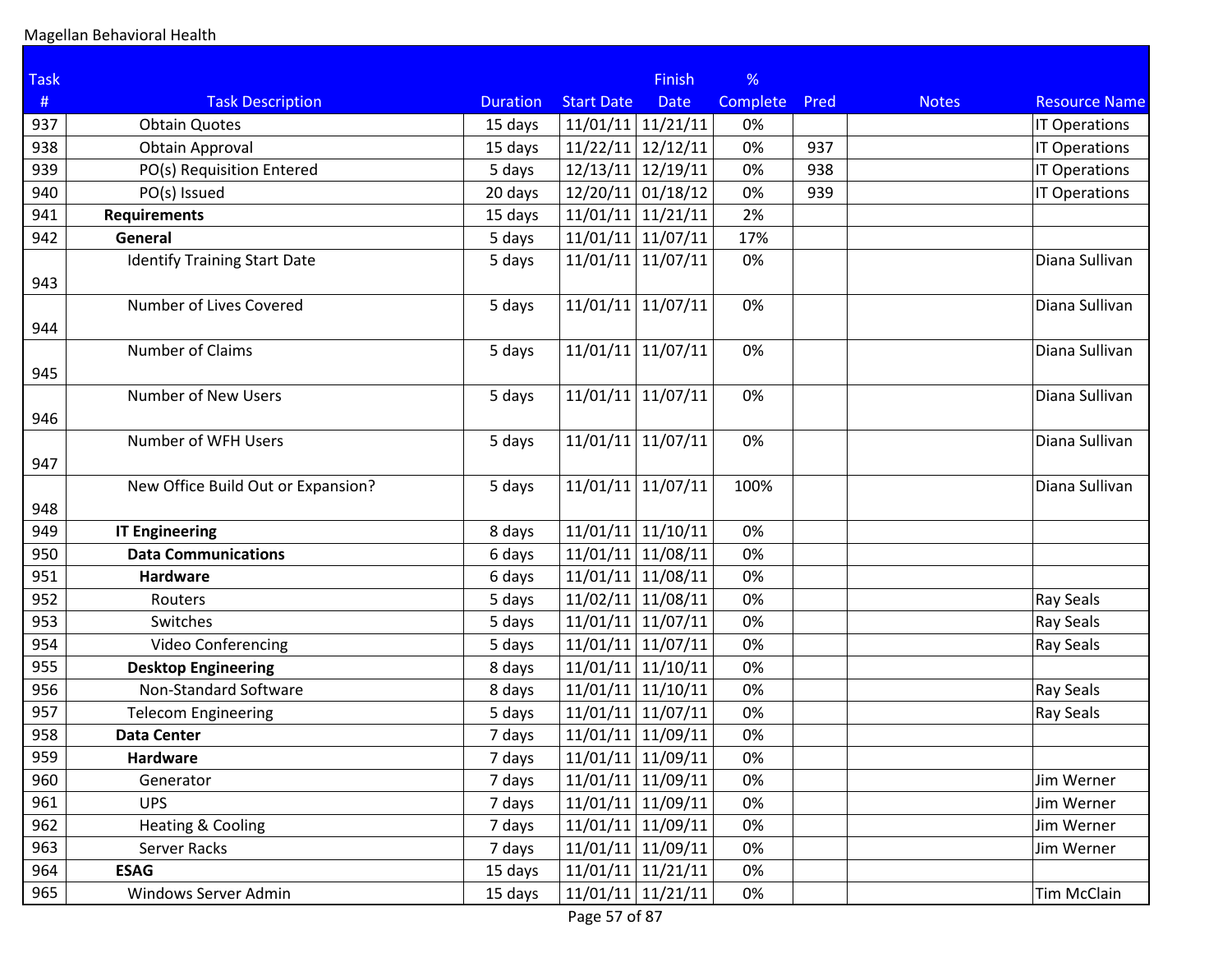Magellan Behavioral Health

| Task # | Task Description | Duration | Start Date | Finish Date | % Complete | Pred | Notes | Resource Name |
|---|---|---|---|---|---|---|---|---|
| 937 | Obtain Quotes | 15 days | 11/01/11 | 11/21/11 | 0% | | | IT Operations |
| 938 | Obtain Approval | 15 days | 11/22/11 | 12/12/11 | 0% | 937 | | IT Operations |
| 939 | PO(s) Requisition Entered | 5 days | 12/13/11 | 12/19/11 | 0% | 938 | | IT Operations |
| 940 | PO(s) Issued | 20 days | 12/20/11 | 01/18/12 | 0% | 939 | | IT Operations |
| 941 | **Requirements** | 15 days | 11/01/11 | 11/21/11 | 2% | | | |
| 942 | **General** | 5 days | 11/01/11 | 11/07/11 | 17% | | | |
| 943 | Identify Training Start Date | 5 days | 11/01/11 | 11/07/11 | 0% | | | Diana Sullivan |
| 944 | Number of Lives Covered | 5 days | 11/01/11 | 11/07/11 | 0% | | | Diana Sullivan |
| 945 | Number of Claims | 5 days | 11/01/11 | 11/07/11 | 0% | | | Diana Sullivan |
| 946 | Number of New Users | 5 days | 11/01/11 | 11/07/11 | 0% | | | Diana Sullivan |
| 947 | Number of WFH Users | 5 days | 11/01/11 | 11/07/11 | 0% | | | Diana Sullivan |
| 948 | New Office Build Out or Expansion? | 5 days | 11/01/11 | 11/07/11 | 100% | | | Diana Sullivan |
| 949 | **IT Engineering** | 8 days | 11/01/11 | 11/10/11 | 0% | | | |
| 950 | **Data Communications** | 6 days | 11/01/11 | 11/08/11 | 0% | | | |
| 951 | **Hardware** | 6 days | 11/01/11 | 11/08/11 | 0% | | | |
| 952 | Routers | 5 days | 11/02/11 | 11/08/11 | 0% | | | Ray Seals |
| 953 | Switches | 5 days | 11/01/11 | 11/07/11 | 0% | | | Ray Seals |
| 954 | Video Conferencing | 5 days | 11/01/11 | 11/07/11 | 0% | | | Ray Seals |
| 955 | **Desktop Engineering** | 8 days | 11/01/11 | 11/10/11 | 0% | | | |
| 956 | Non-Standard Software | 8 days | 11/01/11 | 11/10/11 | 0% | | | Ray Seals |
| 957 | Telecom Engineering | 5 days | 11/01/11 | 11/07/11 | 0% | | | Ray Seals |
| 958 | **Data Center** | 7 days | 11/01/11 | 11/09/11 | 0% | | | |
| 959 | **Hardware** | 7 days | 11/01/11 | 11/09/11 | 0% | | | |
| 960 | Generator | 7 days | 11/01/11 | 11/09/11 | 0% | | | Jim Werner |
| 961 | UPS | 7 days | 11/01/11 | 11/09/11 | 0% | | | Jim Werner |
| 962 | Heating & Cooling | 7 days | 11/01/11 | 11/09/11 | 0% | | | Jim Werner |
| 963 | Server Racks | 7 days | 11/01/11 | 11/09/11 | 0% | | | Jim Werner |
| 964 | **ESAG** | 15 days | 11/01/11 | 11/21/11 | 0% | | | |
| 965 | Windows Server Admin | 15 days | 11/01/11 | 11/21/11 | 0% | | | Tim McClain |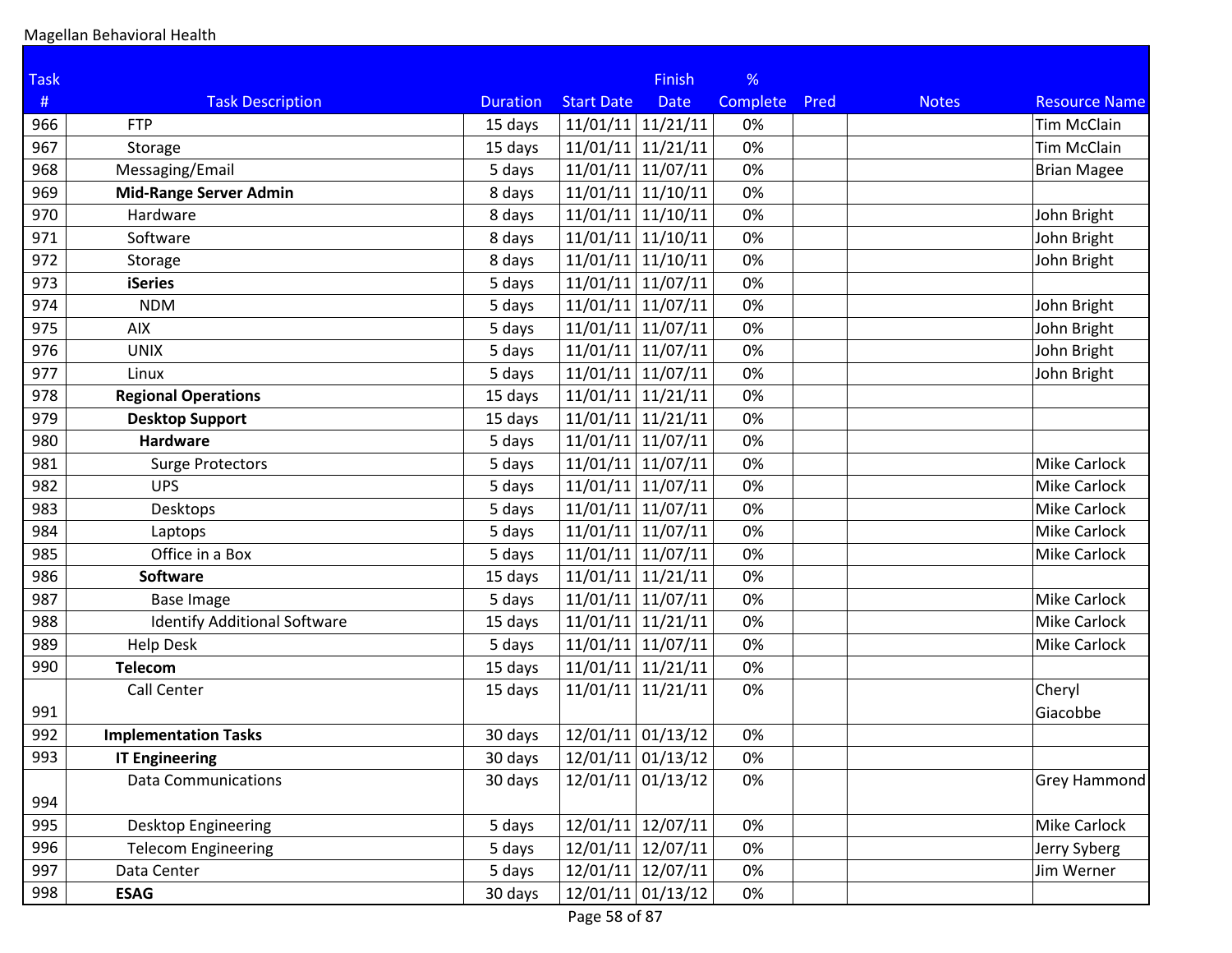Magellan Behavioral Health

| Task # | Task Description | Duration | Start Date | Finish Date | % Complete | Pred | Notes | Resource Name |
|---|---|---|---|---|---|---|---|---|
| 966 | FTP | 15 days | 11/01/11 | 11/21/11 | 0% | | | Tim McClain |
| 967 | Storage | 15 days | 11/01/11 | 11/21/11 | 0% | | | Tim McClain |
| 968 | Messaging/Email | 5 days | 11/01/11 | 11/07/11 | 0% | | | Brian Magee |
| 969 | **Mid-Range Server Admin** | 8 days | 11/01/11 | 11/10/11 | 0% | | | |
| 970 | Hardware | 8 days | 11/01/11 | 11/10/11 | 0% | | | John Bright |
| 971 | Software | 8 days | 11/01/11 | 11/10/11 | 0% | | | John Bright |
| 972 | Storage | 8 days | 11/01/11 | 11/10/11 | 0% | | | John Bright |
| 973 | **iSeries** | 5 days | 11/01/11 | 11/07/11 | 0% | | | |
| 974 | NDM | 5 days | 11/01/11 | 11/07/11 | 0% | | | John Bright |
| 975 | AIX | 5 days | 11/01/11 | 11/07/11 | 0% | | | John Bright |
| 976 | UNIX | 5 days | 11/01/11 | 11/07/11 | 0% | | | John Bright |
| 977 | Linux | 5 days | 11/01/11 | 11/07/11 | 0% | | | John Bright |
| 978 | **Regional Operations** | 15 days | 11/01/11 | 11/21/11 | 0% | | | |
| 979 | **Desktop Support** | 15 days | 11/01/11 | 11/21/11 | 0% | | | |
| 980 | **Hardware** | 5 days | 11/01/11 | 11/07/11 | 0% | | | |
| 981 | Surge Protectors | 5 days | 11/01/11 | 11/07/11 | 0% | | | Mike Carlock |
| 982 | UPS | 5 days | 11/01/11 | 11/07/11 | 0% | | | Mike Carlock |
| 983 | Desktops | 5 days | 11/01/11 | 11/07/11 | 0% | | | Mike Carlock |
| 984 | Laptops | 5 days | 11/01/11 | 11/07/11 | 0% | | | Mike Carlock |
| 985 | Office in a Box | 5 days | 11/01/11 | 11/07/11 | 0% | | | Mike Carlock |
| 986 | **Software** | 15 days | 11/01/11 | 11/21/11 | 0% | | | |
| 987 | Base Image | 5 days | 11/01/11 | 11/07/11 | 0% | | | Mike Carlock |
| 988 | Identify Additional Software | 15 days | 11/01/11 | 11/21/11 | 0% | | | Mike Carlock |
| 989 | Help Desk | 5 days | 11/01/11 | 11/07/11 | 0% | | | Mike Carlock |
| 990 | **Telecom** | 15 days | 11/01/11 | 11/21/11 | 0% | | | |
| 991 | Call Center | 15 days | 11/01/11 | 11/21/11 | 0% | | | Cheryl Giacobbe |
| 992 | **Implementation Tasks** | 30 days | 12/01/11 | 01/13/12 | 0% | | | |
| 993 | **IT Engineering** | 30 days | 12/01/11 | 01/13/12 | 0% | | | |
| 994 | Data Communications | 30 days | 12/01/11 | 01/13/12 | 0% | | | Grey Hammond |
| 995 | Desktop Engineering | 5 days | 12/01/11 | 12/07/11 | 0% | | | Mike Carlock |
| 996 | Telecom Engineering | 5 days | 12/01/11 | 12/07/11 | 0% | | | Jerry Syberg |
| 997 | Data Center | 5 days | 12/01/11 | 12/07/11 | 0% | | | Jim Werner |
| 998 | **ESAG** | 30 days | 12/01/11 | 01/13/12 | 0% | | | |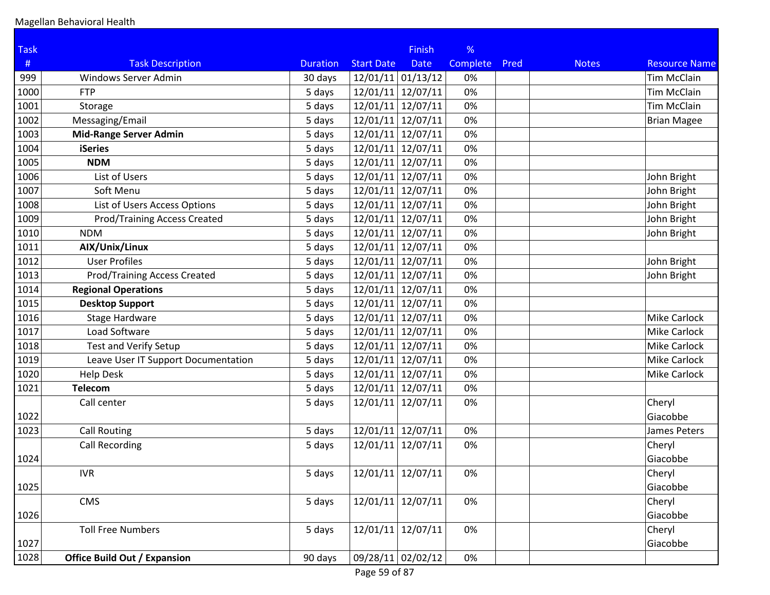Magellan Behavioral Health

| Task # | Task Description | Duration | Start Date | Finish Date | % Complete | Pred | Notes | Resource Name |
|---|---|---|---|---|---|---|---|---|
| 999 | Windows Server Admin | 30 days | 12/01/11 | 01/13/12 | 0% | | | Tim McClain |
| 1000 | FTP | 5 days | 12/01/11 | 12/07/11 | 0% | | | Tim McClain |
| 1001 | Storage | 5 days | 12/01/11 | 12/07/11 | 0% | | | Tim McClain |
| 1002 | Messaging/Email | 5 days | 12/01/11 | 12/07/11 | 0% | | | Brian Magee |
| 1003 | **Mid-Range Server Admin** | 5 days | 12/01/11 | 12/07/11 | 0% | | | |
| 1004 | **iSeries** | 5 days | 12/01/11 | 12/07/11 | 0% | | | |
| 1005 | **NDM** | 5 days | 12/01/11 | 12/07/11 | 0% | | | |
| 1006 | List of Users | 5 days | 12/01/11 | 12/07/11 | 0% | | | John Bright |
| 1007 | Soft Menu | 5 days | 12/01/11 | 12/07/11 | 0% | | | John Bright |
| 1008 | List of Users Access Options | 5 days | 12/01/11 | 12/07/11 | 0% | | | John Bright |
| 1009 | Prod/Training Access Created | 5 days | 12/01/11 | 12/07/11 | 0% | | | John Bright |
| 1010 | NDM | 5 days | 12/01/11 | 12/07/11 | 0% | | | John Bright |
| 1011 | **AIX/Unix/Linux** | 5 days | 12/01/11 | 12/07/11 | 0% | | | |
| 1012 | User Profiles | 5 days | 12/01/11 | 12/07/11 | 0% | | | John Bright |
| 1013 | Prod/Training Access Created | 5 days | 12/01/11 | 12/07/11 | 0% | | | John Bright |
| 1014 | **Regional Operations** | 5 days | 12/01/11 | 12/07/11 | 0% | | | |
| 1015 | **Desktop Support** | 5 days | 12/01/11 | 12/07/11 | 0% | | | |
| 1016 | Stage Hardware | 5 days | 12/01/11 | 12/07/11 | 0% | | | Mike Carlock |
| 1017 | Load Software | 5 days | 12/01/11 | 12/07/11 | 0% | | | Mike Carlock |
| 1018 | Test and Verify Setup | 5 days | 12/01/11 | 12/07/11 | 0% | | | Mike Carlock |
| 1019 | Leave User IT Support Documentation | 5 days | 12/01/11 | 12/07/11 | 0% | | | Mike Carlock |
| 1020 | Help Desk | 5 days | 12/01/11 | 12/07/11 | 0% | | | Mike Carlock |
| 1021 | **Telecom** | 5 days | 12/01/11 | 12/07/11 | 0% | | | |
| 1022 | Call center | 5 days | 12/01/11 | 12/07/11 | 0% | | | Cheryl Giacobbe |
| 1023 | Call Routing | 5 days | 12/01/11 | 12/07/11 | 0% | | | James Peters |
| 1024 | Call Recording | 5 days | 12/01/11 | 12/07/11 | 0% | | | Cheryl Giacobbe |
| 1025 | IVR | 5 days | 12/01/11 | 12/07/11 | 0% | | | Cheryl Giacobbe |
| 1026 | CMS | 5 days | 12/01/11 | 12/07/11 | 0% | | | Cheryl Giacobbe |
| 1027 | Toll Free Numbers | 5 days | 12/01/11 | 12/07/11 | 0% | | | Cheryl Giacobbe |
| 1028 | **Office Build Out / Expansion** | 90 days | 09/28/11 | 02/02/12 | 0% | | | |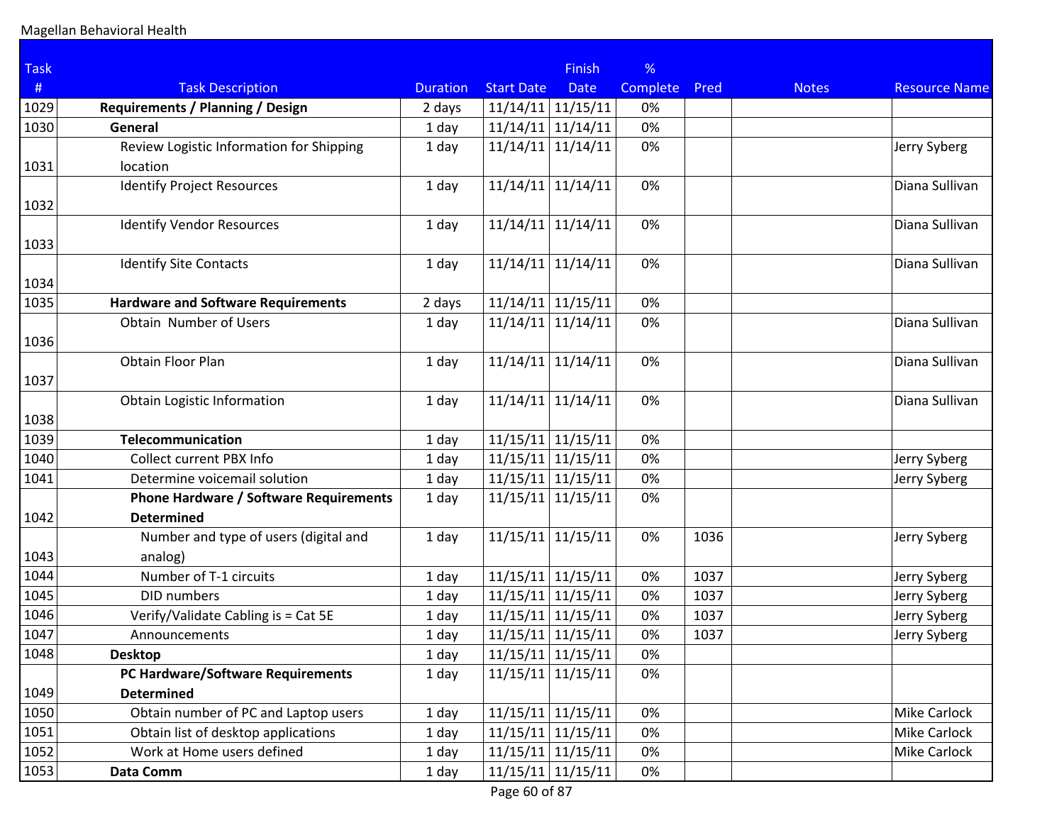Magellan Behavioral Health

| Task # | Task Description | Duration | Start Date | Finish Date | % Complete | Pred | Notes | Resource Name |
|---|---|---|---|---|---|---|---|---|
| 1029 | **Requirements / Planning / Design** | 2 days | 11/14/11 | 11/15/11 | 0% | | | |
| 1030 | **General** | 1 day | 11/14/11 | 11/14/11 | 0% | | | |
| 1031 | Review Logistic Information for Shipping location | 1 day | 11/14/11 | 11/14/11 | 0% | | | Jerry Syberg |
| 1032 | Identify Project Resources | 1 day | 11/14/11 | 11/14/11 | 0% | | | Diana Sullivan |
| 1033 | Identify Vendor Resources | 1 day | 11/14/11 | 11/14/11 | 0% | | | Diana Sullivan |
| 1034 | Identify Site Contacts | 1 day | 11/14/11 | 11/14/11 | 0% | | | Diana Sullivan |
| 1035 | **Hardware and Software Requirements** | 2 days | 11/14/11 | 11/15/11 | 0% | | | |
| 1036 | Obtain Number of Users | 1 day | 11/14/11 | 11/14/11 | 0% | | | Diana Sullivan |
| 1037 | Obtain Floor Plan | 1 day | 11/14/11 | 11/14/11 | 0% | | | Diana Sullivan |
| 1038 | Obtain Logistic Information | 1 day | 11/14/11 | 11/14/11 | 0% | | | Diana Sullivan |
| 1039 | **Telecommunication** | 1 day | 11/15/11 | 11/15/11 | 0% | | | |
| 1040 | Collect current PBX Info | 1 day | 11/15/11 | 11/15/11 | 0% | | | Jerry Syberg |
| 1041 | Determine voicemail solution | 1 day | 11/15/11 | 11/15/11 | 0% | | | Jerry Syberg |
| 1042 | **Phone Hardware / Software Requirements Determined** | 1 day | 11/15/11 | 11/15/11 | 0% | | | |
| 1043 | Number and type of users (digital and analog) | 1 day | 11/15/11 | 11/15/11 | 0% | 1036 | | Jerry Syberg |
| 1044 | Number of T-1 circuits | 1 day | 11/15/11 | 11/15/11 | 0% | 1037 | | Jerry Syberg |
| 1045 | DID numbers | 1 day | 11/15/11 | 11/15/11 | 0% | 1037 | | Jerry Syberg |
| 1046 | Verify/Validate Cabling is = Cat 5E | 1 day | 11/15/11 | 11/15/11 | 0% | 1037 | | Jerry Syberg |
| 1047 | Announcements | 1 day | 11/15/11 | 11/15/11 | 0% | 1037 | | Jerry Syberg |
| 1048 | **Desktop** | 1 day | 11/15/11 | 11/15/11 | 0% | | | |
| 1049 | **PC Hardware/Software Requirements Determined** | 1 day | 11/15/11 | 11/15/11 | 0% | | | |
| 1050 | Obtain number of PC and Laptop users | 1 day | 11/15/11 | 11/15/11 | 0% | | | Mike Carlock |
| 1051 | Obtain list of desktop applications | 1 day | 11/15/11 | 11/15/11 | 0% | | | Mike Carlock |
| 1052 | Work at Home users defined | 1 day | 11/15/11 | 11/15/11 | 0% | | | Mike Carlock |
| 1053 | **Data Comm** | 1 day | 11/15/11 | 11/15/11 | 0% | | | |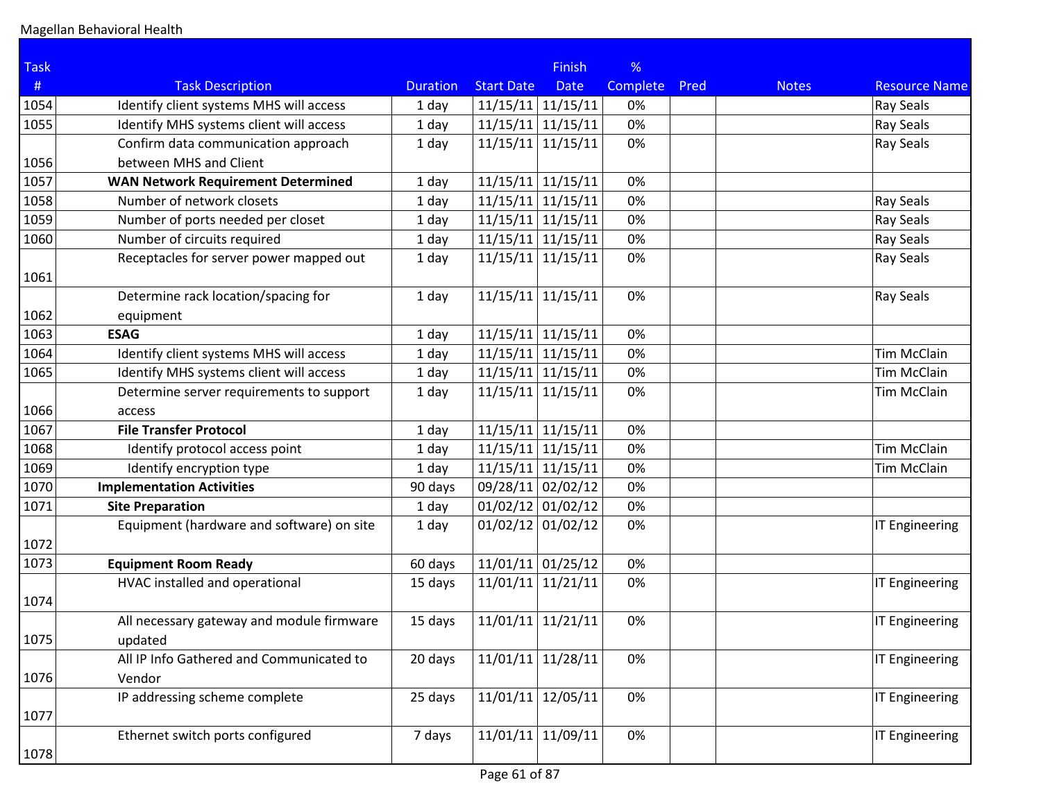| Task # | Task Description | Duration | Start Date | Finish Date | % Complete | Pred | Notes | Resource Name |
|---|---|---|---|---|---|---|---|---|
| 1054 | Identify client systems MHS will access | 1 day | 11/15/11 | 11/15/11 | 0% | | | Ray Seals |
| 1055 | Identify MHS systems client will access | 1 day | 11/15/11 | 11/15/11 | 0% | | | Ray Seals |
| 1056 | Confirm data communication approach between MHS and Client | 1 day | 11/15/11 | 11/15/11 | 0% | | | Ray Seals |
| 1057 | **WAN Network Requirement Determined** | 1 day | 11/15/11 | 11/15/11 | 0% | | | |
| 1058 | Number of network closets | 1 day | 11/15/11 | 11/15/11 | 0% | | | Ray Seals |
| 1059 | Number of ports needed per closet | 1 day | 11/15/11 | 11/15/11 | 0% | | | Ray Seals |
| 1060 | Number of circuits required | 1 day | 11/15/11 | 11/15/11 | 0% | | | Ray Seals |
| 1061 | Receptacles for server power mapped out | 1 day | 11/15/11 | 11/15/11 | 0% | | | Ray Seals |
| 1062 | Determine rack location/spacing for equipment | 1 day | 11/15/11 | 11/15/11 | 0% | | | Ray Seals |
| 1063 | **ESAG** | 1 day | 11/15/11 | 11/15/11 | 0% | | | |
| 1064 | Identify client systems MHS will access | 1 day | 11/15/11 | 11/15/11 | 0% | | | Tim McClain |
| 1065 | Identify MHS systems client will access | 1 day | 11/15/11 | 11/15/11 | 0% | | | Tim McClain |
| 1066 | Determine server requirements to support access | 1 day | 11/15/11 | 11/15/11 | 0% | | | Tim McClain |
| 1067 | **File Transfer Protocol** | 1 day | 11/15/11 | 11/15/11 | 0% | | | |
| 1068 | Identify protocol access point | 1 day | 11/15/11 | 11/15/11 | 0% | | | Tim McClain |
| 1069 | Identify encryption type | 1 day | 11/15/11 | 11/15/11 | 0% | | | Tim McClain |
| 1070 | **Implementation Activities** | 90 days | 09/28/11 | 02/02/12 | 0% | | | |
| 1071 | **Site Preparation** | 1 day | 01/02/12 | 01/02/12 | 0% | | | |
| 1072 | Equipment (hardware and software) on site | 1 day | 01/02/12 | 01/02/12 | 0% | | | IT Engineering |
| 1073 | **Equipment Room Ready** | 60 days | 11/01/11 | 01/25/12 | 0% | | | |
| 1074 | HVAC installed and operational | 15 days | 11/01/11 | 11/21/11 | 0% | | | IT Engineering |
| 1075 | All necessary gateway and module firmware updated | 15 days | 11/01/11 | 11/21/11 | 0% | | | IT Engineering |
| 1076 | All IP Info Gathered and Communicated to Vendor | 20 days | 11/01/11 | 11/28/11 | 0% | | | IT Engineering |
| 1077 | IP addressing scheme complete | 25 days | 11/01/11 | 12/05/11 | 0% | | | IT Engineering |
| 1078 | Ethernet switch ports configured | 7 days | 11/01/11 | 11/09/11 | 0% | | | IT Engineering |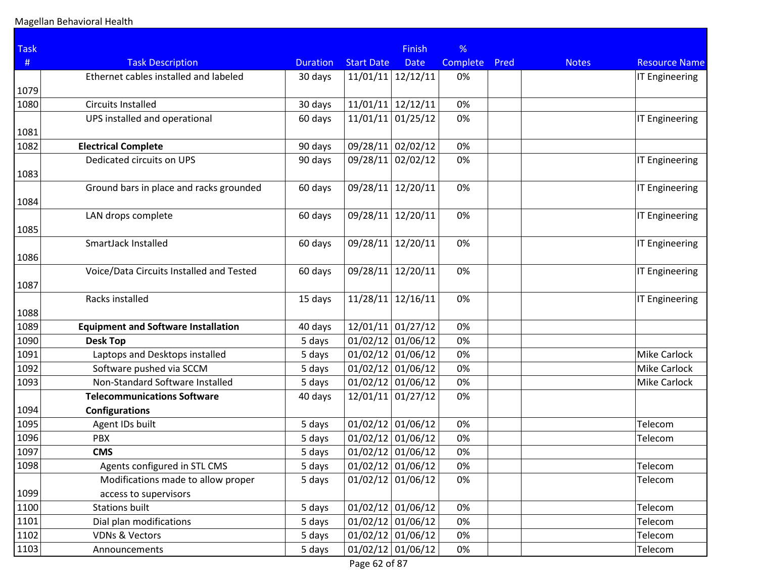| Task # | Task Description | Duration | Start Date | Finish Date | % Complete | Pred | Notes | Resource Name |
|---|---|---|---|---|---|---|---|---|
| 1079 | Ethernet cables installed and labeled | 30 days | 11/01/11 | 12/12/11 | 0% | | | IT Engineering |
| 1080 | Circuits Installed | 30 days | 11/01/11 | 12/12/11 | 0% | | | |
| 1081 | UPS installed and operational | 60 days | 11/01/11 | 01/25/12 | 0% | | | IT Engineering |
| 1082 | **Electrical Complete** | 90 days | 09/28/11 | 02/02/12 | 0% | | | |
| 1083 | Dedicated circuits on UPS | 90 days | 09/28/11 | 02/02/12 | 0% | | | IT Engineering |
| 1084 | Ground bars in place and racks grounded | 60 days | 09/28/11 | 12/20/11 | 0% | | | IT Engineering |
| 1085 | LAN drops complete | 60 days | 09/28/11 | 12/20/11 | 0% | | | IT Engineering |
| 1086 | SmartJack Installed | 60 days | 09/28/11 | 12/20/11 | 0% | | | IT Engineering |
| 1087 | Voice/Data Circuits Installed and Tested | 60 days | 09/28/11 | 12/20/11 | 0% | | | IT Engineering |
| 1088 | Racks installed | 15 days | 11/28/11 | 12/16/11 | 0% | | | IT Engineering |
| 1089 | **Equipment and Software Installation** | 40 days | 12/01/11 | 01/27/12 | 0% | | | |
| 1090 | **Desk Top** | 5 days | 01/02/12 | 01/06/12 | 0% | | | |
| 1091 | Laptops and Desktops installed | 5 days | 01/02/12 | 01/06/12 | 0% | | | Mike Carlock |
| 1092 | Software pushed via SCCM | 5 days | 01/02/12 | 01/06/12 | 0% | | | Mike Carlock |
| 1093 | Non-Standard Software Installed | 5 days | 01/02/12 | 01/06/12 | 0% | | | Mike Carlock |
| 1094 | **Telecommunications Software Configurations** | 40 days | 12/01/11 | 01/27/12 | 0% | | | |
| 1095 | Agent IDs built | 5 days | 01/02/12 | 01/06/12 | 0% | | | Telecom |
| 1096 | PBX | 5 days | 01/02/12 | 01/06/12 | 0% | | | Telecom |
| 1097 | **CMS** | 5 days | 01/02/12 | 01/06/12 | 0% | | | |
| 1098 | Agents configured in STL CMS | 5 days | 01/02/12 | 01/06/12 | 0% | | | Telecom |
| 1099 | Modifications made to allow proper access to supervisors | 5 days | 01/02/12 | 01/06/12 | 0% | | | Telecom |
| 1100 | Stations built | 5 days | 01/02/12 | 01/06/12 | 0% | | | Telecom |
| 1101 | Dial plan modifications | 5 days | 01/02/12 | 01/06/12 | 0% | | | Telecom |
| 1102 | VDNs & Vectors | 5 days | 01/02/12 | 01/06/12 | 0% | | | Telecom |
| 1103 | Announcements | 5 days | 01/02/12 | 01/06/12 | 0% | | | Telecom |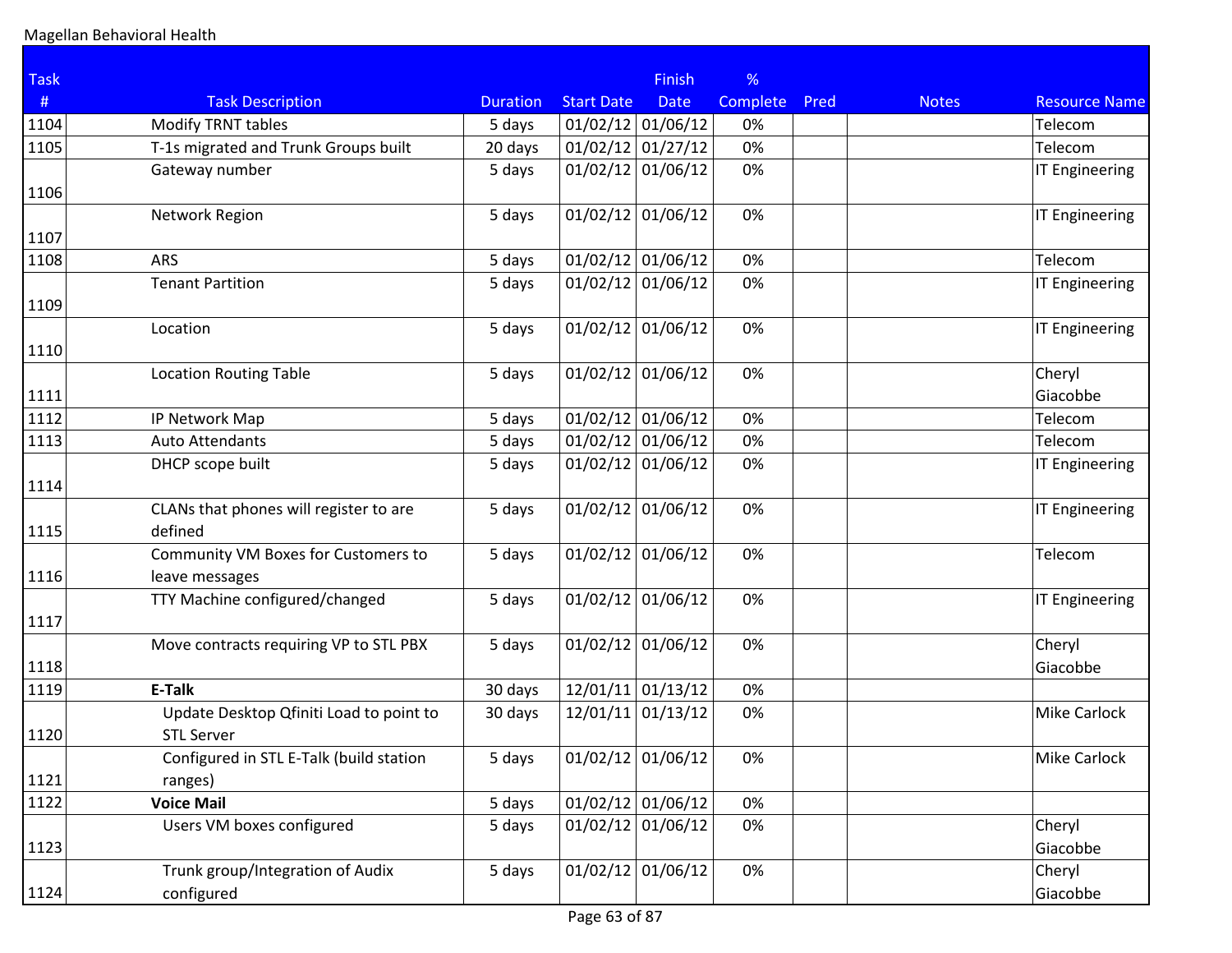Magellan Behavioral Health

| Task # | Task Description | Duration | Start Date | Finish Date | % Complete | Pred | Notes | Resource Name |
|---|---|---|---|---|---|---|---|---|
| 1104 | Modify TRNT tables | 5 days | 01/02/12 | 01/06/12 | 0% | | | Telecom |
| 1105 | T-1s migrated and Trunk Groups built | 20 days | 01/02/12 | 01/27/12 | 0% | | | Telecom |
| 1106 | Gateway number | 5 days | 01/02/12 | 01/06/12 | 0% | | | IT Engineering |
| 1107 | Network Region | 5 days | 01/02/12 | 01/06/12 | 0% | | | IT Engineering |
| 1108 | ARS | 5 days | 01/02/12 | 01/06/12 | 0% | | | Telecom |
| 1109 | Tenant Partition | 5 days | 01/02/12 | 01/06/12 | 0% | | | IT Engineering |
| 1110 | Location | 5 days | 01/02/12 | 01/06/12 | 0% | | | IT Engineering |
| 1111 | Location Routing Table | 5 days | 01/02/12 | 01/06/12 | 0% | | | Cheryl Giacobbe |
| 1112 | IP Network Map | 5 days | 01/02/12 | 01/06/12 | 0% | | | Telecom |
| 1113 | Auto Attendants | 5 days | 01/02/12 | 01/06/12 | 0% | | | Telecom |
| 1114 | DHCP scope built | 5 days | 01/02/12 | 01/06/12 | 0% | | | IT Engineering |
| 1115 | CLANs that phones will register to are defined | 5 days | 01/02/12 | 01/06/12 | 0% | | | IT Engineering |
| 1116 | Community VM Boxes for Customers to leave messages | 5 days | 01/02/12 | 01/06/12 | 0% | | | Telecom |
| 1117 | TTY Machine configured/changed | 5 days | 01/02/12 | 01/06/12 | 0% | | | IT Engineering |
| 1118 | Move contracts requiring VP to STL PBX | 5 days | 01/02/12 | 01/06/12 | 0% | | | Cheryl Giacobbe |
| 1119 | **E-Talk** | 30 days | 12/01/11 | 01/13/12 | 0% | | | |
| 1120 | Update Desktop Qfiniti Load to point to STL Server | 30 days | 12/01/11 | 01/13/12 | 0% | | | Mike Carlock |
| 1121 | Configured in STL E-Talk (build station ranges) | 5 days | 01/02/12 | 01/06/12 | 0% | | | Mike Carlock |
| 1122 | **Voice Mail** | 5 days | 01/02/12 | 01/06/12 | 0% | | | |
| 1123 | Users VM boxes configured | 5 days | 01/02/12 | 01/06/12 | 0% | | | Cheryl Giacobbe |
| 1124 | Trunk group/Integration of Audix configured | 5 days | 01/02/12 | 01/06/12 | 0% | | | Cheryl Giacobbe |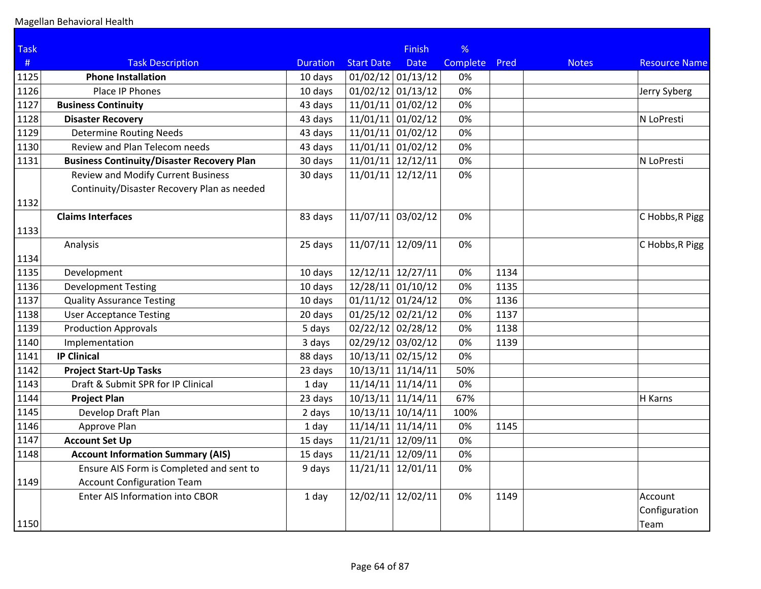Magellan Behavioral Health

| Task # | Task Description | Duration | Start Date | Finish Date | % Complete | Pred | Notes | Resource Name |
|---|---|---|---|---|---|---|---|---|
| 1125 | **Phone Installation** | 10 days | 01/02/12 | 01/13/12 | 0% | | | |
| 1126 | Place IP Phones | 10 days | 01/02/12 | 01/13/12 | 0% | | | Jerry Syberg |
| 1127 | **Business Continuity** | 43 days | 11/01/11 | 01/02/12 | 0% | | | |
| 1128 | **Disaster Recovery** | 43 days | 11/01/11 | 01/02/12 | 0% | | | N LoPresti |
| 1129 | Determine Routing Needs | 43 days | 11/01/11 | 01/02/12 | 0% | | | |
| 1130 | Review and Plan Telecom needs | 43 days | 11/01/11 | 01/02/12 | 0% | | | |
| 1131 | **Business Continuity/Disaster Recovery Plan** | 30 days | 11/01/11 | 12/12/11 | 0% | | | N LoPresti |
| 1132 | Review and Modify Current Business Continuity/Disaster Recovery Plan as needed | 30 days | 11/01/11 | 12/12/11 | 0% | | | |
| 1133 | **Claims Interfaces** | 83 days | 11/07/11 | 03/02/12 | 0% | | | C Hobbs,R Pigg |
| 1134 | Analysis | 25 days | 11/07/11 | 12/09/11 | 0% | | | C Hobbs,R Pigg |
| 1135 | Development | 10 days | 12/12/11 | 12/27/11 | 0% | 1134 | | |
| 1136 | Development Testing | 10 days | 12/28/11 | 01/10/12 | 0% | 1135 | | |
| 1137 | Quality Assurance Testing | 10 days | 01/11/12 | 01/24/12 | 0% | 1136 | | |
| 1138 | User Acceptance Testing | 20 days | 01/25/12 | 02/21/12 | 0% | 1137 | | |
| 1139 | Production Approvals | 5 days | 02/22/12 | 02/28/12 | 0% | 1138 | | |
| 1140 | Implementation | 3 days | 02/29/12 | 03/02/12 | 0% | 1139 | | |
| 1141 | **IP Clinical** | 88 days | 10/13/11 | 02/15/12 | 0% | | | |
| 1142 | **Project Start-Up Tasks** | 23 days | 10/13/11 | 11/14/11 | 50% | | | |
| 1143 | Draft & Submit SPR for IP Clinical | 1 day | 11/14/11 | 11/14/11 | 0% | | | |
| 1144 | **Project Plan** | 23 days | 10/13/11 | 11/14/11 | 67% | | | H Karns |
| 1145 | Develop Draft Plan | 2 days | 10/13/11 | 10/14/11 | 100% | | | |
| 1146 | Approve Plan | 1 day | 11/14/11 | 11/14/11 | 0% | 1145 | | |
| 1147 | **Account Set Up** | 15 days | 11/21/11 | 12/09/11 | 0% | | | |
| 1148 | **Account Information Summary (AIS)** | 15 days | 11/21/11 | 12/09/11 | 0% | | | |
| 1149 | Ensure AIS Form is Completed and sent to Account Configuration Team | 9 days | 11/21/11 | 12/01/11 | 0% | | | |
| 1150 | Enter AIS Information into CBOR | 1 day | 12/02/11 | 12/02/11 | 0% | 1149 | | Account Configuration Team |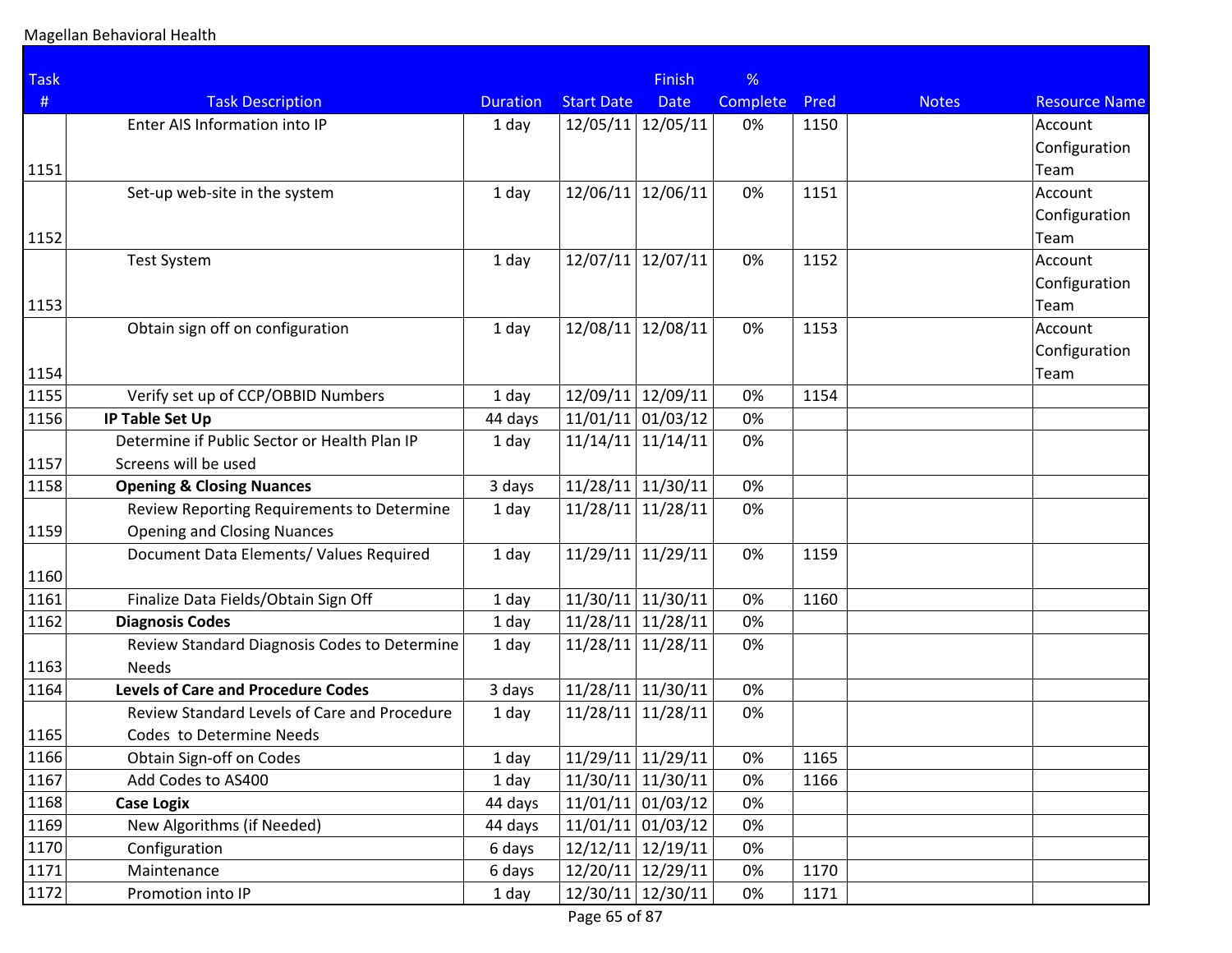Magellan Behavioral Health

| Task # | Task Description | Duration | Start Date | Finish Date | % Complete | Pred | Notes | Resource Name |
|---|---|---|---|---|---|---|---|---|
| 1151 | Enter AIS Information into IP | 1 day | 12/05/11 | 12/05/11 | 0% | 1150 | | Account Configuration Team |
| 1152 | Set-up web-site in the system | 1 day | 12/06/11 | 12/06/11 | 0% | 1151 | | Account Configuration Team |
| 1153 | Test System | 1 day | 12/07/11 | 12/07/11 | 0% | 1152 | | Account Configuration Team |
| 1154 | Obtain sign off on configuration | 1 day | 12/08/11 | 12/08/11 | 0% | 1153 | | Account Configuration Team |
| 1155 | Verify set up of CCP/OBBID Numbers | 1 day | 12/09/11 | 12/09/11 | 0% | 1154 | | |
| 1156 | **IP Table Set Up** | 44 days | 11/01/11 | 01/03/12 | 0% | | | |
| 1157 | Determine if Public Sector or Health Plan IP Screens will be used | 1 day | 11/14/11 | 11/14/11 | 0% | | | |
| 1158 | **Opening & Closing Nuances** | 3 days | 11/28/11 | 11/30/11 | 0% | | | |
| 1159 | Review Reporting Requirements to Determine Opening and Closing Nuances | 1 day | 11/28/11 | 11/28/11 | 0% | | | |
| 1160 | Document Data Elements/ Values Required | 1 day | 11/29/11 | 11/29/11 | 0% | 1159 | | |
| 1161 | Finalize Data Fields/Obtain Sign Off | 1 day | 11/30/11 | 11/30/11 | 0% | 1160 | | |
| 1162 | **Diagnosis Codes** | 1 day | 11/28/11 | 11/28/11 | 0% | | | |
| 1163 | Review Standard Diagnosis Codes to Determine Needs | 1 day | 11/28/11 | 11/28/11 | 0% | | | |
| 1164 | **Levels of Care and Procedure Codes** | 3 days | 11/28/11 | 11/30/11 | 0% | | | |
| 1165 | Review Standard Levels of Care and Procedure Codes to Determine Needs | 1 day | 11/28/11 | 11/28/11 | 0% | | | |
| 1166 | Obtain Sign-off on Codes | 1 day | 11/29/11 | 11/29/11 | 0% | 1165 | | |
| 1167 | Add Codes to AS400 | 1 day | 11/30/11 | 11/30/11 | 0% | 1166 | | |
| 1168 | **Case Logix** | 44 days | 11/01/11 | 01/03/12 | 0% | | | |
| 1169 | New Algorithms (if Needed) | 44 days | 11/01/11 | 01/03/12 | 0% | | | |
| 1170 | Configuration | 6 days | 12/12/11 | 12/19/11 | 0% | | | |
| 1171 | Maintenance | 6 days | 12/20/11 | 12/29/11 | 0% | 1170 | | |
| 1172 | Promotion into IP | 1 day | 12/30/11 | 12/30/11 | 0% | 1171 | | |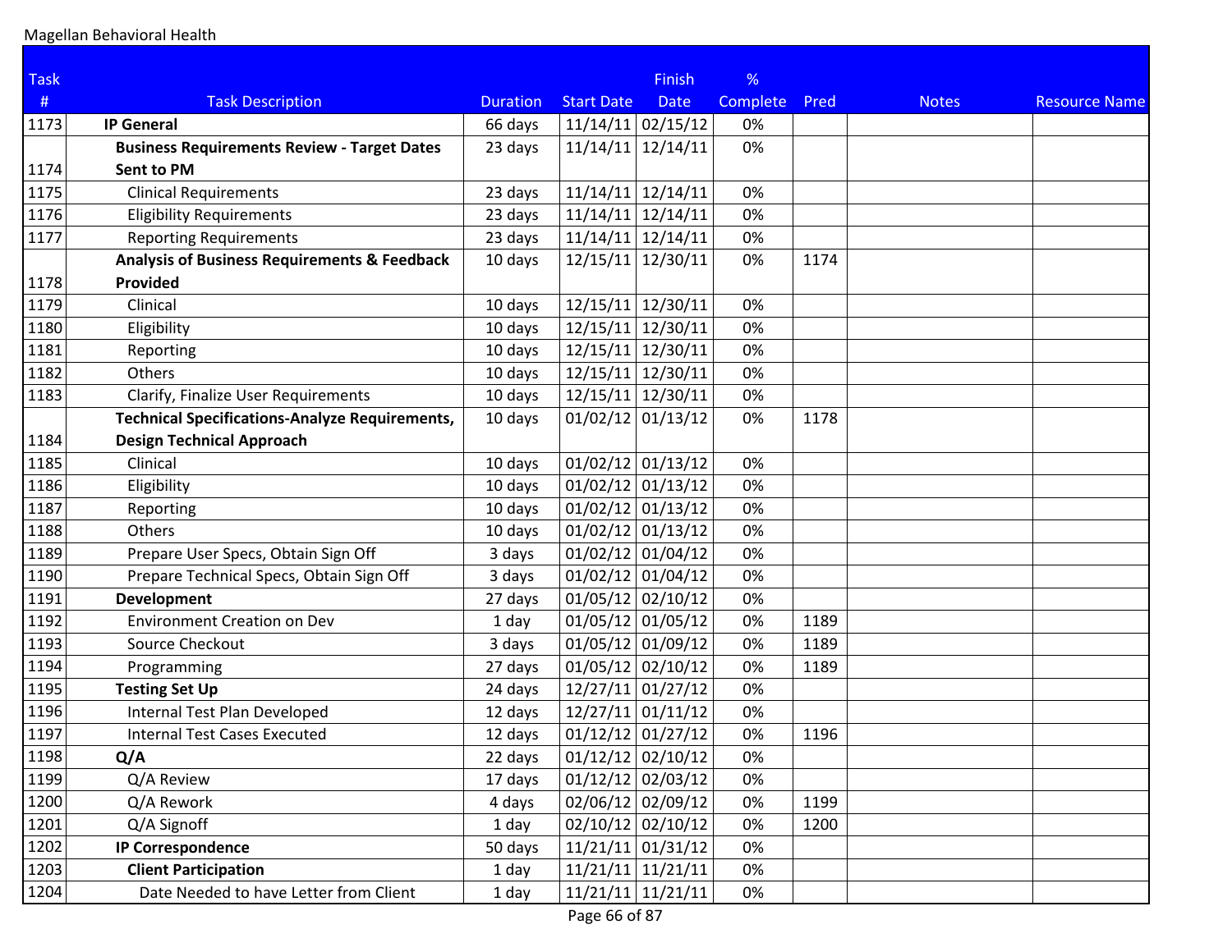Magellan Behavioral Health

| Task # | Task Description | Duration | Start Date | Finish Date | % Complete | Pred | Notes | Resource Name |
|---|---|---|---|---|---|---|---|---|
| 1173 | **IP General** | 66 days | 11/14/11 | 02/15/12 | 0% | | | |
| 1174 | **Business Requirements Review - Target Dates Sent to PM** | 23 days | 11/14/11 | 12/14/11 | 0% | | | |
| 1175 | Clinical Requirements | 23 days | 11/14/11 | 12/14/11 | 0% | | | |
| 1176 | Eligibility Requirements | 23 days | 11/14/11 | 12/14/11 | 0% | | | |
| 1177 | Reporting Requirements | 23 days | 11/14/11 | 12/14/11 | 0% | | | |
| 1178 | **Analysis of Business Requirements & Feedback Provided** | 10 days | 12/15/11 | 12/30/11 | 0% | 1174 | | |
| 1179 | Clinical | 10 days | 12/15/11 | 12/30/11 | 0% | | | |
| 1180 | Eligibility | 10 days | 12/15/11 | 12/30/11 | 0% | | | |
| 1181 | Reporting | 10 days | 12/15/11 | 12/30/11 | 0% | | | |
| 1182 | Others | 10 days | 12/15/11 | 12/30/11 | 0% | | | |
| 1183 | Clarify, Finalize User Requirements | 10 days | 12/15/11 | 12/30/11 | 0% | | | |
| 1184 | **Technical Specifications-Analyze Requirements, Design Technical Approach** | 10 days | 01/02/12 | 01/13/12 | 0% | 1178 | | |
| 1185 | Clinical | 10 days | 01/02/12 | 01/13/12 | 0% | | | |
| 1186 | Eligibility | 10 days | 01/02/12 | 01/13/12 | 0% | | | |
| 1187 | Reporting | 10 days | 01/02/12 | 01/13/12 | 0% | | | |
| 1188 | Others | 10 days | 01/02/12 | 01/13/12 | 0% | | | |
| 1189 | Prepare User Specs, Obtain Sign Off | 3 days | 01/02/12 | 01/04/12 | 0% | | | |
| 1190 | Prepare Technical Specs, Obtain Sign Off | 3 days | 01/02/12 | 01/04/12 | 0% | | | |
| 1191 | **Development** | 27 days | 01/05/12 | 02/10/12 | 0% | | | |
| 1192 | Environment Creation on Dev | 1 day | 01/05/12 | 01/05/12 | 0% | 1189 | | |
| 1193 | Source Checkout | 3 days | 01/05/12 | 01/09/12 | 0% | 1189 | | |
| 1194 | Programming | 27 days | 01/05/12 | 02/10/12 | 0% | 1189 | | |
| 1195 | **Testing Set Up** | 24 days | 12/27/11 | 01/27/12 | 0% | | | |
| 1196 | Internal Test Plan Developed | 12 days | 12/27/11 | 01/11/12 | 0% | | | |
| 1197 | Internal Test Cases Executed | 12 days | 01/12/12 | 01/27/12 | 0% | 1196 | | |
| 1198 | **Q/A** | 22 days | 01/12/12 | 02/10/12 | 0% | | | |
| 1199 | Q/A Review | 17 days | 01/12/12 | 02/03/12 | 0% | | | |
| 1200 | Q/A Rework | 4 days | 02/06/12 | 02/09/12 | 0% | 1199 | | |
| 1201 | Q/A Signoff | 1 day | 02/10/12 | 02/10/12 | 0% | 1200 | | |
| 1202 | **IP Correspondence** | 50 days | 11/21/11 | 01/31/12 | 0% | | | |
| 1203 | **Client Participation** | 1 day | 11/21/11 | 11/21/11 | 0% | | | |
| 1204 | Date Needed to have Letter from Client | 1 day | 11/21/11 | 11/21/11 | 0% | | | |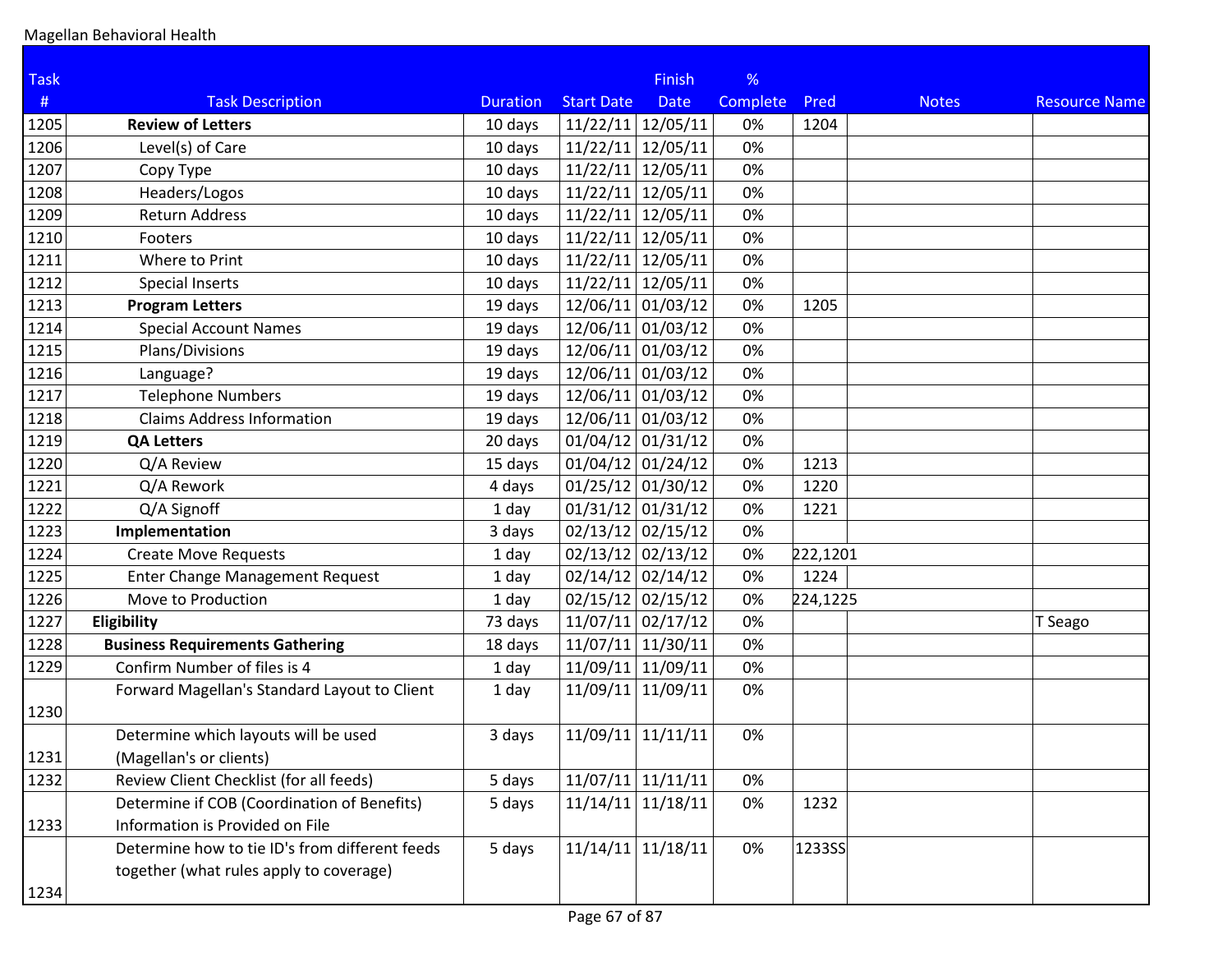Magellan Behavioral Health

| Task # | Task Description | Duration | Start Date | Finish Date | % Complete | Pred | Notes | Resource Name |
|---|---|---|---|---|---|---|---|---|
| 1205 | **Review of Letters** | 10 days | 11/22/11 | 12/05/11 | 0% | 1204 | | |
| 1206 | Level(s) of Care | 10 days | 11/22/11 | 12/05/11 | 0% | | | |
| 1207 | Copy Type | 10 days | 11/22/11 | 12/05/11 | 0% | | | |
| 1208 | Headers/Logos | 10 days | 11/22/11 | 12/05/11 | 0% | | | |
| 1209 | Return Address | 10 days | 11/22/11 | 12/05/11 | 0% | | | |
| 1210 | Footers | 10 days | 11/22/11 | 12/05/11 | 0% | | | |
| 1211 | Where to Print | 10 days | 11/22/11 | 12/05/11 | 0% | | | |
| 1212 | Special Inserts | 10 days | 11/22/11 | 12/05/11 | 0% | | | |
| 1213 | **Program Letters** | 19 days | 12/06/11 | 01/03/12 | 0% | 1205 | | |
| 1214 | Special Account Names | 19 days | 12/06/11 | 01/03/12 | 0% | | | |
| 1215 | Plans/Divisions | 19 days | 12/06/11 | 01/03/12 | 0% | | | |
| 1216 | Language? | 19 days | 12/06/11 | 01/03/12 | 0% | | | |
| 1217 | Telephone Numbers | 19 days | 12/06/11 | 01/03/12 | 0% | | | |
| 1218 | Claims Address Information | 19 days | 12/06/11 | 01/03/12 | 0% | | | |
| 1219 | **QA Letters** | 20 days | 01/04/12 | 01/31/12 | 0% | | | |
| 1220 | Q/A Review | 15 days | 01/04/12 | 01/24/12 | 0% | 1213 | | |
| 1221 | Q/A Rework | 4 days | 01/25/12 | 01/30/12 | 0% | 1220 | | |
| 1222 | Q/A Signoff | 1 day | 01/31/12 | 01/31/12 | 0% | 1221 | | |
| 1223 | **Implementation** | 3 days | 02/13/12 | 02/15/12 | 0% | | | |
| 1224 | Create Move Requests | 1 day | 02/13/12 | 02/13/12 | 0% | 222,1201 | | |
| 1225 | Enter Change Management Request | 1 day | 02/14/12 | 02/14/12 | 0% | 1224 | | |
| 1226 | Move to Production | 1 day | 02/15/12 | 02/15/12 | 0% | 224,1225 | | |
| 1227 | **Eligibility** | 73 days | 11/07/11 | 02/17/12 | 0% | | | T Seago |
| 1228 | **Business Requirements Gathering** | 18 days | 11/07/11 | 11/30/11 | 0% | | | |
| 1229 | Confirm Number of files is 4 | 1 day | 11/09/11 | 11/09/11 | 0% | | | |
| 1230 | Forward Magellan's Standard Layout to Client | 1 day | 11/09/11 | 11/09/11 | 0% | | | |
| 1231 | Determine which layouts will be used (Magellan's or clients) | 3 days | 11/09/11 | 11/11/11 | 0% | | | |
| 1232 | Review Client Checklist (for all feeds) | 5 days | 11/07/11 | 11/11/11 | 0% | | | |
| 1233 | Determine if COB (Coordination of Benefits) Information is Provided on File | 5 days | 11/14/11 | 11/18/11 | 0% | 1232 | | |
| 1234 | Determine how to tie ID's from different feeds together (what rules apply to coverage) | 5 days | 11/14/11 | 11/18/11 | 0% | 1233SS | | |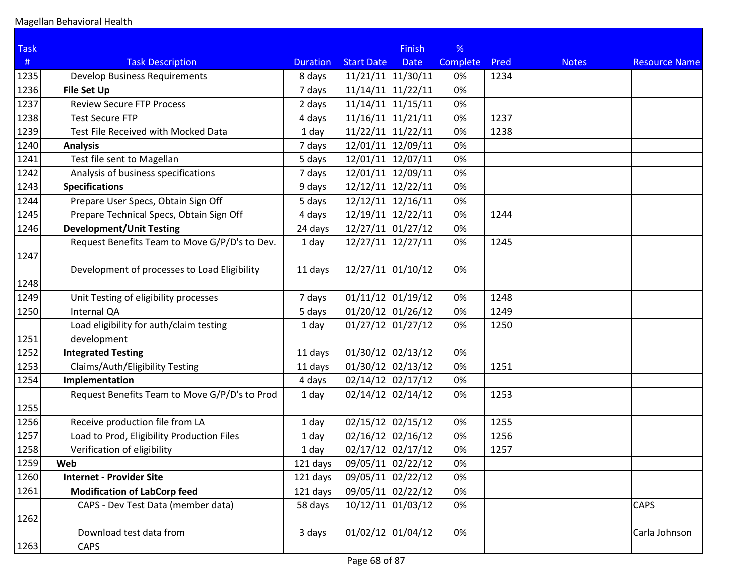Magellan Behavioral Health

| Task # | Task Description | Duration | Start Date | Finish Date | % Complete | Pred | Notes | Resource Name |
|---|---|---|---|---|---|---|---|---|
| 1235 | Develop Business Requirements | 8 days | 11/21/11 | 11/30/11 | 0% | 1234 | | |
| 1236 | **File Set Up** | 7 days | 11/14/11 | 11/22/11 | 0% | | | |
| 1237 | Review Secure FTP Process | 2 days | 11/14/11 | 11/15/11 | 0% | | | |
| 1238 | Test Secure FTP | 4 days | 11/16/11 | 11/21/11 | 0% | 1237 | | |
| 1239 | Test File Received with Mocked Data | 1 day | 11/22/11 | 11/22/11 | 0% | 1238 | | |
| 1240 | **Analysis** | 7 days | 12/01/11 | 12/09/11 | 0% | | | |
| 1241 | Test file sent to Magellan | 5 days | 12/01/11 | 12/07/11 | 0% | | | |
| 1242 | Analysis of business specifications | 7 days | 12/01/11 | 12/09/11 | 0% | | | |
| 1243 | **Specifications** | 9 days | 12/12/11 | 12/22/11 | 0% | | | |
| 1244 | Prepare User Specs, Obtain Sign Off | 5 days | 12/12/11 | 12/16/11 | 0% | | | |
| 1245 | Prepare Technical Specs, Obtain Sign Off | 4 days | 12/19/11 | 12/22/11 | 0% | 1244 | | |
| 1246 | **Development/Unit Testing** | 24 days | 12/27/11 | 01/27/12 | 0% | | | |
| 1247 | Request Benefits Team to Move G/P/D's to Dev. | 1 day | 12/27/11 | 12/27/11 | 0% | 1245 | | |
| 1248 | Development of processes to Load Eligibility | 11 days | 12/27/11 | 01/10/12 | 0% | | | |
| 1249 | Unit Testing of eligibility processes | 7 days | 01/11/12 | 01/19/12 | 0% | 1248 | | |
| 1250 | Internal QA | 5 days | 01/20/12 | 01/26/12 | 0% | 1249 | | |
| 1251 | Load eligibility for auth/claim testing development | 1 day | 01/27/12 | 01/27/12 | 0% | 1250 | | |
| 1252 | **Integrated Testing** | 11 days | 01/30/12 | 02/13/12 | 0% | | | |
| 1253 | Claims/Auth/Eligibility Testing | 11 days | 01/30/12 | 02/13/12 | 0% | 1251 | | |
| 1254 | **Implementation** | 4 days | 02/14/12 | 02/17/12 | 0% | | | |
| 1255 | Request Benefits Team to Move G/P/D's to Prod | 1 day | 02/14/12 | 02/14/12 | 0% | 1253 | | |
| 1256 | Receive production file from LA | 1 day | 02/15/12 | 02/15/12 | 0% | 1255 | | |
| 1257 | Load to Prod, Eligibility Production Files | 1 day | 02/16/12 | 02/16/12 | 0% | 1256 | | |
| 1258 | Verification of eligibility | 1 day | 02/17/12 | 02/17/12 | 0% | 1257 | | |
| 1259 | **Web** | 121 days | 09/05/11 | 02/22/12 | 0% | | | |
| 1260 | **Internet - Provider Site** | 121 days | 09/05/11 | 02/22/12 | 0% | | | |
| 1261 | **Modification of LabCorp feed** | 121 days | 09/05/11 | 02/22/12 | 0% | | | |
| 1262 | CAPS - Dev Test Data (member data) | 58 days | 10/12/11 | 01/03/12 | 0% | | | CAPS |
| 1263 | Download test data from CAPS | 3 days | 01/02/12 | 01/04/12 | 0% | | | Carla Johnson |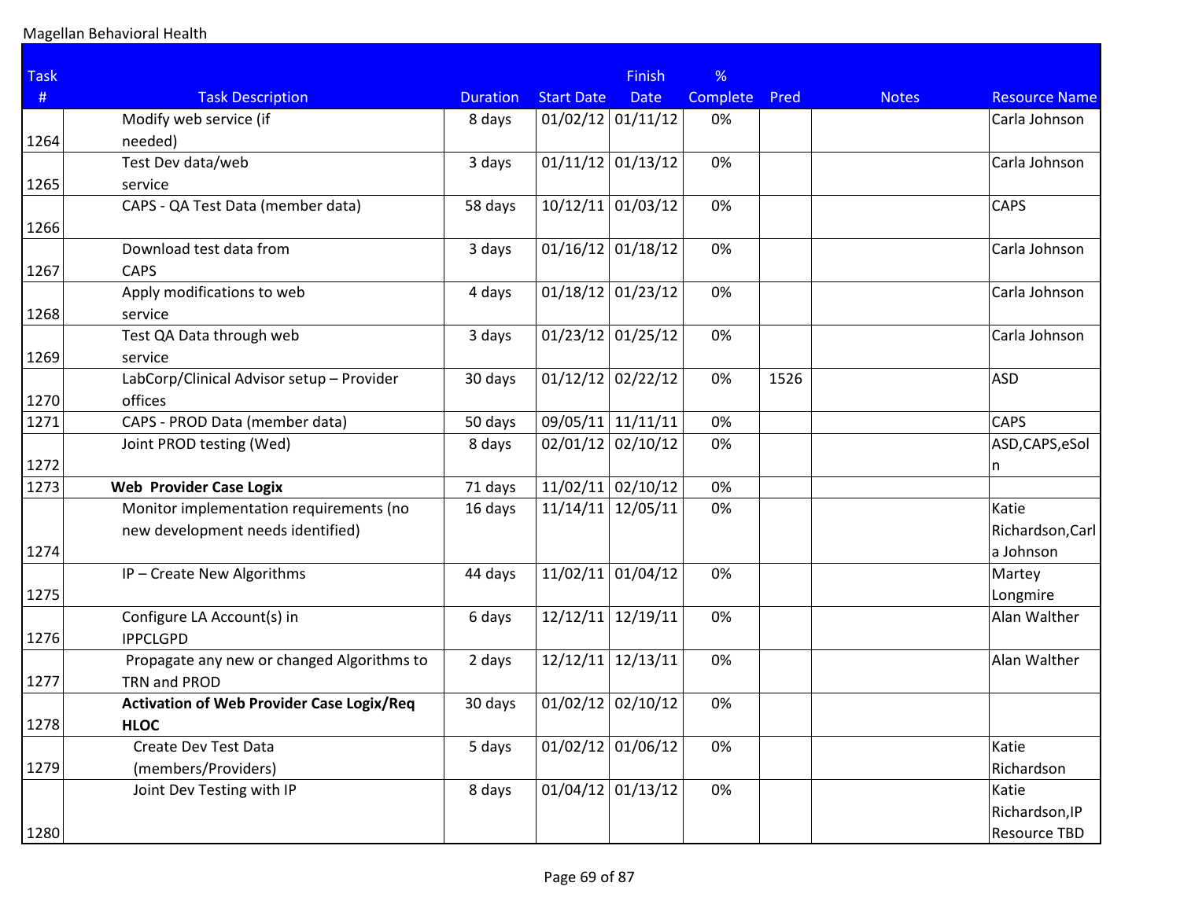Magellan Behavioral Health

| Task # | Task Description | Duration | Start Date | Finish Date | % Complete | Pred | Notes | Resource Name |
|---|---|---|---|---|---|---|---|---|
| 1264 | Modify web service (if needed) | 8 days | 01/02/12 | 01/11/12 | 0% | | | Carla Johnson |
| 1265 | Test Dev data/web service | 3 days | 01/11/12 | 01/13/12 | 0% | | | Carla Johnson |
| 1266 | CAPS - QA Test Data (member data) | 58 days | 10/12/11 | 01/03/12 | 0% | | | CAPS |
| 1267 | Download test data from CAPS | 3 days | 01/16/12 | 01/18/12 | 0% | | | Carla Johnson |
| 1268 | Apply modifications to web service | 4 days | 01/18/12 | 01/23/12 | 0% | | | Carla Johnson |
| 1269 | Test QA Data through web service | 3 days | 01/23/12 | 01/25/12 | 0% | | | Carla Johnson |
| 1270 | LabCorp/Clinical Advisor setup – Provider offices | 30 days | 01/12/12 | 02/22/12 | 0% | 1526 | | ASD |
| 1271 | CAPS - PROD Data (member data) | 50 days | 09/05/11 | 11/11/11 | 0% | | | CAPS |
| 1272 | Joint PROD testing (Wed) | 8 days | 02/01/12 | 02/10/12 | 0% | | | ASD,CAPS,eSoln |
| 1273 | **Web Provider Case Logix** | 71 days | 11/02/11 | 02/10/12 | 0% | | | |
| 1274 | Monitor implementation requirements (no new development needs identified) | 16 days | 11/14/11 | 12/05/11 | 0% | | | Katie Richardson,Carla Johnson |
| 1275 | IP – Create New Algorithms | 44 days | 11/02/11 | 01/04/12 | 0% | | | Martey Longmire |
| 1276 | Configure LA Account(s) in IPPCLGPD | 6 days | 12/12/11 | 12/19/11 | 0% | | | Alan Walther |
| 1277 | Propagate any new or changed Algorithms to TRN and PROD | 2 days | 12/12/11 | 12/13/11 | 0% | | | Alan Walther |
| 1278 | **Activation of Web Provider Case Logix/Req HLOC** | 30 days | 01/02/12 | 02/10/12 | 0% | | | |
| 1279 | Create Dev Test Data (members/Providers) | 5 days | 01/02/12 | 01/06/12 | 0% | | | Katie Richardson |
| 1280 | Joint Dev Testing with IP | 8 days | 01/04/12 | 01/13/12 | 0% | | | Katie Richardson,IP Resource TBD |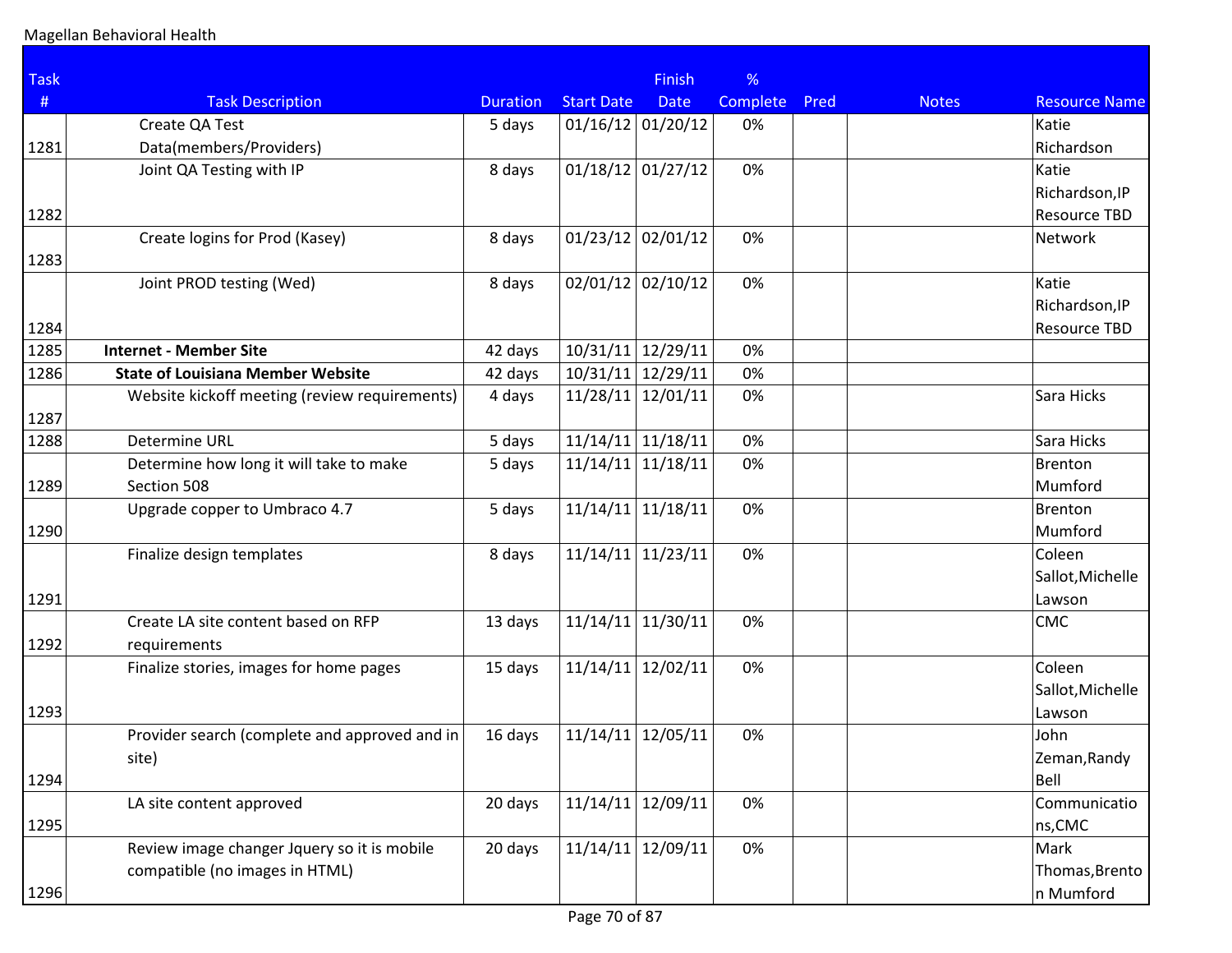Magellan Behavioral Health

| Task # | Task Description | Duration | Start Date | Finish Date | % Complete | Pred | Notes | Resource Name |
|---|---|---|---|---|---|---|---|---|
| 1281 | Create QA Test Data(members/Providers) | 5 days | 01/16/12 | 01/20/12 | 0% | | | Katie Richardson |
| 1282 | Joint QA Testing with IP | 8 days | 01/18/12 | 01/27/12 | 0% | | | Katie Richardson,IP Resource TBD |
| 1283 | Create logins for Prod (Kasey) | 8 days | 01/23/12 | 02/01/12 | 0% | | | Network |
| 1284 | Joint PROD testing (Wed) | 8 days | 02/01/12 | 02/10/12 | 0% | | | Katie Richardson,IP Resource TBD |
| 1285 | **Internet - Member Site** | 42 days | 10/31/11 | 12/29/11 | 0% | | | |
| 1286 | **State of Louisiana Member Website** | 42 days | 10/31/11 | 12/29/11 | 0% | | | |
| 1287 | Website kickoff meeting (review requirements) | 4 days | 11/28/11 | 12/01/11 | 0% | | | Sara Hicks |
| 1288 | Determine URL | 5 days | 11/14/11 | 11/18/11 | 0% | | | Sara Hicks |
| 1289 | Determine how long it will take to make Section 508 | 5 days | 11/14/11 | 11/18/11 | 0% | | | Brenton Mumford |
| 1290 | Upgrade copper to Umbraco 4.7 | 5 days | 11/14/11 | 11/18/11 | 0% | | | Brenton Mumford |
| 1291 | Finalize design templates | 8 days | 11/14/11 | 11/23/11 | 0% | | | Coleen Sallot,Michelle Lawson |
| 1292 | Create LA site content based on RFP requirements | 13 days | 11/14/11 | 11/30/11 | 0% | | | CMC |
| 1293 | Finalize stories, images for home pages | 15 days | 11/14/11 | 12/02/11 | 0% | | | Coleen Sallot,Michelle Lawson |
| 1294 | Provider search (complete and approved and in site) | 16 days | 11/14/11 | 12/05/11 | 0% | | | John Zeman,Randy Bell |
| 1295 | LA site content approved | 20 days | 11/14/11 | 12/09/11 | 0% | | | Communications,CMC |
| 1296 | Review image changer Jquery so it is mobile compatible (no images in HTML) | 20 days | 11/14/11 | 12/09/11 | 0% | | | Mark Thomas,Brenton Mumford |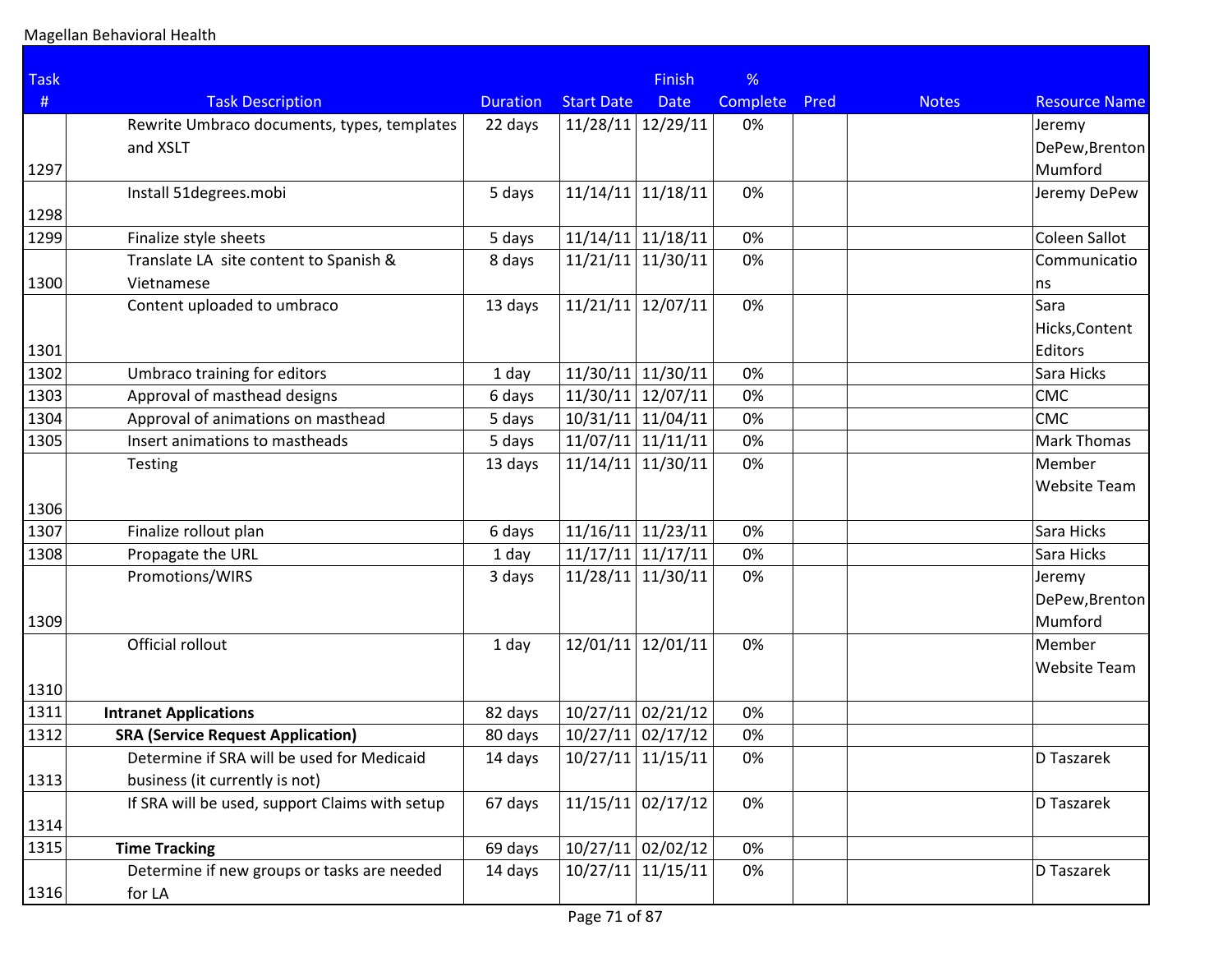Magellan Behavioral Health

| Task # | Task Description | Duration | Start Date | Finish Date | % Complete | Pred | Notes | Resource Name |
|---|---|---|---|---|---|---|---|---|
| 1297 | Rewrite Umbraco documents, types, templates and XSLT | 22 days | 11/28/11 | 12/29/11 | 0% | | | Jeremy DePew,Brenton Mumford |
| 1298 | Install 51degrees.mobi | 5 days | 11/14/11 | 11/18/11 | 0% | | | Jeremy DePew |
| 1299 | Finalize style sheets | 5 days | 11/14/11 | 11/18/11 | 0% | | | Coleen Sallot |
| 1300 | Translate LA site content to Spanish & Vietnamese | 8 days | 11/21/11 | 11/30/11 | 0% | | | Communications |
| 1301 | Content uploaded to umbraco | 13 days | 11/21/11 | 12/07/11 | 0% | | | Sara Hicks,Content Editors |
| 1302 | Umbraco training for editors | 1 day | 11/30/11 | 11/30/11 | 0% | | | Sara Hicks |
| 1303 | Approval of masthead designs | 6 days | 11/30/11 | 12/07/11 | 0% | | | CMC |
| 1304 | Approval of animations on masthead | 5 days | 10/31/11 | 11/04/11 | 0% | | | CMC |
| 1305 | Insert animations to mastheads | 5 days | 11/07/11 | 11/11/11 | 0% | | | Mark Thomas |
| 1306 | Testing | 13 days | 11/14/11 | 11/30/11 | 0% | | | Member Website Team |
| 1307 | Finalize rollout plan | 6 days | 11/16/11 | 11/23/11 | 0% | | | Sara Hicks |
| 1308 | Propagate the URL | 1 day | 11/17/11 | 11/17/11 | 0% | | | Sara Hicks |
| 1309 | Promotions/WIRS | 3 days | 11/28/11 | 11/30/11 | 0% | | | Jeremy DePew,Brenton Mumford |
| 1310 | Official rollout | 1 day | 12/01/11 | 12/01/11 | 0% | | | Member Website Team |
| 1311 | **Intranet Applications** | 82 days | 10/27/11 | 02/21/12 | 0% | | | |
| 1312 | **SRA (Service Request Application)** | 80 days | 10/27/11 | 02/17/12 | 0% | | | |
| 1313 | Determine if SRA will be used for Medicaid business (it currently is not) | 14 days | 10/27/11 | 11/15/11 | 0% | | | D Taszarek |
| 1314 | If SRA will be used, support Claims with setup | 67 days | 11/15/11 | 02/17/12 | 0% | | | D Taszarek |
| 1315 | **Time Tracking** | 69 days | 10/27/11 | 02/02/12 | 0% | | | |
| 1316 | Determine if new groups or tasks are needed for LA | 14 days | 10/27/11 | 11/15/11 | 0% | | | D Taszarek |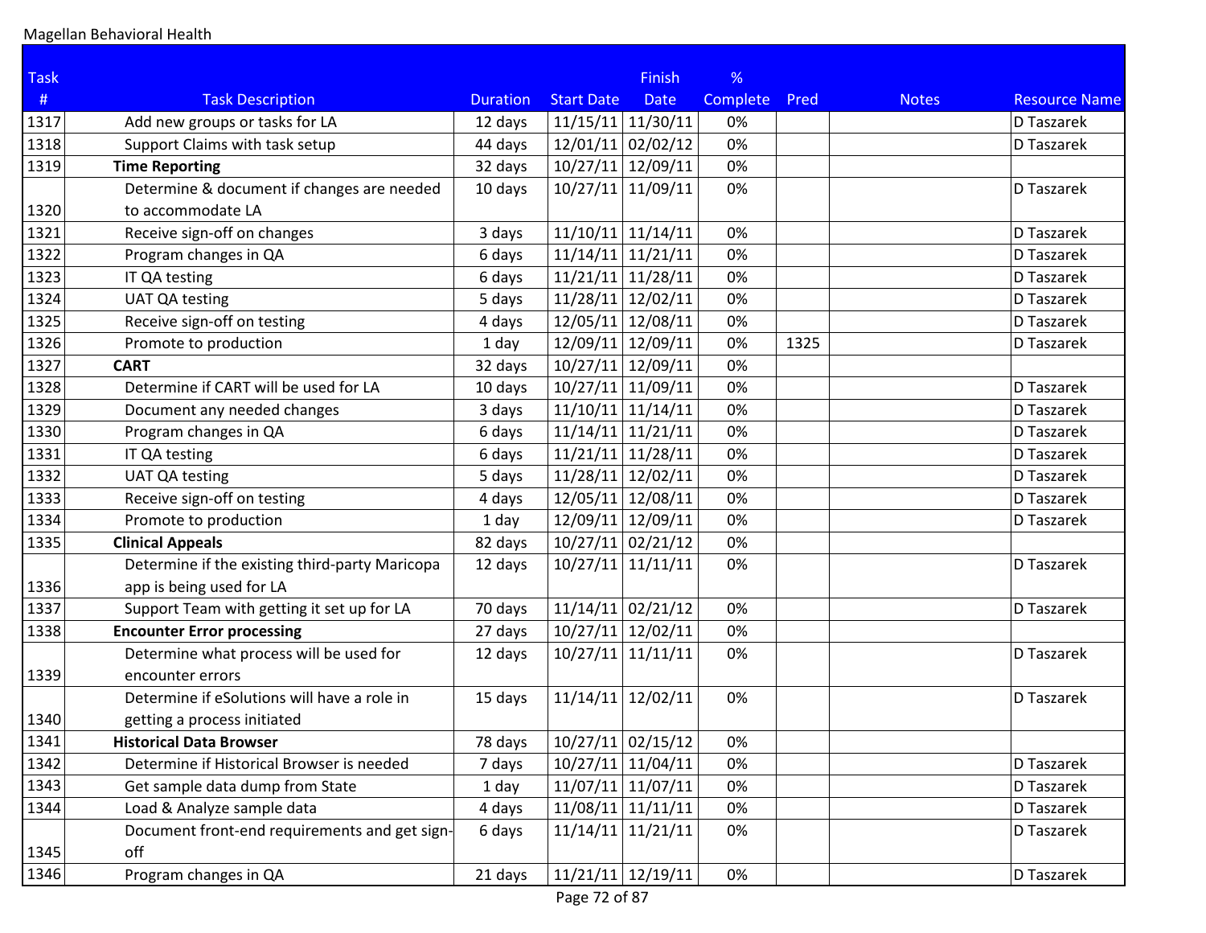| Task # | Task Description | Duration | Start Date | Finish Date | % Complete | Pred | Notes | Resource Name |
|---|---|---|---|---|---|---|---|---|
| 1317 | Add new groups or tasks for LA | 12 days | 11/15/11 | 11/30/11 | 0% | | | D Taszarek |
| 1318 | Support Claims with task setup | 44 days | 12/01/11 | 02/02/12 | 0% | | | D Taszarek |
| 1319 | **Time Reporting** | 32 days | 10/27/11 | 12/09/11 | 0% | | | |
| 1320 | Determine & document if changes are needed to accommodate LA | 10 days | 10/27/11 | 11/09/11 | 0% | | | D Taszarek |
| 1321 | Receive sign-off on changes | 3 days | 11/10/11 | 11/14/11 | 0% | | | D Taszarek |
| 1322 | Program changes in QA | 6 days | 11/14/11 | 11/21/11 | 0% | | | D Taszarek |
| 1323 | IT QA testing | 6 days | 11/21/11 | 11/28/11 | 0% | | | D Taszarek |
| 1324 | UAT QA testing | 5 days | 11/28/11 | 12/02/11 | 0% | | | D Taszarek |
| 1325 | Receive sign-off on testing | 4 days | 12/05/11 | 12/08/11 | 0% | | | D Taszarek |
| 1326 | Promote to production | 1 day | 12/09/11 | 12/09/11 | 0% | 1325 | | D Taszarek |
| 1327 | **CART** | 32 days | 10/27/11 | 12/09/11 | 0% | | | |
| 1328 | Determine if CART will be used for LA | 10 days | 10/27/11 | 11/09/11 | 0% | | | D Taszarek |
| 1329 | Document any needed changes | 3 days | 11/10/11 | 11/14/11 | 0% | | | D Taszarek |
| 1330 | Program changes in QA | 6 days | 11/14/11 | 11/21/11 | 0% | | | D Taszarek |
| 1331 | IT QA testing | 6 days | 11/21/11 | 11/28/11 | 0% | | | D Taszarek |
| 1332 | UAT QA testing | 5 days | 11/28/11 | 12/02/11 | 0% | | | D Taszarek |
| 1333 | Receive sign-off on testing | 4 days | 12/05/11 | 12/08/11 | 0% | | | D Taszarek |
| 1334 | Promote to production | 1 day | 12/09/11 | 12/09/11 | 0% | | | D Taszarek |
| 1335 | **Clinical Appeals** | 82 days | 10/27/11 | 02/21/12 | 0% | | | |
| 1336 | Determine if the existing third-party Maricopa app is being used for LA | 12 days | 10/27/11 | 11/11/11 | 0% | | | D Taszarek |
| 1337 | Support Team with getting it set up for LA | 70 days | 11/14/11 | 02/21/12 | 0% | | | D Taszarek |
| 1338 | **Encounter Error processing** | 27 days | 10/27/11 | 12/02/11 | 0% | | | |
| 1339 | Determine what process will be used for encounter errors | 12 days | 10/27/11 | 11/11/11 | 0% | | | D Taszarek |
| 1340 | Determine if eSolutions will have a role in getting a process initiated | 15 days | 11/14/11 | 12/02/11 | 0% | | | D Taszarek |
| 1341 | **Historical Data Browser** | 78 days | 10/27/11 | 02/15/12 | 0% | | | |
| 1342 | Determine if Historical Browser is needed | 7 days | 10/27/11 | 11/04/11 | 0% | | | D Taszarek |
| 1343 | Get sample data dump from State | 1 day | 11/07/11 | 11/07/11 | 0% | | | D Taszarek |
| 1344 | Load & Analyze sample data | 4 days | 11/08/11 | 11/11/11 | 0% | | | D Taszarek |
| 1345 | Document front-end requirements and get sign-off | 6 days | 11/14/11 | 11/21/11 | 0% | | | D Taszarek |
| 1346 | Program changes in QA | 21 days | 11/21/11 | 12/19/11 | 0% | | | D Taszarek |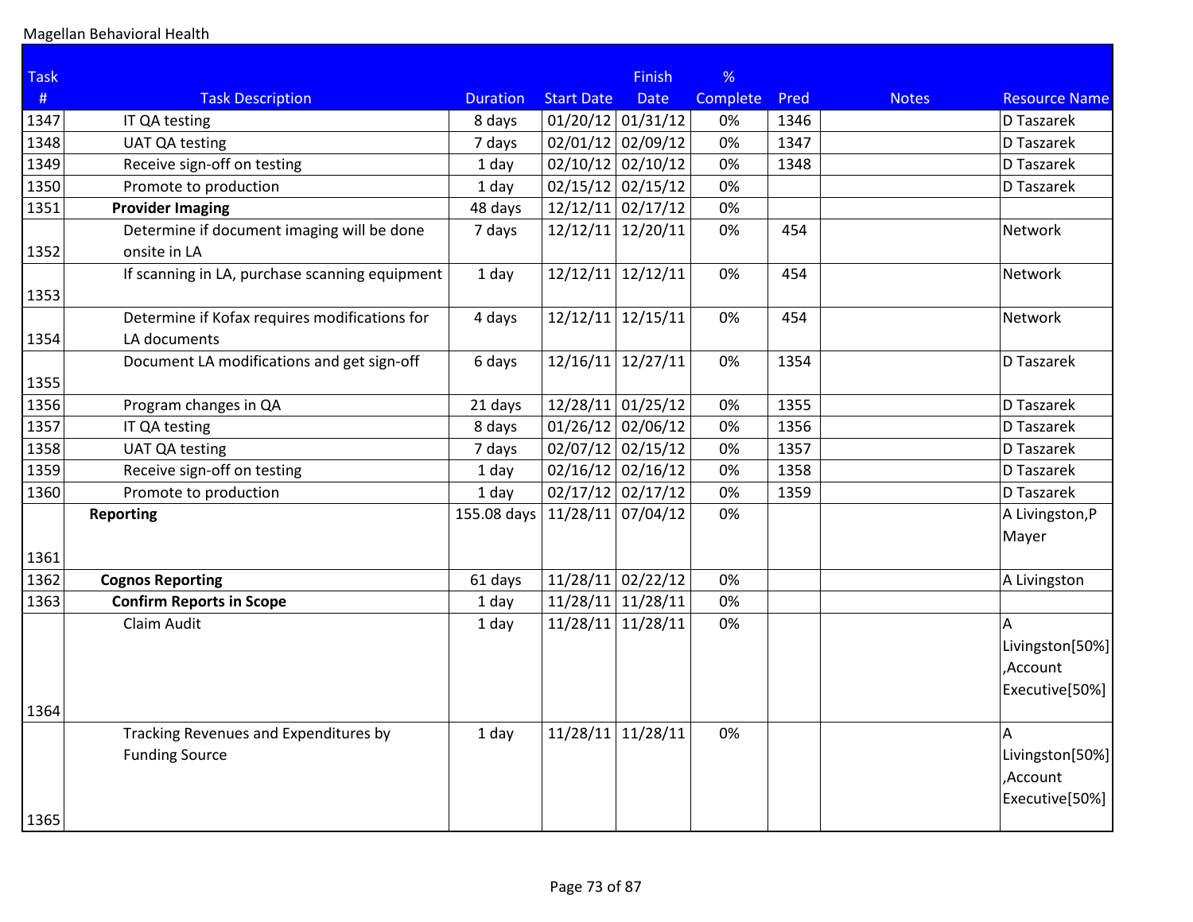Magellan Behavioral Health

| Task # | Task Description | Duration | Start Date | Finish Date | % Complete | Pred | Notes | Resource Name |
|---|---|---|---|---|---|---|---|---|
| 1347 | IT QA testing | 8 days | 01/20/12 | 01/31/12 | 0% | 1346 | | D Taszarek |
| 1348 | UAT QA testing | 7 days | 02/01/12 | 02/09/12 | 0% | 1347 | | D Taszarek |
| 1349 | Receive sign-off on testing | 1 day | 02/10/12 | 02/10/12 | 0% | 1348 | | D Taszarek |
| 1350 | Promote to production | 1 day | 02/15/12 | 02/15/12 | 0% | | | D Taszarek |
| 1351 | **Provider Imaging** | 48 days | 12/12/11 | 02/17/12 | 0% | | | |
| 1352 | Determine if document imaging will be done onsite in LA | 7 days | 12/12/11 | 12/20/11 | 0% | 454 | | Network |
| 1353 | If scanning in LA, purchase scanning equipment | 1 day | 12/12/11 | 12/12/11 | 0% | 454 | | Network |
| 1354 | Determine if Kofax requires modifications for LA documents | 4 days | 12/12/11 | 12/15/11 | 0% | 454 | | Network |
| 1355 | Document LA modifications and get sign-off | 6 days | 12/16/11 | 12/27/11 | 0% | 1354 | | D Taszarek |
| 1356 | Program changes in QA | 21 days | 12/28/11 | 01/25/12 | 0% | 1355 | | D Taszarek |
| 1357 | IT QA testing | 8 days | 01/26/12 | 02/06/12 | 0% | 1356 | | D Taszarek |
| 1358 | UAT QA testing | 7 days | 02/07/12 | 02/15/12 | 0% | 1357 | | D Taszarek |
| 1359 | Receive sign-off on testing | 1 day | 02/16/12 | 02/16/12 | 0% | 1358 | | D Taszarek |
| 1360 | Promote to production | 1 day | 02/17/12 | 02/17/12 | 0% | 1359 | | D Taszarek |
| 1361 | **Reporting** | 155.08 days | 11/28/11 | 07/04/12 | 0% | | | A Livingston,P Mayer |
| 1362 | **Cognos Reporting** | 61 days | 11/28/11 | 02/22/12 | 0% | | | A Livingston |
| 1363 | **Confirm Reports in Scope** | 1 day | 11/28/11 | 11/28/11 | 0% | | | |
| 1364 | Claim Audit | 1 day | 11/28/11 | 11/28/11 | 0% | | | A Livingston[50%],Account Executive[50%] |
| 1365 | Tracking Revenues and Expenditures by Funding Source | 1 day | 11/28/11 | 11/28/11 | 0% | | | A Livingston[50%],Account Executive[50%] |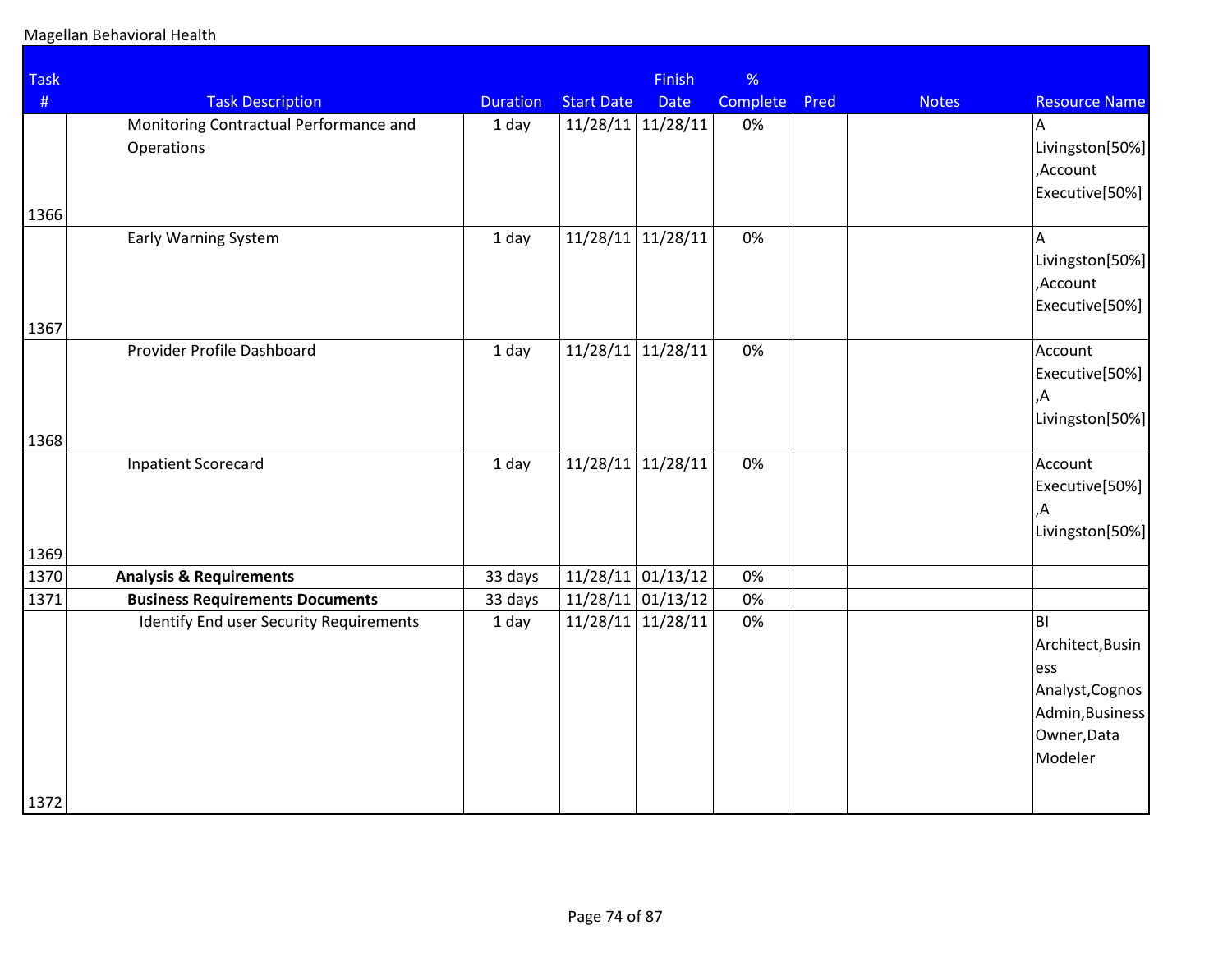Magellan Behavioral Health

| Task # | Task Description | Duration | Start Date | Finish Date | % Complete | Pred | Notes | Resource Name |
|---|---|---|---|---|---|---|---|---|
| 1366 | Monitoring Contractual Performance and Operations | 1 day | 11/28/11 | 11/28/11 | 0% | | | A Livingston[50%],Account Executive[50%] |
| 1367 | Early Warning System | 1 day | 11/28/11 | 11/28/11 | 0% | | | A Livingston[50%],Account Executive[50%] |
| 1368 | Provider Profile Dashboard | 1 day | 11/28/11 | 11/28/11 | 0% | | | Account Executive[50%],A Livingston[50%] |
| 1369 | Inpatient Scorecard | 1 day | 11/28/11 | 11/28/11 | 0% | | | Account Executive[50%],A Livingston[50%] |
| 1370 | **Analysis & Requirements** | 33 days | 11/28/11 | 01/13/12 | 0% | | | |
| 1371 | **Business Requirements Documents** | 33 days | 11/28/11 | 01/13/12 | 0% | | | |
| 1372 | Identify End user Security Requirements | 1 day | 11/28/11 | 11/28/11 | 0% | | | BI Architect,Business Analyst,Cognos Admin,Business Owner,Data Modeler |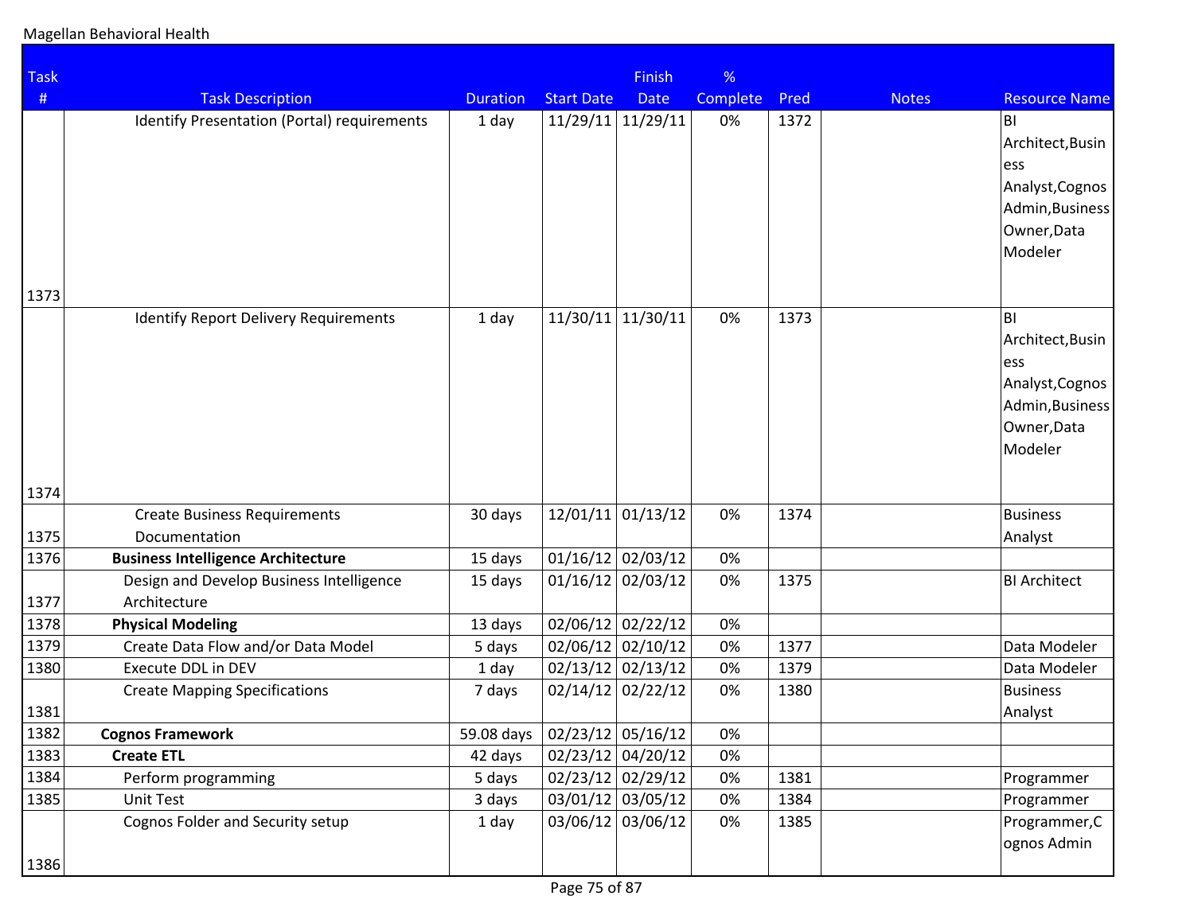Magellan Behavioral Health

| Task # | Task Description | Duration | Start Date | Finish Date | % Complete | Pred | Notes | Resource Name |
|---|---|---|---|---|---|---|---|---|
| 1373 | Identify Presentation (Portal) requirements | 1 day | 11/29/11 | 11/29/11 | 0% | 1372 | | BI Architect,Business Analyst,Cognos Admin,Business Owner,Data Modeler |
| 1374 | Identify Report Delivery Requirements | 1 day | 11/30/11 | 11/30/11 | 0% | 1373 | | BI Architect,Business Analyst,Cognos Admin,Business Owner,Data Modeler |
| 1375 | Create Business Requirements Documentation | 30 days | 12/01/11 | 01/13/12 | 0% | 1374 | | Business Analyst |
| 1376 | **Business Intelligence Architecture** | 15 days | 01/16/12 | 02/03/12 | 0% | | | |
| 1377 | Design and Develop Business Intelligence Architecture | 15 days | 01/16/12 | 02/03/12 | 0% | 1375 | | BI Architect |
| 1378 | **Physical Modeling** | 13 days | 02/06/12 | 02/22/12 | 0% | | | |
| 1379 | Create Data Flow and/or Data Model | 5 days | 02/06/12 | 02/10/12 | 0% | 1377 | | Data Modeler |
| 1380 | Execute DDL in DEV | 1 day | 02/13/12 | 02/13/12 | 0% | 1379 | | Data Modeler |
| 1381 | Create Mapping Specifications | 7 days | 02/14/12 | 02/22/12 | 0% | 1380 | | Business Analyst |
| 1382 | **Cognos Framework** | 59.08 days | 02/23/12 | 05/16/12 | 0% | | | |
| 1383 | **Create ETL** | 42 days | 02/23/12 | 04/20/12 | 0% | | | |
| 1384 | Perform programming | 5 days | 02/23/12 | 02/29/12 | 0% | 1381 | | Programmer |
| 1385 | Unit Test | 3 days | 03/01/12 | 03/05/12 | 0% | 1384 | | Programmer |
| 1386 | Cognos Folder and Security setup | 1 day | 03/06/12 | 03/06/12 | 0% | 1385 | | Programmer,Cognos Admin |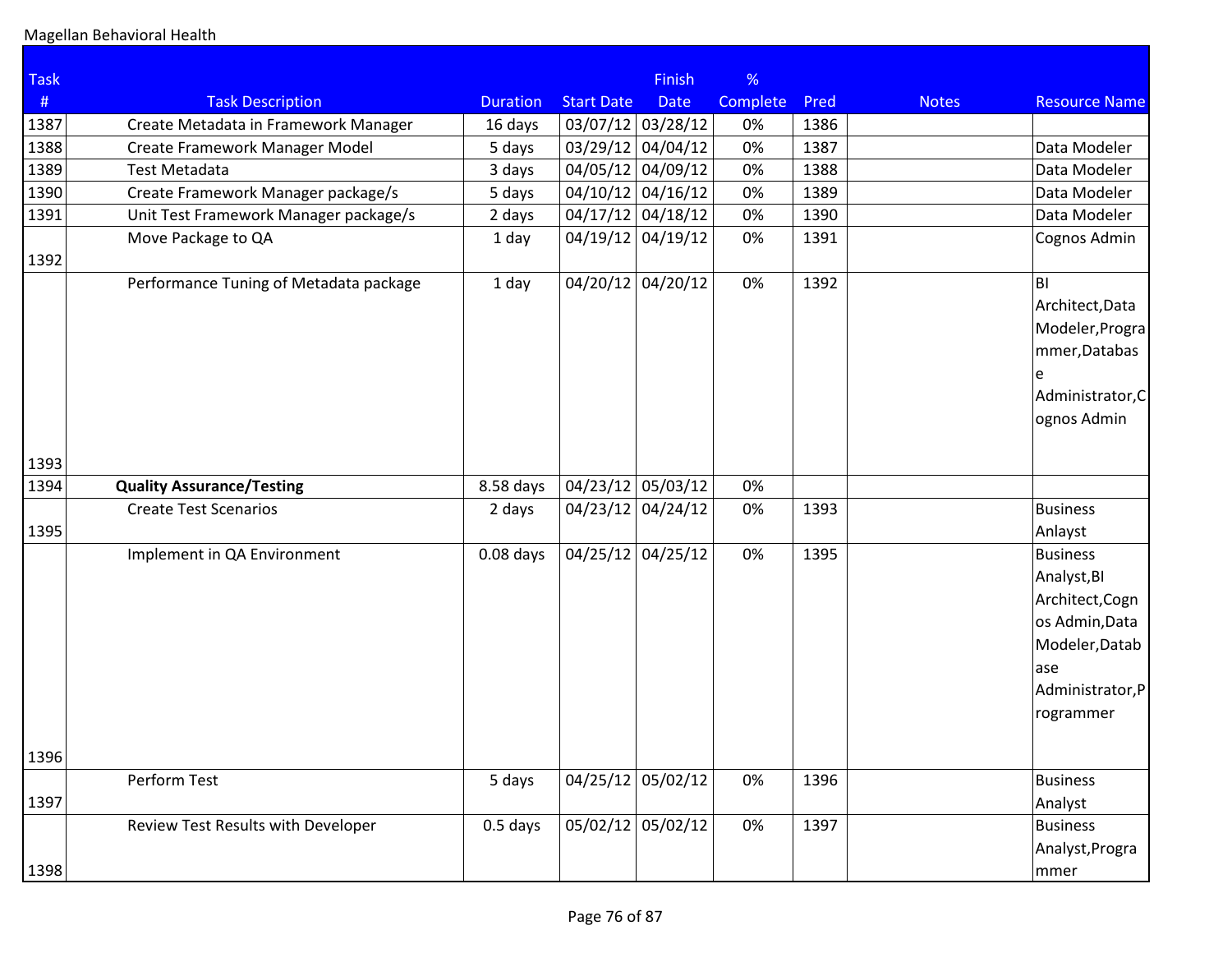Magellan Behavioral Health

| Task # | Task Description | Duration | Start Date | Finish Date | % Complete | Pred | Notes | Resource Name |
|---|---|---|---|---|---|---|---|---|
| 1387 | Create Metadata in Framework Manager | 16 days | 03/07/12 | 03/28/12 | 0% | 1386 | | |
| 1388 | Create Framework Manager Model | 5 days | 03/29/12 | 04/04/12 | 0% | 1387 | | Data Modeler |
| 1389 | Test Metadata | 3 days | 04/05/12 | 04/09/12 | 0% | 1388 | | Data Modeler |
| 1390 | Create Framework Manager package/s | 5 days | 04/10/12 | 04/16/12 | 0% | 1389 | | Data Modeler |
| 1391 | Unit Test Framework Manager package/s | 2 days | 04/17/12 | 04/18/12 | 0% | 1390 | | Data Modeler |
| 1392 | Move Package to QA | 1 day | 04/19/12 | 04/19/12 | 0% | 1391 | | Cognos Admin |
| 1393 | Performance Tuning of Metadata package | 1 day | 04/20/12 | 04/20/12 | 0% | 1392 | | BI Architect,Data Modeler,Programmer,Database Administrator,Cognos Admin |
| 1394 | **Quality Assurance/Testing** | 8.58 days | 04/23/12 | 05/03/12 | 0% | | | |
| 1395 | Create Test Scenarios | 2 days | 04/23/12 | 04/24/12 | 0% | 1393 | | Business Anlayst |
| 1396 | Implement in QA Environment | 0.08 days | 04/25/12 | 04/25/12 | 0% | 1395 | | Business Analyst,BI Architect,Cognos Admin,Data Modeler,Database Administrator,Programmer |
| 1397 | Perform Test | 5 days | 04/25/12 | 05/02/12 | 0% | 1396 | | Business Analyst |
| 1398 | Review Test Results with Developer | 0.5 days | 05/02/12 | 05/02/12 | 0% | 1397 | | Business Analyst,Programmer |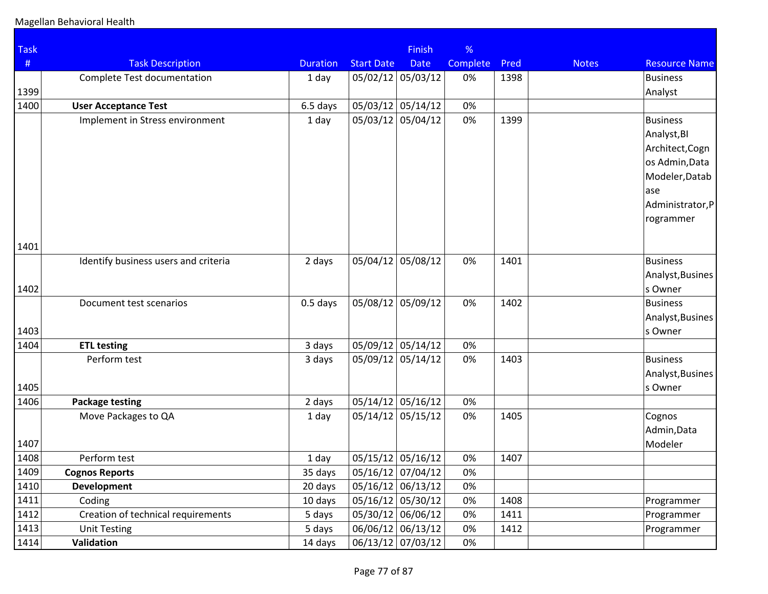Magellan Behavioral Health

| Task # | Task Description | Duration | Start Date | Finish Date | % Complete | Pred | Notes | Resource Name |
|---|---|---|---|---|---|---|---|---|
| 1399 | Complete Test documentation | 1 day | 05/02/12 | 05/03/12 | 0% | 1398 | | Business Analyst |
| 1400 | **User Acceptance Test** | 6.5 days | 05/03/12 | 05/14/12 | 0% | | | |
| 1401 | Implement in Stress environment | 1 day | 05/03/12 | 05/04/12 | 0% | 1399 | | Business Analyst,BI Architect,Cognos Admin,Data Modeler,Database Administrator,Programmer |
| 1402 | Identify business users and criteria | 2 days | 05/04/12 | 05/08/12 | 0% | 1401 | | Business Analyst,Business Owner |
| 1403 | Document test scenarios | 0.5 days | 05/08/12 | 05/09/12 | 0% | 1402 | | Business Analyst,Business Owner |
| 1404 | **ETL testing** | 3 days | 05/09/12 | 05/14/12 | 0% | | | |
| 1405 | Perform test | 3 days | 05/09/12 | 05/14/12 | 0% | 1403 | | Business Analyst,Business Owner |
| 1406 | **Package testing** | 2 days | 05/14/12 | 05/16/12 | 0% | | | |
| 1407 | Move Packages to QA | 1 day | 05/14/12 | 05/15/12 | 0% | 1405 | | Cognos Admin,Data Modeler |
| 1408 | Perform test | 1 day | 05/15/12 | 05/16/12 | 0% | 1407 | | |
| 1409 | **Cognos Reports** | 35 days | 05/16/12 | 07/04/12 | 0% | | | |
| 1410 | **Development** | 20 days | 05/16/12 | 06/13/12 | 0% | | | |
| 1411 | Coding | 10 days | 05/16/12 | 05/30/12 | 0% | 1408 | | Programmer |
| 1412 | Creation of technical requirements | 5 days | 05/30/12 | 06/06/12 | 0% | 1411 | | Programmer |
| 1413 | Unit Testing | 5 days | 06/06/12 | 06/13/12 | 0% | 1412 | | Programmer |
| 1414 | **Validation** | 14 days | 06/13/12 | 07/03/12 | 0% | | | |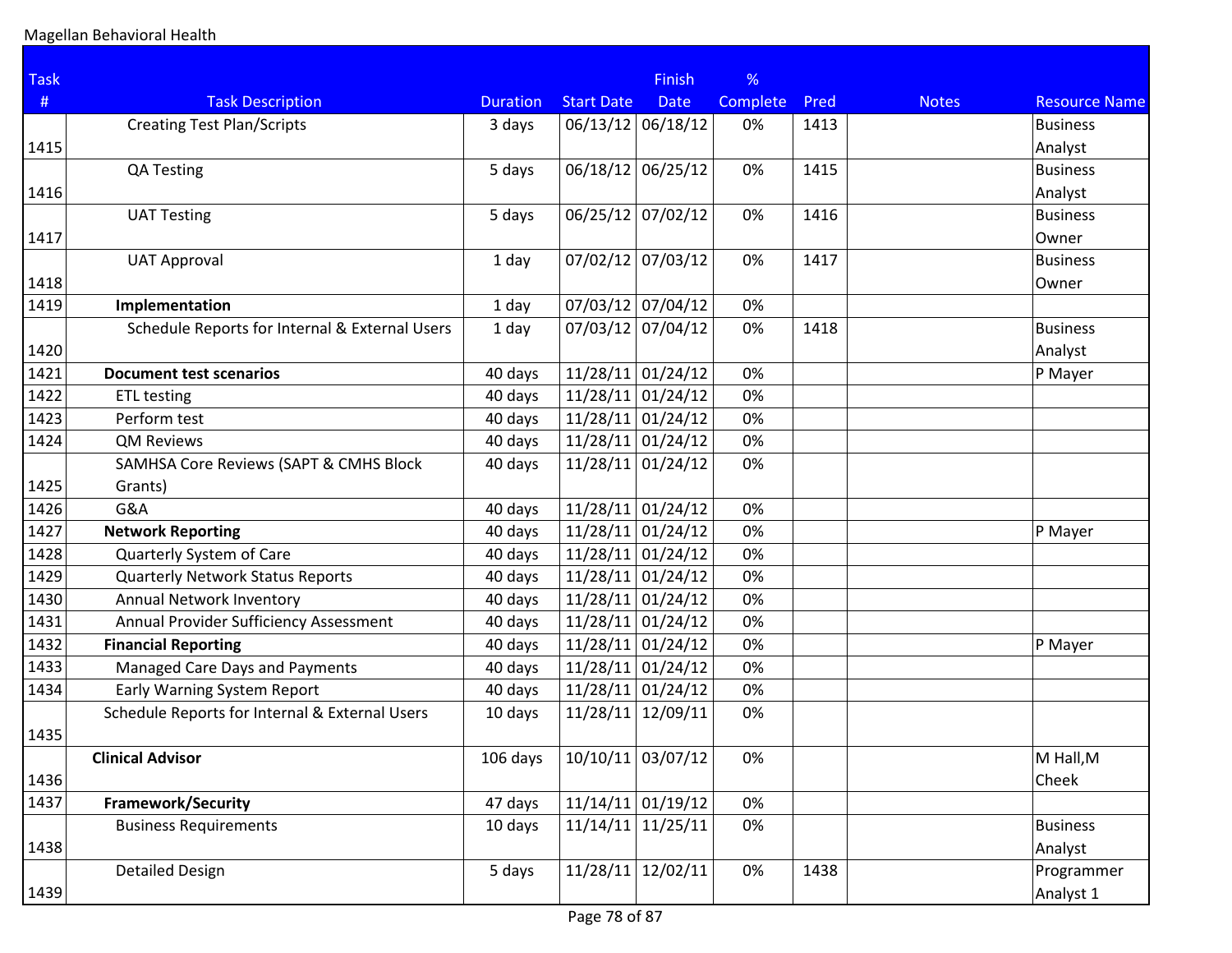Magellan Behavioral Health

| Task # | Task Description | Duration | Start Date | Finish Date | % Complete | Pred | Notes | Resource Name |
|---|---|---|---|---|---|---|---|---|
| 1415 | Creating Test Plan/Scripts | 3 days | 06/13/12 | 06/18/12 | 0% | 1413 | | Business Analyst |
| 1416 | QA Testing | 5 days | 06/18/12 | 06/25/12 | 0% | 1415 | | Business Analyst |
| 1417 | UAT Testing | 5 days | 06/25/12 | 07/02/12 | 0% | 1416 | | Business Owner |
| 1418 | UAT Approval | 1 day | 07/02/12 | 07/03/12 | 0% | 1417 | | Business Owner |
| 1419 | **Implementation** | 1 day | 07/03/12 | 07/04/12 | 0% | | | |
| 1420 | Schedule Reports for Internal & External Users | 1 day | 07/03/12 | 07/04/12 | 0% | 1418 | | Business Analyst |
| 1421 | **Document test scenarios** | 40 days | 11/28/11 | 01/24/12 | 0% | | | P Mayer |
| 1422 | ETL testing | 40 days | 11/28/11 | 01/24/12 | 0% | | | |
| 1423 | Perform test | 40 days | 11/28/11 | 01/24/12 | 0% | | | |
| 1424 | QM Reviews | 40 days | 11/28/11 | 01/24/12 | 0% | | | |
| 1425 | SAMHSA Core Reviews (SAPT & CMHS Block Grants) | 40 days | 11/28/11 | 01/24/12 | 0% | | | |
| 1426 | G&A | 40 days | 11/28/11 | 01/24/12 | 0% | | | |
| 1427 | **Network Reporting** | 40 days | 11/28/11 | 01/24/12 | 0% | | | P Mayer |
| 1428 | Quarterly System of Care | 40 days | 11/28/11 | 01/24/12 | 0% | | | |
| 1429 | Quarterly Network Status Reports | 40 days | 11/28/11 | 01/24/12 | 0% | | | |
| 1430 | Annual Network Inventory | 40 days | 11/28/11 | 01/24/12 | 0% | | | |
| 1431 | Annual Provider Sufficiency Assessment | 40 days | 11/28/11 | 01/24/12 | 0% | | | |
| 1432 | **Financial Reporting** | 40 days | 11/28/11 | 01/24/12 | 0% | | | P Mayer |
| 1433 | Managed Care Days and Payments | 40 days | 11/28/11 | 01/24/12 | 0% | | | |
| 1434 | Early Warning System Report | 40 days | 11/28/11 | 01/24/12 | 0% | | | |
| 1435 | Schedule Reports for Internal & External Users | 10 days | 11/28/11 | 12/09/11 | 0% | | | |
| 1436 | **Clinical Advisor** | 106 days | 10/10/11 | 03/07/12 | 0% | | | M Hall,M Cheek |
| 1437 | **Framework/Security** | 47 days | 11/14/11 | 01/19/12 | 0% | | | |
| 1438 | Business Requirements | 10 days | 11/14/11 | 11/25/11 | 0% | | | Business Analyst |
| 1439 | Detailed Design | 5 days | 11/28/11 | 12/02/11 | 0% | 1438 | | Programmer Analyst 1 |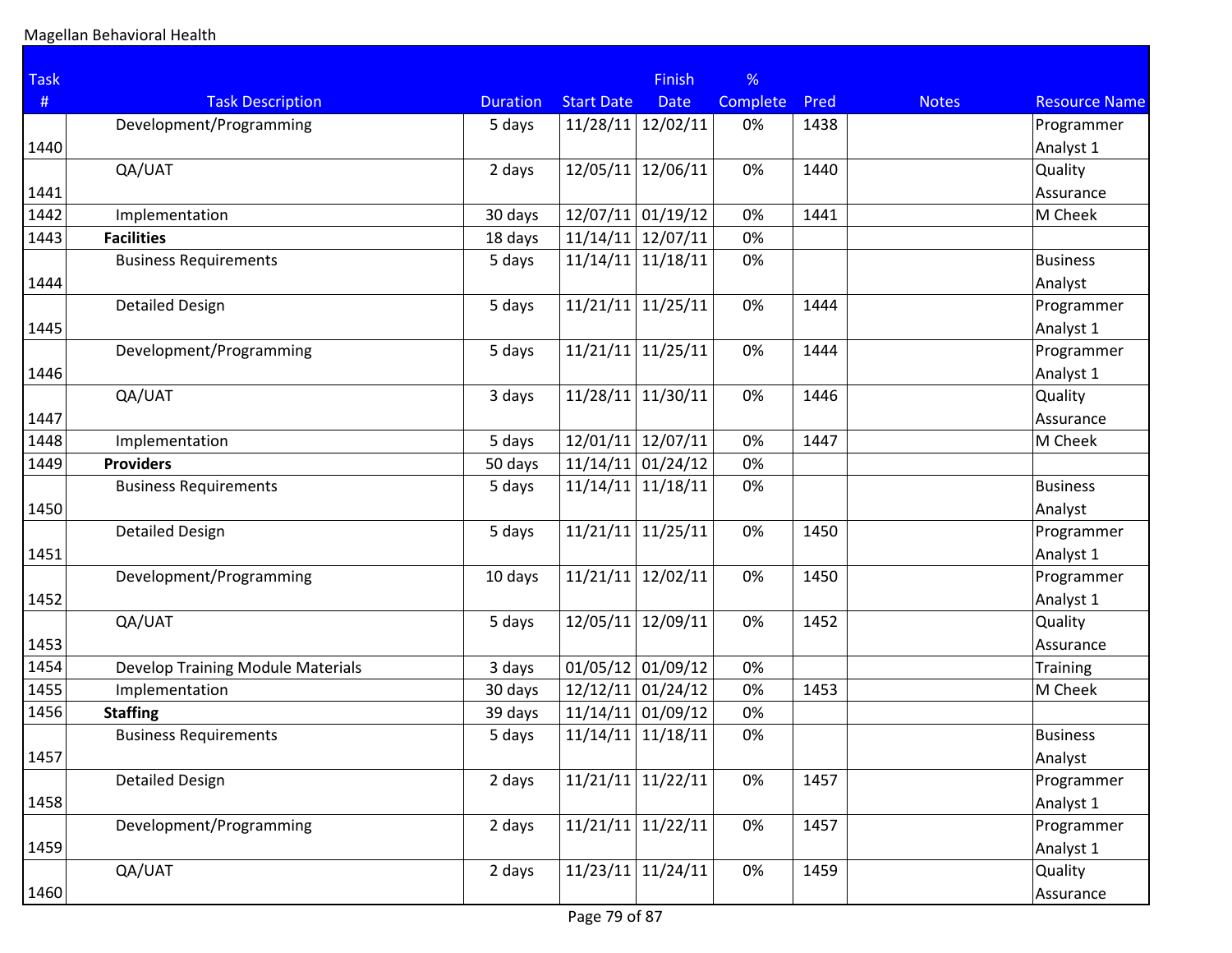Magellan Behavioral Health

| Task # | Task Description | Duration | Start Date | Finish Date | % Complete | Pred | Notes | Resource Name |
|---|---|---|---|---|---|---|---|---|
| 1440 | Development/Programming | 5 days | 11/28/11 | 12/02/11 | 0% | 1438 | | Programmer Analyst 1 |
| 1441 | QA/UAT | 2 days | 12/05/11 | 12/06/11 | 0% | 1440 | | Quality Assurance |
| 1442 | Implementation | 30 days | 12/07/11 | 01/19/12 | 0% | 1441 | | M Cheek |
| 1443 | **Facilities** | 18 days | 11/14/11 | 12/07/11 | 0% | | | |
| 1444 | Business Requirements | 5 days | 11/14/11 | 11/18/11 | 0% | | | Business Analyst |
| 1445 | Detailed Design | 5 days | 11/21/11 | 11/25/11 | 0% | 1444 | | Programmer Analyst 1 |
| 1446 | Development/Programming | 5 days | 11/21/11 | 11/25/11 | 0% | 1444 | | Programmer Analyst 1 |
| 1447 | QA/UAT | 3 days | 11/28/11 | 11/30/11 | 0% | 1446 | | Quality Assurance |
| 1448 | Implementation | 5 days | 12/01/11 | 12/07/11 | 0% | 1447 | | M Cheek |
| 1449 | **Providers** | 50 days | 11/14/11 | 01/24/12 | 0% | | | |
| 1450 | Business Requirements | 5 days | 11/14/11 | 11/18/11 | 0% | | | Business Analyst |
| 1451 | Detailed Design | 5 days | 11/21/11 | 11/25/11 | 0% | 1450 | | Programmer Analyst 1 |
| 1452 | Development/Programming | 10 days | 11/21/11 | 12/02/11 | 0% | 1450 | | Programmer Analyst 1 |
| 1453 | QA/UAT | 5 days | 12/05/11 | 12/09/11 | 0% | 1452 | | Quality Assurance |
| 1454 | Develop Training Module Materials | 3 days | 01/05/12 | 01/09/12 | 0% | | | Training |
| 1455 | Implementation | 30 days | 12/12/11 | 01/24/12 | 0% | 1453 | | M Cheek |
| 1456 | **Staffing** | 39 days | 11/14/11 | 01/09/12 | 0% | | | |
| 1457 | Business Requirements | 5 days | 11/14/11 | 11/18/11 | 0% | | | Business Analyst |
| 1458 | Detailed Design | 2 days | 11/21/11 | 11/22/11 | 0% | 1457 | | Programmer Analyst 1 |
| 1459 | Development/Programming | 2 days | 11/21/11 | 11/22/11 | 0% | 1457 | | Programmer Analyst 1 |
| 1460 | QA/UAT | 2 days | 11/23/11 | 11/24/11 | 0% | 1459 | | Quality Assurance |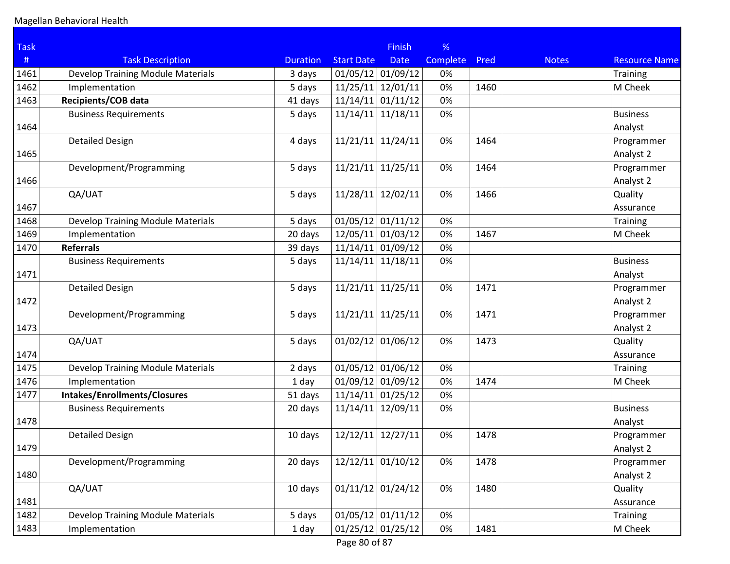Magellan Behavioral Health

| Task # | Task Description | Duration | Start Date | Finish Date | % Complete | Pred | Notes | Resource Name |
|---|---|---|---|---|---|---|---|---|
| 1461 | Develop Training Module Materials | 3 days | 01/05/12 | 01/09/12 | 0% | | | Training |
| 1462 | Implementation | 5 days | 11/25/11 | 12/01/11 | 0% | 1460 | | M Cheek |
| 1463 | **Recipients/COB data** | 41 days | 11/14/11 | 01/11/12 | 0% | | | |
| 1464 | Business Requirements | 5 days | 11/14/11 | 11/18/11 | 0% | | | Business Analyst |
| 1465 | Detailed Design | 4 days | 11/21/11 | 11/24/11 | 0% | 1464 | | Programmer Analyst 2 |
| 1466 | Development/Programming | 5 days | 11/21/11 | 11/25/11 | 0% | 1464 | | Programmer Analyst 2 |
| 1467 | QA/UAT | 5 days | 11/28/11 | 12/02/11 | 0% | 1466 | | Quality Assurance |
| 1468 | Develop Training Module Materials | 5 days | 01/05/12 | 01/11/12 | 0% | | | Training |
| 1469 | Implementation | 20 days | 12/05/11 | 01/03/12 | 0% | 1467 | | M Cheek |
| 1470 | **Referrals** | 39 days | 11/14/11 | 01/09/12 | 0% | | | |
| 1471 | Business Requirements | 5 days | 11/14/11 | 11/18/11 | 0% | | | Business Analyst |
| 1472 | Detailed Design | 5 days | 11/21/11 | 11/25/11 | 0% | 1471 | | Programmer Analyst 2 |
| 1473 | Development/Programming | 5 days | 11/21/11 | 11/25/11 | 0% | 1471 | | Programmer Analyst 2 |
| 1474 | QA/UAT | 5 days | 01/02/12 | 01/06/12 | 0% | 1473 | | Quality Assurance |
| 1475 | Develop Training Module Materials | 2 days | 01/05/12 | 01/06/12 | 0% | | | Training |
| 1476 | Implementation | 1 day | 01/09/12 | 01/09/12 | 0% | 1474 | | M Cheek |
| 1477 | **Intakes/Enrollments/Closures** | 51 days | 11/14/11 | 01/25/12 | 0% | | | |
| 1478 | Business Requirements | 20 days | 11/14/11 | 12/09/11 | 0% | | | Business Analyst |
| 1479 | Detailed Design | 10 days | 12/12/11 | 12/27/11 | 0% | 1478 | | Programmer Analyst 2 |
| 1480 | Development/Programming | 20 days | 12/12/11 | 01/10/12 | 0% | 1478 | | Programmer Analyst 2 |
| 1481 | QA/UAT | 10 days | 01/11/12 | 01/24/12 | 0% | 1480 | | Quality Assurance |
| 1482 | Develop Training Module Materials | 5 days | 01/05/12 | 01/11/12 | 0% | | | Training |
| 1483 | Implementation | 1 day | 01/25/12 | 01/25/12 | 0% | 1481 | | M Cheek |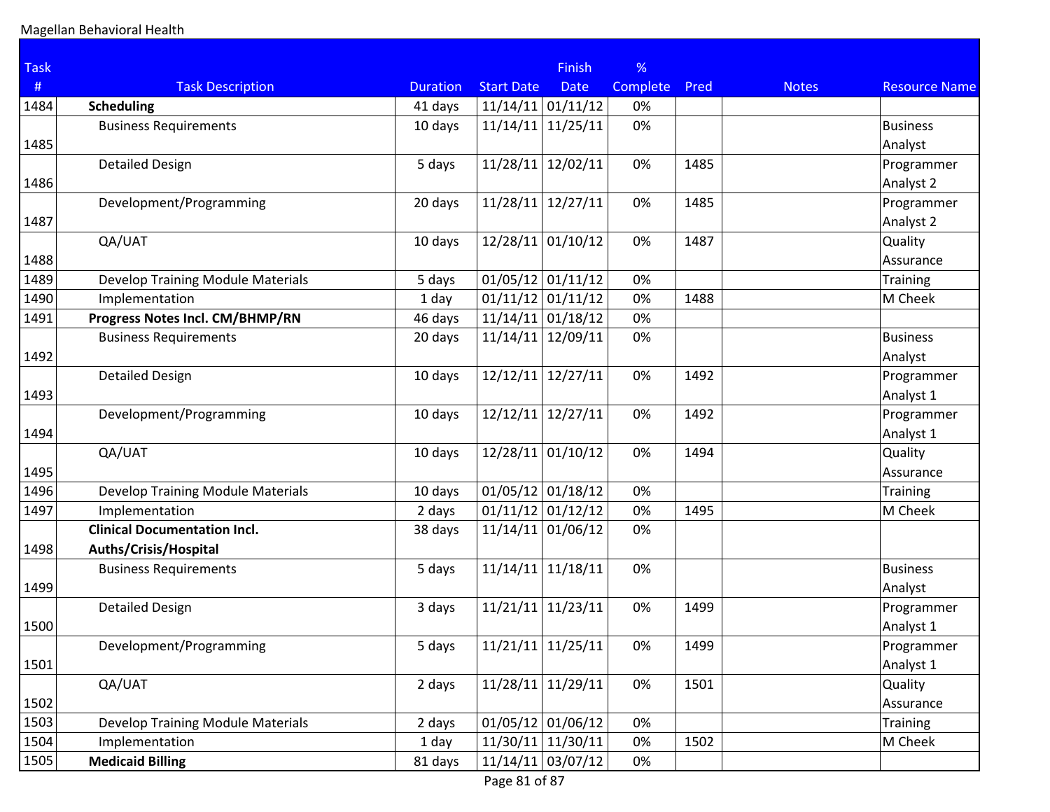Magellan Behavioral Health

| Task # | Task Description | Duration | Start Date | Finish Date | % Complete | Pred | Notes | Resource Name |
|---|---|---|---|---|---|---|---|---|
| 1484 | **Scheduling** | 41 days | 11/14/11 | 01/11/12 | 0% | | | |
| 1485 | Business Requirements | 10 days | 11/14/11 | 11/25/11 | 0% | | | Business Analyst |
| 1486 | Detailed Design | 5 days | 11/28/11 | 12/02/11 | 0% | 1485 | | Programmer Analyst 2 |
| 1487 | Development/Programming | 20 days | 11/28/11 | 12/27/11 | 0% | 1485 | | Programmer Analyst 2 |
| 1488 | QA/UAT | 10 days | 12/28/11 | 01/10/12 | 0% | 1487 | | Quality Assurance |
| 1489 | Develop Training Module Materials | 5 days | 01/05/12 | 01/11/12 | 0% | | | Training |
| 1490 | Implementation | 1 day | 01/11/12 | 01/11/12 | 0% | 1488 | | M Cheek |
| 1491 | **Progress Notes Incl. CM/BHMP/RN** | 46 days | 11/14/11 | 01/18/12 | 0% | | | |
| 1492 | Business Requirements | 20 days | 11/14/11 | 12/09/11 | 0% | | | Business Analyst |
| 1493 | Detailed Design | 10 days | 12/12/11 | 12/27/11 | 0% | 1492 | | Programmer Analyst 1 |
| 1494 | Development/Programming | 10 days | 12/12/11 | 12/27/11 | 0% | 1492 | | Programmer Analyst 1 |
| 1495 | QA/UAT | 10 days | 12/28/11 | 01/10/12 | 0% | 1494 | | Quality Assurance |
| 1496 | Develop Training Module Materials | 10 days | 01/05/12 | 01/18/12 | 0% | | | Training |
| 1497 | Implementation | 2 days | 01/11/12 | 01/12/12 | 0% | 1495 | | M Cheek |
| 1498 | **Clinical Documentation Incl. Auths/Crisis/Hospital** | 38 days | 11/14/11 | 01/06/12 | 0% | | | |
| 1499 | Business Requirements | 5 days | 11/14/11 | 11/18/11 | 0% | | | Business Analyst |
| 1500 | Detailed Design | 3 days | 11/21/11 | 11/23/11 | 0% | 1499 | | Programmer Analyst 1 |
| 1501 | Development/Programming | 5 days | 11/21/11 | 11/25/11 | 0% | 1499 | | Programmer Analyst 1 |
| 1502 | QA/UAT | 2 days | 11/28/11 | 11/29/11 | 0% | 1501 | | Quality Assurance |
| 1503 | Develop Training Module Materials | 2 days | 01/05/12 | 01/06/12 | 0% | | | Training |
| 1504 | Implementation | 1 day | 11/30/11 | 11/30/11 | 0% | 1502 | | M Cheek |
| 1505 | **Medicaid Billing** | 81 days | 11/14/11 | 03/07/12 | 0% | | | |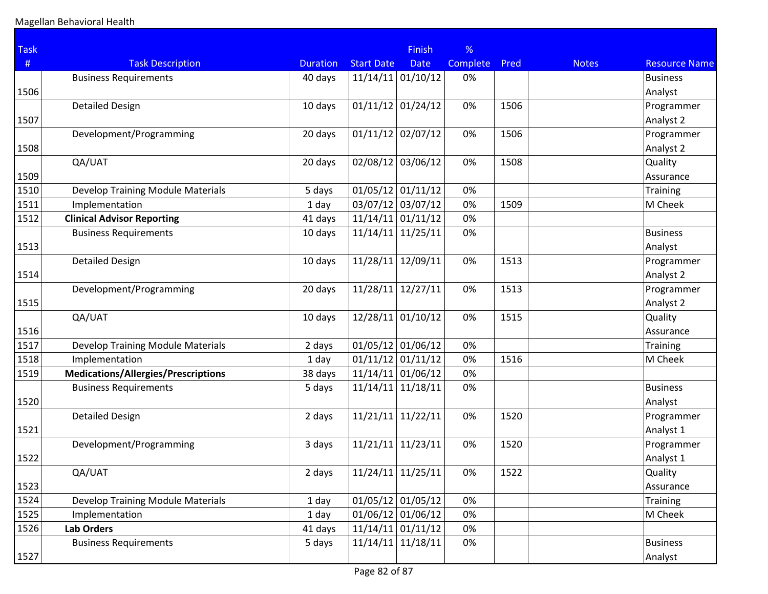Magellan Behavioral Health

| Task # | Task Description | Duration | Start Date | Finish Date | % Complete | Pred | Notes | Resource Name |
|---|---|---|---|---|---|---|---|---|
| 1506 | Business Requirements | 40 days | 11/14/11 | 01/10/12 | 0% | | | Business Analyst |
| 1507 | Detailed Design | 10 days | 01/11/12 | 01/24/12 | 0% | 1506 | | Programmer Analyst 2 |
| 1508 | Development/Programming | 20 days | 01/11/12 | 02/07/12 | 0% | 1506 | | Programmer Analyst 2 |
| 1509 | QA/UAT | 20 days | 02/08/12 | 03/06/12 | 0% | 1508 | | Quality Assurance |
| 1510 | Develop Training Module Materials | 5 days | 01/05/12 | 01/11/12 | 0% | | | Training |
| 1511 | Implementation | 1 day | 03/07/12 | 03/07/12 | 0% | 1509 | | M Cheek |
| 1512 | **Clinical Advisor Reporting** | 41 days | 11/14/11 | 01/11/12 | 0% | | | |
| 1513 | Business Requirements | 10 days | 11/14/11 | 11/25/11 | 0% | | | Business Analyst |
| 1514 | Detailed Design | 10 days | 11/28/11 | 12/09/11 | 0% | 1513 | | Programmer Analyst 2 |
| 1515 | Development/Programming | 20 days | 11/28/11 | 12/27/11 | 0% | 1513 | | Programmer Analyst 2 |
| 1516 | QA/UAT | 10 days | 12/28/11 | 01/10/12 | 0% | 1515 | | Quality Assurance |
| 1517 | Develop Training Module Materials | 2 days | 01/05/12 | 01/06/12 | 0% | | | Training |
| 1518 | Implementation | 1 day | 01/11/12 | 01/11/12 | 0% | 1516 | | M Cheek |
| 1519 | **Medications/Allergies/Prescriptions** | 38 days | 11/14/11 | 01/06/12 | 0% | | | |
| 1520 | Business Requirements | 5 days | 11/14/11 | 11/18/11 | 0% | | | Business Analyst |
| 1521 | Detailed Design | 2 days | 11/21/11 | 11/22/11 | 0% | 1520 | | Programmer Analyst 1 |
| 1522 | Development/Programming | 3 days | 11/21/11 | 11/23/11 | 0% | 1520 | | Programmer Analyst 1 |
| 1523 | QA/UAT | 2 days | 11/24/11 | 11/25/11 | 0% | 1522 | | Quality Assurance |
| 1524 | Develop Training Module Materials | 1 day | 01/05/12 | 01/05/12 | 0% | | | Training |
| 1525 | Implementation | 1 day | 01/06/12 | 01/06/12 | 0% | | | M Cheek |
| 1526 | **Lab Orders** | 41 days | 11/14/11 | 01/11/12 | 0% | | | |
| 1527 | Business Requirements | 5 days | 11/14/11 | 11/18/11 | 0% | | | Business Analyst |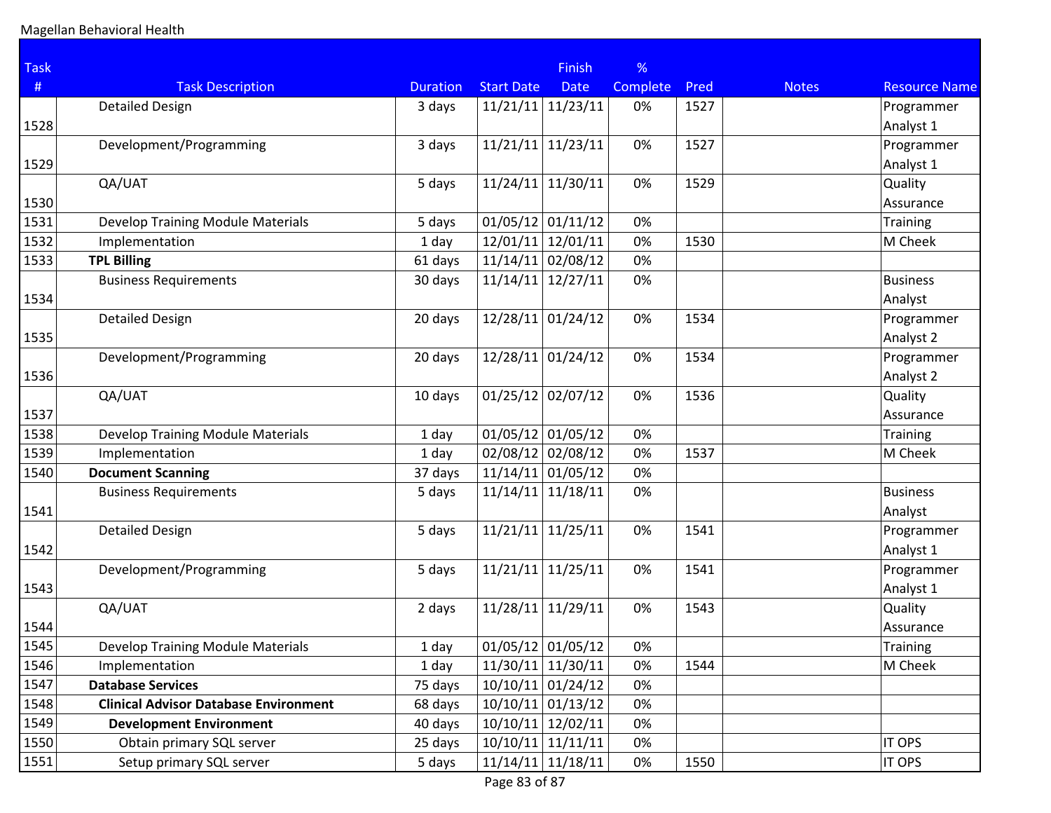Magellan Behavioral Health

| Task # | Task Description | Duration | Start Date | Finish Date | % Complete | Pred | Notes | Resource Name |
|---|---|---|---|---|---|---|---|---|
| 1528 | Detailed Design | 3 days | 11/21/11 | 11/23/11 | 0% | 1527 | | Programmer Analyst 1 |
| 1529 | Development/Programming | 3 days | 11/21/11 | 11/23/11 | 0% | 1527 | | Programmer Analyst 1 |
| 1530 | QA/UAT | 5 days | 11/24/11 | 11/30/11 | 0% | 1529 | | Quality Assurance |
| 1531 | Develop Training Module Materials | 5 days | 01/05/12 | 01/11/12 | 0% | | | Training |
| 1532 | Implementation | 1 day | 12/01/11 | 12/01/11 | 0% | 1530 | | M Cheek |
| 1533 | **TPL Billing** | 61 days | 11/14/11 | 02/08/12 | 0% | | | |
| 1534 | Business Requirements | 30 days | 11/14/11 | 12/27/11 | 0% | | | Business Analyst |
| 1535 | Detailed Design | 20 days | 12/28/11 | 01/24/12 | 0% | 1534 | | Programmer Analyst 2 |
| 1536 | Development/Programming | 20 days | 12/28/11 | 01/24/12 | 0% | 1534 | | Programmer Analyst 2 |
| 1537 | QA/UAT | 10 days | 01/25/12 | 02/07/12 | 0% | 1536 | | Quality Assurance |
| 1538 | Develop Training Module Materials | 1 day | 01/05/12 | 01/05/12 | 0% | | | Training |
| 1539 | Implementation | 1 day | 02/08/12 | 02/08/12 | 0% | 1537 | | M Cheek |
| 1540 | **Document Scanning** | 37 days | 11/14/11 | 01/05/12 | 0% | | | |
| 1541 | Business Requirements | 5 days | 11/14/11 | 11/18/11 | 0% | | | Business Analyst |
| 1542 | Detailed Design | 5 days | 11/21/11 | 11/25/11 | 0% | 1541 | | Programmer Analyst 1 |
| 1543 | Development/Programming | 5 days | 11/21/11 | 11/25/11 | 0% | 1541 | | Programmer Analyst 1 |
| 1544 | QA/UAT | 2 days | 11/28/11 | 11/29/11 | 0% | 1543 | | Quality Assurance |
| 1545 | Develop Training Module Materials | 1 day | 01/05/12 | 01/05/12 | 0% | | | Training |
| 1546 | Implementation | 1 day | 11/30/11 | 11/30/11 | 0% | 1544 | | M Cheek |
| 1547 | **Database Services** | 75 days | 10/10/11 | 01/24/12 | 0% | | | |
| 1548 | **Clinical Advisor Database Environment** | 68 days | 10/10/11 | 01/13/12 | 0% | | | |
| 1549 | **Development Environment** | 40 days | 10/10/11 | 12/02/11 | 0% | | | |
| 1550 | Obtain primary SQL server | 25 days | 10/10/11 | 11/11/11 | 0% | | | IT OPS |
| 1551 | Setup primary SQL server | 5 days | 11/14/11 | 11/18/11 | 0% | 1550 | | IT OPS |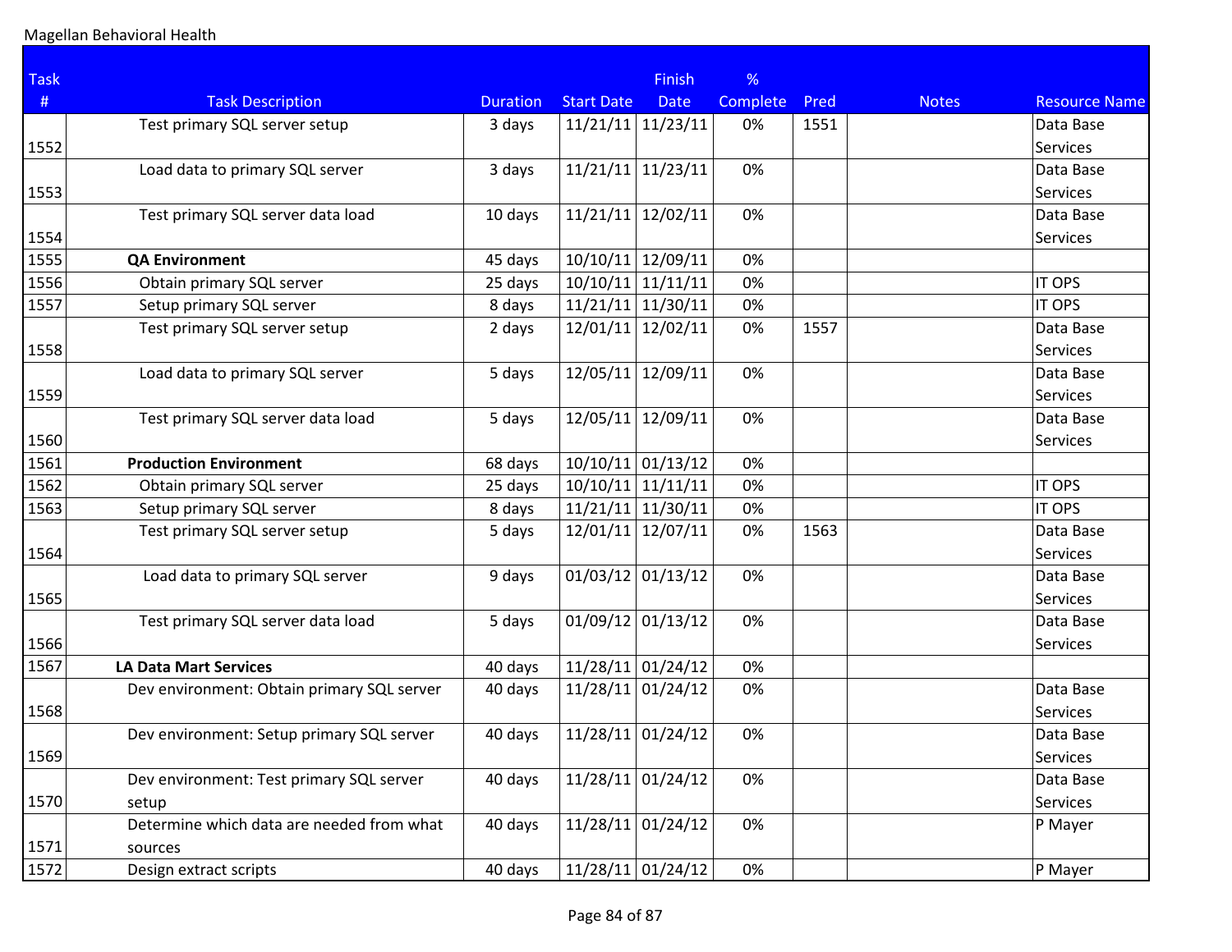Magellan Behavioral Health

| Task # | Task Description | Duration | Start Date | Finish Date | % Complete | Pred | Notes | Resource Name |
|---|---|---|---|---|---|---|---|---|
| 1552 | Test primary SQL server setup | 3 days | 11/21/11 | 11/23/11 | 0% | 1551 | | Data Base Services |
| 1553 | Load data to primary SQL server | 3 days | 11/21/11 | 11/23/11 | 0% | | | Data Base Services |
| 1554 | Test primary SQL server data load | 10 days | 11/21/11 | 12/02/11 | 0% | | | Data Base Services |
| 1555 | **QA Environment** | 45 days | 10/10/11 | 12/09/11 | 0% | | | |
| 1556 | Obtain primary SQL server | 25 days | 10/10/11 | 11/11/11 | 0% | | | IT OPS |
| 1557 | Setup primary SQL server | 8 days | 11/21/11 | 11/30/11 | 0% | | | IT OPS |
| 1558 | Test primary SQL server setup | 2 days | 12/01/11 | 12/02/11 | 0% | 1557 | | Data Base Services |
| 1559 | Load data to primary SQL server | 5 days | 12/05/11 | 12/09/11 | 0% | | | Data Base Services |
| 1560 | Test primary SQL server data load | 5 days | 12/05/11 | 12/09/11 | 0% | | | Data Base Services |
| 1561 | **Production Environment** | 68 days | 10/10/11 | 01/13/12 | 0% | | | |
| 1562 | Obtain primary SQL server | 25 days | 10/10/11 | 11/11/11 | 0% | | | IT OPS |
| 1563 | Setup primary SQL server | 8 days | 11/21/11 | 11/30/11 | 0% | | | IT OPS |
| 1564 | Test primary SQL server setup | 5 days | 12/01/11 | 12/07/11 | 0% | 1563 | | Data Base Services |
| 1565 | Load data to primary SQL server | 9 days | 01/03/12 | 01/13/12 | 0% | | | Data Base Services |
| 1566 | Test primary SQL server data load | 5 days | 01/09/12 | 01/13/12 | 0% | | | Data Base Services |
| 1567 | **LA Data Mart Services** | 40 days | 11/28/11 | 01/24/12 | 0% | | | |
| 1568 | Dev environment: Obtain primary SQL server | 40 days | 11/28/11 | 01/24/12 | 0% | | | Data Base Services |
| 1569 | Dev environment: Setup primary SQL server | 40 days | 11/28/11 | 01/24/12 | 0% | | | Data Base Services |
| 1570 | Dev environment: Test primary SQL server setup | 40 days | 11/28/11 | 01/24/12 | 0% | | | Data Base Services |
| 1571 | Determine which data are needed from what sources | 40 days | 11/28/11 | 01/24/12 | 0% | | | P Mayer |
| 1572 | Design extract scripts | 40 days | 11/28/11 | 01/24/12 | 0% | | | P Mayer |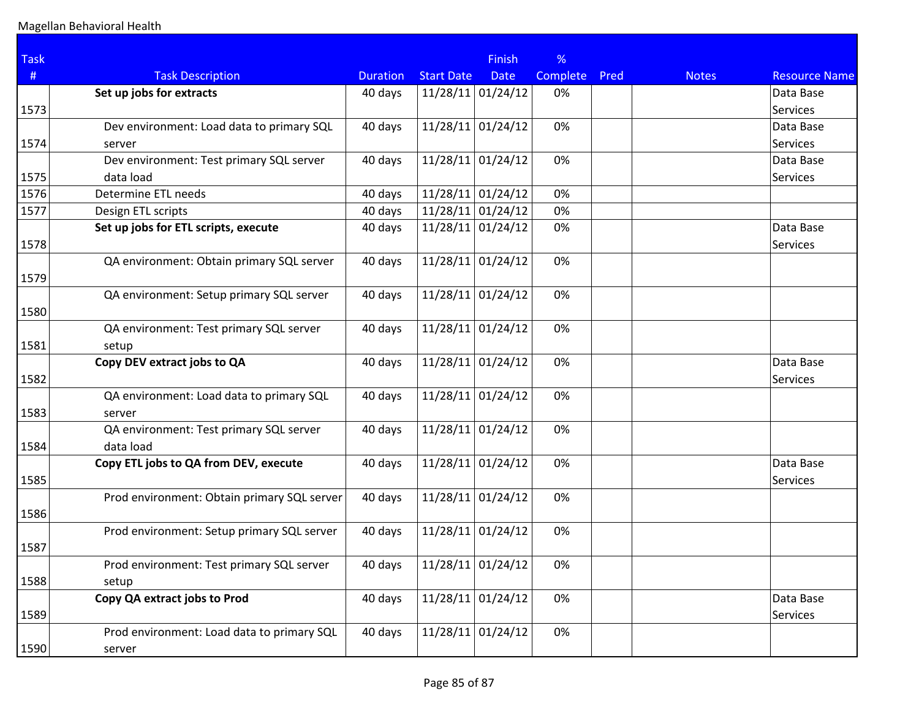Magellan Behavioral Health

| Task # | Task Description | Duration | Start Date | Finish Date | % Complete | Pred | Notes | Resource Name |
|---|---|---|---|---|---|---|---|---|
| 1573 | **Set up jobs for extracts** | 40 days | 11/28/11 | 01/24/12 | 0% | | | Data Base Services |
| 1574 | Dev environment: Load data to primary SQL server | 40 days | 11/28/11 | 01/24/12 | 0% | | | Data Base Services |
| 1575 | Dev environment: Test primary SQL server data load | 40 days | 11/28/11 | 01/24/12 | 0% | | | Data Base Services |
| 1576 | Determine ETL needs | 40 days | 11/28/11 | 01/24/12 | 0% | | | |
| 1577 | Design ETL scripts | 40 days | 11/28/11 | 01/24/12 | 0% | | | |
| 1578 | **Set up jobs for ETL scripts, execute** | 40 days | 11/28/11 | 01/24/12 | 0% | | | Data Base Services |
| 1579 | QA environment: Obtain primary SQL server | 40 days | 11/28/11 | 01/24/12 | 0% | | | |
| 1580 | QA environment: Setup primary SQL server | 40 days | 11/28/11 | 01/24/12 | 0% | | | |
| 1581 | QA environment: Test primary SQL server setup | 40 days | 11/28/11 | 01/24/12 | 0% | | | |
| 1582 | **Copy DEV extract jobs to QA** | 40 days | 11/28/11 | 01/24/12 | 0% | | | Data Base Services |
| 1583 | QA environment: Load data to primary SQL server | 40 days | 11/28/11 | 01/24/12 | 0% | | | |
| 1584 | QA environment: Test primary SQL server data load | 40 days | 11/28/11 | 01/24/12 | 0% | | | |
| 1585 | **Copy ETL jobs to QA from DEV, execute** | 40 days | 11/28/11 | 01/24/12 | 0% | | | Data Base Services |
| 1586 | Prod environment: Obtain primary SQL server | 40 days | 11/28/11 | 01/24/12 | 0% | | | |
| 1587 | Prod environment: Setup primary SQL server | 40 days | 11/28/11 | 01/24/12 | 0% | | | |
| 1588 | Prod environment: Test primary SQL server setup | 40 days | 11/28/11 | 01/24/12 | 0% | | | |
| 1589 | **Copy QA extract jobs to Prod** | 40 days | 11/28/11 | 01/24/12 | 0% | | | Data Base Services |
| 1590 | Prod environment: Load data to primary SQL server | 40 days | 11/28/11 | 01/24/12 | 0% | | | |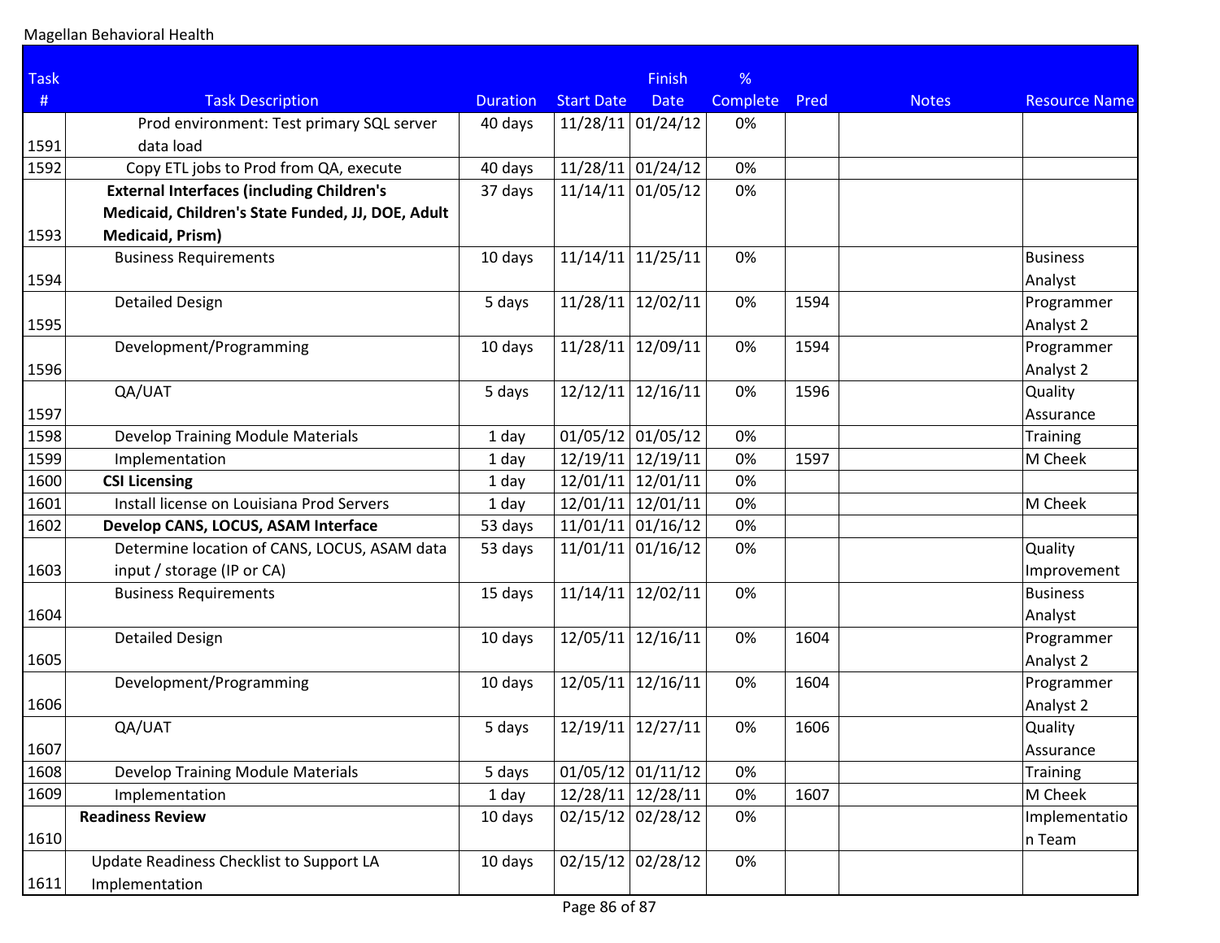Magellan Behavioral Health

| Task # | Task Description | Duration | Start Date | Finish Date | % Complete | Pred | Notes | Resource Name |
|---|---|---|---|---|---|---|---|---|
| 1591 | Prod environment: Test primary SQL server data load | 40 days | 11/28/11 | 01/24/12 | 0% | | | |
| 1592 | Copy ETL jobs to Prod from QA, execute | 40 days | 11/28/11 | 01/24/12 | 0% | | | |
| 1593 | **External Interfaces (including Children's Medicaid, Children's State Funded, JJ, DOE, Adult Medicaid, Prism)** | 37 days | 11/14/11 | 01/05/12 | 0% | | | |
| 1594 | Business Requirements | 10 days | 11/14/11 | 11/25/11 | 0% | | | Business Analyst |
| 1595 | Detailed Design | 5 days | 11/28/11 | 12/02/11 | 0% | 1594 | | Programmer Analyst 2 |
| 1596 | Development/Programming | 10 days | 11/28/11 | 12/09/11 | 0% | 1594 | | Programmer Analyst 2 |
| 1597 | QA/UAT | 5 days | 12/12/11 | 12/16/11 | 0% | 1596 | | Quality Assurance |
| 1598 | Develop Training Module Materials | 1 day | 01/05/12 | 01/05/12 | 0% | | | Training |
| 1599 | Implementation | 1 day | 12/19/11 | 12/19/11 | 0% | 1597 | | M Cheek |
| 1600 | **CSI Licensing** | 1 day | 12/01/11 | 12/01/11 | 0% | | | |
| 1601 | Install license on Louisiana Prod Servers | 1 day | 12/01/11 | 12/01/11 | 0% | | | M Cheek |
| 1602 | **Develop CANS, LOCUS, ASAM Interface** | 53 days | 11/01/11 | 01/16/12 | 0% | | | |
| 1603 | Determine location of CANS, LOCUS, ASAM data input / storage (IP or CA) | 53 days | 11/01/11 | 01/16/12 | 0% | | | Quality Improvement |
| 1604 | Business Requirements | 15 days | 11/14/11 | 12/02/11 | 0% | | | Business Analyst |
| 1605 | Detailed Design | 10 days | 12/05/11 | 12/16/11 | 0% | 1604 | | Programmer Analyst 2 |
| 1606 | Development/Programming | 10 days | 12/05/11 | 12/16/11 | 0% | 1604 | | Programmer Analyst 2 |
| 1607 | QA/UAT | 5 days | 12/19/11 | 12/27/11 | 0% | 1606 | | Quality Assurance |
| 1608 | Develop Training Module Materials | 5 days | 01/05/12 | 01/11/12 | 0% | | | Training |
| 1609 | Implementation | 1 day | 12/28/11 | 12/28/11 | 0% | 1607 | | M Cheek |
| 1610 | **Readiness Review** | 10 days | 02/15/12 | 02/28/12 | 0% | | | Implementation Team |
| 1611 | Update Readiness Checklist to Support LA Implementation | 10 days | 02/15/12 | 02/28/12 | 0% | | | |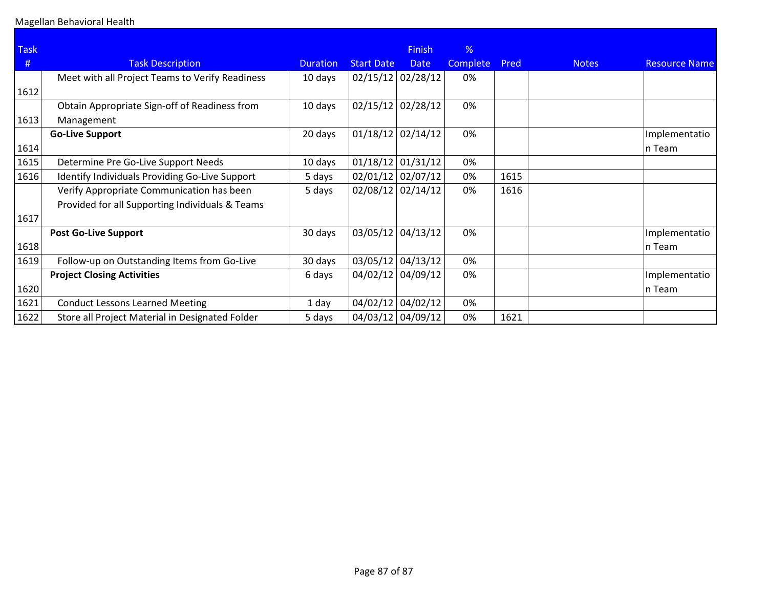| Task # | Task Description | Duration | Start Date | Finish Date | % Complete | Pred | Notes | Resource Name |
|---|---|---|---|---|---|---|---|---|
| 1612 | Meet with all Project Teams to Verify Readiness | 10 days | 02/15/12 | 02/28/12 | 0% | | | |
| 1613 | Obtain Appropriate Sign-off of Readiness from Management | 10 days | 02/15/12 | 02/28/12 | 0% | | | |
| 1614 | **Go-Live Support** | 20 days | 01/18/12 | 02/14/12 | 0% | | | Implementation Team |
| 1615 | Determine Pre Go-Live Support Needs | 10 days | 01/18/12 | 01/31/12 | 0% | | | |
| 1616 | Identify Individuals Providing Go-Live Support | 5 days | 02/01/12 | 02/07/12 | 0% | 1615 | | |
| 1617 | Verify Appropriate Communication has been Provided for all Supporting Individuals & Teams | 5 days | 02/08/12 | 02/14/12 | 0% | 1616 | | |
| 1618 | **Post Go-Live Support** | 30 days | 03/05/12 | 04/13/12 | 0% | | | Implementation Team |
| 1619 | Follow-up on Outstanding Items from Go-Live | 30 days | 03/05/12 | 04/13/12 | 0% | | | |
| 1620 | **Project Closing Activities** | 6 days | 04/02/12 | 04/09/12 | 0% | | | Implementation Team |
| 1621 | Conduct Lessons Learned Meeting | 1 day | 04/02/12 | 04/02/12 | 0% | | | |
| 1622 | Store all Project Material in Designated Folder | 5 days | 04/03/12 | 04/09/12 | 0% | 1621 | | |